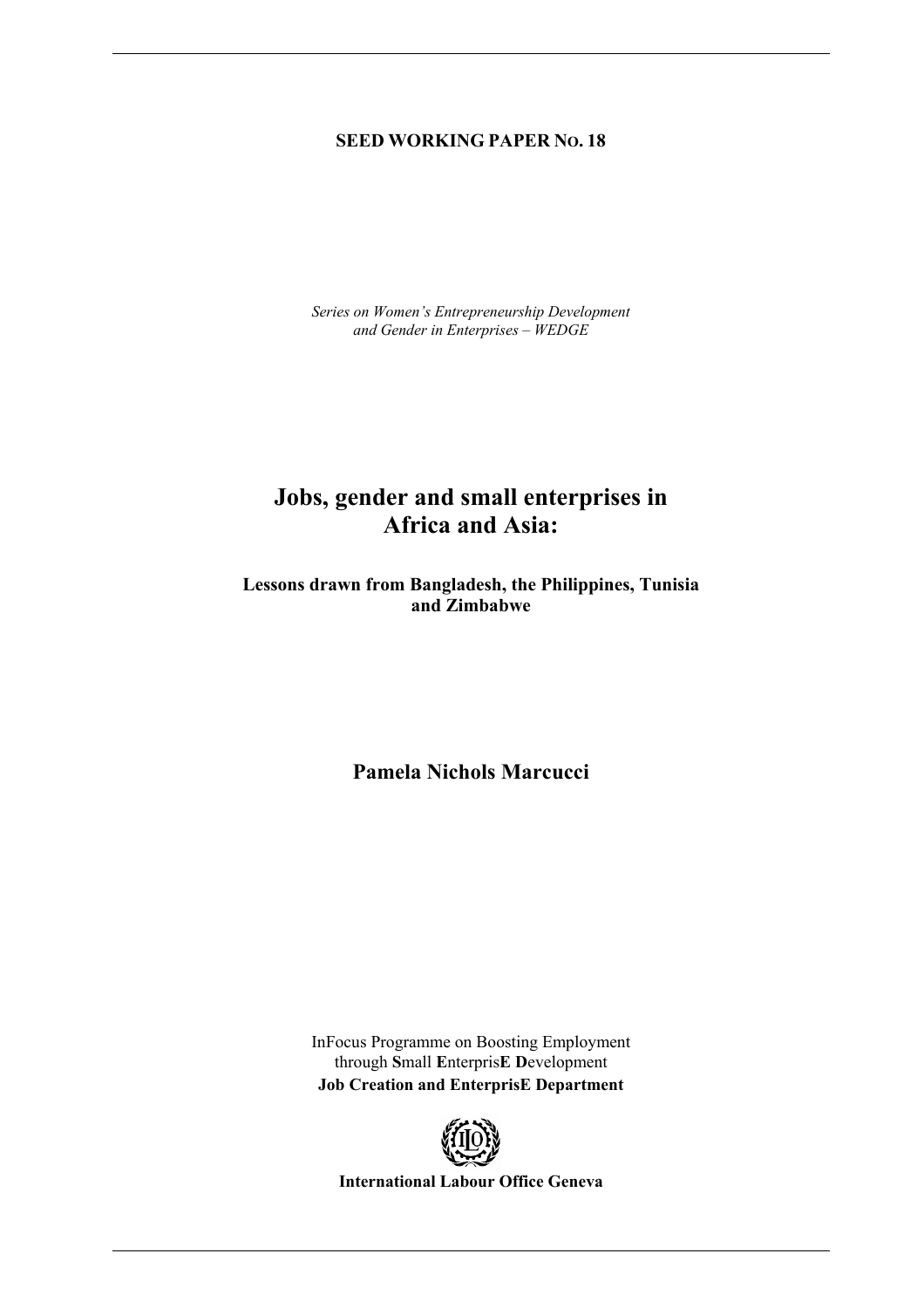**SEED WORKING PAPER NO. 18**

*Series on Women's Entrepreneurship Development and Gender in Enterprises – WEDGE*

# Jobs, gender and small enterprises in Africa and Asia:

### Lessons drawn from Bangladesh, the Philippines, Tunisia and Zimbabwe

## Pamela Nichols Marcucci

InFocus Programme on Boosting Employment through **S**mall **E**nterpris**E** **D**evelopment
**Job Creation and EnterprisE Department**

**International Labour Office Geneva**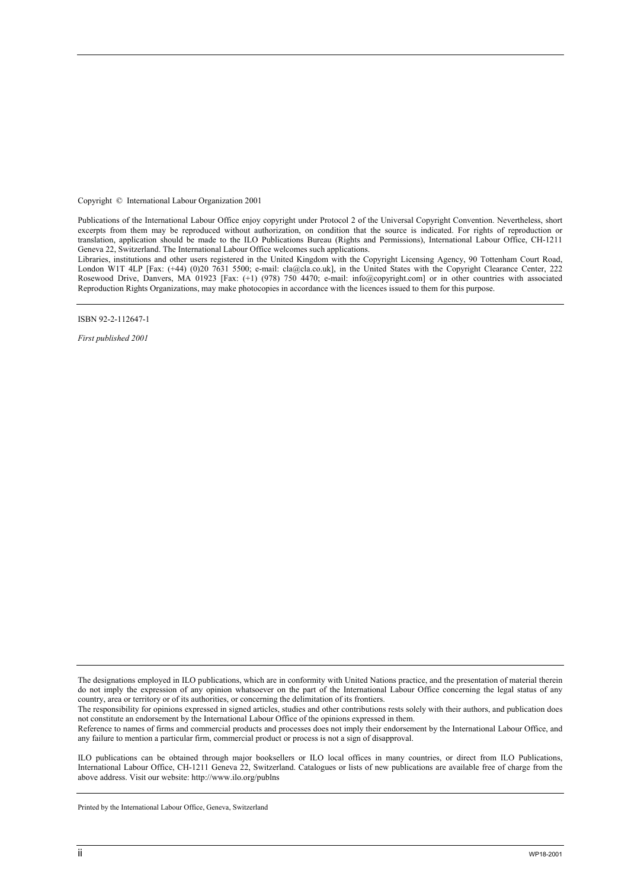Copyright © International Labour Organization 2001

Publications of the International Labour Office enjoy copyright under Protocol 2 of the Universal Copyright Convention. Nevertheless, short excerpts from them may be reproduced without authorization, on condition that the source is indicated. For rights of reproduction or translation, application should be made to the ILO Publications Bureau (Rights and Permissions), International Labour Office, CH-1211 Geneva 22, Switzerland. The International Labour Office welcomes such applications.
Libraries, institutions and other users registered in the United Kingdom with the Copyright Licensing Agency, 90 Tottenham Court Road, London W1T 4LP [Fax: (+44) (0)20 7631 5500; e-mail: cla@cla.co.uk], in the United States with the Copyright Clearance Center, 222 Rosewood Drive, Danvers, MA 01923 [Fax: (+1) (978) 750 4470; e-mail: info@copyright.com] or in other countries with associated Reproduction Rights Organizations, may make photocopies in accordance with the licences issued to them for this purpose.

ISBN 92-2-112647-1

*First published 2001*

The designations employed in ILO publications, which are in conformity with United Nations practice, and the presentation of material therein do not imply the expression of any opinion whatsoever on the part of the International Labour Office concerning the legal status of any country, area or territory or of its authorities, or concerning the delimitation of its frontiers.
The responsibility for opinions expressed in signed articles, studies and other contributions rests solely with their authors, and publication does not constitute an endorsement by the International Labour Office of the opinions expressed in them.
Reference to names of firms and commercial products and processes does not imply their endorsement by the International Labour Office, and any failure to mention a particular firm, commercial product or process is not a sign of disapproval.

ILO publications can be obtained through major booksellers or ILO local offices in many countries, or direct from ILO Publications, International Labour Office, CH-1211 Geneva 22, Switzerland. Catalogues or lists of new publications are available free of charge from the above address. Visit our website: http://www.ilo.org/publns

Printed by the International Labour Office, Geneva, Switzerland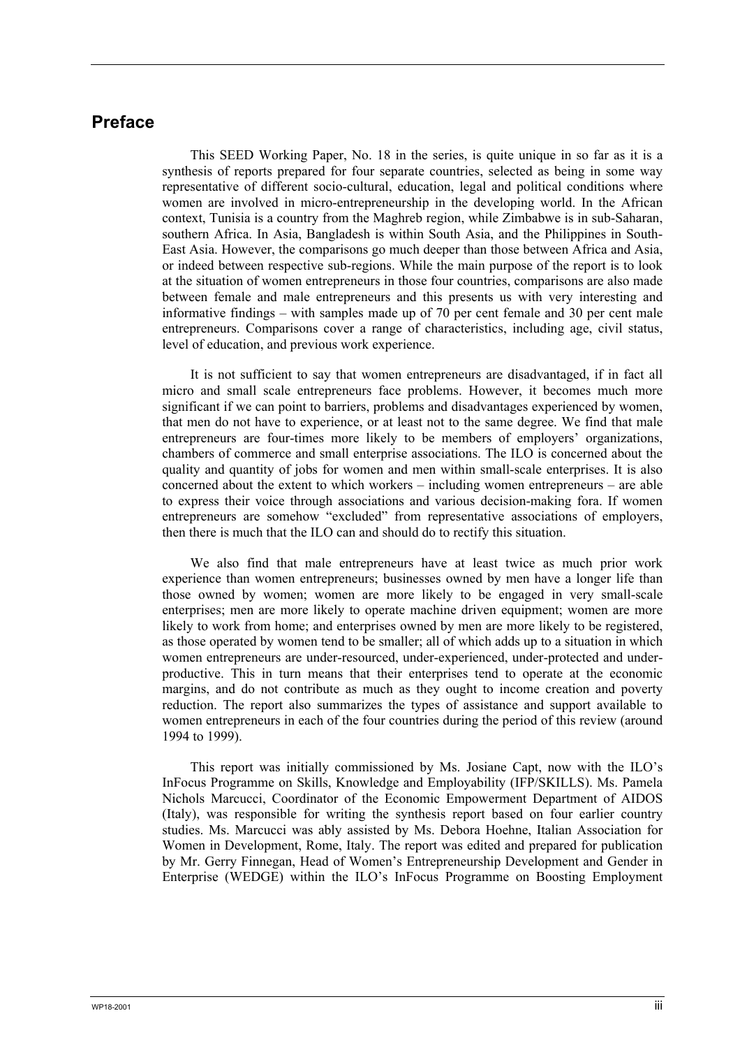# Preface

This SEED Working Paper, No. 18 in the series, is quite unique in so far as it is a synthesis of reports prepared for four separate countries, selected as being in some way representative of different socio-cultural, education, legal and political conditions where women are involved in micro-entrepreneurship in the developing world. In the African context, Tunisia is a country from the Maghreb region, while Zimbabwe is in sub-Saharan, southern Africa. In Asia, Bangladesh is within South Asia, and the Philippines in South-East Asia. However, the comparisons go much deeper than those between Africa and Asia, or indeed between respective sub-regions. While the main purpose of the report is to look at the situation of women entrepreneurs in those four countries, comparisons are also made between female and male entrepreneurs and this presents us with very interesting and informative findings – with samples made up of 70 per cent female and 30 per cent male entrepreneurs. Comparisons cover a range of characteristics, including age, civil status, level of education, and previous work experience.

It is not sufficient to say that women entrepreneurs are disadvantaged, if in fact all micro and small scale entrepreneurs face problems. However, it becomes much more significant if we can point to barriers, problems and disadvantages experienced by women, that men do not have to experience, or at least not to the same degree. We find that male entrepreneurs are four-times more likely to be members of employers' organizations, chambers of commerce and small enterprise associations. The ILO is concerned about the quality and quantity of jobs for women and men within small-scale enterprises. It is also concerned about the extent to which workers – including women entrepreneurs – are able to express their voice through associations and various decision-making fora. If women entrepreneurs are somehow "excluded" from representative associations of employers, then there is much that the ILO can and should do to rectify this situation.

We also find that male entrepreneurs have at least twice as much prior work experience than women entrepreneurs; businesses owned by men have a longer life than those owned by women; women are more likely to be engaged in very small-scale enterprises; men are more likely to operate machine driven equipment; women are more likely to work from home; and enterprises owned by men are more likely to be registered, as those operated by women tend to be smaller; all of which adds up to a situation in which women entrepreneurs are under-resourced, under-experienced, under-protected and under-productive. This in turn means that their enterprises tend to operate at the economic margins, and do not contribute as much as they ought to income creation and poverty reduction. The report also summarizes the types of assistance and support available to women entrepreneurs in each of the four countries during the period of this review (around 1994 to 1999).

This report was initially commissioned by Ms. Josiane Capt, now with the ILO's InFocus Programme on Skills, Knowledge and Employability (IFP/SKILLS). Ms. Pamela Nichols Marcucci, Coordinator of the Economic Empowerment Department of AIDOS (Italy), was responsible for writing the synthesis report based on four earlier country studies. Ms. Marcucci was ably assisted by Ms. Debora Hoehne, Italian Association for Women in Development, Rome, Italy. The report was edited and prepared for publication by Mr. Gerry Finnegan, Head of Women's Entrepreneurship Development and Gender in Enterprise (WEDGE) within the ILO's InFocus Programme on Boosting Employment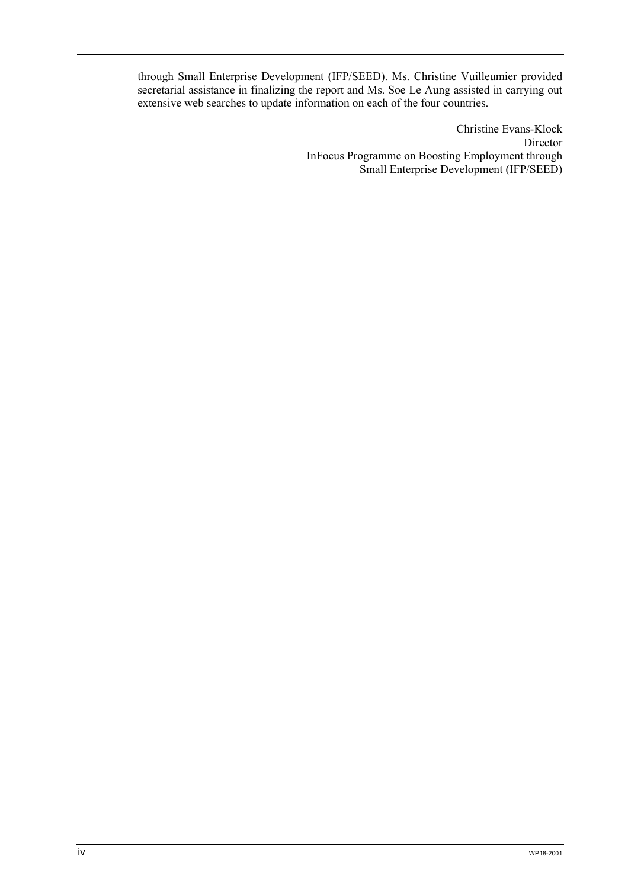through Small Enterprise Development (IFP/SEED). Ms. Christine Vuilleumier provided secretarial assistance in finalizing the report and Ms. Soe Le Aung assisted in carrying out extensive web searches to update information on each of the four countries.

Christine Evans-Klock  
Director  
InFocus Programme on Boosting Employment through  
Small Enterprise Development (IFP/SEED)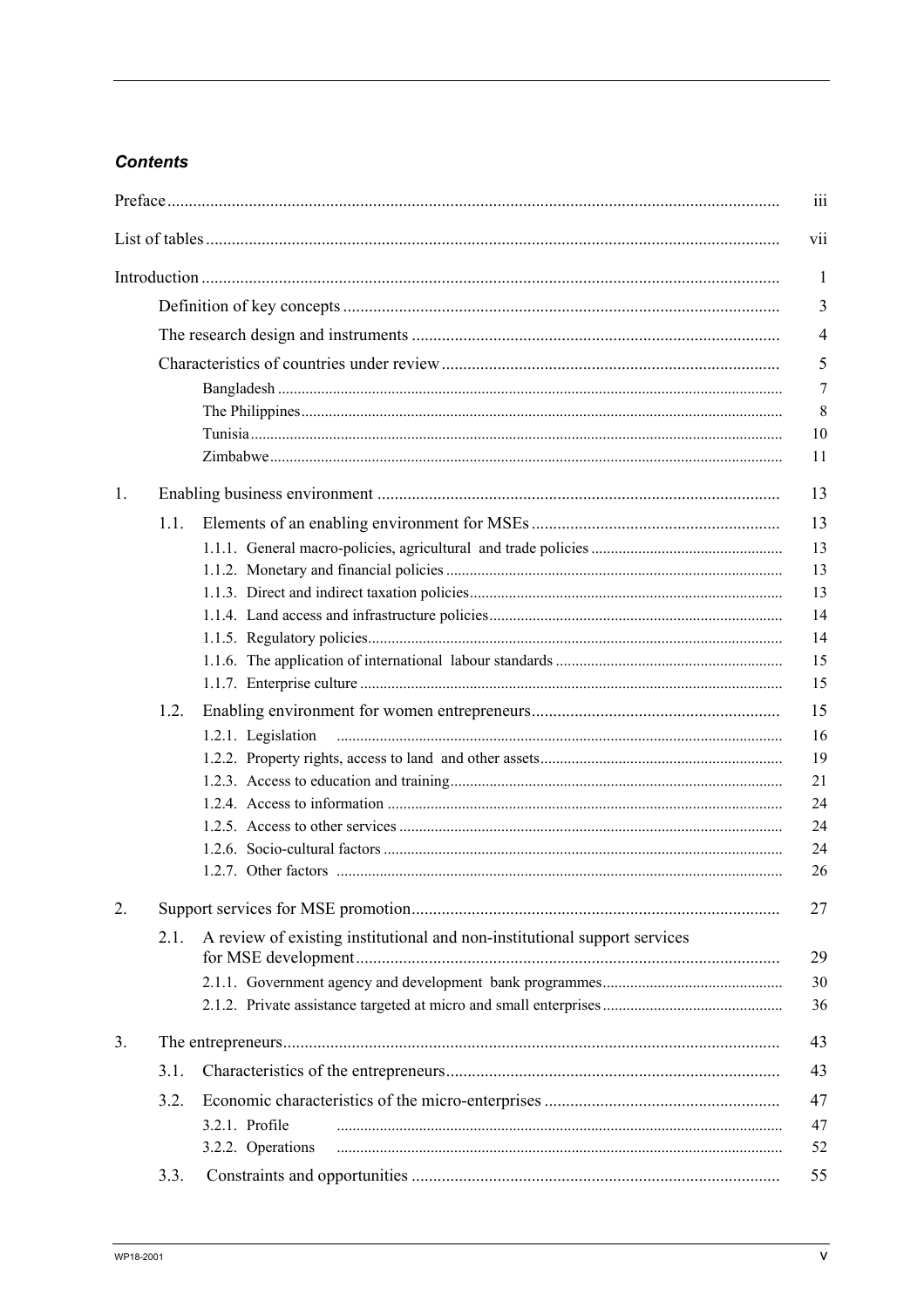### *Contents*

| | |
|---|---|
| Preface | iii |
| List of tables | vii |
| Introduction | 1 |
| Definition of key concepts | 3 |
| The research design and instruments | 4 |
| Characteristics of countries under review | 5 |
| Bangladesh | 7 |
| The Philippines | 8 |
| Tunisia | 10 |
| Zimbabwe | 11 |
| 1. Enabling business environment | 13 |
| 1.1. Elements of an enabling environment for MSEs | 13 |
| 1.1.1. General macro-policies, agricultural and trade policies | 13 |
| 1.1.2. Monetary and financial policies | 13 |
| 1.1.3. Direct and indirect taxation policies | 13 |
| 1.1.4. Land access and infrastructure policies | 14 |
| 1.1.5. Regulatory policies | 14 |
| 1.1.6. The application of international labour standards | 15 |
| 1.1.7. Enterprise culture | 15 |
| 1.2. Enabling environment for women entrepreneurs | 15 |
| 1.2.1. Legislation | 16 |
| 1.2.2. Property rights, access to land and other assets | 19 |
| 1.2.3. Access to education and training | 21 |
| 1.2.4. Access to information | 24 |
| 1.2.5. Access to other services | 24 |
| 1.2.6. Socio-cultural factors | 24 |
| 1.2.7. Other factors | 26 |
| 2. Support services for MSE promotion | 27 |
| 2.1. A review of existing institutional and non-institutional support services for MSE development | 29 |
| 2.1.1. Government agency and development bank programmes | 30 |
| 2.1.2. Private assistance targeted at micro and small enterprises | 36 |
| 3. The entrepreneurs | 43 |
| 3.1. Characteristics of the entrepreneurs | 43 |
| 3.2. Economic characteristics of the micro-enterprises | 47 |
| 3.2.1. Profile | 47 |
| 3.2.2. Operations | 52 |
| 3.3. Constraints and opportunities | 55 |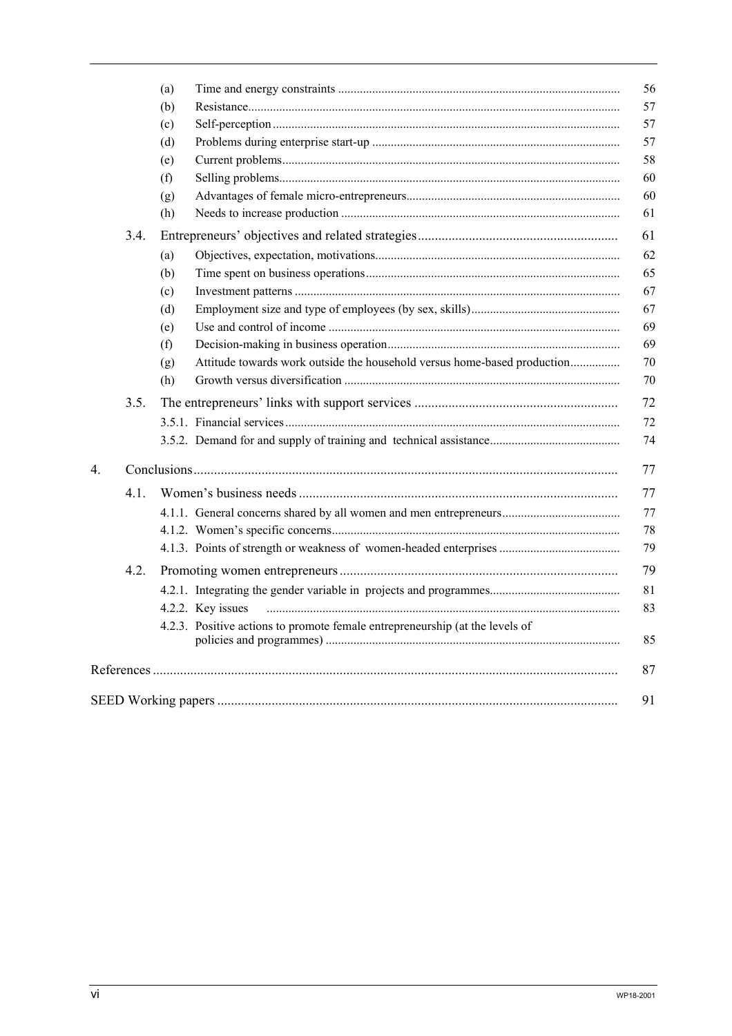| | | | |
|---|---|---|---|
| | (a) | Time and energy constraints | 56 |
| | (b) | Resistance | 57 |
| | (c) | Self-perception | 57 |
| | (d) | Problems during enterprise start-up | 57 |
| | (e) | Current problems | 58 |
| | (f) | Selling problems | 60 |
| | (g) | Advantages of female micro-entrepreneurs | 60 |
| | (h) | Needs to increase production | 61 |
| 3.4. | | Entrepreneurs' objectives and related strategies | 61 |
| | (a) | Objectives, expectation, motivations | 62 |
| | (b) | Time spent on business operations | 65 |
| | (c) | Investment patterns | 67 |
| | (d) | Employment size and type of employees (by sex, skills) | 67 |
| | (e) | Use and control of income | 69 |
| | (f) | Decision-making in business operation | 69 |
| | (g) | Attitude towards work outside the household versus home-based production | 70 |
| | (h) | Growth versus diversification | 70 |
| 3.5. | | The entrepreneurs' links with support services | 72 |
| | 3.5.1. | Financial services | 72 |
| | 3.5.2. | Demand for and supply of training and technical assistance | 74 |
| **4.** | | **Conclusions** | 77 |
| 4.1. | | Women's business needs | 77 |
| | 4.1.1. | General concerns shared by all women and men entrepreneurs | 77 |
| | 4.1.2. | Women's specific concerns | 78 |
| | 4.1.3. | Points of strength or weakness of women-headed enterprises | 79 |
| 4.2. | | Promoting women entrepreneurs | 79 |
| | 4.2.1. | Integrating the gender variable in projects and programmes | 81 |
| | 4.2.2. | Key issues | 83 |
| | 4.2.3. | Positive actions to promote female entrepreneurship (at the levels of policies and programmes) | 85 |
| **References** | | | 87 |
| **SEED Working papers** | | | 91 |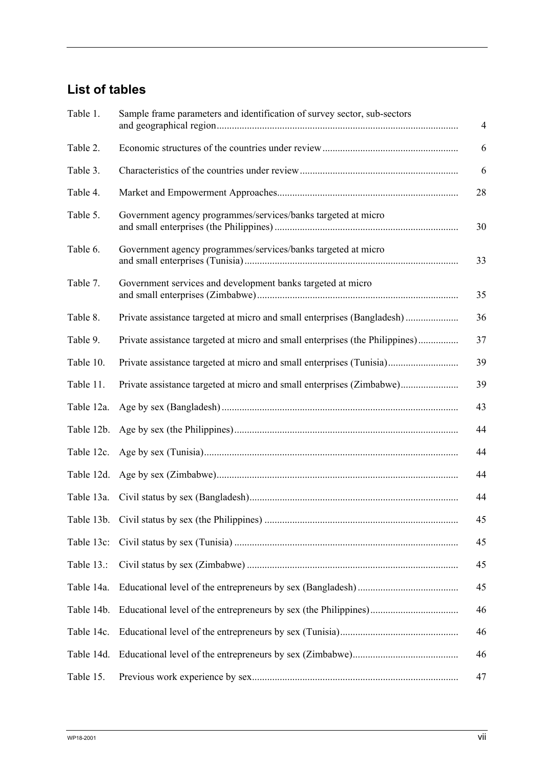## List of tables

| | | |
|---|---|---|
| Table 1. | Sample frame parameters and identification of survey sector, sub-sectors and geographical region | 4 |
| Table 2. | Economic structures of the countries under review | 6 |
| Table 3. | Characteristics of the countries under review | 6 |
| Table 4. | Market and Empowerment Approaches | 28 |
| Table 5. | Government agency programmes/services/banks targeted at micro and small enterprises (the Philippines) | 30 |
| Table 6. | Government agency programmes/services/banks targeted at micro and small enterprises (Tunisia) | 33 |
| Table 7. | Government services and development banks targeted at micro and small enterprises (Zimbabwe) | 35 |
| Table 8. | Private assistance targeted at micro and small enterprises (Bangladesh) | 36 |
| Table 9. | Private assistance targeted at micro and small enterprises (the Philippines) | 37 |
| Table 10. | Private assistance targeted at micro and small enterprises (Tunisia) | 39 |
| Table 11. | Private assistance targeted at micro and small enterprises (Zimbabwe) | 39 |
| Table 12a. | Age by sex (Bangladesh) | 43 |
| Table 12b. | Age by sex (the Philippines) | 44 |
| Table 12c. | Age by sex (Tunisia) | 44 |
| Table 12d. | Age by sex (Zimbabwe) | 44 |
| Table 13a. | Civil status by sex (Bangladesh) | 44 |
| Table 13b. | Civil status by sex (the Philippines) | 45 |
| Table 13c: | Civil status by sex (Tunisia) | 45 |
| Table 13.: | Civil status by sex (Zimbabwe) | 45 |
| Table 14a. | Educational level of the entrepreneurs by sex (Bangladesh) | 45 |
| Table 14b. | Educational level of the entrepreneurs by sex (the Philippines) | 46 |
| Table 14c. | Educational level of the entrepreneurs by sex (Tunisia) | 46 |
| Table 14d. | Educational level of the entrepreneurs by sex (Zimbabwe) | 46 |
| Table 15. | Previous work experience by sex | 47 |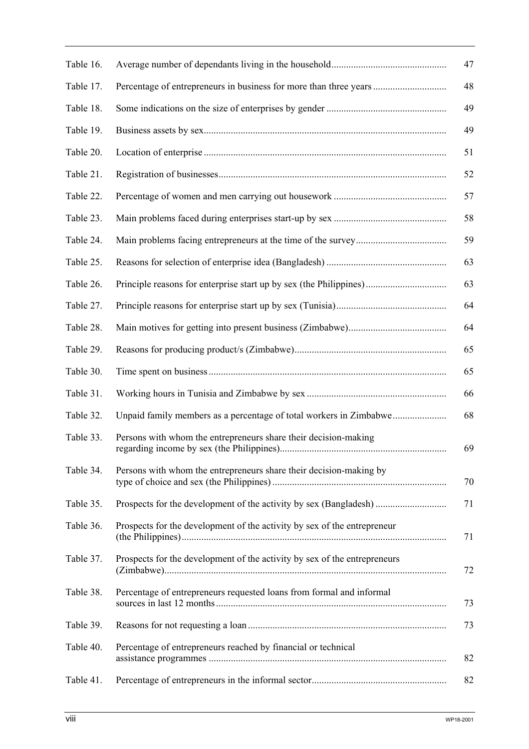| | | |
|---|---|---|
| Table 16. | Average number of dependants living in the household | 47 |
| Table 17. | Percentage of entrepreneurs in business for more than three years | 48 |
| Table 18. | Some indications on the size of enterprises by gender | 49 |
| Table 19. | Business assets by sex | 49 |
| Table 20. | Location of enterprise | 51 |
| Table 21. | Registration of businesses | 52 |
| Table 22. | Percentage of women and men carrying out housework | 57 |
| Table 23. | Main problems faced during enterprises start-up by sex | 58 |
| Table 24. | Main problems facing entrepreneurs at the time of the survey | 59 |
| Table 25. | Reasons for selection of enterprise idea (Bangladesh) | 63 |
| Table 26. | Principle reasons for enterprise start up by sex (the Philippines) | 63 |
| Table 27. | Principle reasons for enterprise start up by sex (Tunisia) | 64 |
| Table 28. | Main motives for getting into present business (Zimbabwe) | 64 |
| Table 29. | Reasons for producing product/s (Zimbabwe) | 65 |
| Table 30. | Time spent on business | 65 |
| Table 31. | Working hours in Tunisia and Zimbabwe by sex | 66 |
| Table 32. | Unpaid family members as a percentage of total workers in Zimbabwe | 68 |
| Table 33. | Persons with whom the entrepreneurs share their decision-making regarding income by sex (the Philippines) | 69 |
| Table 34. | Persons with whom the entrepreneurs share their decision-making by type of choice and sex (the Philippines) | 70 |
| Table 35. | Prospects for the development of the activity by sex (Bangladesh) | 71 |
| Table 36. | Prospects for the development of the activity by sex of the entrepreneur (the Philippines) | 71 |
| Table 37. | Prospects for the development of the activity by sex of the entrepreneurs (Zimbabwe) | 72 |
| Table 38. | Percentage of entrepreneurs requested loans from formal and informal sources in last 12 months | 73 |
| Table 39. | Reasons for not requesting a loan | 73 |
| Table 40. | Percentage of entrepreneurs reached by financial or technical assistance programmes | 82 |
| Table 41. | Percentage of entrepreneurs in the informal sector | 82 |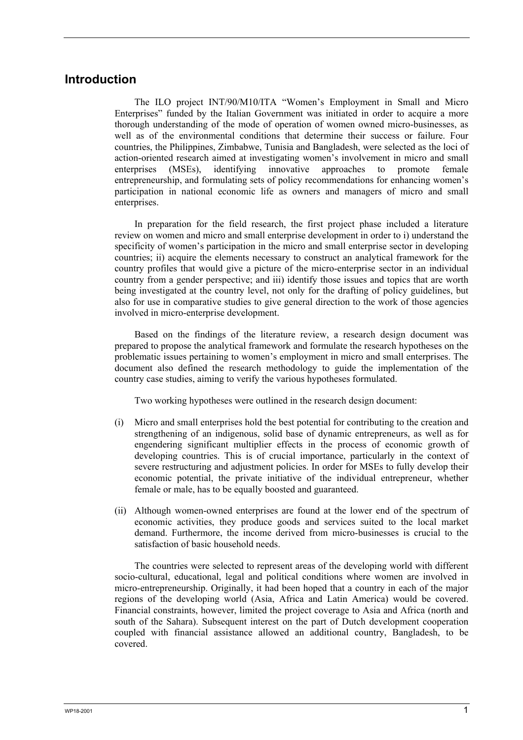## Introduction

The ILO project INT/90/M10/ITA "Women's Employment in Small and Micro Enterprises" funded by the Italian Government was initiated in order to acquire a more thorough understanding of the mode of operation of women owned micro-businesses, as well as of the environmental conditions that determine their success or failure. Four countries, the Philippines, Zimbabwe, Tunisia and Bangladesh, were selected as the loci of action-oriented research aimed at investigating women's involvement in micro and small enterprises (MSEs), identifying innovative approaches to promote female entrepreneurship, and formulating sets of policy recommendations for enhancing women's participation in national economic life as owners and managers of micro and small enterprises.

In preparation for the field research, the first project phase included a literature review on women and micro and small enterprise development in order to i) understand the specificity of women's participation in the micro and small enterprise sector in developing countries; ii) acquire the elements necessary to construct an analytical framework for the country profiles that would give a picture of the micro-enterprise sector in an individual country from a gender perspective; and iii) identify those issues and topics that are worth being investigated at the country level, not only for the drafting of policy guidelines, but also for use in comparative studies to give general direction to the work of those agencies involved in micro-enterprise development.

Based on the findings of the literature review, a research design document was prepared to propose the analytical framework and formulate the research hypotheses on the problematic issues pertaining to women's employment in micro and small enterprises. The document also defined the research methodology to guide the implementation of the country case studies, aiming to verify the various hypotheses formulated.

Two working hypotheses were outlined in the research design document:

(i) Micro and small enterprises hold the best potential for contributing to the creation and strengthening of an indigenous, solid base of dynamic entrepreneurs, as well as for engendering significant multiplier effects in the process of economic growth of developing countries. This is of crucial importance, particularly in the context of severe restructuring and adjustment policies. In order for MSEs to fully develop their economic potential, the private initiative of the individual entrepreneur, whether female or male, has to be equally boosted and guaranteed.

(ii) Although women-owned enterprises are found at the lower end of the spectrum of economic activities, they produce goods and services suited to the local market demand. Furthermore, the income derived from micro-businesses is crucial to the satisfaction of basic household needs.

The countries were selected to represent areas of the developing world with different socio-cultural, educational, legal and political conditions where women are involved in micro-entrepreneurship. Originally, it had been hoped that a country in each of the major regions of the developing world (Asia, Africa and Latin America) would be covered. Financial constraints, however, limited the project coverage to Asia and Africa (north and south of the Sahara). Subsequent interest on the part of Dutch development cooperation coupled with financial assistance allowed an additional country, Bangladesh, to be covered.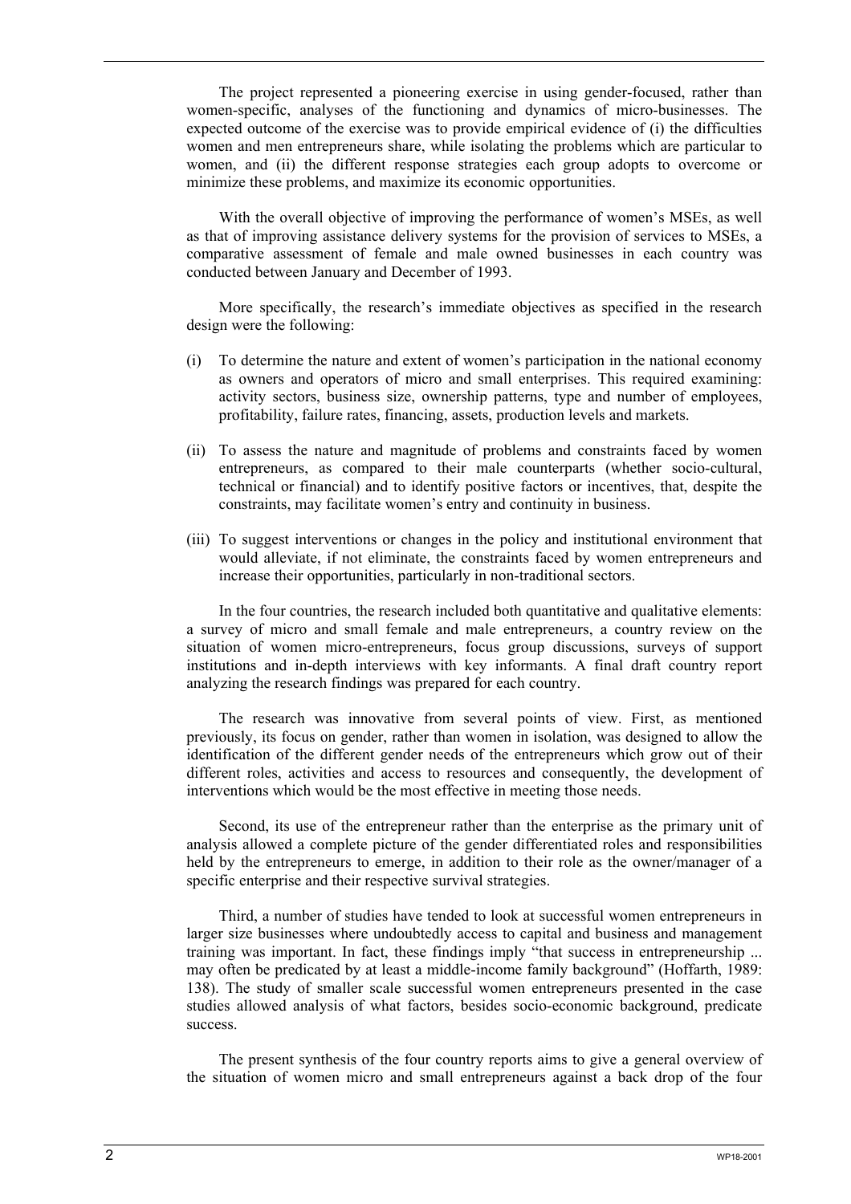The project represented a pioneering exercise in using gender-focused, rather than women-specific, analyses of the functioning and dynamics of micro-businesses. The expected outcome of the exercise was to provide empirical evidence of (i) the difficulties women and men entrepreneurs share, while isolating the problems which are particular to women, and (ii) the different response strategies each group adopts to overcome or minimize these problems, and maximize its economic opportunities.

With the overall objective of improving the performance of women's MSEs, as well as that of improving assistance delivery systems for the provision of services to MSEs, a comparative assessment of female and male owned businesses in each country was conducted between January and December of 1993.

More specifically, the research's immediate objectives as specified in the research design were the following:

(i) To determine the nature and extent of women's participation in the national economy as owners and operators of micro and small enterprises. This required examining: activity sectors, business size, ownership patterns, type and number of employees, profitability, failure rates, financing, assets, production levels and markets.

(ii) To assess the nature and magnitude of problems and constraints faced by women entrepreneurs, as compared to their male counterparts (whether socio-cultural, technical or financial) and to identify positive factors or incentives, that, despite the constraints, may facilitate women's entry and continuity in business.

(iii) To suggest interventions or changes in the policy and institutional environment that would alleviate, if not eliminate, the constraints faced by women entrepreneurs and increase their opportunities, particularly in non-traditional sectors.

In the four countries, the research included both quantitative and qualitative elements: a survey of micro and small female and male entrepreneurs, a country review on the situation of women micro-entrepreneurs, focus group discussions, surveys of support institutions and in-depth interviews with key informants. A final draft country report analyzing the research findings was prepared for each country.

The research was innovative from several points of view. First, as mentioned previously, its focus on gender, rather than women in isolation, was designed to allow the identification of the different gender needs of the entrepreneurs which grow out of their different roles, activities and access to resources and consequently, the development of interventions which would be the most effective in meeting those needs.

Second, its use of the entrepreneur rather than the enterprise as the primary unit of analysis allowed a complete picture of the gender differentiated roles and responsibilities held by the entrepreneurs to emerge, in addition to their role as the owner/manager of a specific enterprise and their respective survival strategies.

Third, a number of studies have tended to look at successful women entrepreneurs in larger size businesses where undoubtedly access to capital and business and management training was important. In fact, these findings imply "that success in entrepreneurship ... may often be predicated by at least a middle-income family background" (Hoffarth, 1989: 138). The study of smaller scale successful women entrepreneurs presented in the case studies allowed analysis of what factors, besides socio-economic background, predicate success.

The present synthesis of the four country reports aims to give a general overview of the situation of women micro and small entrepreneurs against a back drop of the four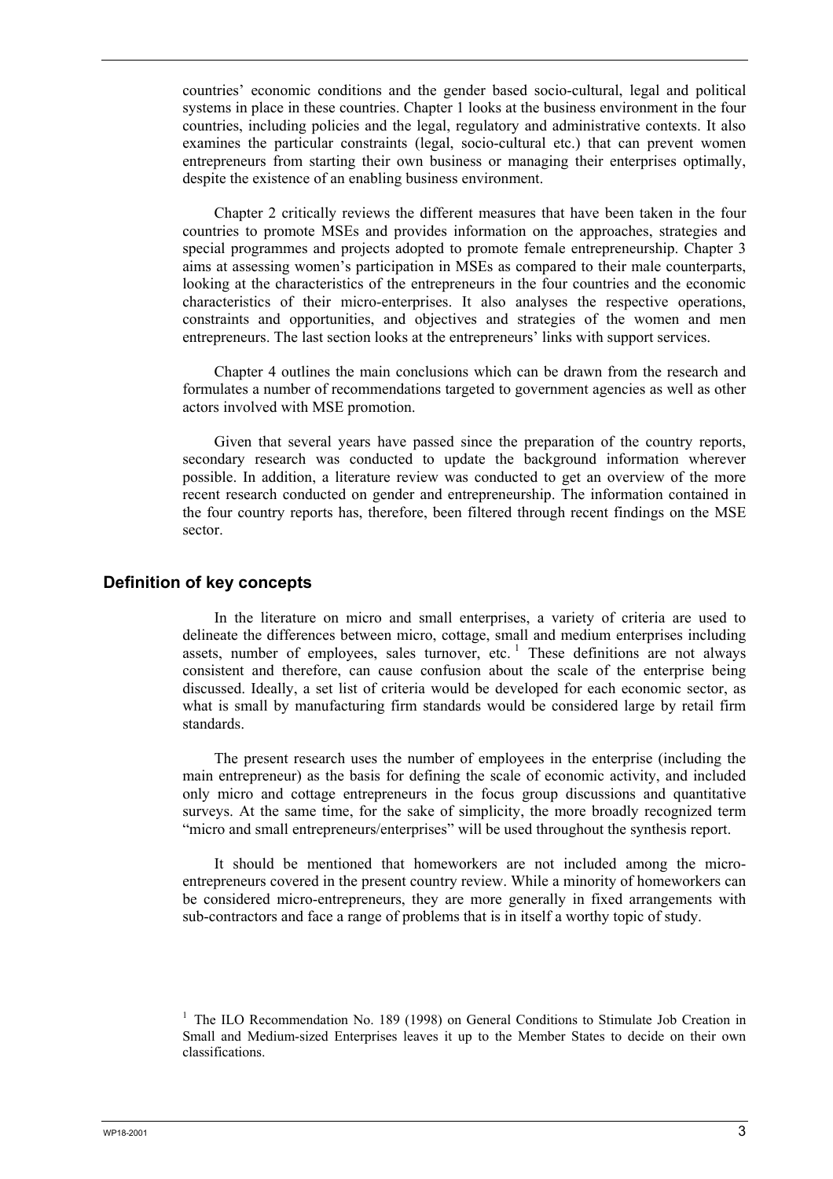countries' economic conditions and the gender based socio-cultural, legal and political systems in place in these countries. Chapter 1 looks at the business environment in the four countries, including policies and the legal, regulatory and administrative contexts. It also examines the particular constraints (legal, socio-cultural etc.) that can prevent women entrepreneurs from starting their own business or managing their enterprises optimally, despite the existence of an enabling business environment.

Chapter 2 critically reviews the different measures that have been taken in the four countries to promote MSEs and provides information on the approaches, strategies and special programmes and projects adopted to promote female entrepreneurship. Chapter 3 aims at assessing women's participation in MSEs as compared to their male counterparts, looking at the characteristics of the entrepreneurs in the four countries and the economic characteristics of their micro-enterprises. It also analyses the respective operations, constraints and opportunities, and objectives and strategies of the women and men entrepreneurs. The last section looks at the entrepreneurs' links with support services.

Chapter 4 outlines the main conclusions which can be drawn from the research and formulates a number of recommendations targeted to government agencies as well as other actors involved with MSE promotion.

Given that several years have passed since the preparation of the country reports, secondary research was conducted to update the background information wherever possible. In addition, a literature review was conducted to get an overview of the more recent research conducted on gender and entrepreneurship. The information contained in the four country reports has, therefore, been filtered through recent findings on the MSE sector.

## Definition of key concepts

In the literature on micro and small enterprises, a variety of criteria are used to delineate the differences between micro, cottage, small and medium enterprises including assets, number of employees, sales turnover, etc. [1] These definitions are not always consistent and therefore, can cause confusion about the scale of the enterprise being discussed. Ideally, a set list of criteria would be developed for each economic sector, as what is small by manufacturing firm standards would be considered large by retail firm standards.

The present research uses the number of employees in the enterprise (including the main entrepreneur) as the basis for defining the scale of economic activity, and included only micro and cottage entrepreneurs in the focus group discussions and quantitative surveys. At the same time, for the sake of simplicity, the more broadly recognized term "micro and small entrepreneurs/enterprises" will be used throughout the synthesis report.

It should be mentioned that homeworkers are not included among the micro-entrepreneurs covered in the present country review. While a minority of homeworkers can be considered micro-entrepreneurs, they are more generally in fixed arrangements with sub-contractors and face a range of problems that is in itself a worthy topic of study.

[1] The ILO Recommendation No. 189 (1998) on General Conditions to Stimulate Job Creation in Small and Medium-sized Enterprises leaves it up to the Member States to decide on their own classifications.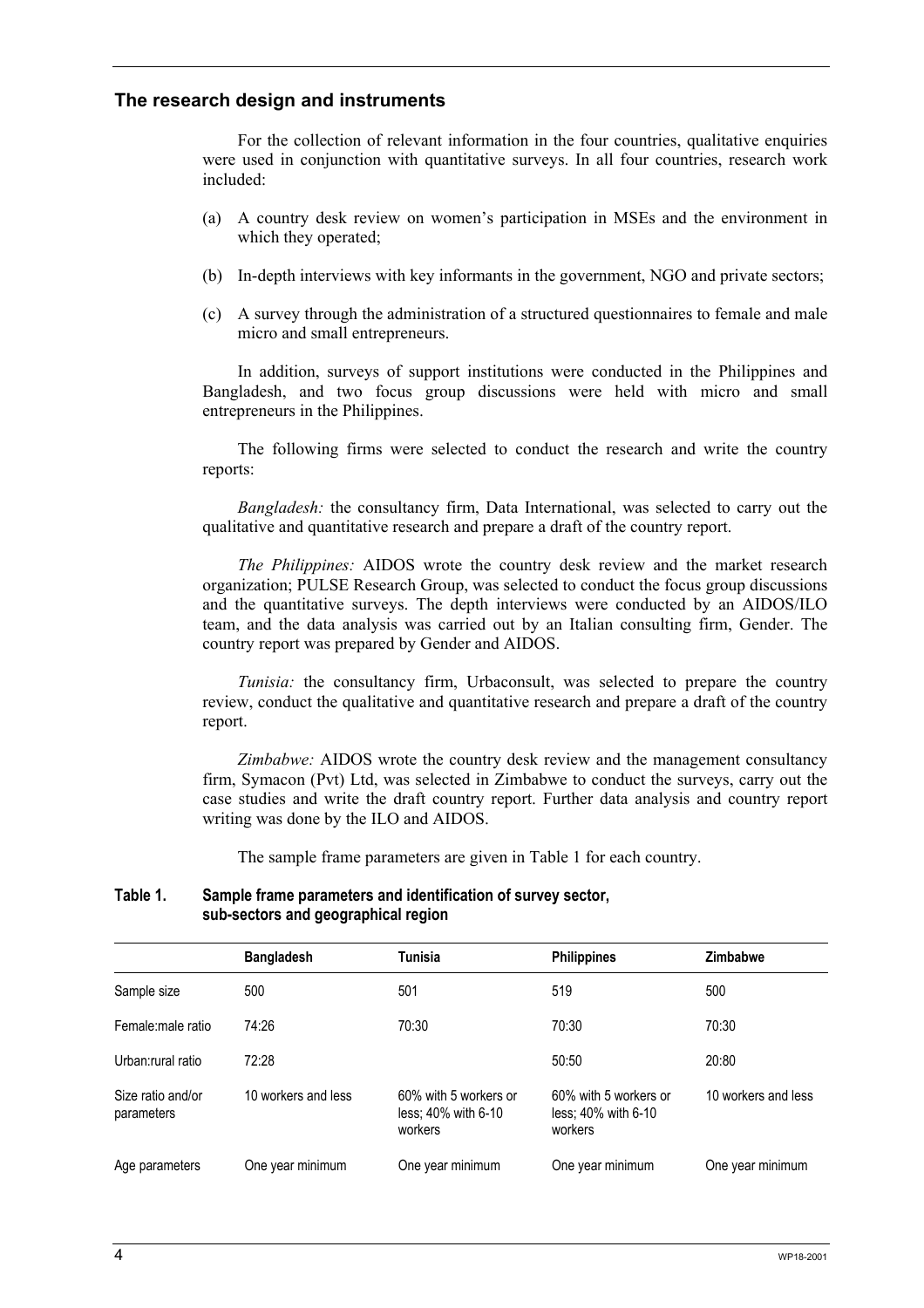## The research design and instruments

For the collection of relevant information in the four countries, qualitative enquiries were used in conjunction with quantitative surveys. In all four countries, research work included:

(a) A country desk review on women's participation in MSEs and the environment in which they operated;

(b) In-depth interviews with key informants in the government, NGO and private sectors;

(c) A survey through the administration of a structured questionnaires to female and male micro and small entrepreneurs.

In addition, surveys of support institutions were conducted in the Philippines and Bangladesh, and two focus group discussions were held with micro and small entrepreneurs in the Philippines.

The following firms were selected to conduct the research and write the country reports:

*Bangladesh:* the consultancy firm, Data International, was selected to carry out the qualitative and quantitative research and prepare a draft of the country report.

*The Philippines:* AIDOS wrote the country desk review and the market research organization; PULSE Research Group, was selected to conduct the focus group discussions and the quantitative surveys. The depth interviews were conducted by an AIDOS/ILO team, and the data analysis was carried out by an Italian consulting firm, Gender. The country report was prepared by Gender and AIDOS.

*Tunisia:* the consultancy firm, Urbaconsult, was selected to prepare the country review, conduct the qualitative and quantitative research and prepare a draft of the country report.

*Zimbabwe:* AIDOS wrote the country desk review and the management consultancy firm, Symacon (Pvt) Ltd, was selected in Zimbabwe to conduct the surveys, carry out the case studies and write the draft country report. Further data analysis and country report writing was done by the ILO and AIDOS.

The sample frame parameters are given in Table 1 for each country.

**Table 1. Sample frame parameters and identification of survey sector, sub-sectors and geographical region**

| | Bangladesh | Tunisia | Philippines | Zimbabwe |
|---|---|---|---|---|
| Sample size | 500 | 501 | 519 | 500 |
| Female:male ratio | 74:26 | 70:30 | 70:30 | 70:30 |
| Urban:rural ratio | 72:28 | | 50:50 | 20:80 |
| Size ratio and/or parameters | 10 workers and less | 60% with 5 workers or less; 40% with 6-10 workers | 60% with 5 workers or less; 40% with 6-10 workers | 10 workers and less |
| Age parameters | One year minimum | One year minimum | One year minimum | One year minimum |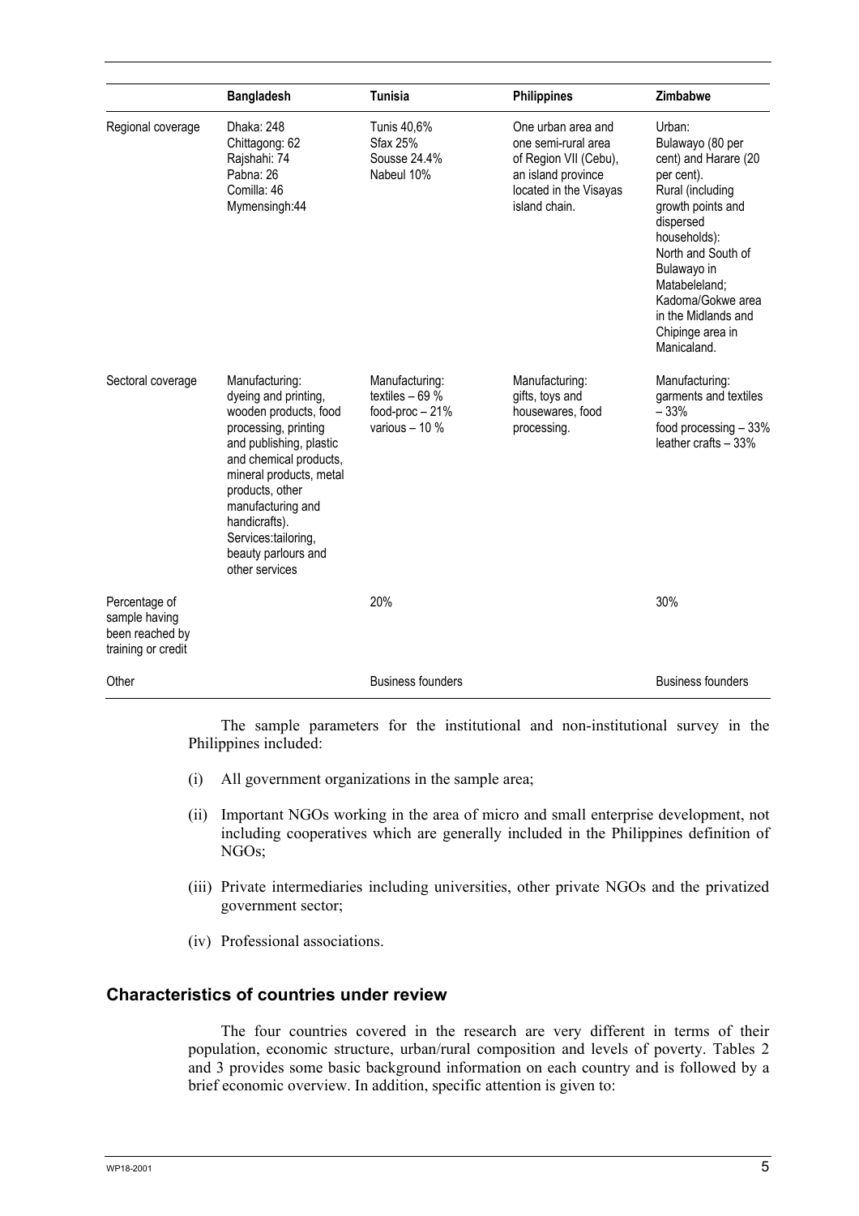| | Bangladesh | Tunisia | Philippines | Zimbabwe |
|---|---|---|---|---|
| Regional coverage | Dhaka: 248<br>Chittagong: 62<br>Rajshahi: 74<br>Pabna: 26<br>Comilla: 46<br>Mymensingh:44 | Tunis 40,6%<br>Sfax 25%<br>Sousse 24.4%<br>Nabeul 10% | One urban area and one semi-rural area of Region VII (Cebu), an island province located in the Visayas island chain. | Urban:<br>Bulawayo (80 per cent) and Harare (20 per cent).<br>Rural (including growth points and dispersed households):<br>North and South of Bulawayo in Matabeleland; Kadoma/Gokwe area in the Midlands and Chipinge area in Manicaland. |
| Sectoral coverage | Manufacturing: dyeing and printing, wooden products, food processing, printing and publishing, plastic and chemical products, mineral products, metal products, other manufacturing and handicrafts).<br>Services:tailoring, beauty parlours and other services | Manufacturing:<br>textiles – 69 %<br>food-proc – 21%<br>various – 10 % | Manufacturing: gifts, toys and housewares, food processing. | Manufacturing: garments and textiles – 33%<br>food processing – 33%<br>leather crafts – 33% |
| Percentage of sample having been reached by training or credit | | 20% | | 30% |
| Other | | Business founders | | Business founders |

The sample parameters for the institutional and non-institutional survey in the Philippines included:

(i) All government organizations in the sample area;

(ii) Important NGOs working in the area of micro and small enterprise development, not including cooperatives which are generally included in the Philippines definition of NGOs;

(iii) Private intermediaries including universities, other private NGOs and the privatized government sector;

(iv) Professional associations.

## Characteristics of countries under review

The four countries covered in the research are very different in terms of their population, economic structure, urban/rural composition and levels of poverty. Tables 2 and 3 provides some basic background information on each country and is followed by a brief economic overview. In addition, specific attention is given to: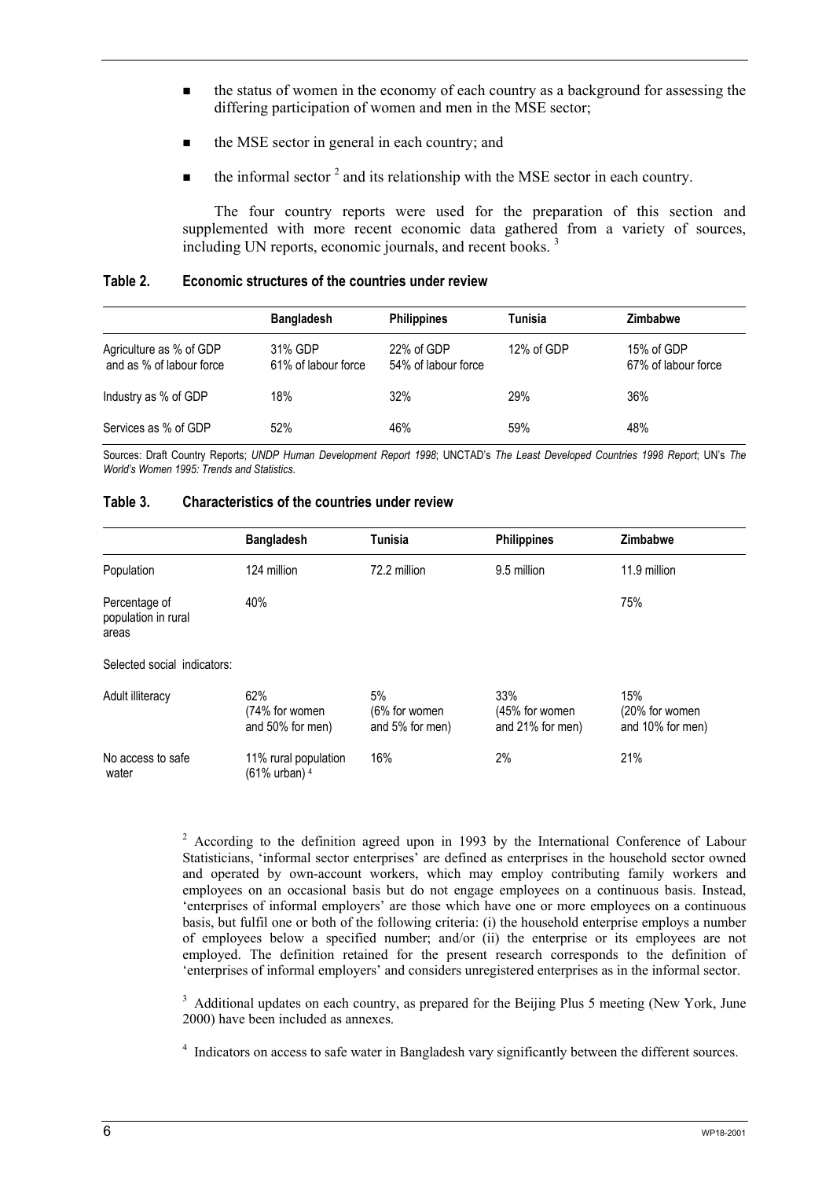- the status of women in the economy of each country as a background for assessing the differing participation of women and men in the MSE sector;
- the MSE sector in general in each country; and
- the informal sector [2] and its relationship with the MSE sector in each country.

The four country reports were used for the preparation of this section and supplemented with more recent economic data gathered from a variety of sources, including UN reports, economic journals, and recent books. [3]

**Table 2. Economic structures of the countries under review**

| | Bangladesh | Philippines | Tunisia | Zimbabwe |
|---|---|---|---|---|
| Agriculture as % of GDP and as % of labour force | 31% GDP 61% of labour force | 22% of GDP 54% of labour force | 12% of GDP | 15% of GDP 67% of labour force |
| Industry as % of GDP | 18% | 32% | 29% | 36% |
| Services as % of GDP | 52% | 46% | 59% | 48% |

Sources: Draft Country Reports; *UNDP Human Development Report 1998*; UNCTAD's *The Least Developed Countries 1998 Report*; UN's *The World's Women 1995: Trends and Statistics*.

**Table 3. Characteristics of the countries under review**

| | Bangladesh | Tunisia | Philippines | Zimbabwe |
|---|---|---|---|---|
| Population | 124 million | 72.2 million | 9.5 million | 11.9 million |
| Percentage of population in rural areas | 40% | | | 75% |
| Selected social indicators: | | | | |
| Adult illiteracy | 62% (74% for women and 50% for men) | 5% (6% for women and 5% for men) | 33% (45% for women and 21% for men) | 15% (20% for women and 10% for men) |
| No access to safe water | 11% rural population (61% urban) [4] | 16% | 2% | 21% |

[2] According to the definition agreed upon in 1993 by the International Conference of Labour Statisticians, 'informal sector enterprises' are defined as enterprises in the household sector owned and operated by own-account workers, which may employ contributing family workers and employees on an occasional basis but do not engage employees on a continuous basis. Instead, 'enterprises of informal employers' are those which have one or more employees on a continuous basis, but fulfil one or both of the following criteria: (i) the household enterprise employs a number of employees below a specified number; and/or (ii) the enterprise or its employees are not employed. The definition retained for the present research corresponds to the definition of 'enterprises of informal employers' and considers unregistered enterprises as in the informal sector.

[3] Additional updates on each country, as prepared for the Beijing Plus 5 meeting (New York, June 2000) have been included as annexes.

[4] Indicators on access to safe water in Bangladesh vary significantly between the different sources.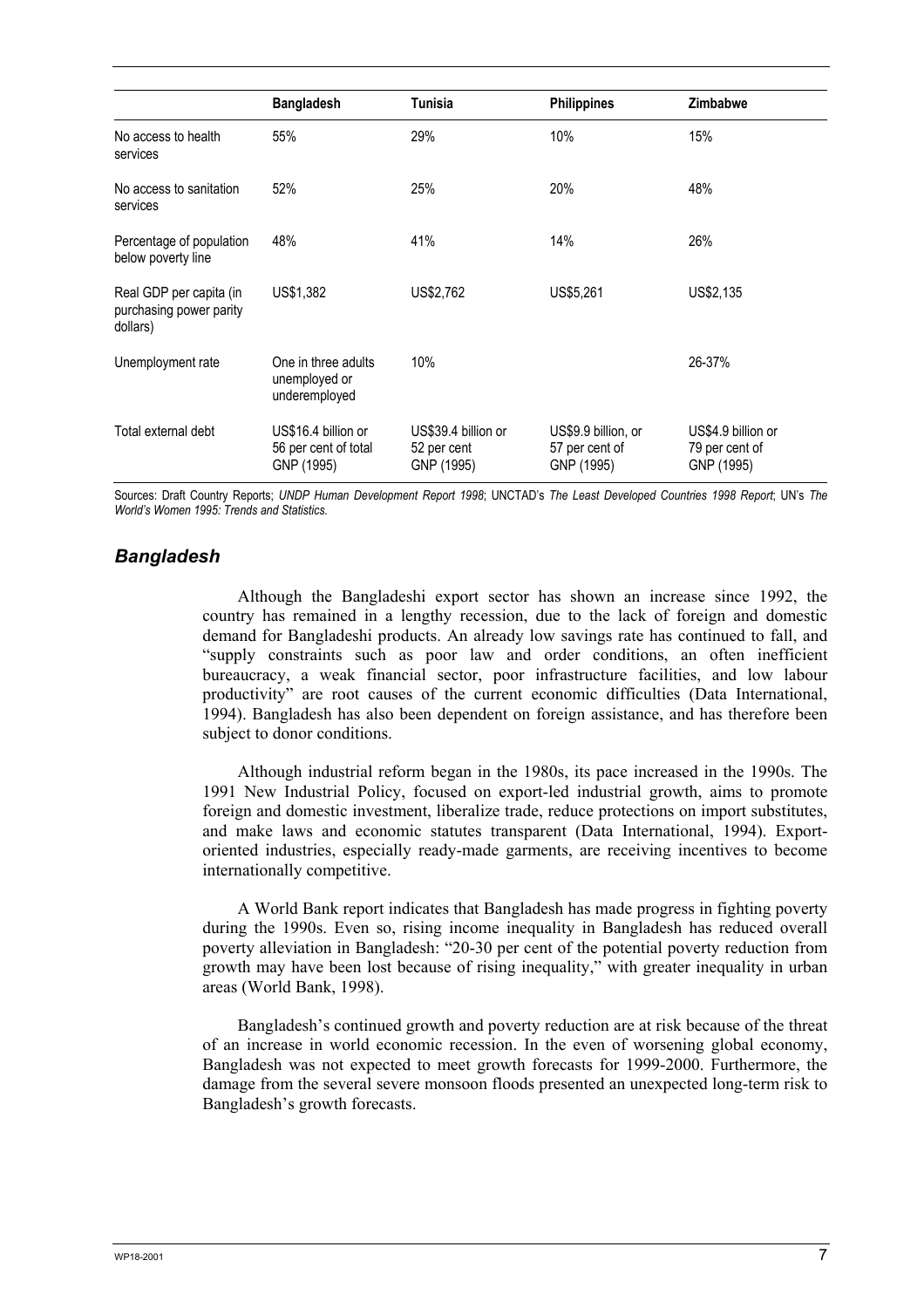| | Bangladesh | Tunisia | Philippines | Zimbabwe |
|---|---|---|---|---|
| No access to health services | 55% | 29% | 10% | 15% |
| No access to sanitation services | 52% | 25% | 20% | 48% |
| Percentage of population below poverty line | 48% | 41% | 14% | 26% |
| Real GDP per capita (in purchasing power parity dollars) | US$1,382 | US$2,762 | US$5,261 | US$2,135 |
| Unemployment rate | One in three adults unemployed or underemployed | 10% | | 26-37% |
| Total external debt | US$16.4 billion or 56 per cent of total GNP (1995) | US$39.4 billion or 52 per cent GNP (1995) | US$9.9 billion, or 57 per cent of GNP (1995) | US$4.9 billion or 79 per cent of GNP (1995) |

Sources: Draft Country Reports; *UNDP Human Development Report 1998*; UNCTAD's *The Least Developed Countries 1998 Report*; UN's *The World's Women 1995: Trends and Statistics.*

## *Bangladesh*

Although the Bangladeshi export sector has shown an increase since 1992, the country has remained in a lengthy recession, due to the lack of foreign and domestic demand for Bangladeshi products. An already low savings rate has continued to fall, and "supply constraints such as poor law and order conditions, an often inefficient bureaucracy, a weak financial sector, poor infrastructure facilities, and low labour productivity" are root causes of the current economic difficulties (Data International, 1994). Bangladesh has also been dependent on foreign assistance, and has therefore been subject to donor conditions.

Although industrial reform began in the 1980s, its pace increased in the 1990s. The 1991 New Industrial Policy, focused on export-led industrial growth, aims to promote foreign and domestic investment, liberalize trade, reduce protections on import substitutes, and make laws and economic statutes transparent (Data International, 1994). Export-oriented industries, especially ready-made garments, are receiving incentives to become internationally competitive.

A World Bank report indicates that Bangladesh has made progress in fighting poverty during the 1990s. Even so, rising income inequality in Bangladesh has reduced overall poverty alleviation in Bangladesh: "20-30 per cent of the potential poverty reduction from growth may have been lost because of rising inequality," with greater inequality in urban areas (World Bank, 1998).

Bangladesh's continued growth and poverty reduction are at risk because of the threat of an increase in world economic recession. In the even of worsening global economy, Bangladesh was not expected to meet growth forecasts for 1999-2000. Furthermore, the damage from the several severe monsoon floods presented an unexpected long-term risk to Bangladesh's growth forecasts.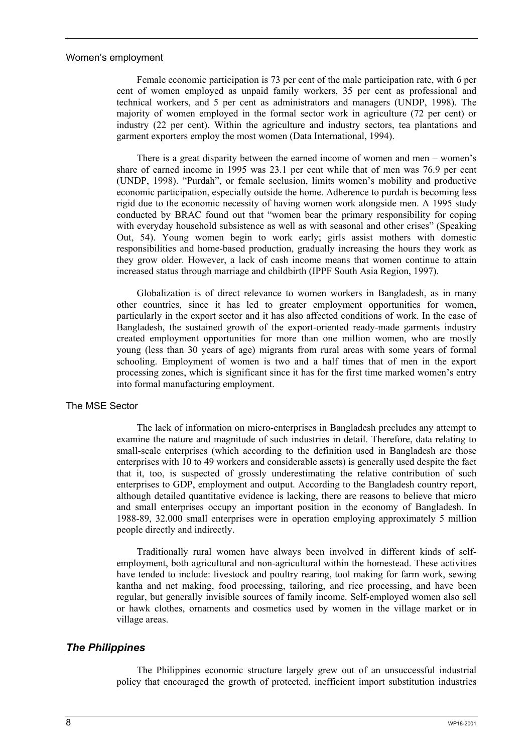### Women's employment

Female economic participation is 73 per cent of the male participation rate, with 6 per cent of women employed as unpaid family workers, 35 per cent as professional and technical workers, and 5 per cent as administrators and managers (UNDP, 1998). The majority of women employed in the formal sector work in agriculture (72 per cent) or industry (22 per cent). Within the agriculture and industry sectors, tea plantations and garment exporters employ the most women (Data International, 1994).

There is a great disparity between the earned income of women and men – women's share of earned income in 1995 was 23.1 per cent while that of men was 76.9 per cent (UNDP, 1998). "Purdah", or female seclusion, limits women's mobility and productive economic participation, especially outside the home. Adherence to purdah is becoming less rigid due to the economic necessity of having women work alongside men. A 1995 study conducted by BRAC found out that "women bear the primary responsibility for coping with everyday household subsistence as well as with seasonal and other crises" (Speaking Out, 54). Young women begin to work early; girls assist mothers with domestic responsibilities and home-based production, gradually increasing the hours they work as they grow older. However, a lack of cash income means that women continue to attain increased status through marriage and childbirth (IPPF South Asia Region, 1997).

Globalization is of direct relevance to women workers in Bangladesh, as in many other countries, since it has led to greater employment opportunities for women, particularly in the export sector and it has also affected conditions of work. In the case of Bangladesh, the sustained growth of the export-oriented ready-made garments industry created employment opportunities for more than one million women, who are mostly young (less than 30 years of age) migrants from rural areas with some years of formal schooling. Employment of women is two and a half times that of men in the export processing zones, which is significant since it has for the first time marked women's entry into formal manufacturing employment.

### The MSE Sector

The lack of information on micro-enterprises in Bangladesh precludes any attempt to examine the nature and magnitude of such industries in detail. Therefore, data relating to small-scale enterprises (which according to the definition used in Bangladesh are those enterprises with 10 to 49 workers and considerable assets) is generally used despite the fact that it, too, is suspected of grossly underestimating the relative contribution of such enterprises to GDP, employment and output. According to the Bangladesh country report, although detailed quantitative evidence is lacking, there are reasons to believe that micro and small enterprises occupy an important position in the economy of Bangladesh. In 1988-89, 32.000 small enterprises were in operation employing approximately 5 million people directly and indirectly.

Traditionally rural women have always been involved in different kinds of self-employment, both agricultural and non-agricultural within the homestead. These activities have tended to include: livestock and poultry rearing, tool making for farm work, sewing kantha and net making, food processing, tailoring, and rice processing, and have been regular, but generally invisible sources of family income. Self-employed women also sell or hawk clothes, ornaments and cosmetics used by women in the village market or in village areas.

## *The Philippines*

The Philippines economic structure largely grew out of an unsuccessful industrial policy that encouraged the growth of protected, inefficient import substitution industries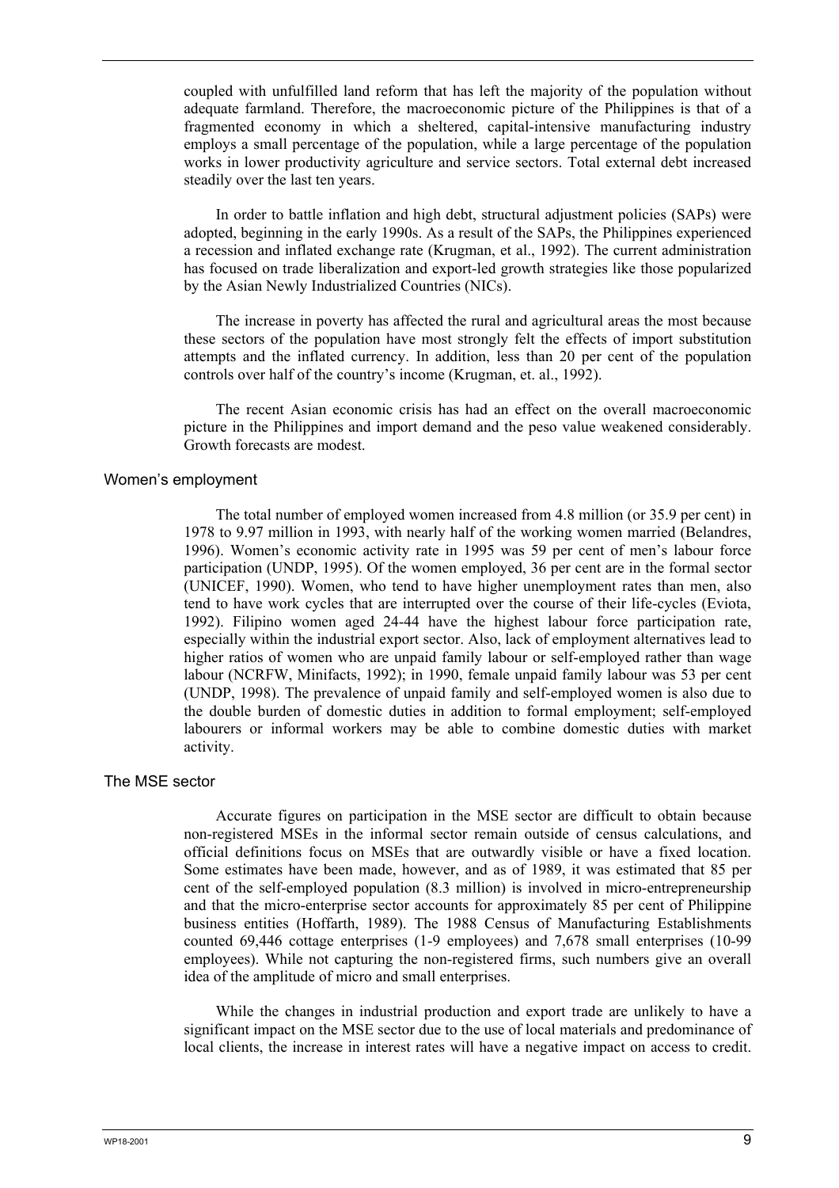coupled with unfulfilled land reform that has left the majority of the population without adequate farmland. Therefore, the macroeconomic picture of the Philippines is that of a fragmented economy in which a sheltered, capital-intensive manufacturing industry employs a small percentage of the population, while a large percentage of the population works in lower productivity agriculture and service sectors. Total external debt increased steadily over the last ten years.

In order to battle inflation and high debt, structural adjustment policies (SAPs) were adopted, beginning in the early 1990s. As a result of the SAPs, the Philippines experienced a recession and inflated exchange rate (Krugman, et al., 1992). The current administration has focused on trade liberalization and export-led growth strategies like those popularized by the Asian Newly Industrialized Countries (NICs).

The increase in poverty has affected the rural and agricultural areas the most because these sectors of the population have most strongly felt the effects of import substitution attempts and the inflated currency. In addition, less than 20 per cent of the population controls over half of the country's income (Krugman, et. al., 1992).

The recent Asian economic crisis has had an effect on the overall macroeconomic picture in the Philippines and import demand and the peso value weakened considerably. Growth forecasts are modest.

### Women's employment

The total number of employed women increased from 4.8 million (or 35.9 per cent) in 1978 to 9.97 million in 1993, with nearly half of the working women married (Belandres, 1996). Women's economic activity rate in 1995 was 59 per cent of men's labour force participation (UNDP, 1995). Of the women employed, 36 per cent are in the formal sector (UNICEF, 1990). Women, who tend to have higher unemployment rates than men, also tend to have work cycles that are interrupted over the course of their life-cycles (Eviota, 1992). Filipino women aged 24-44 have the highest labour force participation rate, especially within the industrial export sector. Also, lack of employment alternatives lead to higher ratios of women who are unpaid family labour or self-employed rather than wage labour (NCRFW, Minifacts, 1992); in 1990, female unpaid family labour was 53 per cent (UNDP, 1998). The prevalence of unpaid family and self-employed women is also due to the double burden of domestic duties in addition to formal employment; self-employed labourers or informal workers may be able to combine domestic duties with market activity.

### The MSE sector

Accurate figures on participation in the MSE sector are difficult to obtain because non-registered MSEs in the informal sector remain outside of census calculations, and official definitions focus on MSEs that are outwardly visible or have a fixed location. Some estimates have been made, however, and as of 1989, it was estimated that 85 per cent of the self-employed population (8.3 million) is involved in micro-entrepreneurship and that the micro-enterprise sector accounts for approximately 85 per cent of Philippine business entities (Hoffarth, 1989). The 1988 Census of Manufacturing Establishments counted 69,446 cottage enterprises (1-9 employees) and 7,678 small enterprises (10-99 employees). While not capturing the non-registered firms, such numbers give an overall idea of the amplitude of micro and small enterprises.

While the changes in industrial production and export trade are unlikely to have a significant impact on the MSE sector due to the use of local materials and predominance of local clients, the increase in interest rates will have a negative impact on access to credit.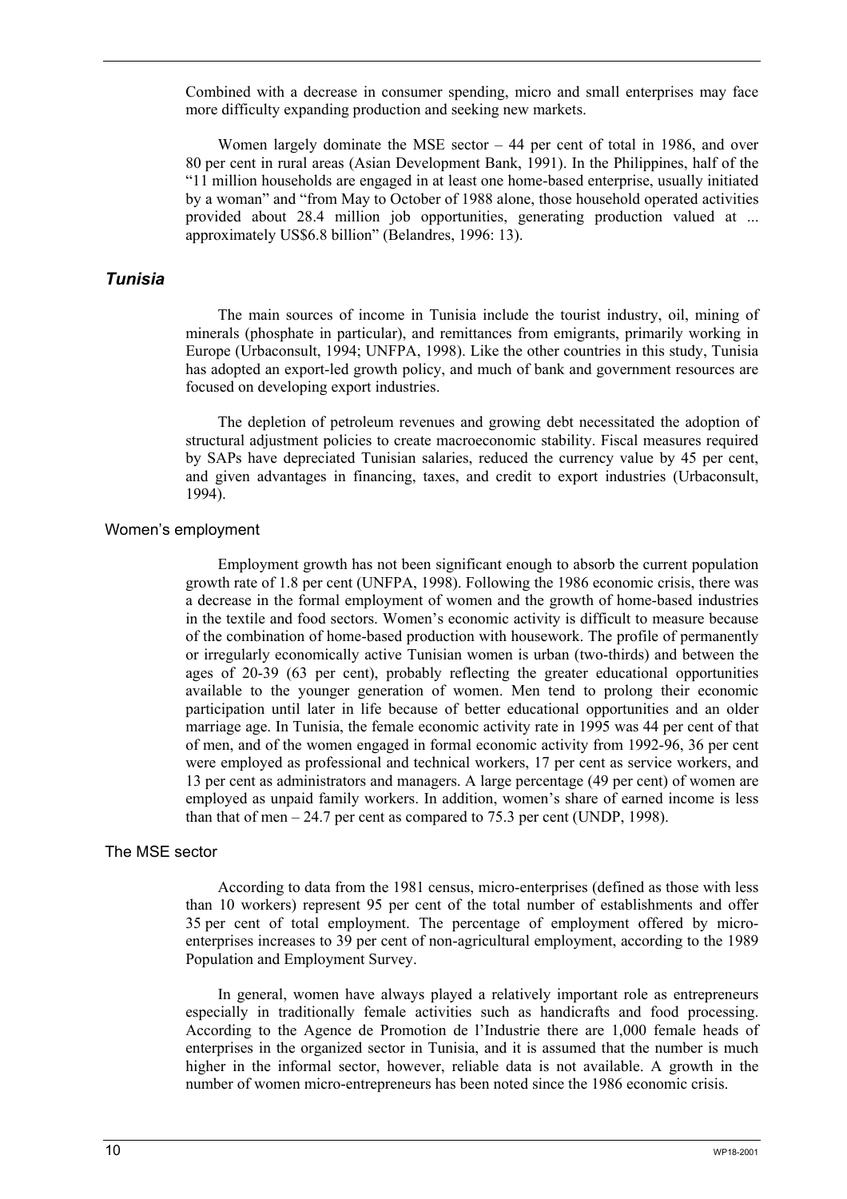Combined with a decrease in consumer spending, micro and small enterprises may face more difficulty expanding production and seeking new markets.

Women largely dominate the MSE sector – 44 per cent of total in 1986, and over 80 per cent in rural areas (Asian Development Bank, 1991). In the Philippines, half of the "11 million households are engaged in at least one home-based enterprise, usually initiated by a woman" and "from May to October of 1988 alone, those household operated activities provided about 28.4 million job opportunities, generating production valued at ... approximately US$6.8 billion" (Belandres, 1996: 13).

## *Tunisia*

The main sources of income in Tunisia include the tourist industry, oil, mining of minerals (phosphate in particular), and remittances from emigrants, primarily working in Europe (Urbaconsult, 1994; UNFPA, 1998). Like the other countries in this study, Tunisia has adopted an export-led growth policy, and much of bank and government resources are focused on developing export industries.

The depletion of petroleum revenues and growing debt necessitated the adoption of structural adjustment policies to create macroeconomic stability. Fiscal measures required by SAPs have depreciated Tunisian salaries, reduced the currency value by 45 per cent, and given advantages in financing, taxes, and credit to export industries (Urbaconsult, 1994).

### Women's employment

Employment growth has not been significant enough to absorb the current population growth rate of 1.8 per cent (UNFPA, 1998). Following the 1986 economic crisis, there was a decrease in the formal employment of women and the growth of home-based industries in the textile and food sectors. Women's economic activity is difficult to measure because of the combination of home-based production with housework. The profile of permanently or irregularly economically active Tunisian women is urban (two-thirds) and between the ages of 20-39 (63 per cent), probably reflecting the greater educational opportunities available to the younger generation of women. Men tend to prolong their economic participation until later in life because of better educational opportunities and an older marriage age. In Tunisia, the female economic activity rate in 1995 was 44 per cent of that of men, and of the women engaged in formal economic activity from 1992-96, 36 per cent were employed as professional and technical workers, 17 per cent as service workers, and 13 per cent as administrators and managers. A large percentage (49 per cent) of women are employed as unpaid family workers. In addition, women's share of earned income is less than that of men – 24.7 per cent as compared to 75.3 per cent (UNDP, 1998).

### The MSE sector

According to data from the 1981 census, micro-enterprises (defined as those with less than 10 workers) represent 95 per cent of the total number of establishments and offer 35 per cent of total employment. The percentage of employment offered by micro-enterprises increases to 39 per cent of non-agricultural employment, according to the 1989 Population and Employment Survey.

In general, women have always played a relatively important role as entrepreneurs especially in traditionally female activities such as handicrafts and food processing. According to the Agence de Promotion de l'Industrie there are 1,000 female heads of enterprises in the organized sector in Tunisia, and it is assumed that the number is much higher in the informal sector, however, reliable data is not available. A growth in the number of women micro-entrepreneurs has been noted since the 1986 economic crisis.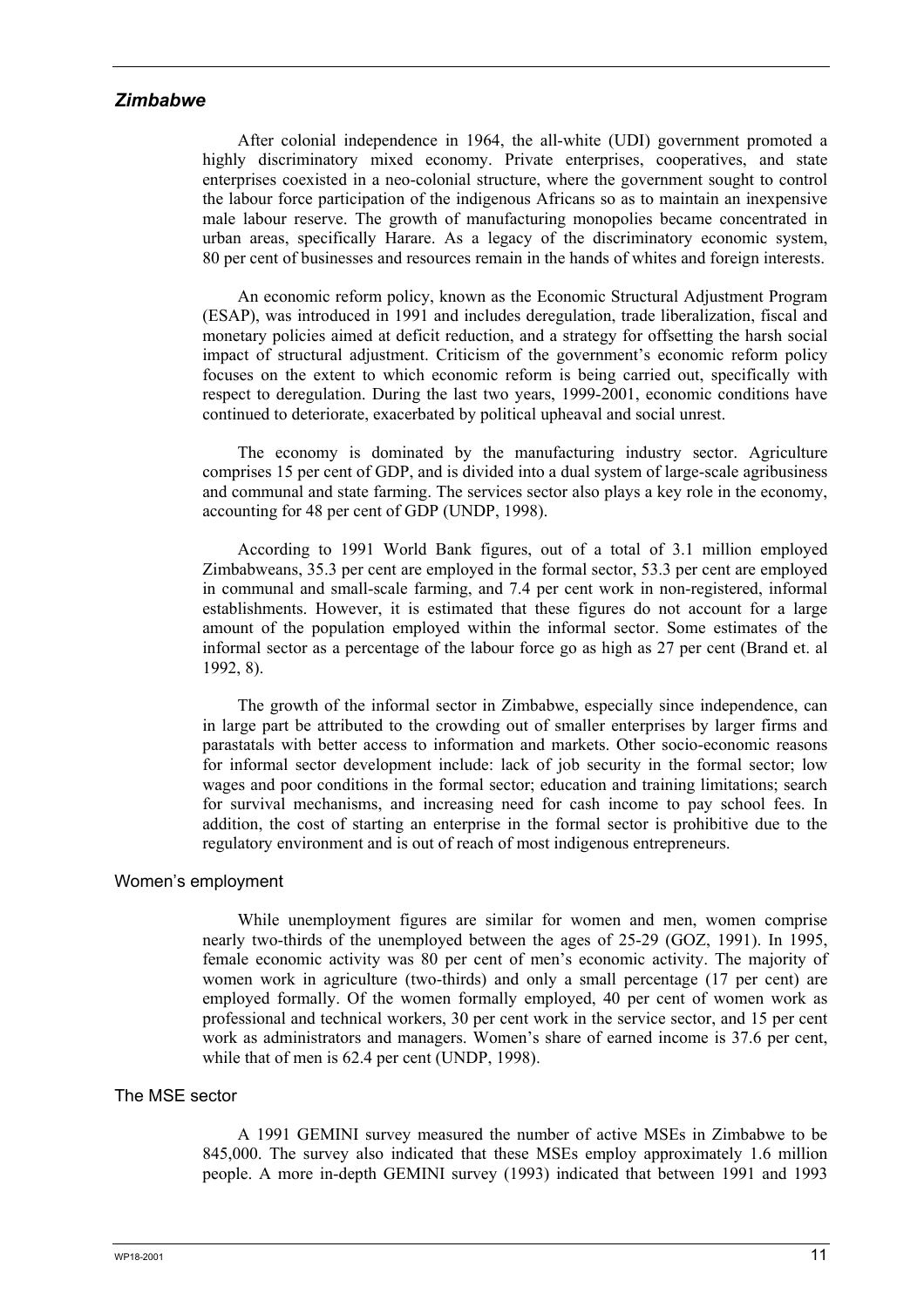### *Zimbabwe*

After colonial independence in 1964, the all-white (UDI) government promoted a highly discriminatory mixed economy. Private enterprises, cooperatives, and state enterprises coexisted in a neo-colonial structure, where the government sought to control the labour force participation of the indigenous Africans so as to maintain an inexpensive male labour reserve. The growth of manufacturing monopolies became concentrated in urban areas, specifically Harare. As a legacy of the discriminatory economic system, 80 per cent of businesses and resources remain in the hands of whites and foreign interests.

An economic reform policy, known as the Economic Structural Adjustment Program (ESAP), was introduced in 1991 and includes deregulation, trade liberalization, fiscal and monetary policies aimed at deficit reduction, and a strategy for offsetting the harsh social impact of structural adjustment. Criticism of the government's economic reform policy focuses on the extent to which economic reform is being carried out, specifically with respect to deregulation. During the last two years, 1999-2001, economic conditions have continued to deteriorate, exacerbated by political upheaval and social unrest.

The economy is dominated by the manufacturing industry sector. Agriculture comprises 15 per cent of GDP, and is divided into a dual system of large-scale agribusiness and communal and state farming. The services sector also plays a key role in the economy, accounting for 48 per cent of GDP (UNDP, 1998).

According to 1991 World Bank figures, out of a total of 3.1 million employed Zimbabweans, 35.3 per cent are employed in the formal sector, 53.3 per cent are employed in communal and small-scale farming, and 7.4 per cent work in non-registered, informal establishments. However, it is estimated that these figures do not account for a large amount of the population employed within the informal sector. Some estimates of the informal sector as a percentage of the labour force go as high as 27 per cent (Brand et. al 1992, 8).

The growth of the informal sector in Zimbabwe, especially since independence, can in large part be attributed to the crowding out of smaller enterprises by larger firms and parastatals with better access to information and markets. Other socio-economic reasons for informal sector development include: lack of job security in the formal sector; low wages and poor conditions in the formal sector; education and training limitations; search for survival mechanisms, and increasing need for cash income to pay school fees. In addition, the cost of starting an enterprise in the formal sector is prohibitive due to the regulatory environment and is out of reach of most indigenous entrepreneurs.

#### Women's employment

While unemployment figures are similar for women and men, women comprise nearly two-thirds of the unemployed between the ages of 25-29 (GOZ, 1991). In 1995, female economic activity was 80 per cent of men's economic activity. The majority of women work in agriculture (two-thirds) and only a small percentage (17 per cent) are employed formally. Of the women formally employed, 40 per cent of women work as professional and technical workers, 30 per cent work in the service sector, and 15 per cent work as administrators and managers. Women's share of earned income is 37.6 per cent, while that of men is 62.4 per cent (UNDP, 1998).

#### The MSE sector

A 1991 GEMINI survey measured the number of active MSEs in Zimbabwe to be 845,000. The survey also indicated that these MSEs employ approximately 1.6 million people. A more in-depth GEMINI survey (1993) indicated that between 1991 and 1993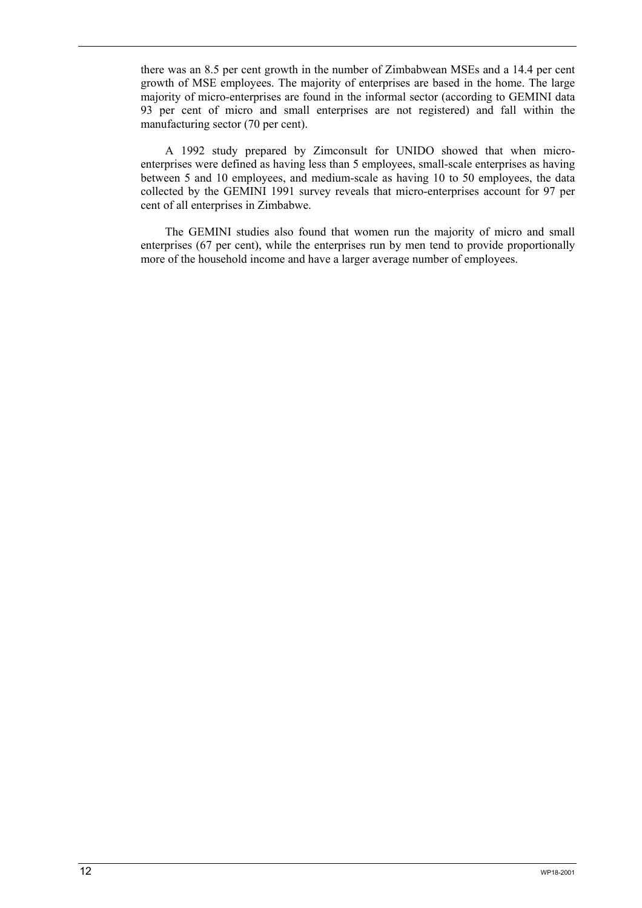there was an 8.5 per cent growth in the number of Zimbabwean MSEs and a 14.4 per cent growth of MSE employees. The majority of enterprises are based in the home. The large majority of micro-enterprises are found in the informal sector (according to GEMINI data 93 per cent of micro and small enterprises are not registered) and fall within the manufacturing sector (70 per cent).

A 1992 study prepared by Zimconsult for UNIDO showed that when micro-enterprises were defined as having less than 5 employees, small-scale enterprises as having between 5 and 10 employees, and medium-scale as having 10 to 50 employees, the data collected by the GEMINI 1991 survey reveals that micro-enterprises account for 97 per cent of all enterprises in Zimbabwe.

The GEMINI studies also found that women run the majority of micro and small enterprises (67 per cent), while the enterprises run by men tend to provide proportionally more of the household income and have a larger average number of employees.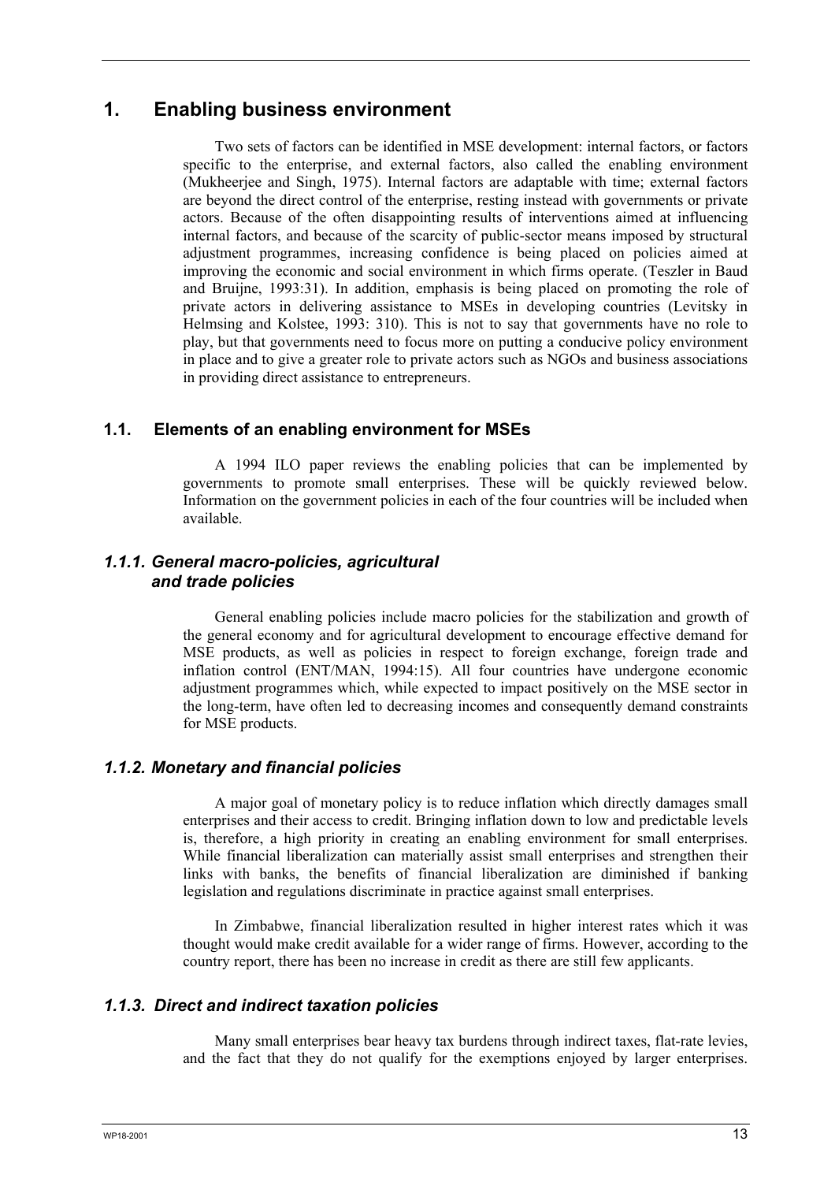# 1. Enabling business environment

Two sets of factors can be identified in MSE development: internal factors, or factors specific to the enterprise, and external factors, also called the enabling environment (Mukheerjee and Singh, 1975). Internal factors are adaptable with time; external factors are beyond the direct control of the enterprise, resting instead with governments or private actors. Because of the often disappointing results of interventions aimed at influencing internal factors, and because of the scarcity of public-sector means imposed by structural adjustment programmes, increasing confidence is being placed on policies aimed at improving the economic and social environment in which firms operate. (Teszler in Baud and Bruijne, 1993:31). In addition, emphasis is being placed on promoting the role of private actors in delivering assistance to MSEs in developing countries (Levitsky in Helmsing and Kolstee, 1993: 310). This is not to say that governments have no role to play, but that governments need to focus more on putting a conducive policy environment in place and to give a greater role to private actors such as NGOs and business associations in providing direct assistance to entrepreneurs.

## 1.1. Elements of an enabling environment for MSEs

A 1994 ILO paper reviews the enabling policies that can be implemented by governments to promote small enterprises. These will be quickly reviewed below. Information on the government policies in each of the four countries will be included when available.

### *1.1.1. General macro-policies, agricultural and trade policies*

General enabling policies include macro policies for the stabilization and growth of the general economy and for agricultural development to encourage effective demand for MSE products, as well as policies in respect to foreign exchange, foreign trade and inflation control (ENT/MAN, 1994:15). All four countries have undergone economic adjustment programmes which, while expected to impact positively on the MSE sector in the long-term, have often led to decreasing incomes and consequently demand constraints for MSE products.

### *1.1.2. Monetary and financial policies*

A major goal of monetary policy is to reduce inflation which directly damages small enterprises and their access to credit. Bringing inflation down to low and predictable levels is, therefore, a high priority in creating an enabling environment for small enterprises. While financial liberalization can materially assist small enterprises and strengthen their links with banks, the benefits of financial liberalization are diminished if banking legislation and regulations discriminate in practice against small enterprises.

In Zimbabwe, financial liberalization resulted in higher interest rates which it was thought would make credit available for a wider range of firms. However, according to the country report, there has been no increase in credit as there are still few applicants.

### *1.1.3. Direct and indirect taxation policies*

Many small enterprises bear heavy tax burdens through indirect taxes, flat-rate levies, and the fact that they do not qualify for the exemptions enjoyed by larger enterprises.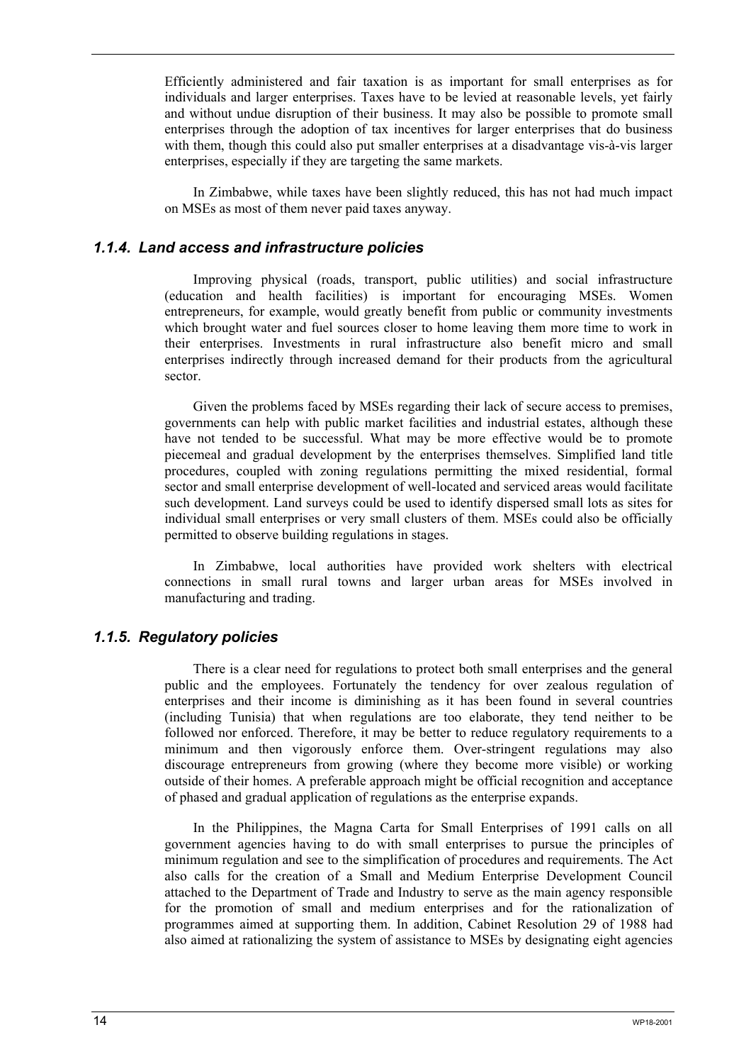Efficiently administered and fair taxation is as important for small enterprises as for individuals and larger enterprises. Taxes have to be levied at reasonable levels, yet fairly and without undue disruption of their business. It may also be possible to promote small enterprises through the adoption of tax incentives for larger enterprises that do business with them, though this could also put smaller enterprises at a disadvantage vis-à-vis larger enterprises, especially if they are targeting the same markets.

In Zimbabwe, while taxes have been slightly reduced, this has not had much impact on MSEs as most of them never paid taxes anyway.

### *1.1.4. Land access and infrastructure policies*

Improving physical (roads, transport, public utilities) and social infrastructure (education and health facilities) is important for encouraging MSEs. Women entrepreneurs, for example, would greatly benefit from public or community investments which brought water and fuel sources closer to home leaving them more time to work in their enterprises. Investments in rural infrastructure also benefit micro and small enterprises indirectly through increased demand for their products from the agricultural sector.

Given the problems faced by MSEs regarding their lack of secure access to premises, governments can help with public market facilities and industrial estates, although these have not tended to be successful. What may be more effective would be to promote piecemeal and gradual development by the enterprises themselves. Simplified land title procedures, coupled with zoning regulations permitting the mixed residential, formal sector and small enterprise development of well-located and serviced areas would facilitate such development. Land surveys could be used to identify dispersed small lots as sites for individual small enterprises or very small clusters of them. MSEs could also be officially permitted to observe building regulations in stages.

In Zimbabwe, local authorities have provided work shelters with electrical connections in small rural towns and larger urban areas for MSEs involved in manufacturing and trading.

### *1.1.5. Regulatory policies*

There is a clear need for regulations to protect both small enterprises and the general public and the employees. Fortunately the tendency for over zealous regulation of enterprises and their income is diminishing as it has been found in several countries (including Tunisia) that when regulations are too elaborate, they tend neither to be followed nor enforced. Therefore, it may be better to reduce regulatory requirements to a minimum and then vigorously enforce them. Over-stringent regulations may also discourage entrepreneurs from growing (where they become more visible) or working outside of their homes. A preferable approach might be official recognition and acceptance of phased and gradual application of regulations as the enterprise expands.

In the Philippines, the Magna Carta for Small Enterprises of 1991 calls on all government agencies having to do with small enterprises to pursue the principles of minimum regulation and see to the simplification of procedures and requirements. The Act also calls for the creation of a Small and Medium Enterprise Development Council attached to the Department of Trade and Industry to serve as the main agency responsible for the promotion of small and medium enterprises and for the rationalization of programmes aimed at supporting them. In addition, Cabinet Resolution 29 of 1988 had also aimed at rationalizing the system of assistance to MSEs by designating eight agencies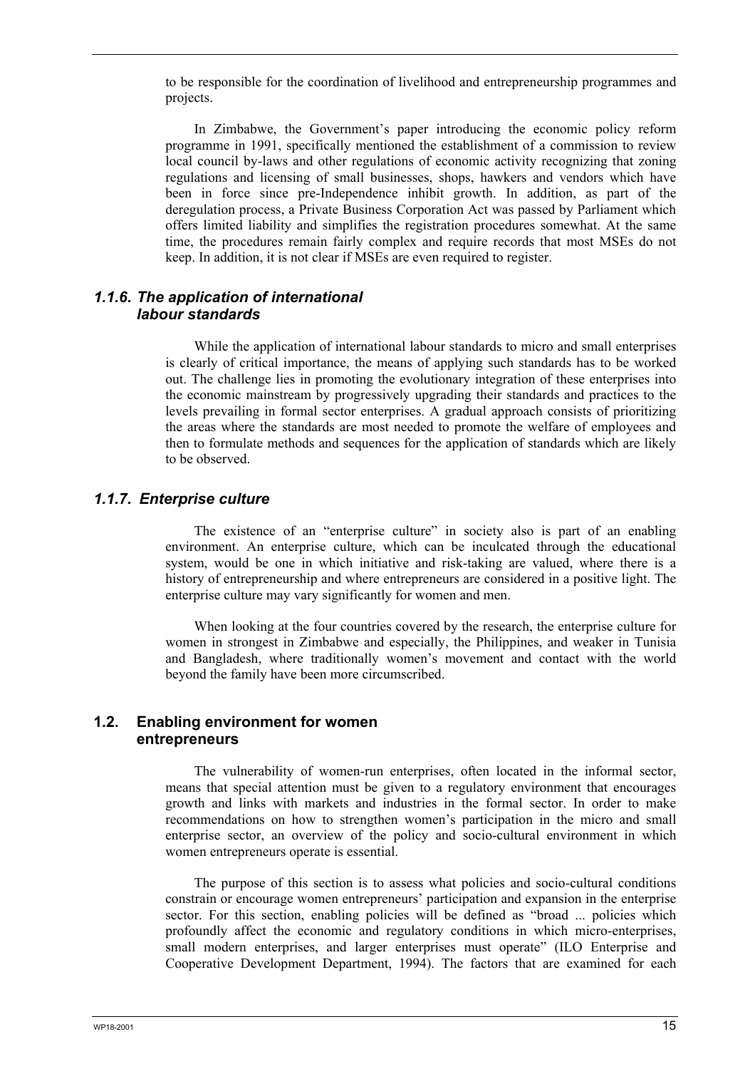to be responsible for the coordination of livelihood and entrepreneurship programmes and projects.

In Zimbabwe, the Government's paper introducing the economic policy reform programme in 1991, specifically mentioned the establishment of a commission to review local council by-laws and other regulations of economic activity recognizing that zoning regulations and licensing of small businesses, shops, hawkers and vendors which have been in force since pre-Independence inhibit growth. In addition, as part of the deregulation process, a Private Business Corporation Act was passed by Parliament which offers limited liability and simplifies the registration procedures somewhat. At the same time, the procedures remain fairly complex and require records that most MSEs do not keep. In addition, it is not clear if MSEs are even required to register.

### *1.1.6. The application of international labour standards*

While the application of international labour standards to micro and small enterprises is clearly of critical importance, the means of applying such standards has to be worked out. The challenge lies in promoting the evolutionary integration of these enterprises into the economic mainstream by progressively upgrading their standards and practices to the levels prevailing in formal sector enterprises. A gradual approach consists of prioritizing the areas where the standards are most needed to promote the welfare of employees and then to formulate methods and sequences for the application of standards which are likely to be observed.

### *1.1.7. Enterprise culture*

The existence of an "enterprise culture" in society also is part of an enabling environment. An enterprise culture, which can be inculcated through the educational system, would be one in which initiative and risk-taking are valued, where there is a history of entrepreneurship and where entrepreneurs are considered in a positive light. The enterprise culture may vary significantly for women and men.

When looking at the four countries covered by the research, the enterprise culture for women in strongest in Zimbabwe and especially, the Philippines, and weaker in Tunisia and Bangladesh, where traditionally women's movement and contact with the world beyond the family have been more circumscribed.

## 1.2. Enabling environment for women entrepreneurs

The vulnerability of women-run enterprises, often located in the informal sector, means that special attention must be given to a regulatory environment that encourages growth and links with markets and industries in the formal sector. In order to make recommendations on how to strengthen women's participation in the micro and small enterprise sector, an overview of the policy and socio-cultural environment in which women entrepreneurs operate is essential.

The purpose of this section is to assess what policies and socio-cultural conditions constrain or encourage women entrepreneurs' participation and expansion in the enterprise sector. For this section, enabling policies will be defined as "broad ... policies which profoundly affect the economic and regulatory conditions in which micro-enterprises, small modern enterprises, and larger enterprises must operate" (ILO Enterprise and Cooperative Development Department, 1994). The factors that are examined for each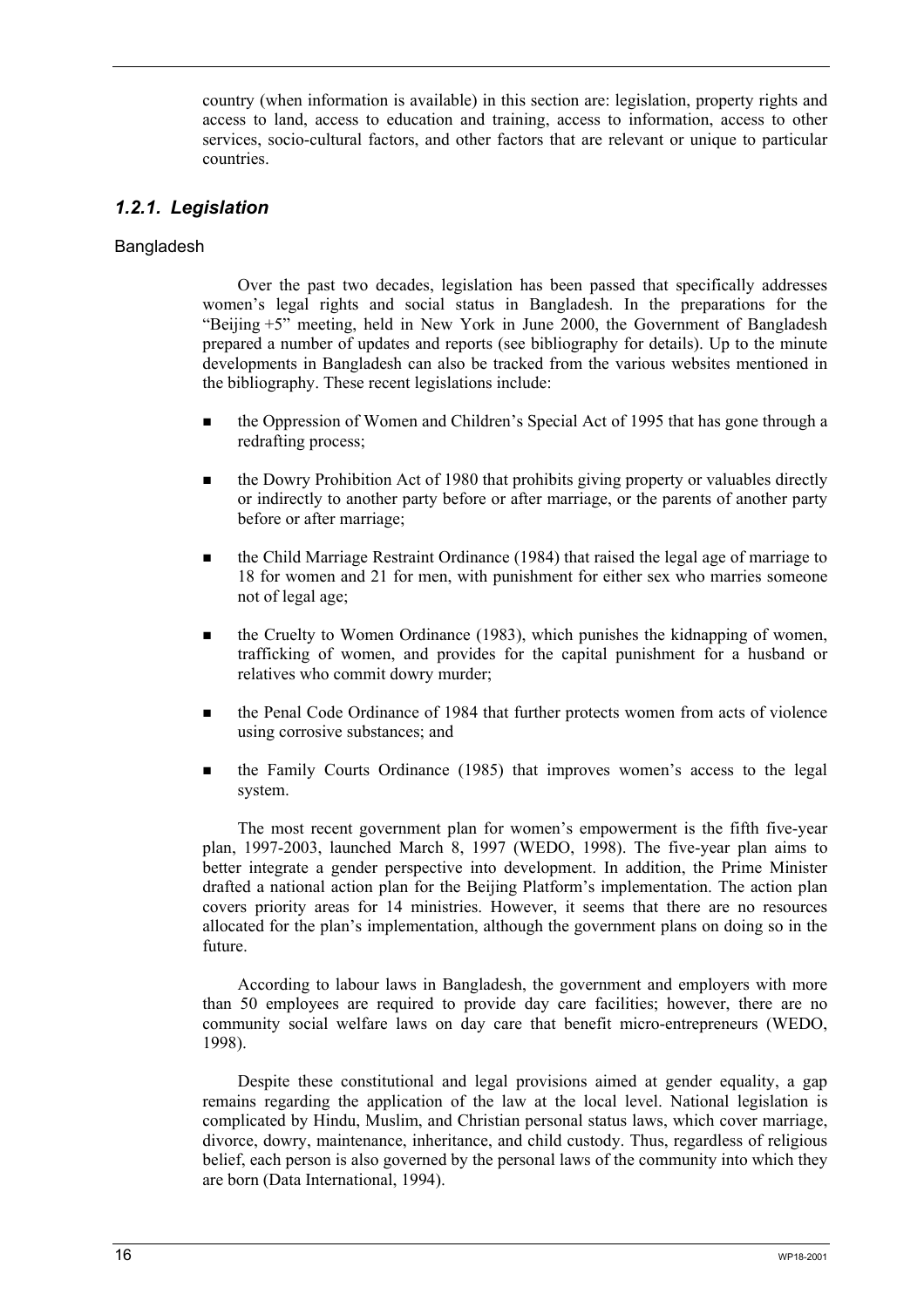country (when information is available) in this section are: legislation, property rights and access to land, access to education and training, access to information, access to other services, socio-cultural factors, and other factors that are relevant or unique to particular countries.

### *1.2.1. Legislation*

Bangladesh

Over the past two decades, legislation has been passed that specifically addresses women's legal rights and social status in Bangladesh. In the preparations for the "Beijing +5" meeting, held in New York in June 2000, the Government of Bangladesh prepared a number of updates and reports (see bibliography for details). Up to the minute developments in Bangladesh can also be tracked from the various websites mentioned in the bibliography. These recent legislations include:

- the Oppression of Women and Children's Special Act of 1995 that has gone through a redrafting process;
- the Dowry Prohibition Act of 1980 that prohibits giving property or valuables directly or indirectly to another party before or after marriage, or the parents of another party before or after marriage;
- the Child Marriage Restraint Ordinance (1984) that raised the legal age of marriage to 18 for women and 21 for men, with punishment for either sex who marries someone not of legal age;
- the Cruelty to Women Ordinance (1983), which punishes the kidnapping of women, trafficking of women, and provides for the capital punishment for a husband or relatives who commit dowry murder;
- the Penal Code Ordinance of 1984 that further protects women from acts of violence using corrosive substances; and
- the Family Courts Ordinance (1985) that improves women's access to the legal system.

The most recent government plan for women's empowerment is the fifth five-year plan, 1997-2003, launched March 8, 1997 (WEDO, 1998). The five-year plan aims to better integrate a gender perspective into development. In addition, the Prime Minister drafted a national action plan for the Beijing Platform's implementation. The action plan covers priority areas for 14 ministries. However, it seems that there are no resources allocated for the plan's implementation, although the government plans on doing so in the future.

According to labour laws in Bangladesh, the government and employers with more than 50 employees are required to provide day care facilities; however, there are no community social welfare laws on day care that benefit micro-entrepreneurs (WEDO, 1998).

Despite these constitutional and legal provisions aimed at gender equality, a gap remains regarding the application of the law at the local level. National legislation is complicated by Hindu, Muslim, and Christian personal status laws, which cover marriage, divorce, dowry, maintenance, inheritance, and child custody. Thus, regardless of religious belief, each person is also governed by the personal laws of the community into which they are born (Data International, 1994).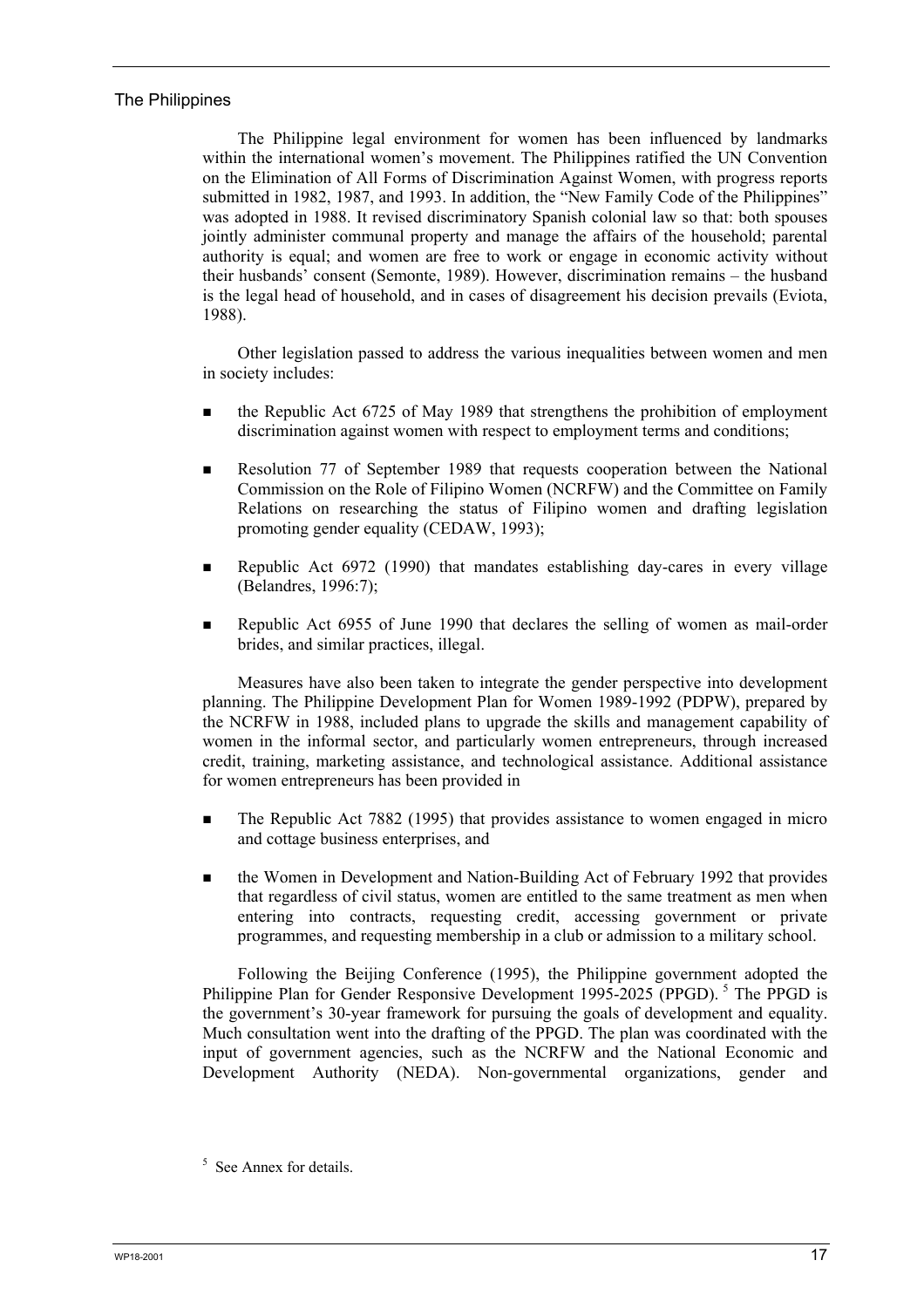## The Philippines

The Philippine legal environment for women has been influenced by landmarks within the international women's movement. The Philippines ratified the UN Convention on the Elimination of All Forms of Discrimination Against Women, with progress reports submitted in 1982, 1987, and 1993. In addition, the "New Family Code of the Philippines" was adopted in 1988. It revised discriminatory Spanish colonial law so that: both spouses jointly administer communal property and manage the affairs of the household; parental authority is equal; and women are free to work or engage in economic activity without their husbands' consent (Semonte, 1989). However, discrimination remains – the husband is the legal head of household, and in cases of disagreement his decision prevails (Eviota, 1988).

Other legislation passed to address the various inequalities between women and men in society includes:

- the Republic Act 6725 of May 1989 that strengthens the prohibition of employment discrimination against women with respect to employment terms and conditions;
- Resolution 77 of September 1989 that requests cooperation between the National Commission on the Role of Filipino Women (NCRFW) and the Committee on Family Relations on researching the status of Filipino women and drafting legislation promoting gender equality (CEDAW, 1993);
- Republic Act 6972 (1990) that mandates establishing day-cares in every village (Belandres, 1996:7);
- Republic Act 6955 of June 1990 that declares the selling of women as mail-order brides, and similar practices, illegal.

Measures have also been taken to integrate the gender perspective into development planning. The Philippine Development Plan for Women 1989-1992 (PDPW), prepared by the NCRFW in 1988, included plans to upgrade the skills and management capability of women in the informal sector, and particularly women entrepreneurs, through increased credit, training, marketing assistance, and technological assistance. Additional assistance for women entrepreneurs has been provided in

- The Republic Act 7882 (1995) that provides assistance to women engaged in micro and cottage business enterprises, and
- the Women in Development and Nation-Building Act of February 1992 that provides that regardless of civil status, women are entitled to the same treatment as men when entering into contracts, requesting credit, accessing government or private programmes, and requesting membership in a club or admission to a military school.

Following the Beijing Conference (1995), the Philippine government adopted the Philippine Plan for Gender Responsive Development 1995-2025 (PPGD). [5] The PPGD is the government's 30-year framework for pursuing the goals of development and equality. Much consultation went into the drafting of the PPGD. The plan was coordinated with the input of government agencies, such as the NCRFW and the National Economic and Development Authority (NEDA). Non-governmental organizations, gender and

[5] See Annex for details.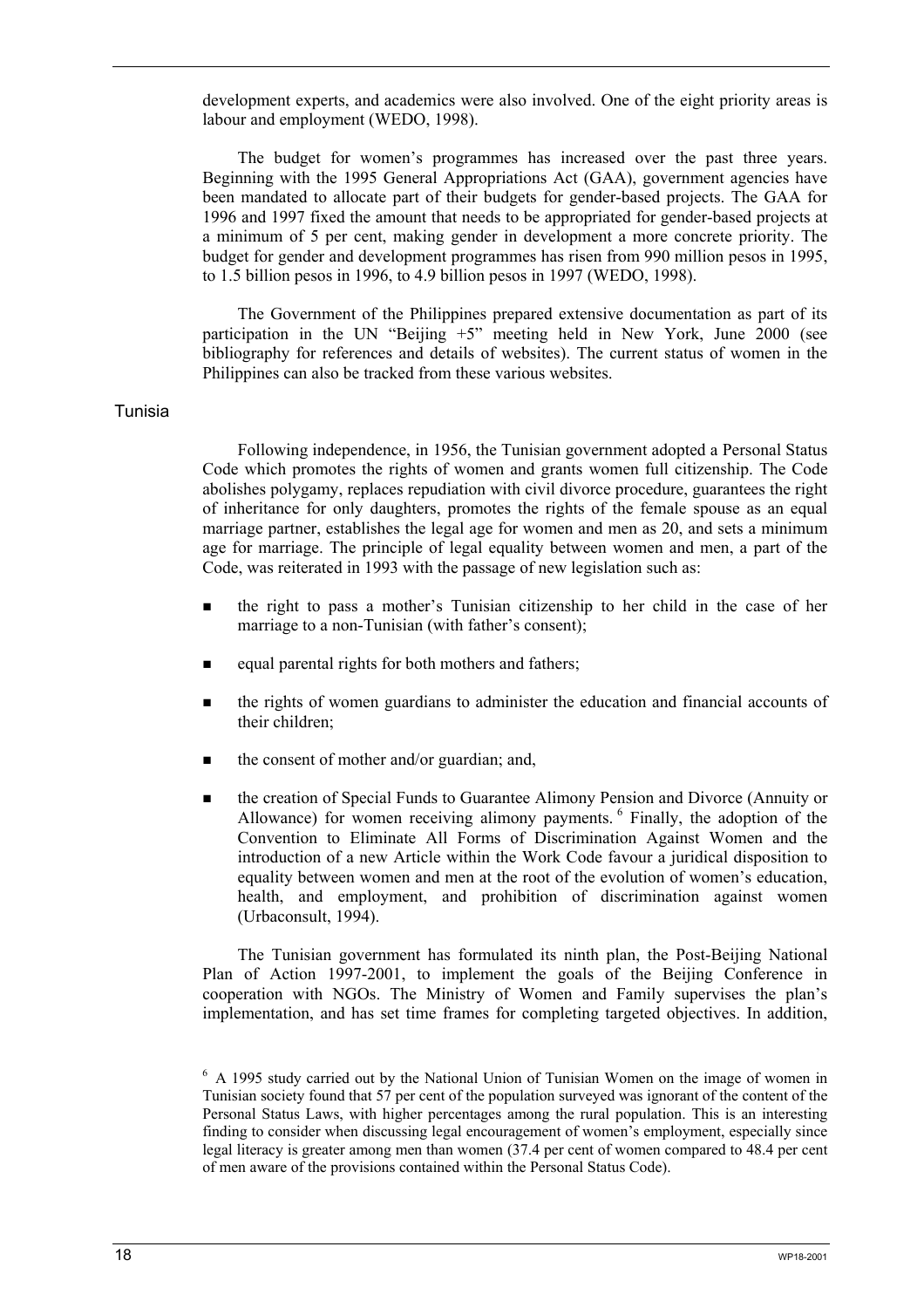development experts, and academics were also involved. One of the eight priority areas is labour and employment (WEDO, 1998).

The budget for women's programmes has increased over the past three years. Beginning with the 1995 General Appropriations Act (GAA), government agencies have been mandated to allocate part of their budgets for gender-based projects. The GAA for 1996 and 1997 fixed the amount that needs to be appropriated for gender-based projects at a minimum of 5 per cent, making gender in development a more concrete priority. The budget for gender and development programmes has risen from 990 million pesos in 1995, to 1.5 billion pesos in 1996, to 4.9 billion pesos in 1997 (WEDO, 1998).

The Government of the Philippines prepared extensive documentation as part of its participation in the UN "Beijing +5" meeting held in New York, June 2000 (see bibliography for references and details of websites). The current status of women in the Philippines can also be tracked from these various websites.

## Tunisia

Following independence, in 1956, the Tunisian government adopted a Personal Status Code which promotes the rights of women and grants women full citizenship. The Code abolishes polygamy, replaces repudiation with civil divorce procedure, guarantees the right of inheritance for only daughters, promotes the rights of the female spouse as an equal marriage partner, establishes the legal age for women and men as 20, and sets a minimum age for marriage. The principle of legal equality between women and men, a part of the Code, was reiterated in 1993 with the passage of new legislation such as:

- the right to pass a mother's Tunisian citizenship to her child in the case of her marriage to a non-Tunisian (with father's consent);
- equal parental rights for both mothers and fathers;
- the rights of women guardians to administer the education and financial accounts of their children;
- the consent of mother and/or guardian; and,
- the creation of Special Funds to Guarantee Alimony Pension and Divorce (Annuity or Allowance) for women receiving alimony payments.[6] Finally, the adoption of the Convention to Eliminate All Forms of Discrimination Against Women and the introduction of a new Article within the Work Code favour a juridical disposition to equality between women and men at the root of the evolution of women's education, health, and employment, and prohibition of discrimination against women (Urbaconsult, 1994).

The Tunisian government has formulated its ninth plan, the Post-Beijing National Plan of Action 1997-2001, to implement the goals of the Beijing Conference in cooperation with NGOs. The Ministry of Women and Family supervises the plan's implementation, and has set time frames for completing targeted objectives. In addition,

[6] A 1995 study carried out by the National Union of Tunisian Women on the image of women in Tunisian society found that 57 per cent of the population surveyed was ignorant of the content of the Personal Status Laws, with higher percentages among the rural population. This is an interesting finding to consider when discussing legal encouragement of women's employment, especially since legal literacy is greater among men than women (37.4 per cent of women compared to 48.4 per cent of men aware of the provisions contained within the Personal Status Code).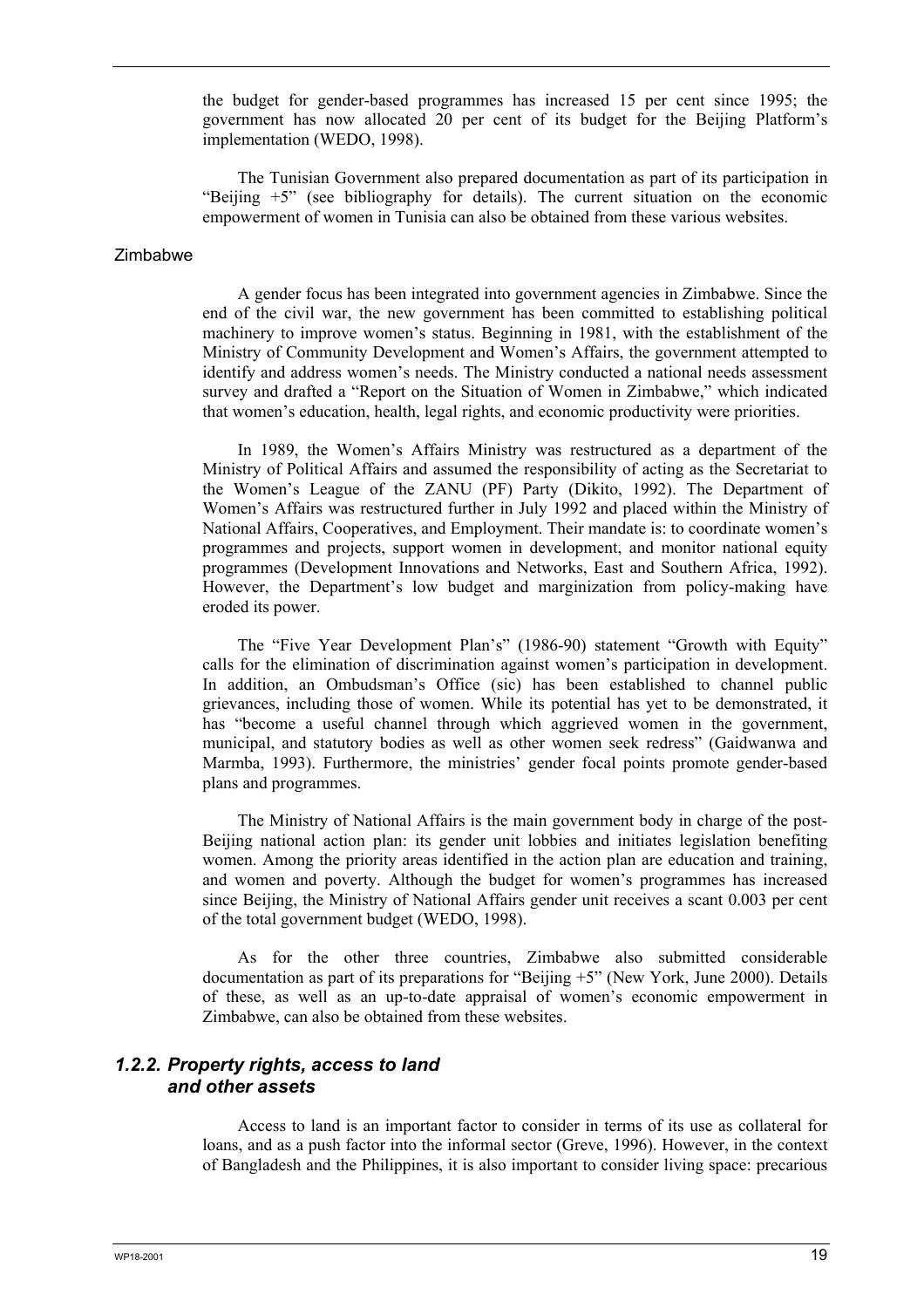the budget for gender-based programmes has increased 15 per cent since 1995; the government has now allocated 20 per cent of its budget for the Beijing Platform's implementation (WEDO, 1998).

The Tunisian Government also prepared documentation as part of its participation in "Beijing +5" (see bibliography for details). The current situation on the economic empowerment of women in Tunisia can also be obtained from these various websites.

### Zimbabwe

A gender focus has been integrated into government agencies in Zimbabwe. Since the end of the civil war, the new government has been committed to establishing political machinery to improve women's status. Beginning in 1981, with the establishment of the Ministry of Community Development and Women's Affairs, the government attempted to identify and address women's needs. The Ministry conducted a national needs assessment survey and drafted a "Report on the Situation of Women in Zimbabwe," which indicated that women's education, health, legal rights, and economic productivity were priorities.

In 1989, the Women's Affairs Ministry was restructured as a department of the Ministry of Political Affairs and assumed the responsibility of acting as the Secretariat to the Women's League of the ZANU (PF) Party (Dikito, 1992). The Department of Women's Affairs was restructured further in July 1992 and placed within the Ministry of National Affairs, Cooperatives, and Employment. Their mandate is: to coordinate women's programmes and projects, support women in development, and monitor national equity programmes (Development Innovations and Networks, East and Southern Africa, 1992). However, the Department's low budget and marginization from policy-making have eroded its power.

The "Five Year Development Plan's" (1986-90) statement "Growth with Equity" calls for the elimination of discrimination against women's participation in development. In addition, an Ombudsman's Office (sic) has been established to channel public grievances, including those of women. While its potential has yet to be demonstrated, it has "become a useful channel through which aggrieved women in the government, municipal, and statutory bodies as well as other women seek redress" (Gaidwanwa and Marmba, 1993). Furthermore, the ministries' gender focal points promote gender-based plans and programmes.

The Ministry of National Affairs is the main government body in charge of the post-Beijing national action plan: its gender unit lobbies and initiates legislation benefiting women. Among the priority areas identified in the action plan are education and training, and women and poverty. Although the budget for women's programmes has increased since Beijing, the Ministry of National Affairs gender unit receives a scant 0.003 per cent of the total government budget (WEDO, 1998).

As for the other three countries, Zimbabwe also submitted considerable documentation as part of its preparations for "Beijing +5" (New York, June 2000). Details of these, as well as an up-to-date appraisal of women's economic empowerment in Zimbabwe, can also be obtained from these websites.

## *1.2.2. Property rights, access to land and other assets*

Access to land is an important factor to consider in terms of its use as collateral for loans, and as a push factor into the informal sector (Greve, 1996). However, in the context of Bangladesh and the Philippines, it is also important to consider living space: precarious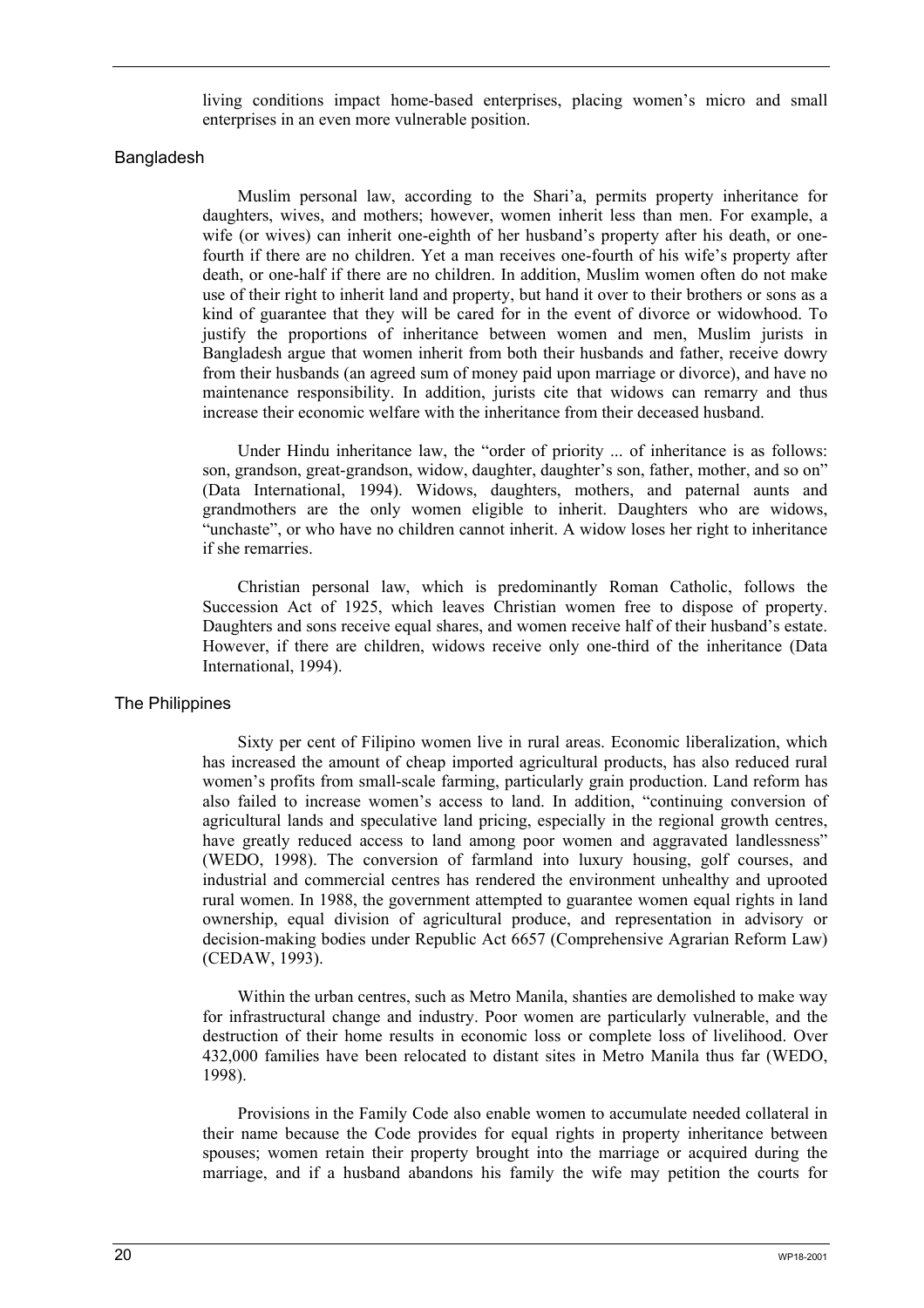living conditions impact home-based enterprises, placing women's micro and small enterprises in an even more vulnerable position.

### Bangladesh

Muslim personal law, according to the Shari'a, permits property inheritance for daughters, wives, and mothers; however, women inherit less than men. For example, a wife (or wives) can inherit one-eighth of her husband's property after his death, or one-fourth if there are no children. Yet a man receives one-fourth of his wife's property after death, or one-half if there are no children. In addition, Muslim women often do not make use of their right to inherit land and property, but hand it over to their brothers or sons as a kind of guarantee that they will be cared for in the event of divorce or widowhood. To justify the proportions of inheritance between women and men, Muslim jurists in Bangladesh argue that women inherit from both their husbands and father, receive dowry from their husbands (an agreed sum of money paid upon marriage or divorce), and have no maintenance responsibility. In addition, jurists cite that widows can remarry and thus increase their economic welfare with the inheritance from their deceased husband.

Under Hindu inheritance law, the "order of priority ... of inheritance is as follows: son, grandson, great-grandson, widow, daughter, daughter's son, father, mother, and so on" (Data International, 1994). Widows, daughters, mothers, and paternal aunts and grandmothers are the only women eligible to inherit. Daughters who are widows, "unchaste", or who have no children cannot inherit. A widow loses her right to inheritance if she remarries.

Christian personal law, which is predominantly Roman Catholic, follows the Succession Act of 1925, which leaves Christian women free to dispose of property. Daughters and sons receive equal shares, and women receive half of their husband's estate. However, if there are children, widows receive only one-third of the inheritance (Data International, 1994).

### The Philippines

Sixty per cent of Filipino women live in rural areas. Economic liberalization, which has increased the amount of cheap imported agricultural products, has also reduced rural women's profits from small-scale farming, particularly grain production. Land reform has also failed to increase women's access to land. In addition, "continuing conversion of agricultural lands and speculative land pricing, especially in the regional growth centres, have greatly reduced access to land among poor women and aggravated landlessness" (WEDO, 1998). The conversion of farmland into luxury housing, golf courses, and industrial and commercial centres has rendered the environment unhealthy and uprooted rural women. In 1988, the government attempted to guarantee women equal rights in land ownership, equal division of agricultural produce, and representation in advisory or decision-making bodies under Republic Act 6657 (Comprehensive Agrarian Reform Law) (CEDAW, 1993).

Within the urban centres, such as Metro Manila, shanties are demolished to make way for infrastructural change and industry. Poor women are particularly vulnerable, and the destruction of their home results in economic loss or complete loss of livelihood. Over 432,000 families have been relocated to distant sites in Metro Manila thus far (WEDO, 1998).

Provisions in the Family Code also enable women to accumulate needed collateral in their name because the Code provides for equal rights in property inheritance between spouses; women retain their property brought into the marriage or acquired during the marriage, and if a husband abandons his family the wife may petition the courts for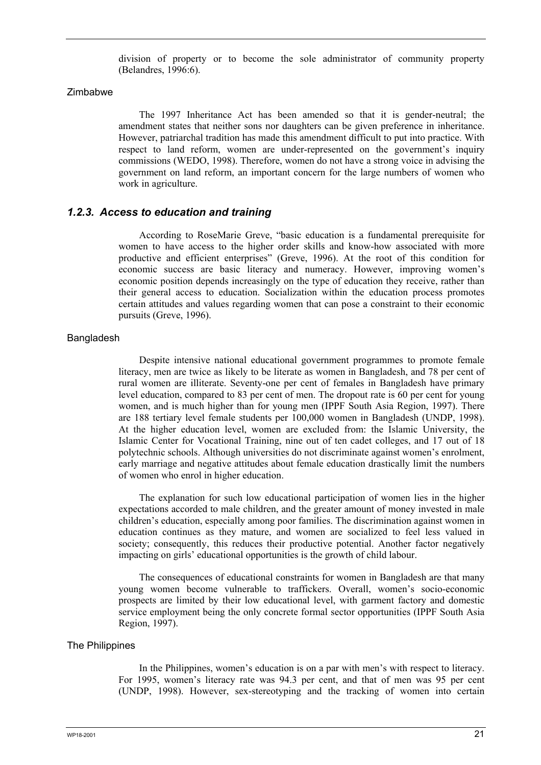division of property or to become the sole administrator of community property (Belandres, 1996:6).

#### Zimbabwe

The 1997 Inheritance Act has been amended so that it is gender-neutral; the amendment states that neither sons nor daughters can be given preference in inheritance. However, patriarchal tradition has made this amendment difficult to put into practice. With respect to land reform, women are under-represented on the government's inquiry commissions (WEDO, 1998). Therefore, women do not have a strong voice in advising the government on land reform, an important concern for the large numbers of women who work in agriculture.

### *1.2.3. Access to education and training*

According to RoseMarie Greve, "basic education is a fundamental prerequisite for women to have access to the higher order skills and know-how associated with more productive and efficient enterprises" (Greve, 1996). At the root of this condition for economic success are basic literacy and numeracy. However, improving women's economic position depends increasingly on the type of education they receive, rather than their general access to education. Socialization within the education process promotes certain attitudes and values regarding women that can pose a constraint to their economic pursuits (Greve, 1996).

#### Bangladesh

Despite intensive national educational government programmes to promote female literacy, men are twice as likely to be literate as women in Bangladesh, and 78 per cent of rural women are illiterate. Seventy-one per cent of females in Bangladesh have primary level education, compared to 83 per cent of men. The dropout rate is 60 per cent for young women, and is much higher than for young men (IPPF South Asia Region, 1997). There are 188 tertiary level female students per 100,000 women in Bangladesh (UNDP, 1998). At the higher education level, women are excluded from: the Islamic University, the Islamic Center for Vocational Training, nine out of ten cadet colleges, and 17 out of 18 polytechnic schools. Although universities do not discriminate against women's enrolment, early marriage and negative attitudes about female education drastically limit the numbers of women who enrol in higher education.

The explanation for such low educational participation of women lies in the higher expectations accorded to male children, and the greater amount of money invested in male children's education, especially among poor families. The discrimination against women in education continues as they mature, and women are socialized to feel less valued in society; consequently, this reduces their productive potential. Another factor negatively impacting on girls' educational opportunities is the growth of child labour.

The consequences of educational constraints for women in Bangladesh are that many young women become vulnerable to traffickers. Overall, women's socio-economic prospects are limited by their low educational level, with garment factory and domestic service employment being the only concrete formal sector opportunities (IPPF South Asia Region, 1997).

#### The Philippines

In the Philippines, women's education is on a par with men's with respect to literacy. For 1995, women's literacy rate was 94.3 per cent, and that of men was 95 per cent (UNDP, 1998). However, sex-stereotyping and the tracking of women into certain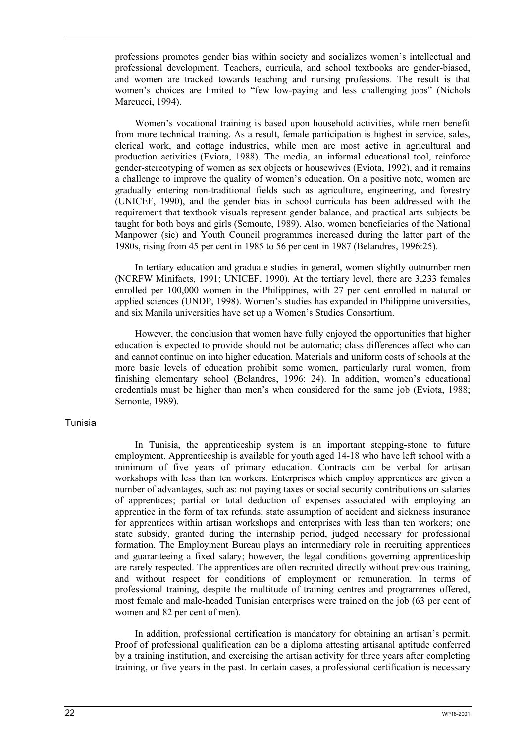professions promotes gender bias within society and socializes women's intellectual and professional development. Teachers, curricula, and school textbooks are gender-biased, and women are tracked towards teaching and nursing professions. The result is that women's choices are limited to "few low-paying and less challenging jobs" (Nichols Marcucci, 1994).

Women's vocational training is based upon household activities, while men benefit from more technical training. As a result, female participation is highest in service, sales, clerical work, and cottage industries, while men are most active in agricultural and production activities (Eviota, 1988). The media, an informal educational tool, reinforce gender-stereotyping of women as sex objects or housewives (Eviota, 1992), and it remains a challenge to improve the quality of women's education. On a positive note, women are gradually entering non-traditional fields such as agriculture, engineering, and forestry (UNICEF, 1990), and the gender bias in school curricula has been addressed with the requirement that textbook visuals represent gender balance, and practical arts subjects be taught for both boys and girls (Semonte, 1989). Also, women beneficiaries of the National Manpower (sic) and Youth Council programmes increased during the latter part of the 1980s, rising from 45 per cent in 1985 to 56 per cent in 1987 (Belandres, 1996:25).

In tertiary education and graduate studies in general, women slightly outnumber men (NCRFW Minifacts, 1991; UNICEF, 1990). At the tertiary level, there are 3,233 females enrolled per 100,000 women in the Philippines, with 27 per cent enrolled in natural or applied sciences (UNDP, 1998). Women's studies has expanded in Philippine universities, and six Manila universities have set up a Women's Studies Consortium.

However, the conclusion that women have fully enjoyed the opportunities that higher education is expected to provide should not be automatic; class differences affect who can and cannot continue on into higher education. Materials and uniform costs of schools at the more basic levels of education prohibit some women, particularly rural women, from finishing elementary school (Belandres, 1996: 24). In addition, women's educational credentials must be higher than men's when considered for the same job (Eviota, 1988; Semonte, 1989).

### Tunisia

In Tunisia, the apprenticeship system is an important stepping-stone to future employment. Apprenticeship is available for youth aged 14-18 who have left school with a minimum of five years of primary education. Contracts can be verbal for artisan workshops with less than ten workers. Enterprises which employ apprentices are given a number of advantages, such as: not paying taxes or social security contributions on salaries of apprentices; partial or total deduction of expenses associated with employing an apprentice in the form of tax refunds; state assumption of accident and sickness insurance for apprentices within artisan workshops and enterprises with less than ten workers; one state subsidy, granted during the internship period, judged necessary for professional formation. The Employment Bureau plays an intermediary role in recruiting apprentices and guaranteeing a fixed salary; however, the legal conditions governing apprenticeship are rarely respected. The apprentices are often recruited directly without previous training, and without respect for conditions of employment or remuneration. In terms of professional training, despite the multitude of training centres and programmes offered, most female and male-headed Tunisian enterprises were trained on the job (63 per cent of women and 82 per cent of men).

In addition, professional certification is mandatory for obtaining an artisan's permit. Proof of professional qualification can be a diploma attesting artisanal aptitude conferred by a training institution, and exercising the artisan activity for three years after completing training, or five years in the past. In certain cases, a professional certification is necessary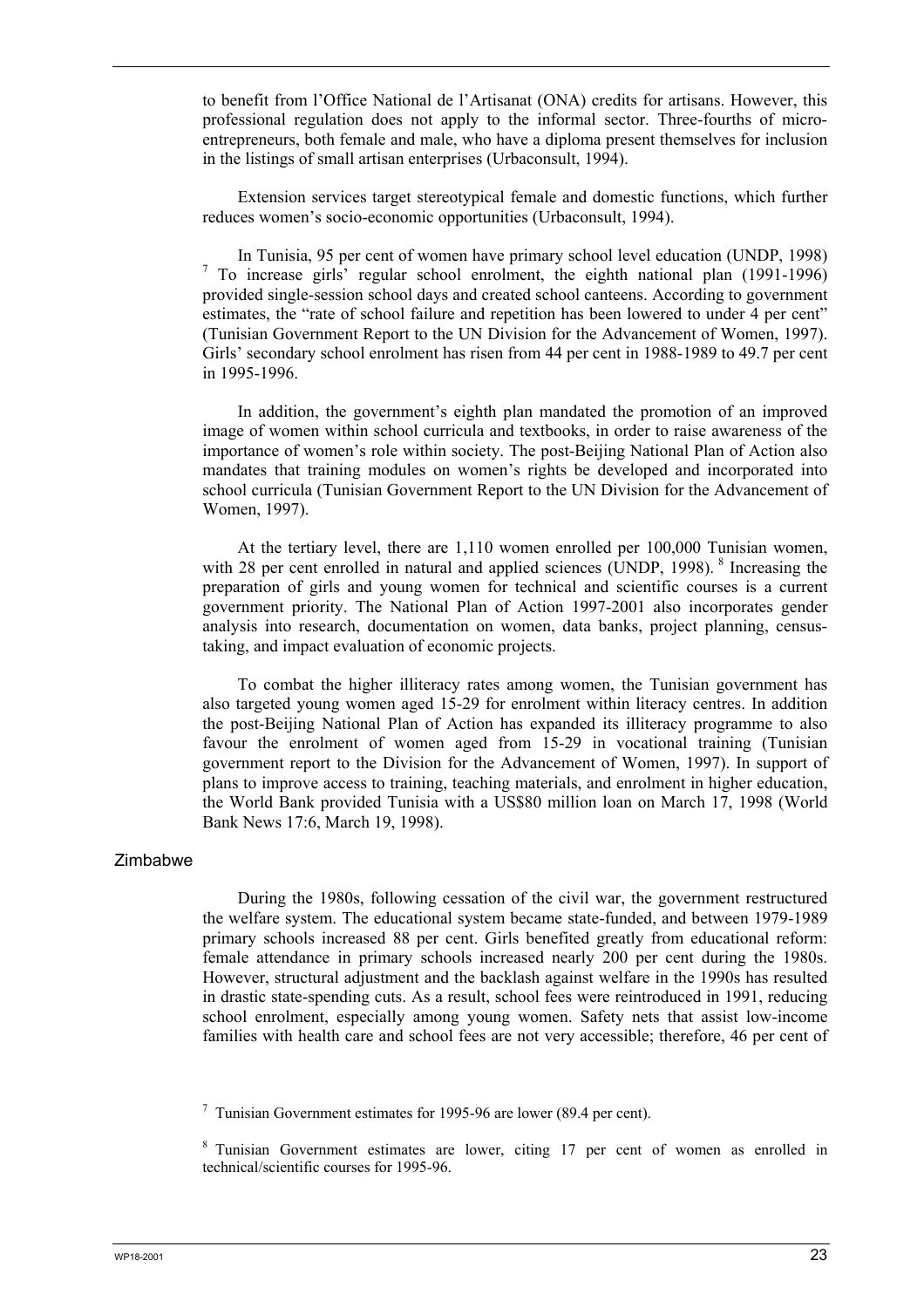to benefit from l'Office National de l'Artisanat (ONA) credits for artisans. However, this professional regulation does not apply to the informal sector. Three-fourths of micro-entrepreneurs, both female and male, who have a diploma present themselves for inclusion in the listings of small artisan enterprises (Urbaconsult, 1994).

Extension services target stereotypical female and domestic functions, which further reduces women's socio-economic opportunities (Urbaconsult, 1994).

In Tunisia, 95 per cent of women have primary school level education (UNDP, 1998) [7] To increase girls' regular school enrolment, the eighth national plan (1991-1996) provided single-session school days and created school canteens. According to government estimates, the "rate of school failure and repetition has been lowered to under 4 per cent" (Tunisian Government Report to the UN Division for the Advancement of Women, 1997). Girls' secondary school enrolment has risen from 44 per cent in 1988-1989 to 49.7 per cent in 1995-1996.

In addition, the government's eighth plan mandated the promotion of an improved image of women within school curricula and textbooks, in order to raise awareness of the importance of women's role within society. The post-Beijing National Plan of Action also mandates that training modules on women's rights be developed and incorporated into school curricula (Tunisian Government Report to the UN Division for the Advancement of Women, 1997).

At the tertiary level, there are 1,110 women enrolled per 100,000 Tunisian women, with 28 per cent enrolled in natural and applied sciences (UNDP, 1998). [8] Increasing the preparation of girls and young women for technical and scientific courses is a current government priority. The National Plan of Action 1997-2001 also incorporates gender analysis into research, documentation on women, data banks, project planning, census-taking, and impact evaluation of economic projects.

To combat the higher illiteracy rates among women, the Tunisian government has also targeted young women aged 15-29 for enrolment within literacy centres. In addition the post-Beijing National Plan of Action has expanded its illiteracy programme to also favour the enrolment of women aged from 15-29 in vocational training (Tunisian government report to the Division for the Advancement of Women, 1997). In support of plans to improve access to training, teaching materials, and enrolment in higher education, the World Bank provided Tunisia with a US$80 million loan on March 17, 1998 (World Bank News 17:6, March 19, 1998).

## Zimbabwe

During the 1980s, following cessation of the civil war, the government restructured the welfare system. The educational system became state-funded, and between 1979-1989 primary schools increased 88 per cent. Girls benefited greatly from educational reform: female attendance in primary schools increased nearly 200 per cent during the 1980s. However, structural adjustment and the backlash against welfare in the 1990s has resulted in drastic state-spending cuts. As a result, school fees were reintroduced in 1991, reducing school enrolment, especially among young women. Safety nets that assist low-income families with health care and school fees are not very accessible; therefore, 46 per cent of

[7] Tunisian Government estimates for 1995-96 are lower (89.4 per cent).

[8] Tunisian Government estimates are lower, citing 17 per cent of women as enrolled in technical/scientific courses for 1995-96.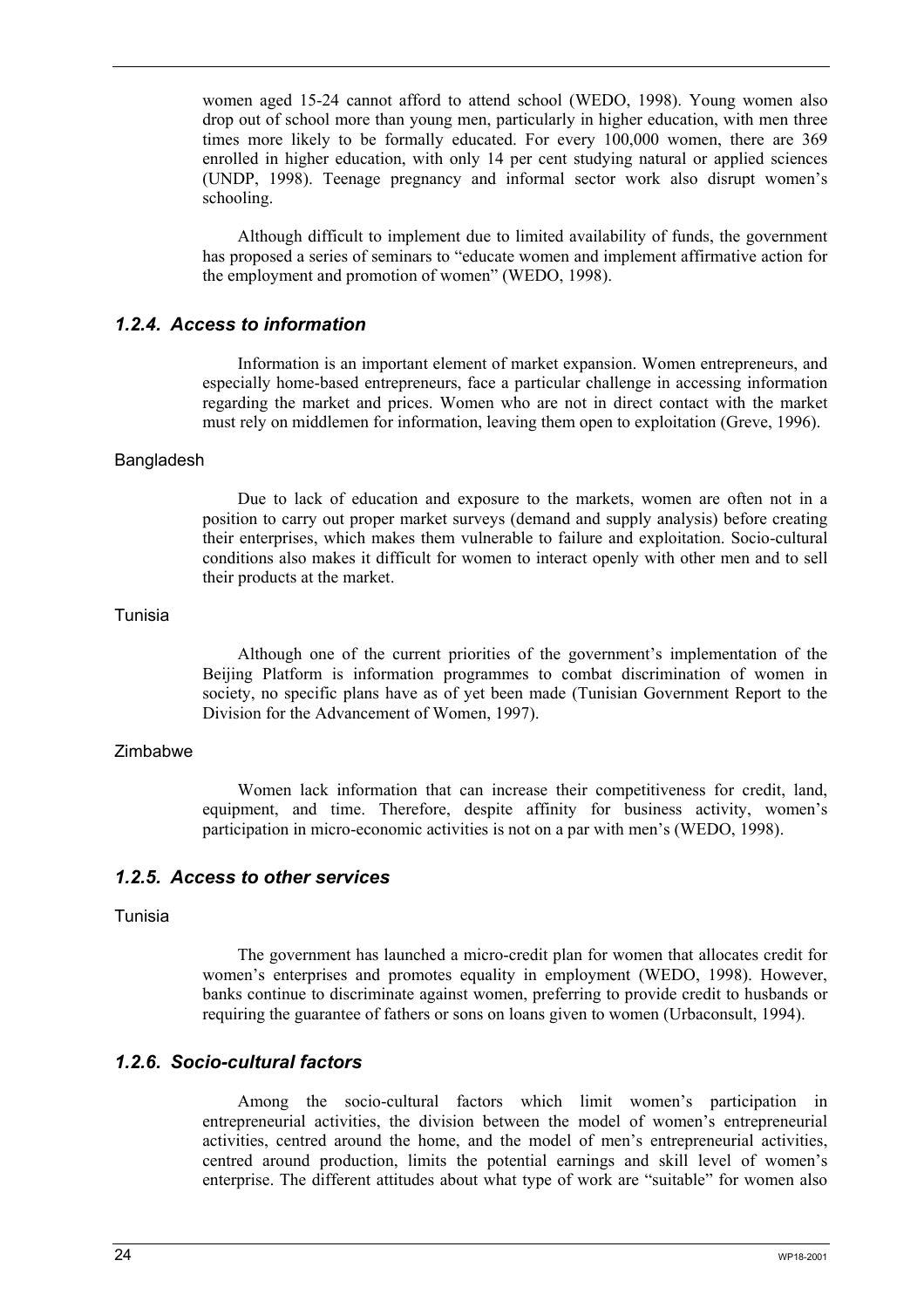women aged 15-24 cannot afford to attend school (WEDO, 1998). Young women also drop out of school more than young men, particularly in higher education, with men three times more likely to be formally educated. For every 100,000 women, there are 369 enrolled in higher education, with only 14 per cent studying natural or applied sciences (UNDP, 1998). Teenage pregnancy and informal sector work also disrupt women's schooling.

Although difficult to implement due to limited availability of funds, the government has proposed a series of seminars to "educate women and implement affirmative action for the employment and promotion of women" (WEDO, 1998).

### *1.2.4. Access to information*

Information is an important element of market expansion. Women entrepreneurs, and especially home-based entrepreneurs, face a particular challenge in accessing information regarding the market and prices. Women who are not in direct contact with the market must rely on middlemen for information, leaving them open to exploitation (Greve, 1996).

Bangladesh

Due to lack of education and exposure to the markets, women are often not in a position to carry out proper market surveys (demand and supply analysis) before creating their enterprises, which makes them vulnerable to failure and exploitation. Socio-cultural conditions also makes it difficult for women to interact openly with other men and to sell their products at the market.

Tunisia

Although one of the current priorities of the government's implementation of the Beijing Platform is information programmes to combat discrimination of women in society, no specific plans have as of yet been made (Tunisian Government Report to the Division for the Advancement of Women, 1997).

Zimbabwe

Women lack information that can increase their competitiveness for credit, land, equipment, and time. Therefore, despite affinity for business activity, women's participation in micro-economic activities is not on a par with men's (WEDO, 1998).

### *1.2.5. Access to other services*

Tunisia

The government has launched a micro-credit plan for women that allocates credit for women's enterprises and promotes equality in employment (WEDO, 1998). However, banks continue to discriminate against women, preferring to provide credit to husbands or requiring the guarantee of fathers or sons on loans given to women (Urbaconsult, 1994).

### *1.2.6. Socio-cultural factors*

Among the socio-cultural factors which limit women's participation in entrepreneurial activities, the division between the model of women's entrepreneurial activities, centred around the home, and the model of men's entrepreneurial activities, centred around production, limits the potential earnings and skill level of women's enterprise. The different attitudes about what type of work are "suitable" for women also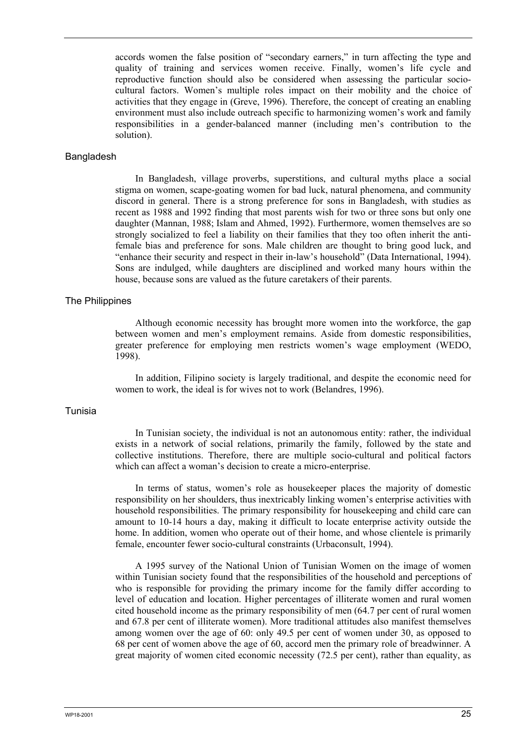accords women the false position of "secondary earners," in turn affecting the type and quality of training and services women receive. Finally, women's life cycle and reproductive function should also be considered when assessing the particular socio-cultural factors. Women's multiple roles impact on their mobility and the choice of activities that they engage in (Greve, 1996). Therefore, the concept of creating an enabling environment must also include outreach specific to harmonizing women's work and family responsibilities in a gender-balanced manner (including men's contribution to the solution).

### Bangladesh

In Bangladesh, village proverbs, superstitions, and cultural myths place a social stigma on women, scape-goating women for bad luck, natural phenomena, and community discord in general. There is a strong preference for sons in Bangladesh, with studies as recent as 1988 and 1992 finding that most parents wish for two or three sons but only one daughter (Mannan, 1988; Islam and Ahmed, 1992). Furthermore, women themselves are so strongly socialized to feel a liability on their families that they too often inherit the anti-female bias and preference for sons. Male children are thought to bring good luck, and "enhance their security and respect in their in-law's household" (Data International, 1994). Sons are indulged, while daughters are disciplined and worked many hours within the house, because sons are valued as the future caretakers of their parents.

### The Philippines

Although economic necessity has brought more women into the workforce, the gap between women and men's employment remains. Aside from domestic responsibilities, greater preference for employing men restricts women's wage employment (WEDO, 1998).

In addition, Filipino society is largely traditional, and despite the economic need for women to work, the ideal is for wives not to work (Belandres, 1996).

### Tunisia

In Tunisian society, the individual is not an autonomous entity: rather, the individual exists in a network of social relations, primarily the family, followed by the state and collective institutions. Therefore, there are multiple socio-cultural and political factors which can affect a woman's decision to create a micro-enterprise.

In terms of status, women's role as housekeeper places the majority of domestic responsibility on her shoulders, thus inextricably linking women's enterprise activities with household responsibilities. The primary responsibility for housekeeping and child care can amount to 10-14 hours a day, making it difficult to locate enterprise activity outside the home. In addition, women who operate out of their home, and whose clientele is primarily female, encounter fewer socio-cultural constraints (Urbaconsult, 1994).

A 1995 survey of the National Union of Tunisian Women on the image of women within Tunisian society found that the responsibilities of the household and perceptions of who is responsible for providing the primary income for the family differ according to level of education and location. Higher percentages of illiterate women and rural women cited household income as the primary responsibility of men (64.7 per cent of rural women and 67.8 per cent of illiterate women). More traditional attitudes also manifest themselves among women over the age of 60: only 49.5 per cent of women under 30, as opposed to 68 per cent of women above the age of 60, accord men the primary role of breadwinner. A great majority of women cited economic necessity (72.5 per cent), rather than equality, as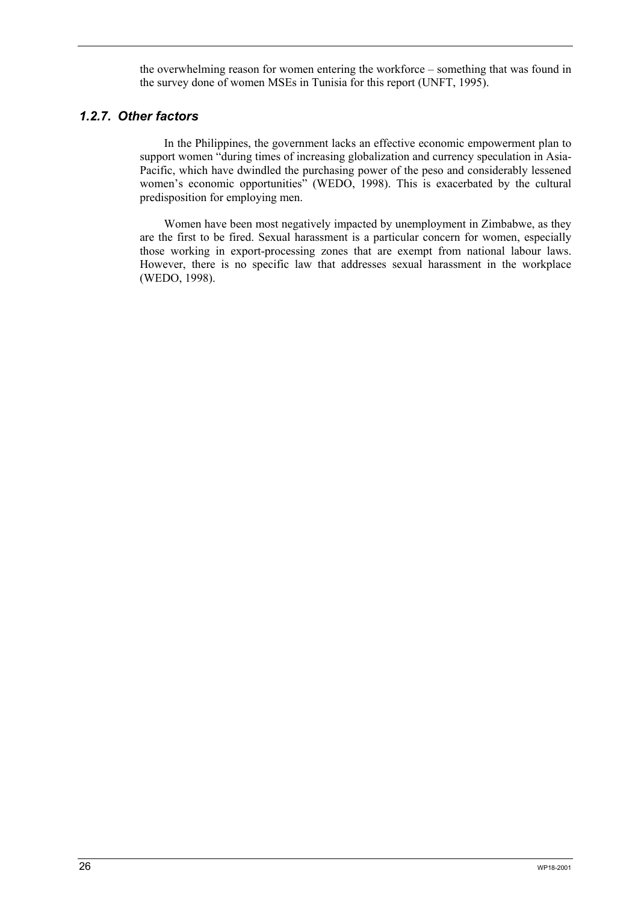the overwhelming reason for women entering the workforce – something that was found in the survey done of women MSEs in Tunisia for this report (UNFT, 1995).

### *1.2.7. Other factors*

In the Philippines, the government lacks an effective economic empowerment plan to support women "during times of increasing globalization and currency speculation in Asia-Pacific, which have dwindled the purchasing power of the peso and considerably lessened women's economic opportunities" (WEDO, 1998). This is exacerbated by the cultural predisposition for employing men.

Women have been most negatively impacted by unemployment in Zimbabwe, as they are the first to be fired. Sexual harassment is a particular concern for women, especially those working in export-processing zones that are exempt from national labour laws. However, there is no specific law that addresses sexual harassment in the workplace (WEDO, 1998).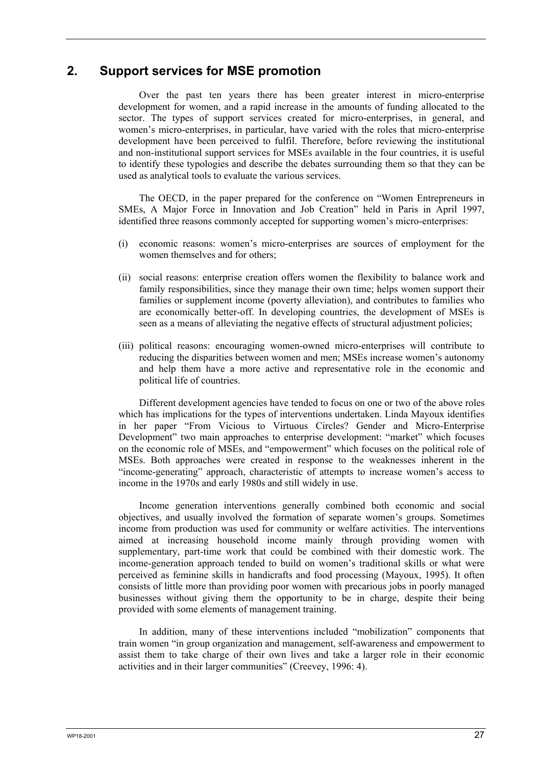## 2. Support services for MSE promotion

Over the past ten years there has been greater interest in micro-enterprise development for women, and a rapid increase in the amounts of funding allocated to the sector. The types of support services created for micro-enterprises, in general, and women's micro-enterprises, in particular, have varied with the roles that micro-enterprise development have been perceived to fulfil. Therefore, before reviewing the institutional and non-institutional support services for MSEs available in the four countries, it is useful to identify these typologies and describe the debates surrounding them so that they can be used as analytical tools to evaluate the various services.

The OECD, in the paper prepared for the conference on "Women Entrepreneurs in SMEs, A Major Force in Innovation and Job Creation" held in Paris in April 1997, identified three reasons commonly accepted for supporting women's micro-enterprises:

(i) economic reasons: women's micro-enterprises are sources of employment for the women themselves and for others;

(ii) social reasons: enterprise creation offers women the flexibility to balance work and family responsibilities, since they manage their own time; helps women support their families or supplement income (poverty alleviation), and contributes to families who are economically better-off. In developing countries, the development of MSEs is seen as a means of alleviating the negative effects of structural adjustment policies;

(iii) political reasons: encouraging women-owned micro-enterprises will contribute to reducing the disparities between women and men; MSEs increase women's autonomy and help them have a more active and representative role in the economic and political life of countries.

Different development agencies have tended to focus on one or two of the above roles which has implications for the types of interventions undertaken. Linda Mayoux identifies in her paper "From Vicious to Virtuous Circles? Gender and Micro-Enterprise Development" two main approaches to enterprise development: "market" which focuses on the economic role of MSEs, and "empowerment" which focuses on the political role of MSEs. Both approaches were created in response to the weaknesses inherent in the "income-generating" approach, characteristic of attempts to increase women's access to income in the 1970s and early 1980s and still widely in use.

Income generation interventions generally combined both economic and social objectives, and usually involved the formation of separate women's groups. Sometimes income from production was used for community or welfare activities. The interventions aimed at increasing household income mainly through providing women with supplementary, part-time work that could be combined with their domestic work. The income-generation approach tended to build on women's traditional skills or what were perceived as feminine skills in handicrafts and food processing (Mayoux, 1995). It often consists of little more than providing poor women with precarious jobs in poorly managed businesses without giving them the opportunity to be in charge, despite their being provided with some elements of management training.

In addition, many of these interventions included "mobilization" components that train women "in group organization and management, self-awareness and empowerment to assist them to take charge of their own lives and take a larger role in their economic activities and in their larger communities" (Creevey, 1996: 4).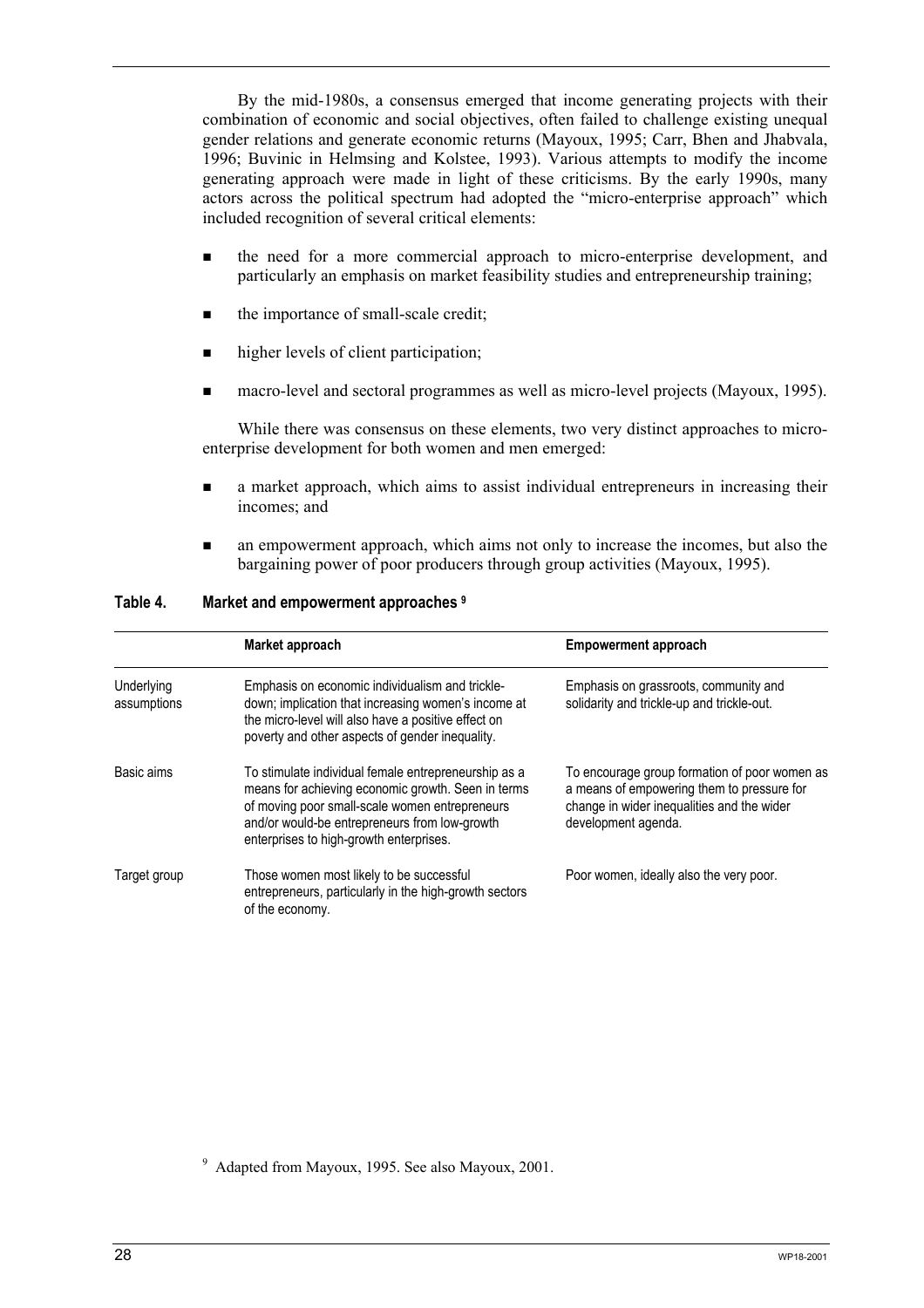By the mid-1980s, a consensus emerged that income generating projects with their combination of economic and social objectives, often failed to challenge existing unequal gender relations and generate economic returns (Mayoux, 1995; Carr, Bhen and Jhabvala, 1996; Buvinic in Helmsing and Kolstee, 1993). Various attempts to modify the income generating approach were made in light of these criticisms. By the early 1990s, many actors across the political spectrum had adopted the "micro-enterprise approach" which included recognition of several critical elements:

- the need for a more commercial approach to micro-enterprise development, and particularly an emphasis on market feasibility studies and entrepreneurship training;
- the importance of small-scale credit;
- higher levels of client participation;
- macro-level and sectoral programmes as well as micro-level projects (Mayoux, 1995).

While there was consensus on these elements, two very distinct approaches to micro-enterprise development for both women and men emerged:

- a market approach, which aims to assist individual entrepreneurs in increasing their incomes; and
- an empowerment approach, which aims not only to increase the incomes, but also the bargaining power of poor producers through group activities (Mayoux, 1995).

**Table 4. Market and empowerment approaches [9]**

| | Market approach | Empowerment approach |
|---|---|---|
| Underlying assumptions | Emphasis on economic individualism and trickle-down; implication that increasing women's income at the micro-level will also have a positive effect on poverty and other aspects of gender inequality. | Emphasis on grassroots, community and solidarity and trickle-up and trickle-out. |
| Basic aims | To stimulate individual female entrepreneurship as a means for achieving economic growth. Seen in terms of moving poor small-scale women entrepreneurs and/or would-be entrepreneurs from low-growth enterprises to high-growth enterprises. | To encourage group formation of poor women as a means of empowering them to pressure for change in wider inequalities and the wider development agenda. |
| Target group | Those women most likely to be successful entrepreneurs, particularly in the high-growth sectors of the economy. | Poor women, ideally also the very poor. |

[9] Adapted from Mayoux, 1995. See also Mayoux, 2001.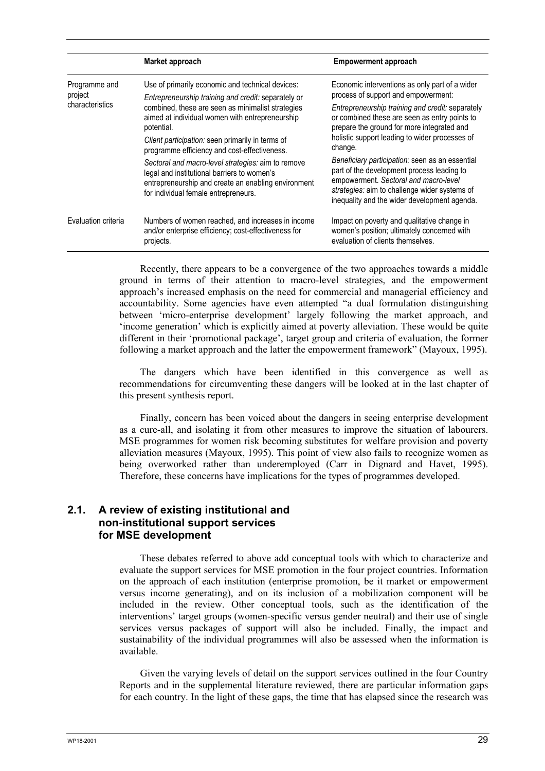| | Market approach | Empowerment approach |
|---|---|---|
| Programme and project characteristics | Use of primarily economic and technical devices: *Entrepreneurship training and credit:* separately or combined, these are seen as minimalist strategies aimed at individual women with entrepreneurship potential. *Client participation:* seen primarily in terms of programme efficiency and cost-effectiveness. *Sectoral and macro-level strategies:* aim to remove legal and institutional barriers to women's entrepreneurship and create an enabling environment for individual female entrepreneurs. | Economic interventions as only part of a wider process of support and empowerment: *Entrepreneurship training and credit:* separately or combined these are seen as entry points to prepare the ground for more integrated and holistic support leading to wider processes of change. *Beneficiary participation:* seen as an essential part of the development process leading to empowerment. *Sectoral and macro-level strategies:* aim to challenge wider systems of inequality and the wider development agenda. |
| Evaluation criteria | Numbers of women reached, and increases in income and/or enterprise efficiency; cost-effectiveness for projects. | Impact on poverty and qualitative change in women's position; ultimately concerned with evaluation of clients themselves. |

Recently, there appears to be a convergence of the two approaches towards a middle ground in terms of their attention to macro-level strategies, and the empowerment approach's increased emphasis on the need for commercial and managerial efficiency and accountability. Some agencies have even attempted "a dual formulation distinguishing between 'micro-enterprise development' largely following the market approach, and 'income generation' which is explicitly aimed at poverty alleviation. These would be quite different in their 'promotional package', target group and criteria of evaluation, the former following a market approach and the latter the empowerment framework" (Mayoux, 1995).

The dangers which have been identified in this convergence as well as recommendations for circumventing these dangers will be looked at in the last chapter of this present synthesis report.

Finally, concern has been voiced about the dangers in seeing enterprise development as a cure-all, and isolating it from other measures to improve the situation of labourers. MSE programmes for women risk becoming substitutes for welfare provision and poverty alleviation measures (Mayoux, 1995). This point of view also fails to recognize women as being overworked rather than underemployed (Carr in Dignard and Havet, 1995). Therefore, these concerns have implications for the types of programmes developed.

## 2.1. A review of existing institutional and non-institutional support services for MSE development

These debates referred to above add conceptual tools with which to characterize and evaluate the support services for MSE promotion in the four project countries. Information on the approach of each institution (enterprise promotion, be it market or empowerment versus income generating), and on its inclusion of a mobilization component will be included in the review. Other conceptual tools, such as the identification of the interventions' target groups (women-specific versus gender neutral) and their use of single services versus packages of support will also be included. Finally, the impact and sustainability of the individual programmes will also be assessed when the information is available.

Given the varying levels of detail on the support services outlined in the four Country Reports and in the supplemental literature reviewed, there are particular information gaps for each country. In the light of these gaps, the time that has elapsed since the research was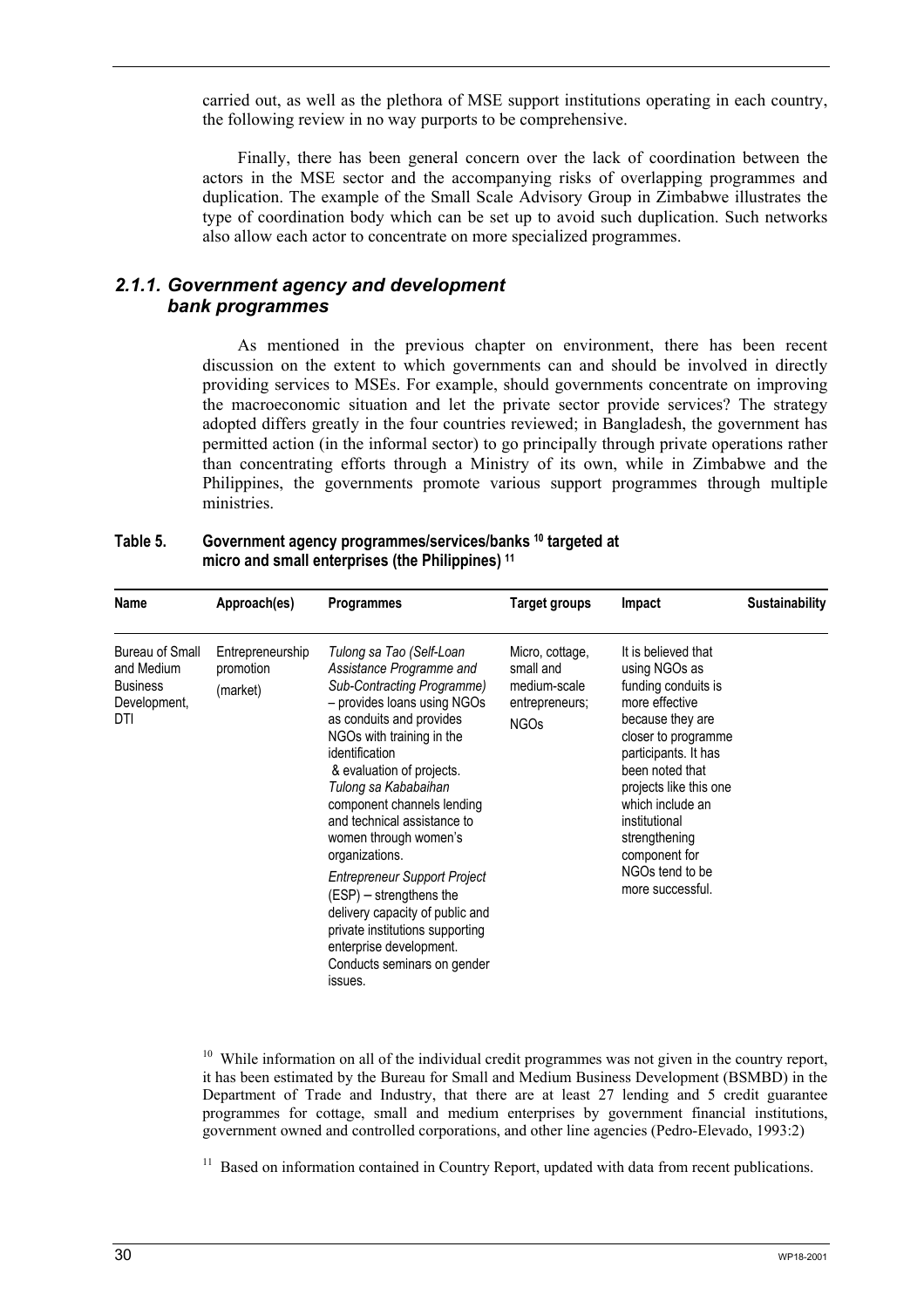carried out, as well as the plethora of MSE support institutions operating in each country, the following review in no way purports to be comprehensive.

Finally, there has been general concern over the lack of coordination between the actors in the MSE sector and the accompanying risks of overlapping programmes and duplication. The example of the Small Scale Advisory Group in Zimbabwe illustrates the type of coordination body which can be set up to avoid such duplication. Such networks also allow each actor to concentrate on more specialized programmes.

### *2.1.1. Government agency and development bank programmes*

As mentioned in the previous chapter on environment, there has been recent discussion on the extent to which governments can and should be involved in directly providing services to MSEs. For example, should governments concentrate on improving the macroeconomic situation and let the private sector provide services? The strategy adopted differs greatly in the four countries reviewed; in Bangladesh, the government has permitted action (in the informal sector) to go principally through private operations rather than concentrating efforts through a Ministry of its own, while in Zimbabwe and the Philippines, the governments promote various support programmes through multiple ministries.

**Table 5. Government agency programmes/services/banks [10] targeted at micro and small enterprises (the Philippines) [11]**

| Name | Approach(es) | Programmes | Target groups | Impact | Sustainability |
|---|---|---|---|---|---|
| Bureau of Small and Medium Business Development, DTI | Entrepreneurship promotion (market) | *Tulong sa Tao (Self-Loan Assistance Programme and Sub-Contracting Programme)* – provides loans using NGOs as conduits and provides NGOs with training in the identification & evaluation of projects. *Tulong sa Kababaihan* component channels lending and technical assistance to women through women's organizations. *Entrepreneur Support Project* (ESP) – strengthens the delivery capacity of public and private institutions supporting enterprise development. Conducts seminars on gender issues. | Micro, cottage, small and medium-scale entrepreneurs; NGOs | It is believed that using NGOs as funding conduits is more effective because they are closer to programme participants. It has been noted that projects like this one which include an institutional strengthening component for NGOs tend to be more successful. | |

[10] While information on all of the individual credit programmes was not given in the country report, it has been estimated by the Bureau for Small and Medium Business Development (BSMBD) in the Department of Trade and Industry, that there are at least 27 lending and 5 credit guarantee programmes for cottage, small and medium enterprises by government financial institutions, government owned and controlled corporations, and other line agencies (Pedro-Elevado, 1993:2)

[11] Based on information contained in Country Report, updated with data from recent publications.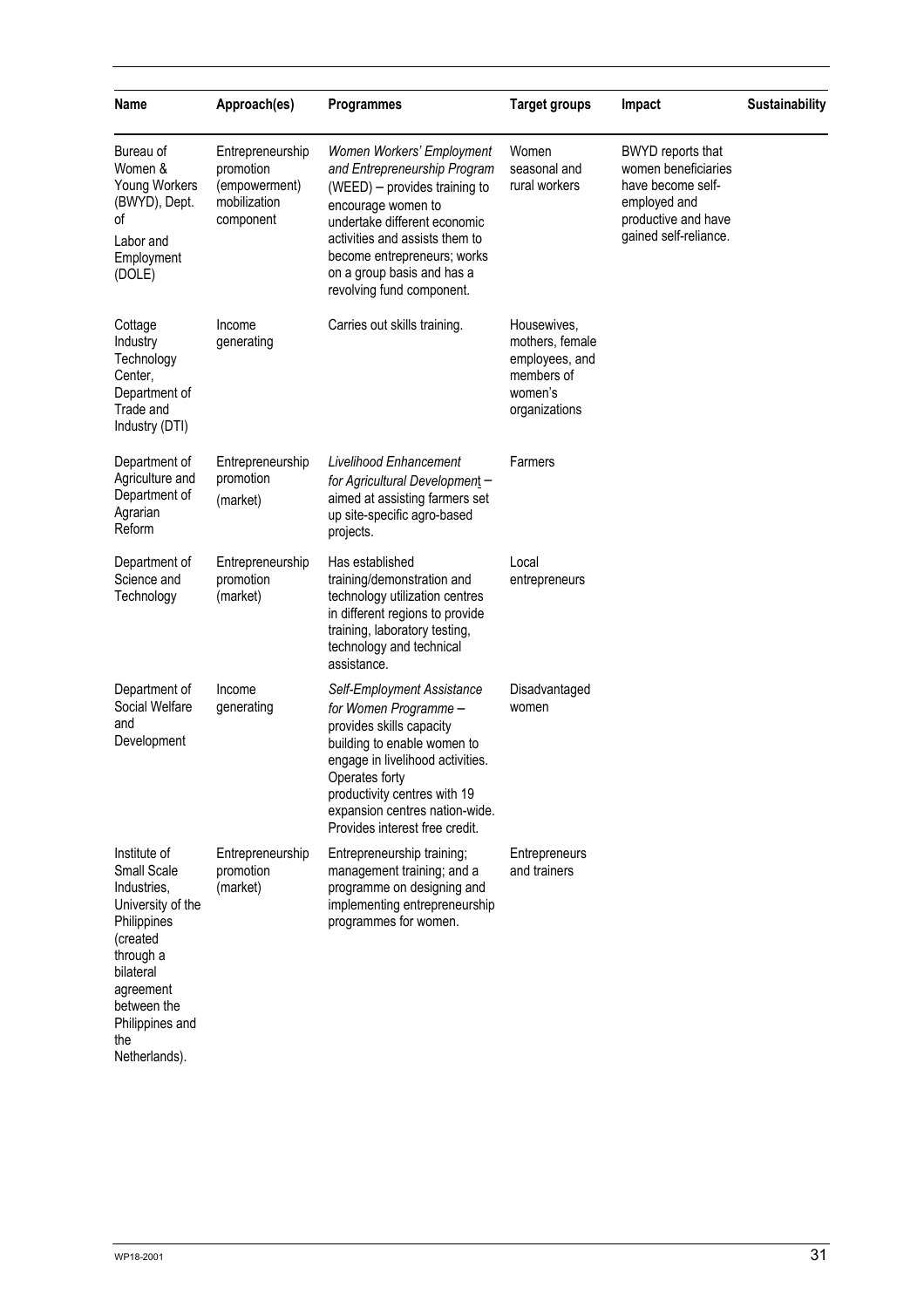| Name | Approach(es) | Programmes | Target groups | Impact | Sustainability |
|---|---|---|---|---|---|
| Bureau of Women & Young Workers (BWYD), Dept. of Labor and Employment (DOLE) | Entrepreneurship promotion (empowerment) mobilization component | *Women Workers' Employment and Entrepreneurship Program* (WEED) – provides training to encourage women to undertake different economic activities and assists them to become entrepreneurs; works on a group basis and has a revolving fund component. | Women seasonal and rural workers | BWYD reports that women beneficiaries have become self-employed and productive and have gained self-reliance. | |
| Cottage Industry Technology Center, Department of Trade and Industry (DTI) | Income generating | Carries out skills training. | Housewives, mothers, female employees, and members of women's organizations | | |
| Department of Agriculture and Department of Agrarian Reform | Entrepreneurship promotion (market) | *Livelihood Enhancement for Agricultural Development* – aimed at assisting farmers set up site-specific agro-based projects. | Farmers | | |
| Department of Science and Technology | Entrepreneurship promotion (market) | Has established training/demonstration and technology utilization centres in different regions to provide training, laboratory testing, technology and technical assistance. | Local entrepreneurs | | |
| Department of Social Welfare and Development | Income generating | *Self-Employment Assistance for Women Programme* – provides skills capacity building to enable women to engage in livelihood activities. Operates forty productivity centres with 19 expansion centres nation-wide. Provides interest free credit. | Disadvantaged women | | |
| Institute of Small Scale Industries, University of the Philippines (created through a bilateral agreement between the Philippines and the Netherlands). | Entrepreneurship promotion (market) | Entrepreneurship training; management training; and a programme on designing and implementing entrepreneurship programmes for women. | Entrepreneurs and trainers | | |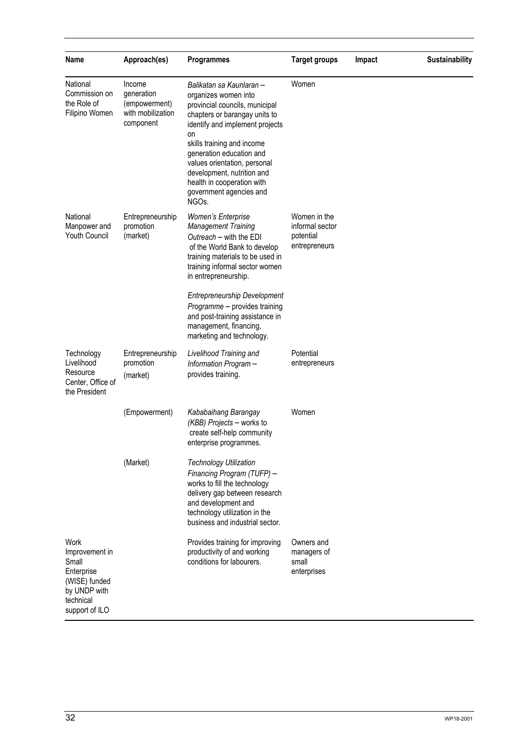| Name | Approach(es) | Programmes | Target groups | Impact | Sustainability |
|---|---|---|---|---|---|
| National Commission on the Role of Filipino Women | Income generation (empowerment) with mobilization component | *Balikatan sa Kaunlaran* – organizes women into provincial councils, municipal chapters or barangay units to identify and implement projects on skills training and income generation education and values orientation, personal development, nutrition and health in cooperation with government agencies and NGOs. | Women | | |
| National Manpower and Youth Council | Entrepreneurship promotion (market) | *Women's Enterprise Management Training Outreach* – with the EDI of the World Bank to develop training materials to be used in training informal sector women in entrepreneurship.<br><br>*Entrepreneurship Development Programme* – provides training and post-training assistance in management, financing, marketing and technology. | Women in the informal sector potential entrepreneurs | | |
| Technology Livelihood Resource Center, Office of the President | Entrepreneurship promotion (market) | *Livelihood Training and Information Program* – provides training. | Potential entrepreneurs | | |
| | (Empowerment) | *Kababaihang Barangay (KBB) Projects* – works to create self-help community enterprise programmes. | Women | | |
| | (Market) | *Technology Utilization Financing Program (TUFP)* – works to fill the technology delivery gap between research and development and technology utilization in the business and industrial sector. | | | |
| Work Improvement in Small Enterprise (WISE) funded by UNDP with technical support of ILO | | Provides training for improving productivity of and working conditions for labourers. | Owners and managers of small enterprises | | |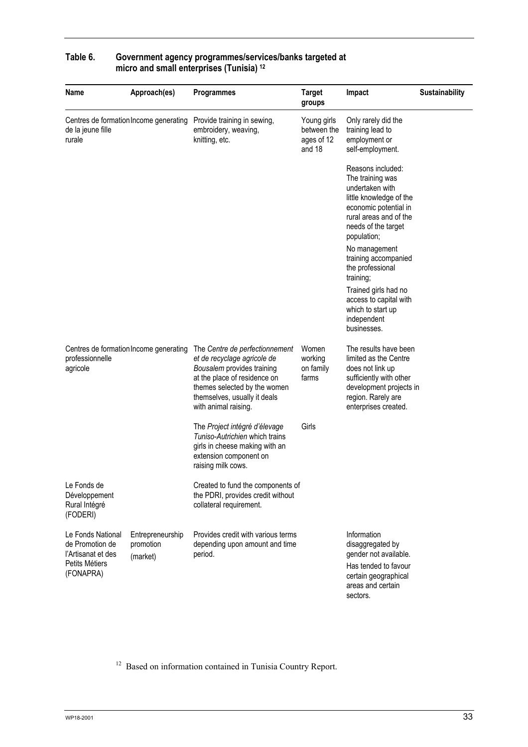**Table 6. Government agency programmes/services/banks targeted at micro and small enterprises (Tunisia)** [12]

| Name | Approach(es) | Programmes | Target groups | Impact | Sustainability |
|---|---|---|---|---|---|
| Centres de formation de la jeune fille rurale | Income generating | Provide training in sewing, embroidery, weaving, knitting, etc. | Young girls between the ages of 12 and 18 | Only rarely did the training lead to employment or self-employment. Reasons included: The training was undertaken with little knowledge of the economic potential in rural areas and of the needs of the target population; No management training accompanied the professional training; Trained girls had no access to capital with which to start up independent businesses. | |
| Centres de formation professionnelle agricole | Income generating | The *Centre de perfectionnement et de recyclage agricole de Bousalem* provides training at the place of residence on themes selected by the women themselves, usually it deals with animal raising. | Women working on family farms | The results have been limited as the Centre does not link up sufficiently with other development projects in region. Rarely are enterprises created. | |
| | | The *Project intégré d'élevage Tuniso-Autrichien* which trains girls in cheese making with an extension component on raising milk cows. | Girls | | |
| Le Fonds de Développement Rural Intégré (FODERI) | | Created to fund the components of the PDRI, provides credit without collateral requirement. | | | |
| Le Fonds National de Promotion de l'Artisanat et des Petits Métiers (FONAPRA) | Entrepreneurship promotion (market) | Provides credit with various terms depending upon amount and time period. | | Information disaggregated by gender not available. Has tended to favour certain geographical areas and certain sectors. | |

[12] Based on information contained in Tunisia Country Report.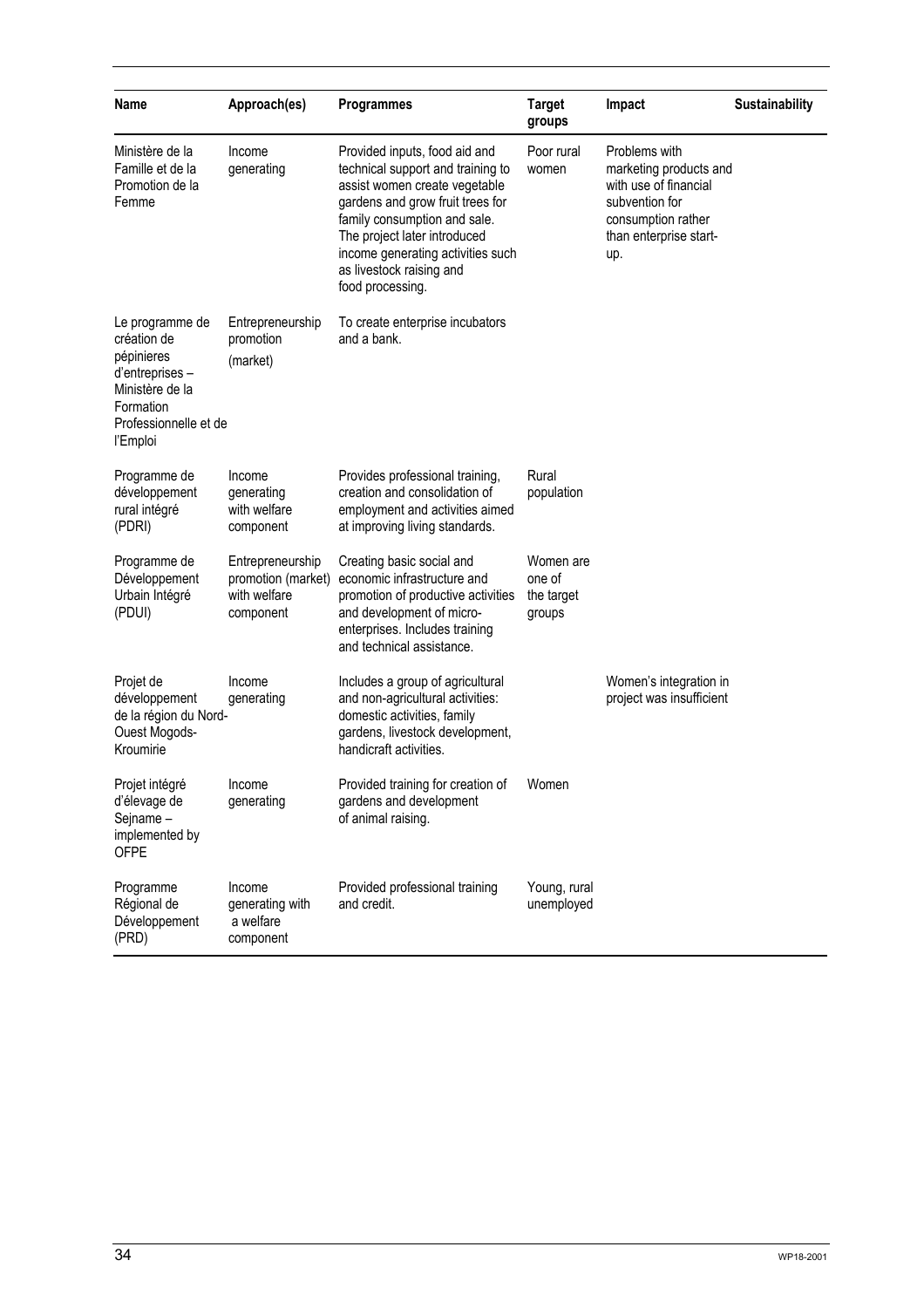| Name | Approach(es) | Programmes | Target groups | Impact | Sustainability |
|---|---|---|---|---|---|
| Ministère de la Famille et de la Promotion de la Femme | Income generating | Provided inputs, food aid and technical support and training to assist women create vegetable gardens and grow fruit trees for family consumption and sale. The project later introduced income generating activities such as livestock raising and food processing. | Poor rural women | Problems with marketing products and with use of financial subvention for consumption rather than enterprise start-up. | |
| Le programme de création de pépinieres d'entreprises – Ministère de la Formation Professionnelle et de l'Emploi | Entrepreneurship promotion (market) | To create enterprise incubators and a bank. | | | |
| Programme de développement rural intégré (PDRI) | Income generating with welfare component | Provides professional training, creation and consolidation of employment and activities aimed at improving living standards. | Rural population | | |
| Programme de Développement Urbain Intégré (PDUI) | Entrepreneurship promotion (market) with welfare component | Creating basic social and economic infrastructure and promotion of productive activities and development of micro-enterprises. Includes training and technical assistance. | Women are one of the target groups | | |
| Projet de développement de la région du Nord-Ouest Mogods-Kroumirie | Income generating | Includes a group of agricultural and non-agricultural activities: domestic activities, family gardens, livestock development, handicraft activities. | | Women's integration in project was insufficient | |
| Projet intégré d'élevage de Sejname – implemented by OFPE | Income generating | Provided training for creation of gardens and development of animal raising. | Women | | |
| Programme Régional de Développement (PRD) | Income generating with a welfare component | Provided professional training and credit. | Young, rural unemployed | | |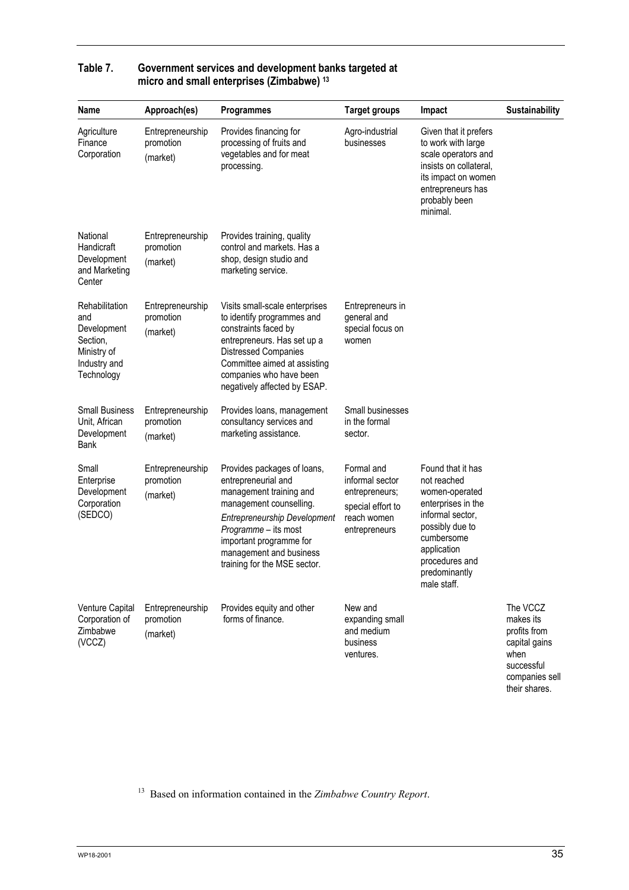**Table 7. Government services and development banks targeted at micro and small enterprises (Zimbabwe) [13]**

| Name | Approach(es) | Programmes | Target groups | Impact | Sustainability |
|---|---|---|---|---|---|
| Agriculture Finance Corporation | Entrepreneurship promotion (market) | Provides financing for processing of fruits and vegetables and for meat processing. | Agro-industrial businesses | Given that it prefers to work with large scale operators and insists on collateral, its impact on women entrepreneurs has probably been minimal. | |
| National Handicraft Development and Marketing Center | Entrepreneurship promotion (market) | Provides training, quality control and markets. Has a shop, design studio and marketing service. | | | |
| Rehabilitation and Development Section, Ministry of Industry and Technology | Entrepreneurship promotion (market) | Visits small-scale enterprises to identify programmes and constraints faced by entrepreneurs. Has set up a Distressed Companies Committee aimed at assisting companies who have been negatively affected by ESAP. | Entrepreneurs in general and special focus on women | | |
| Small Business Unit, African Development Bank | Entrepreneurship promotion (market) | Provides loans, management consultancy services and marketing assistance. | Small businesses in the formal sector. | | |
| Small Enterprise Development Corporation (SEDCO) | Entrepreneurship promotion (market) | Provides packages of loans, entrepreneurial and management training and management counselling. *Entrepreneurship Development Programme* – its most important programme for management and business training for the MSE sector. | Formal and informal sector entrepreneurs; special effort to reach women entrepreneurs | Found that it has not reached women-operated enterprises in the informal sector, possibly due to cumbersome application procedures and predominantly male staff. | |
| Venture Capital Corporation of Zimbabwe (VCCZ) | Entrepreneurship promotion (market) | Provides equity and other forms of finance. | New and expanding small and medium business ventures. | | The VCCZ makes its profits from capital gains when successful companies sell their shares. |

[13] Based on information contained in the *Zimbabwe Country Report*.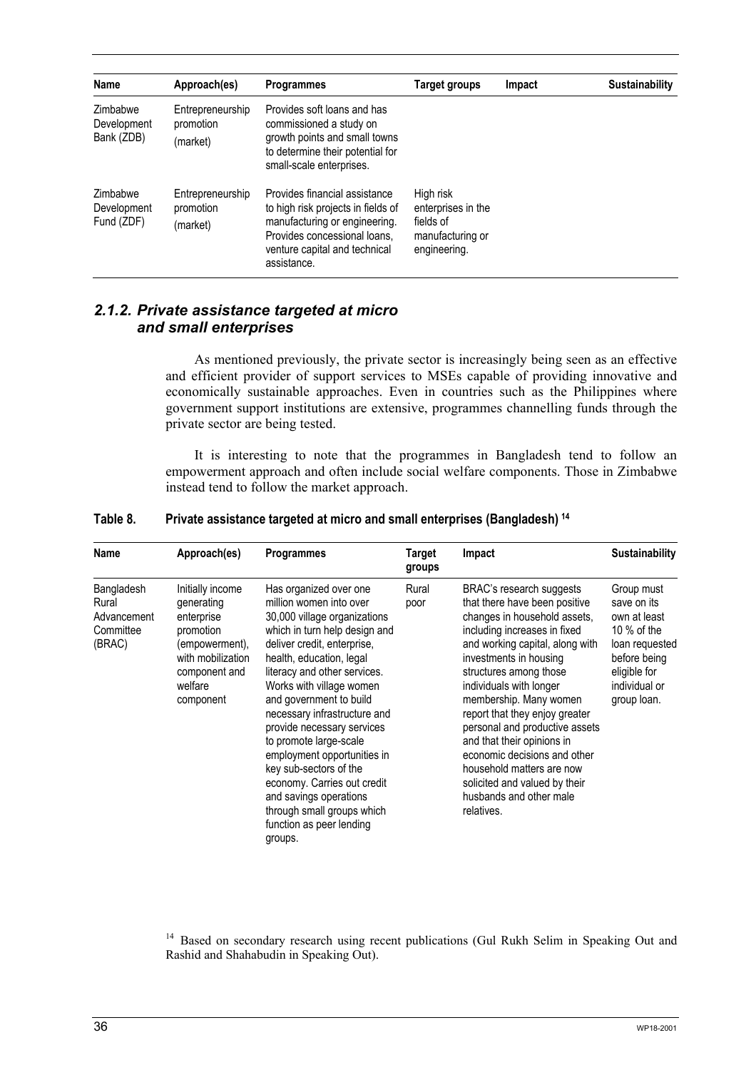| Name | Approach(es) | Programmes | Target groups | Impact | Sustainability |
|---|---|---|---|---|---|
| Zimbabwe Development Bank (ZDB) | Entrepreneurship promotion (market) | Provides soft loans and has commissioned a study on growth points and small towns to determine their potential for small-scale enterprises. | | | |
| Zimbabwe Development Fund (ZDF) | Entrepreneurship promotion (market) | Provides financial assistance to high risk projects in fields of manufacturing or engineering. Provides concessional loans, venture capital and technical assistance. | High risk enterprises in the fields of manufacturing or engineering. | | |

### *2.1.2. Private assistance targeted at micro and small enterprises*

As mentioned previously, the private sector is increasingly being seen as an effective and efficient provider of support services to MSEs capable of providing innovative and economically sustainable approaches. Even in countries such as the Philippines where government support institutions are extensive, programmes channelling funds through the private sector are being tested.

It is interesting to note that the programmes in Bangladesh tend to follow an empowerment approach and often include social welfare components. Those in Zimbabwe instead tend to follow the market approach.

**Table 8. Private assistance targeted at micro and small enterprises (Bangladesh) [14]**

| Name | Approach(es) | Programmes | Target groups | Impact | Sustainability |
|---|---|---|---|---|---|
| Bangladesh Rural Advancement Committee (BRAC) | Initially income generating enterprise promotion (empowerment), with mobilization component and welfare component | Has organized over one million women into over 30,000 village organizations which in turn help design and deliver credit, enterprise, health, education, legal literacy and other services. Works with village women and government to build necessary infrastructure and provide necessary services to promote large-scale employment opportunities in key sub-sectors of the economy. Carries out credit and savings operations through small groups which function as peer lending groups. | Rural poor | BRAC's research suggests that there have been positive changes in household assets, including increases in fixed and working capital, along with investments in housing structures among those individuals with longer membership. Many women report that they enjoy greater personal and productive assets and that their opinions in economic decisions and other household matters are now solicited and valued by their husbands and other male relatives. | Group must save on its own at least 10 % of the loan requested before being eligible for individual or group loan. |

[14] Based on secondary research using recent publications (Gul Rukh Selim in Speaking Out and Rashid and Shahabudin in Speaking Out).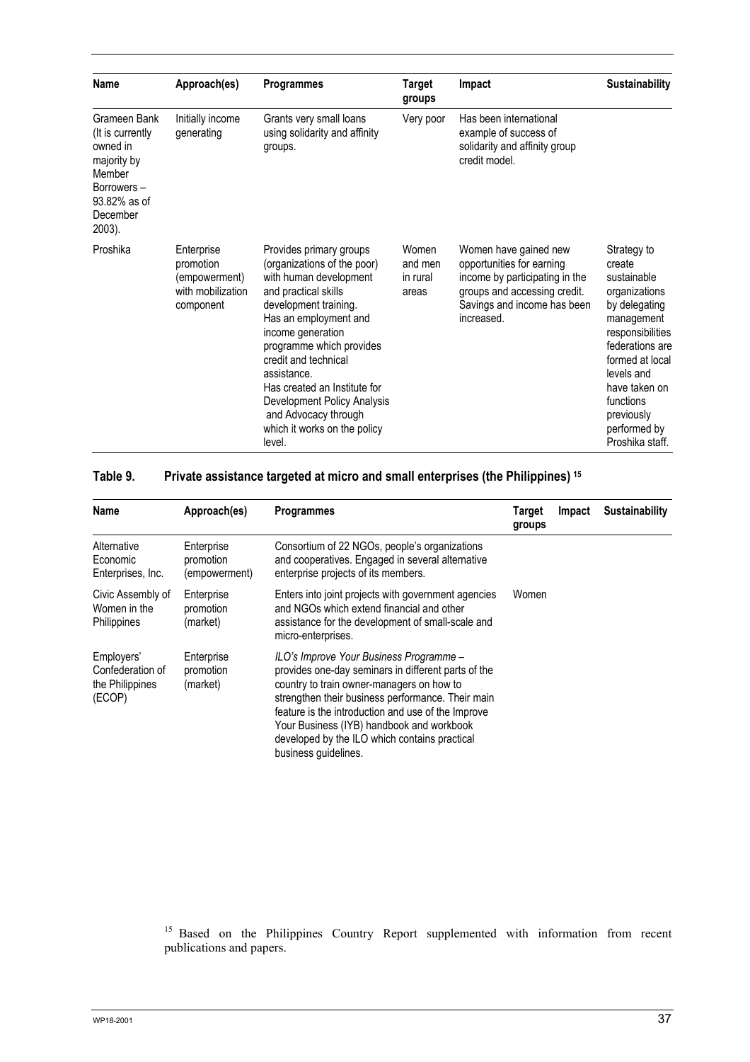| Name | Approach(es) | Programmes | Target groups | Impact | Sustainability |
|---|---|---|---|---|---|
| Grameen Bank (It is currently owned in majority by Member Borrowers – 93.82% as of December 2003). | Initially income generating | Grants very small loans using solidarity and affinity groups. | Very poor | Has been international example of success of solidarity and affinity group credit model. | |
| Proshika | Enterprise promotion (empowerment) with mobilization component | Provides primary groups (organizations of the poor) with human development and practical skills development training. Has an employment and income generation programme which provides credit and technical assistance. Has created an Institute for Development Policy Analysis and Advocacy through which it works on the policy level. | Women and men in rural areas | Women have gained new opportunities for earning income by participating in the groups and accessing credit. Savings and income has been increased. | Strategy to create sustainable organizations by delegating management responsibilities federations are formed at local levels and have taken on functions previously performed by Proshika staff. |

## Table 9. Private assistance targeted at micro and small enterprises (the Philippines) [15]

| Name | Approach(es) | Programmes | Target groups | Impact | Sustainability |
|---|---|---|---|---|---|
| Alternative Economic Enterprises, Inc. | Enterprise promotion (empowerment) | Consortium of 22 NGOs, people's organizations and cooperatives. Engaged in several alternative enterprise projects of its members. | | | |
| Civic Assembly of Women in the Philippines | Enterprise promotion (market) | Enters into joint projects with government agencies and NGOs which extend financial and other assistance for the development of small-scale and micro-enterprises. | Women | | |
| Employers' Confederation of the Philippines (ECOP) | Enterprise promotion (market) | *ILO's Improve Your Business Programme* – provides one-day seminars in different parts of the country to train owner-managers on how to strengthen their business performance. Their main feature is the introduction and use of the Improve Your Business (IYB) handbook and workbook developed by the ILO which contains practical business guidelines. | | | |

[15] Based on the Philippines Country Report supplemented with information from recent publications and papers.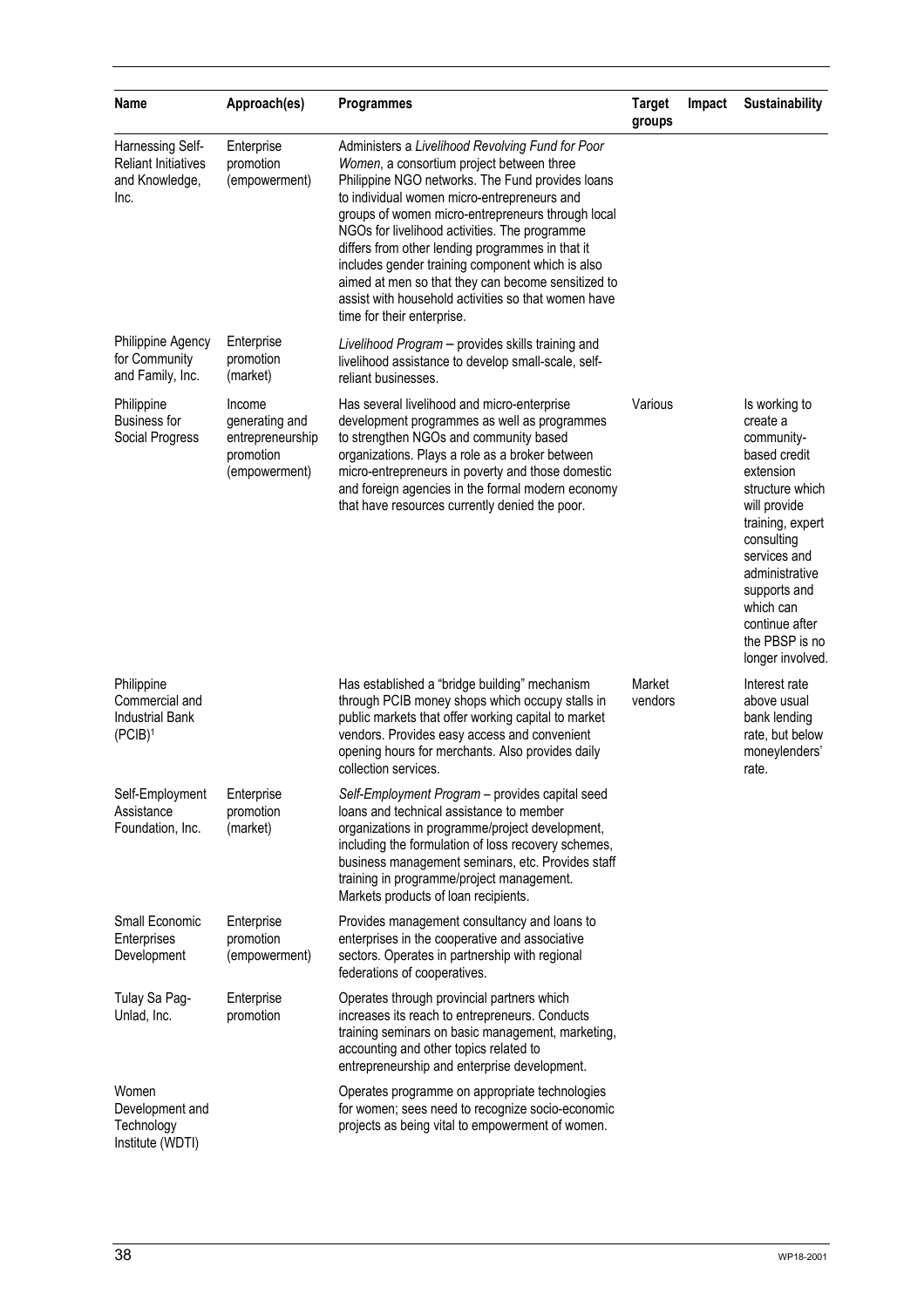| Name | Approach(es) | Programmes | Target groups | Impact | Sustainability |
|---|---|---|---|---|---|
| Harnessing Self-Reliant Initiatives and Knowledge, Inc. | Enterprise promotion (empowerment) | Administers a *Livelihood Revolving Fund for Poor Women*, a consortium project between three Philippine NGO networks. The Fund provides loans to individual women micro-entrepreneurs and groups of women micro-entrepreneurs through local NGOs for livelihood activities. The programme differs from other lending programmes in that it includes gender training component which is also aimed at men so that they can become sensitized to assist with household activities so that women have time for their enterprise. | | | |
| Philippine Agency for Community and Family, Inc. | Enterprise promotion (market) | *Livelihood Program* – provides skills training and livelihood assistance to develop small-scale, self-reliant businesses. | | | |
| Philippine Business for Social Progress | Income generating and entrepreneurship promotion (empowerment) | Has several livelihood and micro-enterprise development programmes as well as programmes to strengthen NGOs and community based organizations. Plays a role as a broker between micro-entrepreneurs in poverty and those domestic and foreign agencies in the formal modern economy that have resources currently denied the poor. | Various | | Is working to create a community-based credit extension structure which will provide training, expert consulting services and administrative supports and which can continue after the PBSP is no longer involved. |
| Philippine Commercial and Industrial Bank (PCIB)[1] | | Has established a "bridge building" mechanism through PCIB money shops which occupy stalls in public markets that offer working capital to market vendors. Provides easy access and convenient opening hours for merchants. Also provides daily collection services. | Market vendors | | Interest rate above usual bank lending rate, but below moneylenders' rate. |
| Self-Employment Assistance Foundation, Inc. | Enterprise promotion (market) | *Self-Employment Program* – provides capital seed loans and technical assistance to member organizations in programme/project development, including the formulation of loss recovery schemes, business management seminars, etc. Provides staff training in programme/project management. Markets products of loan recipients. | | | |
| Small Economic Enterprises Development | Enterprise promotion (empowerment) | Provides management consultancy and loans to enterprises in the cooperative and associative sectors. Operates in partnership with regional federations of cooperatives. | | | |
| Tulay Sa Pag-Unlad, Inc. | Enterprise promotion | Operates through provincial partners which increases its reach to entrepreneurs. Conducts training seminars on basic management, marketing, accounting and other topics related to entrepreneurship and enterprise development. | | | |
| Women Development and Technology Institute (WDTI) | | Operates programme on appropriate technologies for women; sees need to recognize socio-economic projects as being vital to empowerment of women. | | | |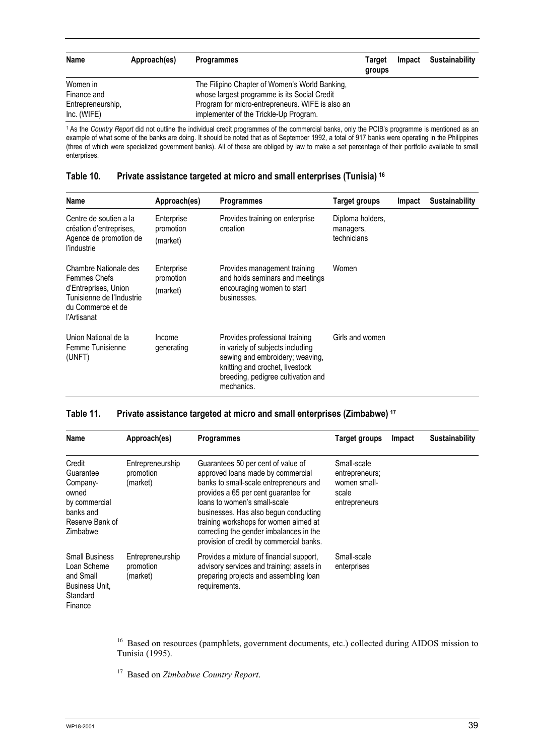| Name | Approach(es) | Programmes | Target groups | Impact | Sustainability |
|---|---|---|---|---|---|
| Women in Finance and Entrepreneurship, Inc. (WIFE) | | The Filipino Chapter of Women's World Banking, whose largest programme is its Social Credit Program for micro-entrepreneurs. WIFE is also an implementer of the Trickle-Up Program. | | | |

[1] As the *Country Report* did not outline the individual credit programmes of the commercial banks, only the PCIB's programme is mentioned as an example of what some of the banks are doing. It should be noted that as of September 1992, a total of 917 banks were operating in the Philippines (three of which were specialized government banks). All of these are obliged by law to make a set percentage of their portfolio available to small enterprises.

### Table 10. Private assistance targeted at micro and small enterprises (Tunisia) [16]

| Name | Approach(es) | Programmes | Target groups | Impact | Sustainability |
|---|---|---|---|---|---|
| Centre de soutien a la création d'entreprises, Agence de promotion de l'industrie | Enterprise promotion (market) | Provides training on enterprise creation | Diploma holders, managers, technicians | | |
| Chambre Nationale des Femmes Chefs d'Entreprises, Union Tunisienne de l'Industrie du Commerce et de l'Artisanat | Enterprise promotion (market) | Provides management training and holds seminars and meetings encouraging women to start businesses. | Women | | |
| Union National de la Femme Tunisienne (UNFT) | Income generating | Provides professional training in variety of subjects including sewing and embroidery; weaving, knitting and crochet, livestock breeding, pedigree cultivation and mechanics. | Girls and women | | |

### Table 11. Private assistance targeted at micro and small enterprises (Zimbabwe) [17]

| Name | Approach(es) | Programmes | Target groups | Impact | Sustainability |
|---|---|---|---|---|---|
| Credit Guarantee Company-owned by commercial banks and Reserve Bank of Zimbabwe | Entrepreneurship promotion (market) | Guarantees 50 per cent of value of approved loans made by commercial banks to small-scale entrepreneurs and provides a 65 per cent guarantee for loans to women's small-scale businesses. Has also begun conducting training workshops for women aimed at correcting the gender imbalances in the provision of credit by commercial banks. | Small-scale entrepreneurs; women small-scale entrepreneurs | | |
| Small Business Loan Scheme and Small Business Unit, Standard Finance | Entrepreneurship promotion (market) | Provides a mixture of financial support, advisory services and training; assets in preparing projects and assembling loan requirements. | Small-scale enterprises | | |

[16] Based on resources (pamphlets, government documents, etc.) collected during AIDOS mission to Tunisia (1995).

[17] Based on *Zimbabwe Country Report*.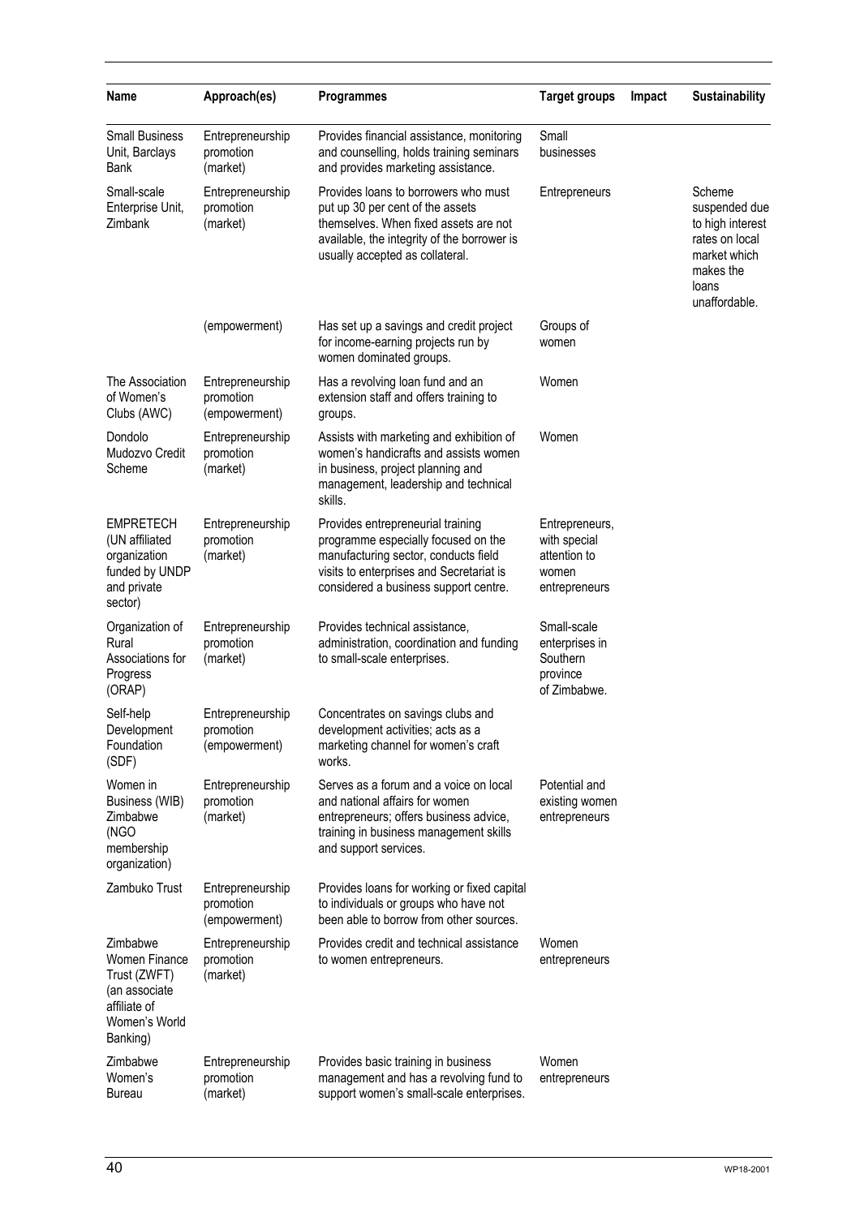| Name | Approach(es) | Programmes | Target groups | Impact | Sustainability |
|---|---|---|---|---|---|
| Small Business Unit, Barclays Bank | Entrepreneurship promotion (market) | Provides financial assistance, monitoring and counselling, holds training seminars and provides marketing assistance. | Small businesses | | |
| Small-scale Enterprise Unit, Zimbank | Entrepreneurship promotion (market) | Provides loans to borrowers who must put up 30 per cent of the assets themselves. When fixed assets are not available, the integrity of the borrower is usually accepted as collateral. | Entrepreneurs | | Scheme suspended due to high interest rates on local market which makes the loans unaffordable. |
| | (empowerment) | Has set up a savings and credit project for income-earning projects run by women dominated groups. | Groups of women | | |
| The Association of Women's Clubs (AWC) | Entrepreneurship promotion (empowerment) | Has a revolving loan fund and an extension staff and offers training to groups. | Women | | |
| Dondolo Mudozvo Credit Scheme | Entrepreneurship promotion (market) | Assists with marketing and exhibition of women's handicrafts and assists women in business, project planning and management, leadership and technical skills. | Women | | |
| EMPRETECH (UN affiliated organization funded by UNDP and private sector) | Entrepreneurship promotion (market) | Provides entrepreneurial training programme especially focused on the manufacturing sector, conducts field visits to enterprises and Secretariat is considered a business support centre. | Entrepreneurs, with special attention to women entrepreneurs | | |
| Organization of Rural Associations for Progress (ORAP) | Entrepreneurship promotion (market) | Provides technical assistance, administration, coordination and funding to small-scale enterprises. | Small-scale enterprises in Southern province of Zimbabwe. | | |
| Self-help Development Foundation (SDF) | Entrepreneurship promotion (empowerment) | Concentrates on savings clubs and development activities; acts as a marketing channel for women's craft works. | | | |
| Women in Business (WIB) Zimbabwe (NGO membership organization) | Entrepreneurship promotion (market) | Serves as a forum and a voice on local and national affairs for women entrepreneurs; offers business advice, training in business management skills and support services. | Potential and existing women entrepreneurs | | |
| Zambuko Trust | Entrepreneurship promotion (empowerment) | Provides loans for working or fixed capital to individuals or groups who have not been able to borrow from other sources. | | | |
| Zimbabwe Women Finance Trust (ZWFT) (an associate affiliate of Women's World Banking) | Entrepreneurship promotion (market) | Provides credit and technical assistance to women entrepreneurs. | Women entrepreneurs | | |
| Zimbabwe Women's Bureau | Entrepreneurship promotion (market) | Provides basic training in business management and has a revolving fund to support women's small-scale enterprises. | Women entrepreneurs | | |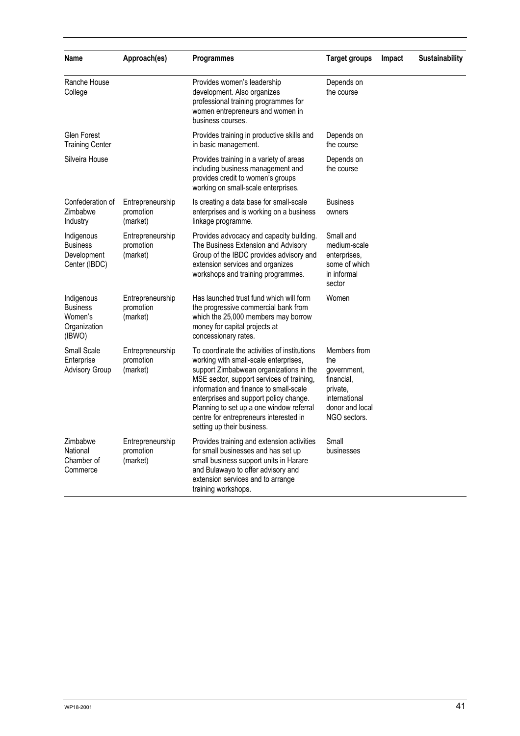| Name | Approach(es) | Programmes | Target groups | Impact | Sustainability |
|---|---|---|---|---|---|
| Ranche House College | | Provides women's leadership development. Also organizes professional training programmes for women entrepreneurs and women in business courses. | Depends on the course | | |
| Glen Forest Training Center | | Provides training in productive skills and in basic management. | Depends on the course | | |
| Silveira House | | Provides training in a variety of areas including business management and provides credit to women's groups working on small-scale enterprises. | Depends on the course | | |
| Confederation of Zimbabwe Industry | Entrepreneurship promotion (market) | Is creating a data base for small-scale enterprises and is working on a business linkage programme. | Business owners | | |
| Indigenous Business Development Center (IBDC) | Entrepreneurship promotion (market) | Provides advocacy and capacity building. The Business Extension and Advisory Group of the IBDC provides advisory and extension services and organizes workshops and training programmes. | Small and medium-scale enterprises, some of which in informal sector | | |
| Indigenous Business Women's Organization (IBWO) | Entrepreneurship promotion (market) | Has launched trust fund which will form the progressive commercial bank from which the 25,000 members may borrow money for capital projects at concessionary rates. | Women | | |
| Small Scale Enterprise Advisory Group | Entrepreneurship promotion (market) | To coordinate the activities of institutions working with small-scale enterprises, support Zimbabwean organizations in the MSE sector, support services of training, information and finance to small-scale enterprises and support policy change. Planning to set up a one window referral centre for entrepreneurs interested in setting up their business. | Members from the government, financial, private, international donor and local NGO sectors. | | |
| Zimbabwe National Chamber of Commerce | Entrepreneurship promotion (market) | Provides training and extension activities for small businesses and has set up small business support units in Harare and Bulawayo to offer advisory and extension services and to arrange training workshops. | Small businesses | | |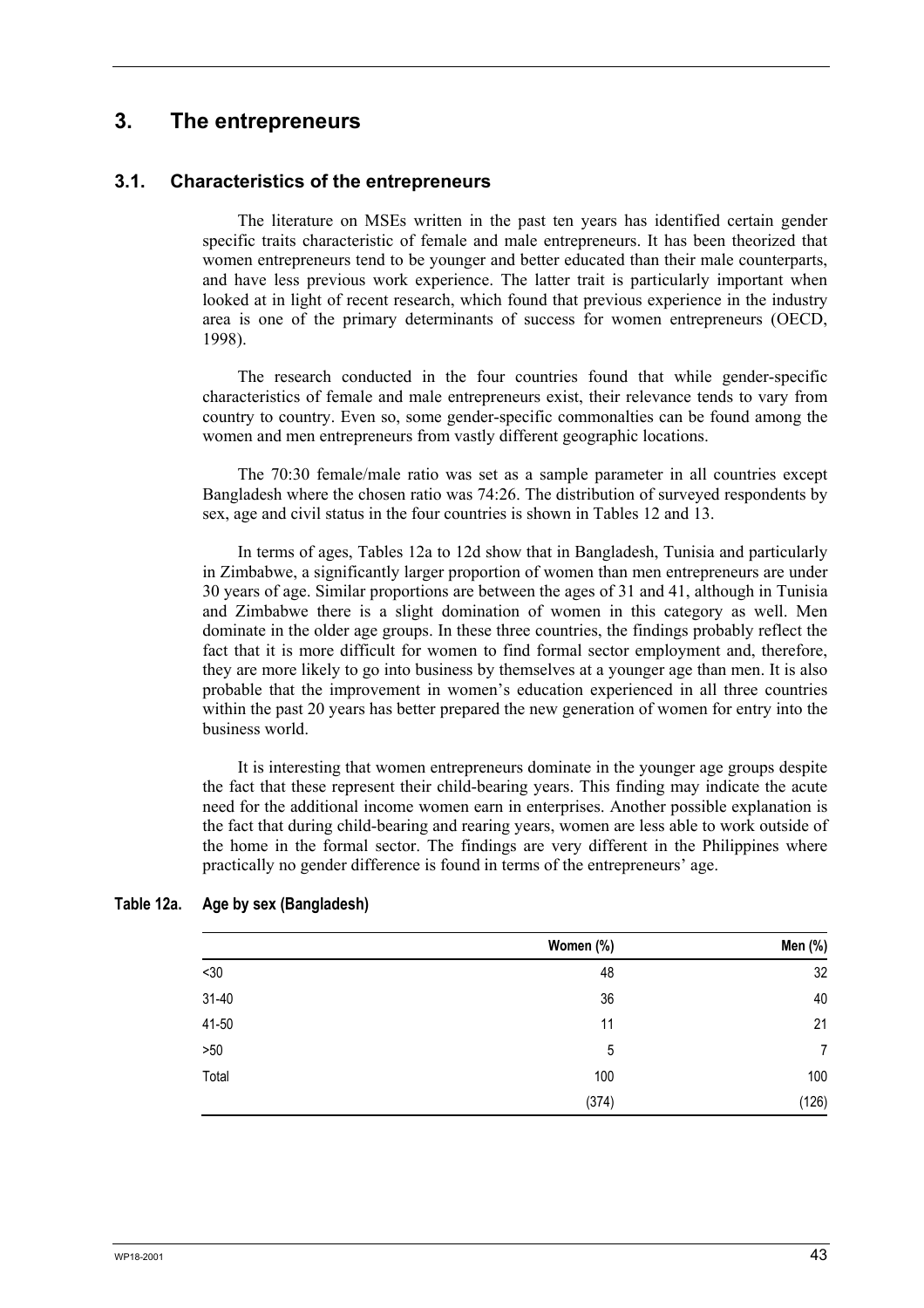# 3. The entrepreneurs

## 3.1. Characteristics of the entrepreneurs

The literature on MSEs written in the past ten years has identified certain gender specific traits characteristic of female and male entrepreneurs. It has been theorized that women entrepreneurs tend to be younger and better educated than their male counterparts, and have less previous work experience. The latter trait is particularly important when looked at in light of recent research, which found that previous experience in the industry area is one of the primary determinants of success for women entrepreneurs (OECD, 1998).

The research conducted in the four countries found that while gender-specific characteristics of female and male entrepreneurs exist, their relevance tends to vary from country to country. Even so, some gender-specific commonalties can be found among the women and men entrepreneurs from vastly different geographic locations.

The 70:30 female/male ratio was set as a sample parameter in all countries except Bangladesh where the chosen ratio was 74:26. The distribution of surveyed respondents by sex, age and civil status in the four countries is shown in Tables 12 and 13.

In terms of ages, Tables 12a to 12d show that in Bangladesh, Tunisia and particularly in Zimbabwe, a significantly larger proportion of women than men entrepreneurs are under 30 years of age. Similar proportions are between the ages of 31 and 41, although in Tunisia and Zimbabwe there is a slight domination of women in this category as well. Men dominate in the older age groups. In these three countries, the findings probably reflect the fact that it is more difficult for women to find formal sector employment and, therefore, they are more likely to go into business by themselves at a younger age than men. It is also probable that the improvement in women's education experienced in all three countries within the past 20 years has better prepared the new generation of women for entry into the business world.

It is interesting that women entrepreneurs dominate in the younger age groups despite the fact that these represent their child-bearing years. This finding may indicate the acute need for the additional income women earn in enterprises. Another possible explanation is the fact that during child-bearing and rearing years, women are less able to work outside of the home in the formal sector. The findings are very different in the Philippines where practically no gender difference is found in terms of the entrepreneurs' age.

**Table 12a. Age by sex (Bangladesh)**

| | Women (%) | Men (%) |
|---|---|---|
| <30 | 48 | 32 |
| 31-40 | 36 | 40 |
| 41-50 | 11 | 21 |
| >50 | 5 | 7 |
| Total | 100 | 100 |
| | (374) | (126) |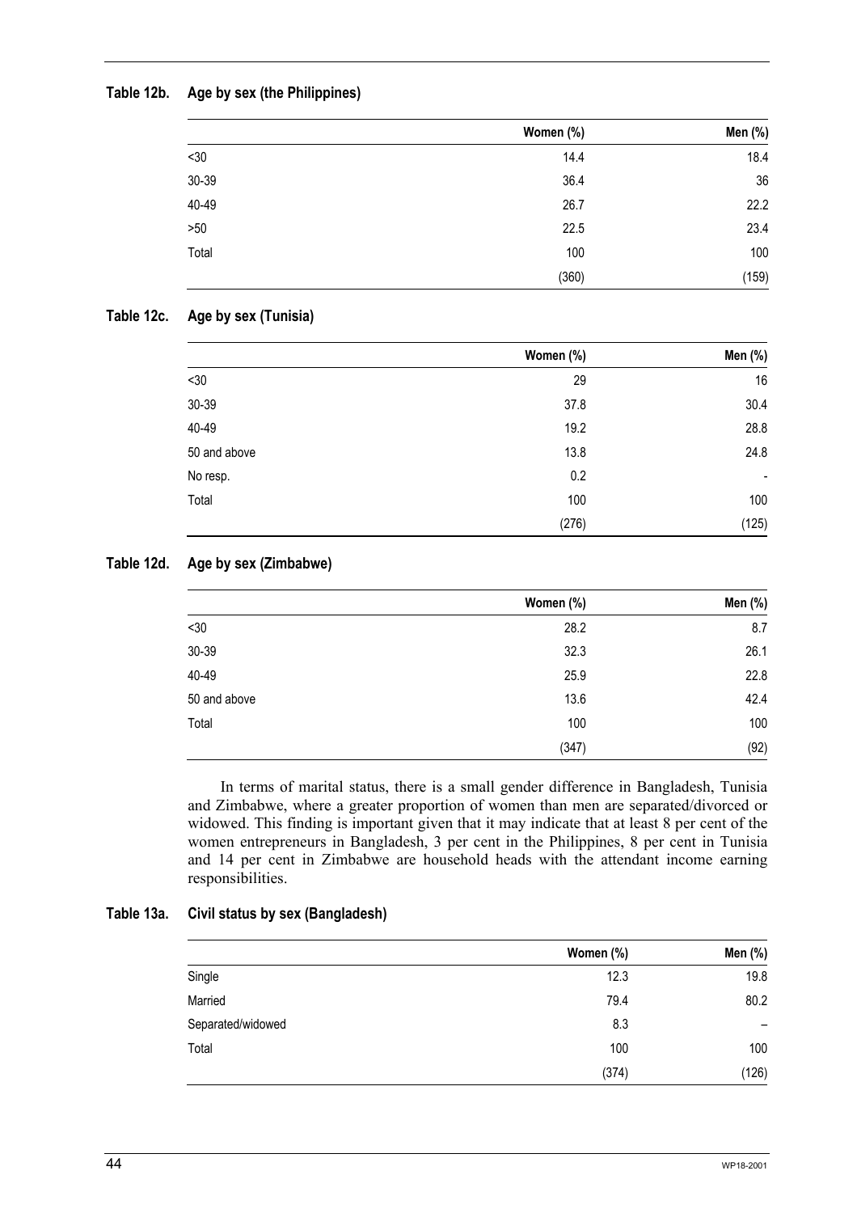**Table 12b. Age by sex (the Philippines)**

| | Women (%) | Men (%) |
|---|---|---|
| <30 | 14.4 | 18.4 |
| 30-39 | 36.4 | 36 |
| 40-49 | 26.7 | 22.2 |
| >50 | 22.5 | 23.4 |
| Total | 100 | 100 |
| | (360) | (159) |

**Table 12c. Age by sex (Tunisia)**

| | Women (%) | Men (%) |
|---|---|---|
| <30 | 29 | 16 |
| 30-39 | 37.8 | 30.4 |
| 40-49 | 19.2 | 28.8 |
| 50 and above | 13.8 | 24.8 |
| No resp. | 0.2 | - |
| Total | 100 | 100 |
| | (276) | (125) |

**Table 12d. Age by sex (Zimbabwe)**

| | Women (%) | Men (%) |
|---|---|---|
| <30 | 28.2 | 8.7 |
| 30-39 | 32.3 | 26.1 |
| 40-49 | 25.9 | 22.8 |
| 50 and above | 13.6 | 42.4 |
| Total | 100 | 100 |
| | (347) | (92) |

In terms of marital status, there is a small gender difference in Bangladesh, Tunisia and Zimbabwe, where a greater proportion of women than men are separated/divorced or widowed. This finding is important given that it may indicate that at least 8 per cent of the women entrepreneurs in Bangladesh, 3 per cent in the Philippines, 8 per cent in Tunisia and 14 per cent in Zimbabwe are household heads with the attendant income earning responsibilities.

**Table 13a. Civil status by sex (Bangladesh)**

| | Women (%) | Men (%) |
|---|---|---|
| Single | 12.3 | 19.8 |
| Married | 79.4 | 80.2 |
| Separated/widowed | 8.3 | – |
| Total | 100 | 100 |
| | (374) | (126) |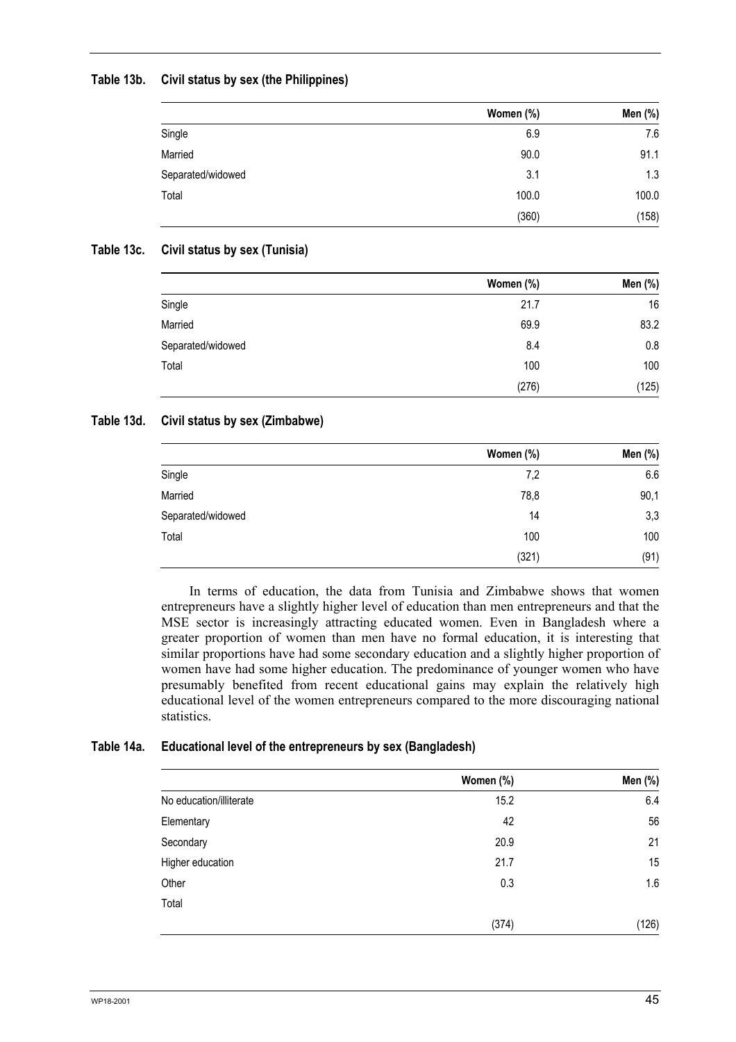**Table 13b. Civil status by sex (the Philippines)**

| | Women (%) | Men (%) |
|---|---|---|
| Single | 6.9 | 7.6 |
| Married | 90.0 | 91.1 |
| Separated/widowed | 3.1 | 1.3 |
| Total | 100.0 | 100.0 |
| | (360) | (158) |

**Table 13c. Civil status by sex (Tunisia)**

| | Women (%) | Men (%) |
|---|---|---|
| Single | 21.7 | 16 |
| Married | 69.9 | 83.2 |
| Separated/widowed | 8.4 | 0.8 |
| Total | 100 | 100 |
| | (276) | (125) |

**Table 13d. Civil status by sex (Zimbabwe)**

| | Women (%) | Men (%) |
|---|---|---|
| Single | 7,2 | 6.6 |
| Married | 78,8 | 90,1 |
| Separated/widowed | 14 | 3,3 |
| Total | 100 | 100 |
| | (321) | (91) |

In terms of education, the data from Tunisia and Zimbabwe shows that women entrepreneurs have a slightly higher level of education than men entrepreneurs and that the MSE sector is increasingly attracting educated women. Even in Bangladesh where a greater proportion of women than men have no formal education, it is interesting that similar proportions have had some secondary education and a slightly higher proportion of women have had some higher education. The predominance of younger women who have presumably benefited from recent educational gains may explain the relatively high educational level of the women entrepreneurs compared to the more discouraging national statistics.

**Table 14a. Educational level of the entrepreneurs by sex (Bangladesh)**

| | Women (%) | Men (%) |
|---|---|---|
| No education/illiterate | 15.2 | 6.4 |
| Elementary | 42 | 56 |
| Secondary | 20.9 | 21 |
| Higher education | 21.7 | 15 |
| Other | 0.3 | 1.6 |
| Total | | |
| | (374) | (126) |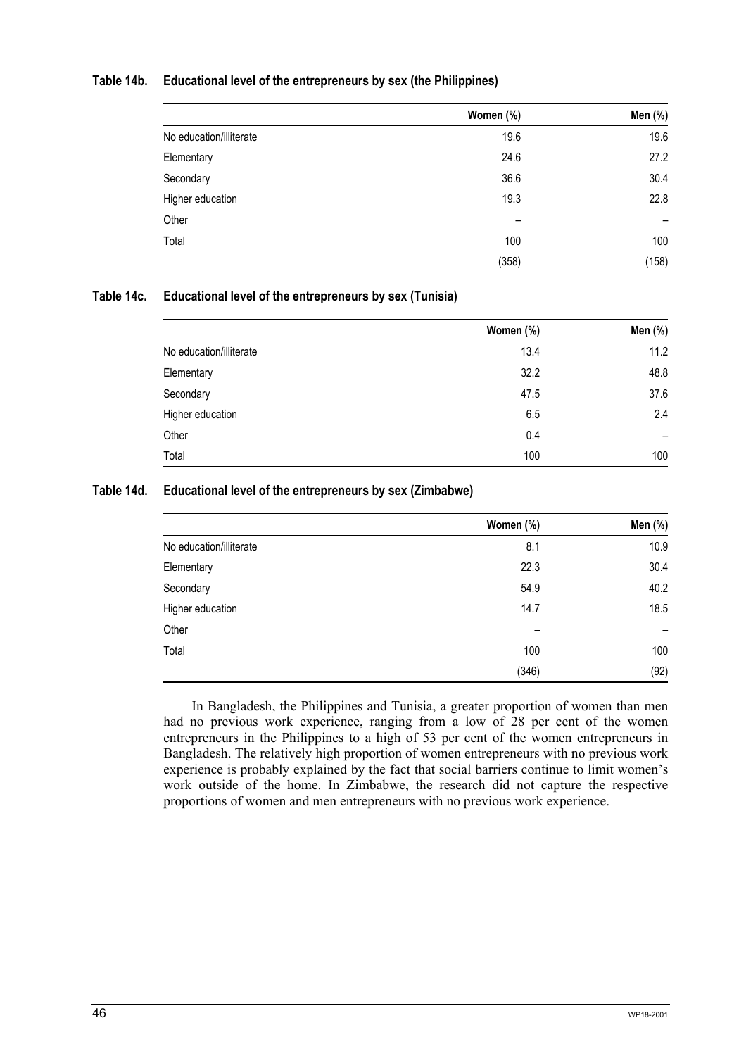**Table 14b. Educational level of the entrepreneurs by sex (the Philippines)**

| | Women (%) | Men (%) |
|---|---|---|
| No education/illiterate | 19.6 | 19.6 |
| Elementary | 24.6 | 27.2 |
| Secondary | 36.6 | 30.4 |
| Higher education | 19.3 | 22.8 |
| Other | – | – |
| Total | 100 | 100 |
| | (358) | (158) |

**Table 14c. Educational level of the entrepreneurs by sex (Tunisia)**

| | Women (%) | Men (%) |
|---|---|---|
| No education/illiterate | 13.4 | 11.2 |
| Elementary | 32.2 | 48.8 |
| Secondary | 47.5 | 37.6 |
| Higher education | 6.5 | 2.4 |
| Other | 0.4 | – |
| Total | 100 | 100 |

**Table 14d. Educational level of the entrepreneurs by sex (Zimbabwe)**

| | Women (%) | Men (%) |
|---|---|---|
| No education/illiterate | 8.1 | 10.9 |
| Elementary | 22.3 | 30.4 |
| Secondary | 54.9 | 40.2 |
| Higher education | 14.7 | 18.5 |
| Other | – | – |
| Total | 100 | 100 |
| | (346) | (92) |

In Bangladesh, the Philippines and Tunisia, a greater proportion of women than men had no previous work experience, ranging from a low of 28 per cent of the women entrepreneurs in the Philippines to a high of 53 per cent of the women entrepreneurs in Bangladesh. The relatively high proportion of women entrepreneurs with no previous work experience is probably explained by the fact that social barriers continue to limit women's work outside of the home. In Zimbabwe, the research did not capture the respective proportions of women and men entrepreneurs with no previous work experience.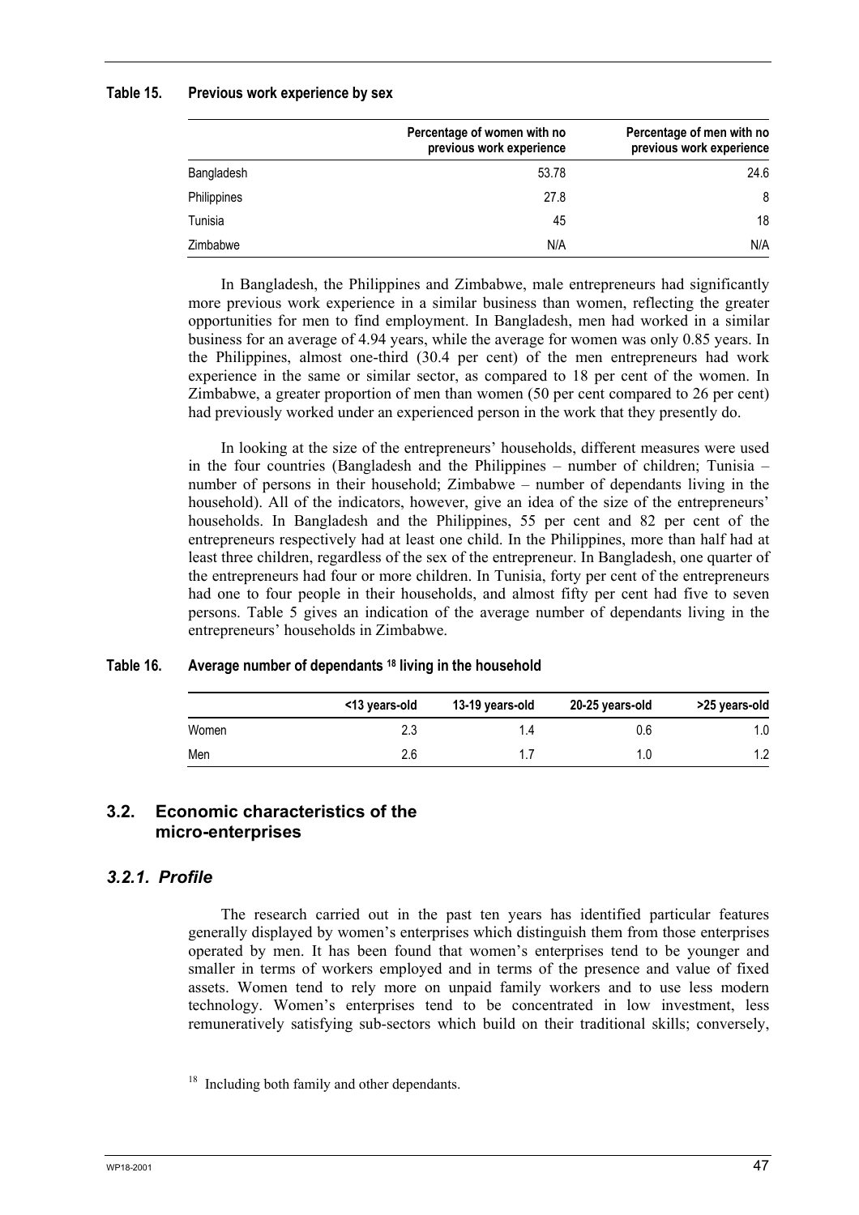**Table 15. Previous work experience by sex**

| | Percentage of women with no previous work experience | Percentage of men with no previous work experience |
|---|---|---|
| Bangladesh | 53.78 | 24.6 |
| Philippines | 27.8 | 8 |
| Tunisia | 45 | 18 |
| Zimbabwe | N/A | N/A |

In Bangladesh, the Philippines and Zimbabwe, male entrepreneurs had significantly more previous work experience in a similar business than women, reflecting the greater opportunities for men to find employment. In Bangladesh, men had worked in a similar business for an average of 4.94 years, while the average for women was only 0.85 years. In the Philippines, almost one-third (30.4 per cent) of the men entrepreneurs had work experience in the same or similar sector, as compared to 18 per cent of the women. In Zimbabwe, a greater proportion of men than women (50 per cent compared to 26 per cent) had previously worked under an experienced person in the work that they presently do.

In looking at the size of the entrepreneurs' households, different measures were used in the four countries (Bangladesh and the Philippines – number of children; Tunisia – number of persons in their household; Zimbabwe – number of dependants living in the household). All of the indicators, however, give an idea of the size of the entrepreneurs' households. In Bangladesh and the Philippines, 55 per cent and 82 per cent of the entrepreneurs respectively had at least one child. In the Philippines, more than half had at least three children, regardless of the sex of the entrepreneur. In Bangladesh, one quarter of the entrepreneurs had four or more children. In Tunisia, forty per cent of the entrepreneurs had one to four people in their households, and almost fifty per cent had five to seven persons. Table 5 gives an indication of the average number of dependants living in the entrepreneurs' households in Zimbabwe.

**Table 16. Average number of dependants [18] living in the household**

| | <13 years-old | 13-19 years-old | 20-25 years-old | >25 years-old |
|---|---|---|---|---|
| Women | 2.3 | 1.4 | 0.6 | 1.0 |
| Men | 2.6 | 1.7 | 1.0 | 1.2 |

## 3.2. Economic characteristics of the micro-enterprises

### *3.2.1. Profile*

The research carried out in the past ten years has identified particular features generally displayed by women's enterprises which distinguish them from those enterprises operated by men. It has been found that women's enterprises tend to be younger and smaller in terms of workers employed and in terms of the presence and value of fixed assets. Women tend to rely more on unpaid family workers and to use less modern technology. Women's enterprises tend to be concentrated in low investment, less remuneratively satisfying sub-sectors which build on their traditional skills; conversely,

[18] Including both family and other dependants.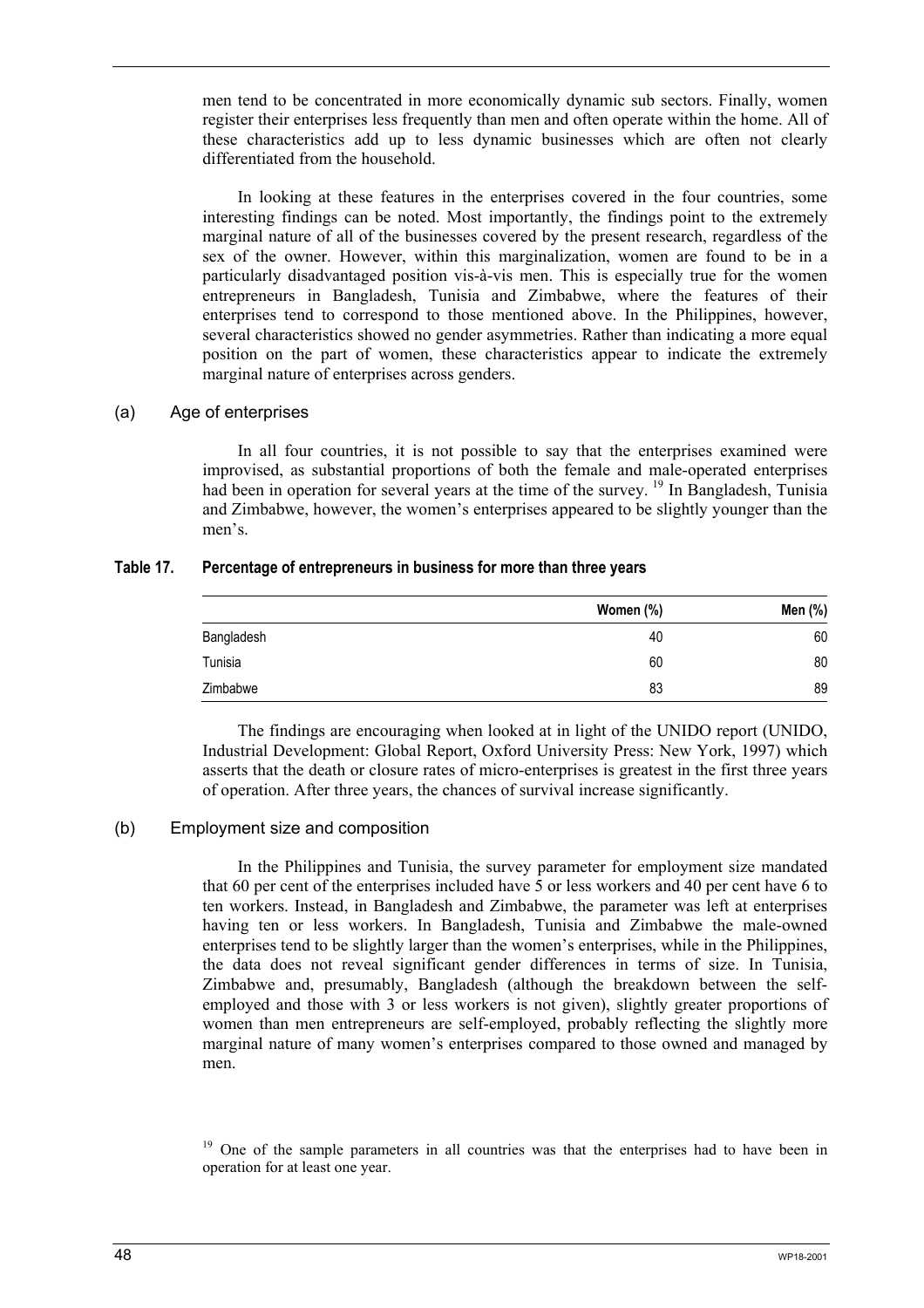men tend to be concentrated in more economically dynamic sub sectors. Finally, women register their enterprises less frequently than men and often operate within the home. All of these characteristics add up to less dynamic businesses which are often not clearly differentiated from the household.

In looking at these features in the enterprises covered in the four countries, some interesting findings can be noted. Most importantly, the findings point to the extremely marginal nature of all of the businesses covered by the present research, regardless of the sex of the owner. However, within this marginalization, women are found to be in a particularly disadvantaged position vis-à-vis men. This is especially true for the women entrepreneurs in Bangladesh, Tunisia and Zimbabwe, where the features of their enterprises tend to correspond to those mentioned above. In the Philippines, however, several characteristics showed no gender asymmetries. Rather than indicating a more equal position on the part of women, these characteristics appear to indicate the extremely marginal nature of enterprises across genders.

### (a) Age of enterprises

In all four countries, it is not possible to say that the enterprises examined were improvised, as substantial proportions of both the female and male-operated enterprises had been in operation for several years at the time of the survey. [19] In Bangladesh, Tunisia and Zimbabwe, however, the women's enterprises appeared to be slightly younger than the men's.

**Table 17. Percentage of entrepreneurs in business for more than three years**

| | Women (%) | Men (%) |
|---|---|---|
| Bangladesh | 40 | 60 |
| Tunisia | 60 | 80 |
| Zimbabwe | 83 | 89 |

The findings are encouraging when looked at in light of the UNIDO report (UNIDO, Industrial Development: Global Report, Oxford University Press: New York, 1997) which asserts that the death or closure rates of micro-enterprises is greatest in the first three years of operation. After three years, the chances of survival increase significantly.

### (b) Employment size and composition

In the Philippines and Tunisia, the survey parameter for employment size mandated that 60 per cent of the enterprises included have 5 or less workers and 40 per cent have 6 to ten workers. Instead, in Bangladesh and Zimbabwe, the parameter was left at enterprises having ten or less workers. In Bangladesh, Tunisia and Zimbabwe the male-owned enterprises tend to be slightly larger than the women's enterprises, while in the Philippines, the data does not reveal significant gender differences in terms of size. In Tunisia, Zimbabwe and, presumably, Bangladesh (although the breakdown between the self-employed and those with 3 or less workers is not given), slightly greater proportions of women than men entrepreneurs are self-employed, probably reflecting the slightly more marginal nature of many women's enterprises compared to those owned and managed by men.

[19] One of the sample parameters in all countries was that the enterprises had to have been in operation for at least one year.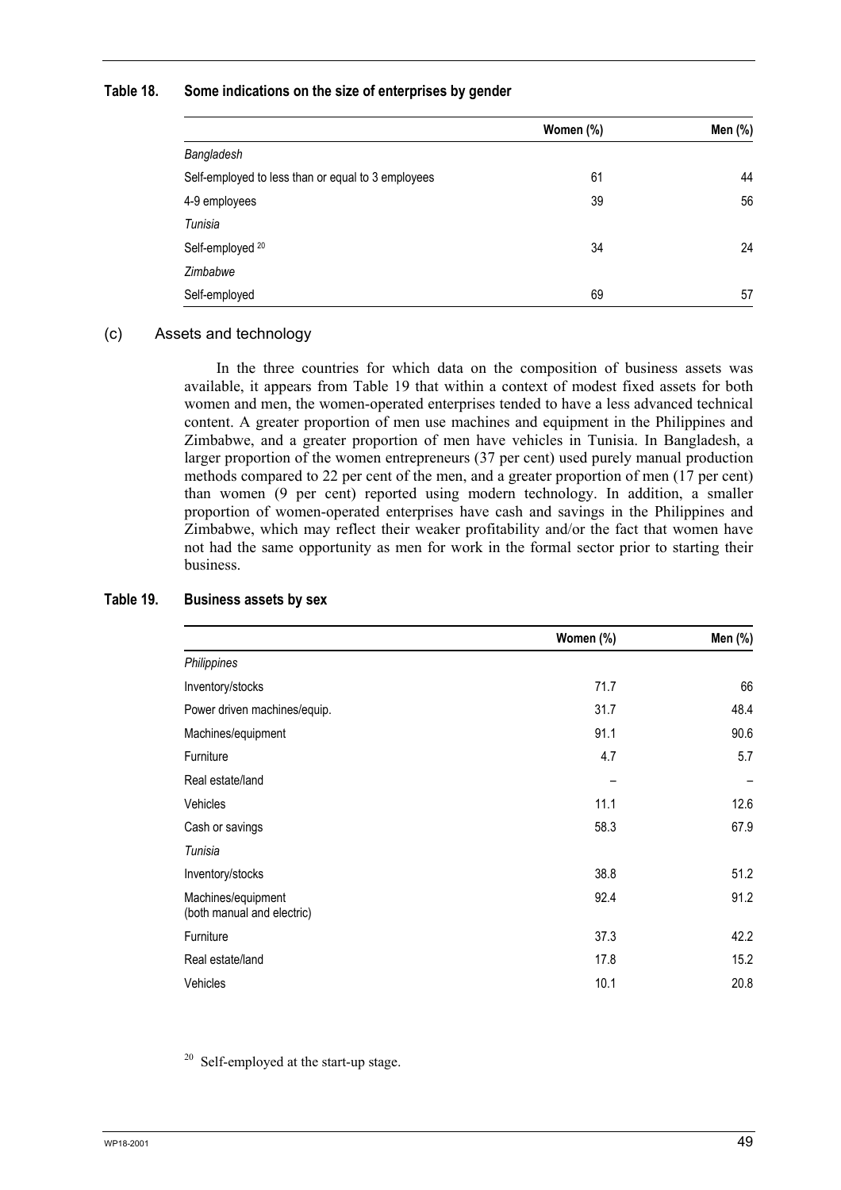**Table 18. Some indications on the size of enterprises by gender**

| | Women (%) | Men (%) |
|---|---|---|
| *Bangladesh* | | |
| Self-employed to less than or equal to 3 employees | 61 | 44 |
| 4-9 employees | 39 | 56 |
| *Tunisia* | | |
| Self-employed [20] | 34 | 24 |
| *Zimbabwe* | | |
| Self-employed | 69 | 57 |

(c) Assets and technology

In the three countries for which data on the composition of business assets was available, it appears from Table 19 that within a context of modest fixed assets for both women and men, the women-operated enterprises tended to have a less advanced technical content. A greater proportion of men use machines and equipment in the Philippines and Zimbabwe, and a greater proportion of men have vehicles in Tunisia. In Bangladesh, a larger proportion of the women entrepreneurs (37 per cent) used purely manual production methods compared to 22 per cent of the men, and a greater proportion of men (17 per cent) than women (9 per cent) reported using modern technology. In addition, a smaller proportion of women-operated enterprises have cash and savings in the Philippines and Zimbabwe, which may reflect their weaker profitability and/or the fact that women have not had the same opportunity as men for work in the formal sector prior to starting their business.

**Table 19. Business assets by sex**

| | Women (%) | Men (%) |
|---|---|---|
| *Philippines* | | |
| Inventory/stocks | 71.7 | 66 |
| Power driven machines/equip. | 31.7 | 48.4 |
| Machines/equipment | 91.1 | 90.6 |
| Furniture | 4.7 | 5.7 |
| Real estate/land | – | – |
| Vehicles | 11.1 | 12.6 |
| Cash or savings | 58.3 | 67.9 |
| *Tunisia* | | |
| Inventory/stocks | 38.8 | 51.2 |
| Machines/equipment (both manual and electric) | 92.4 | 91.2 |
| Furniture | 37.3 | 42.2 |
| Real estate/land | 17.8 | 15.2 |
| Vehicles | 10.1 | 20.8 |

[20] Self-employed at the start-up stage.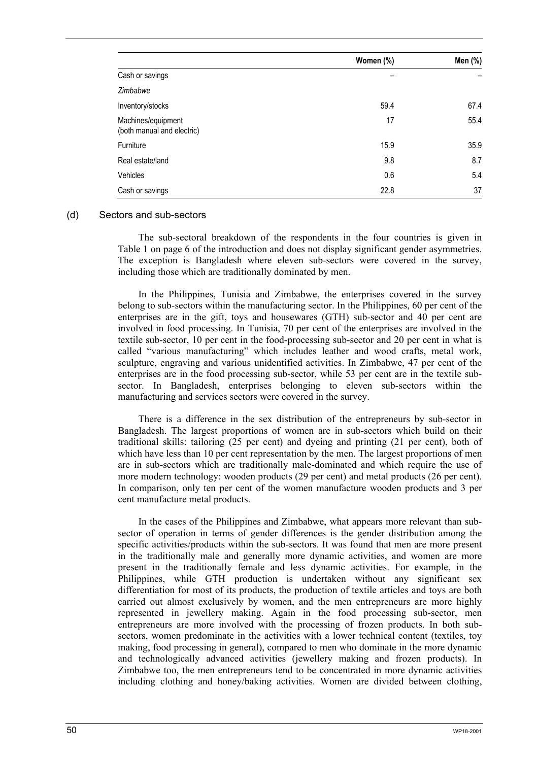| | Women (%) | Men (%) |
|---|---|---|
| Cash or savings | – | – |
| *Zimbabwe* | | |
| Inventory/stocks | 59.4 | 67.4 |
| Machines/equipment (both manual and electric) | 17 | 55.4 |
| Furniture | 15.9 | 35.9 |
| Real estate/land | 9.8 | 8.7 |
| Vehicles | 0.6 | 5.4 |
| Cash or savings | 22.8 | 37 |

### (d) Sectors and sub-sectors

The sub-sectoral breakdown of the respondents in the four countries is given in Table 1 on page 6 of the introduction and does not display significant gender asymmetries. The exception is Bangladesh where eleven sub-sectors were covered in the survey, including those which are traditionally dominated by men.

In the Philippines, Tunisia and Zimbabwe, the enterprises covered in the survey belong to sub-sectors within the manufacturing sector. In the Philippines, 60 per cent of the enterprises are in the gift, toys and housewares (GTH) sub-sector and 40 per cent are involved in food processing. In Tunisia, 70 per cent of the enterprises are involved in the textile sub-sector, 10 per cent in the food-processing sub-sector and 20 per cent in what is called "various manufacturing" which includes leather and wood crafts, metal work, sculpture, engraving and various unidentified activities. In Zimbabwe, 47 per cent of the enterprises are in the food processing sub-sector, while 53 per cent are in the textile sub-sector. In Bangladesh, enterprises belonging to eleven sub-sectors within the manufacturing and services sectors were covered in the survey.

There is a difference in the sex distribution of the entrepreneurs by sub-sector in Bangladesh. The largest proportions of women are in sub-sectors which build on their traditional skills: tailoring (25 per cent) and dyeing and printing (21 per cent), both of which have less than 10 per cent representation by the men. The largest proportions of men are in sub-sectors which are traditionally male-dominated and which require the use of more modern technology: wooden products (29 per cent) and metal products (26 per cent). In comparison, only ten per cent of the women manufacture wooden products and 3 per cent manufacture metal products.

In the cases of the Philippines and Zimbabwe, what appears more relevant than sub-sector of operation in terms of gender differences is the gender distribution among the specific activities/products within the sub-sectors. It was found that men are more present in the traditionally male and generally more dynamic activities, and women are more present in the traditionally female and less dynamic activities. For example, in the Philippines, while GTH production is undertaken without any significant sex differentiation for most of its products, the production of textile articles and toys are both carried out almost exclusively by women, and the men entrepreneurs are more highly represented in jewellery making. Again in the food processing sub-sector, men entrepreneurs are more involved with the processing of frozen products. In both sub-sectors, women predominate in the activities with a lower technical content (textiles, toy making, food processing in general), compared to men who dominate in the more dynamic and technologically advanced activities (jewellery making and frozen products). In Zimbabwe too, the men entrepreneurs tend to be concentrated in more dynamic activities including clothing and honey/baking activities. Women are divided between clothing,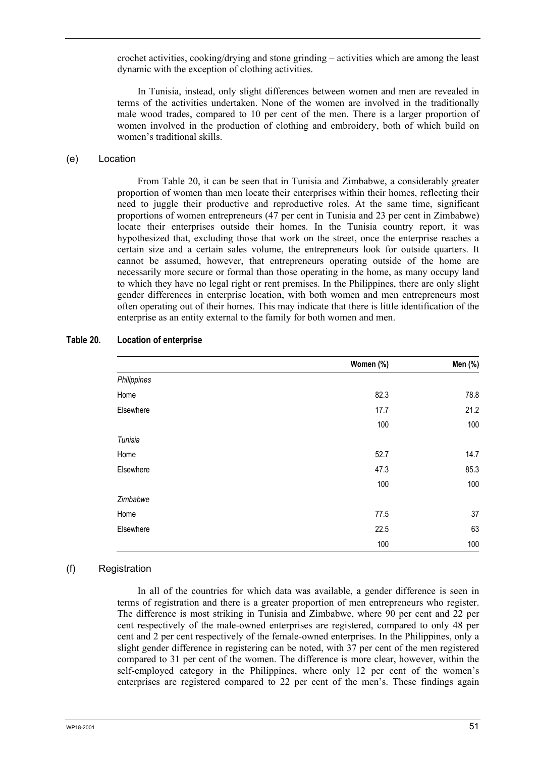crochet activities, cooking/drying and stone grinding – activities which are among the least dynamic with the exception of clothing activities.

In Tunisia, instead, only slight differences between women and men are revealed in terms of the activities undertaken. None of the women are involved in the traditionally male wood trades, compared to 10 per cent of the men. There is a larger proportion of women involved in the production of clothing and embroidery, both of which build on women's traditional skills.

### (e) Location

From Table 20, it can be seen that in Tunisia and Zimbabwe, a considerably greater proportion of women than men locate their enterprises within their homes, reflecting their need to juggle their productive and reproductive roles. At the same time, significant proportions of women entrepreneurs (47 per cent in Tunisia and 23 per cent in Zimbabwe) locate their enterprises outside their homes. In the Tunisia country report, it was hypothesized that, excluding those that work on the street, once the enterprise reaches a certain size and a certain sales volume, the entrepreneurs look for outside quarters. It cannot be assumed, however, that entrepreneurs operating outside of the home are necessarily more secure or formal than those operating in the home, as many occupy land to which they have no legal right or rent premises. In the Philippines, there are only slight gender differences in enterprise location, with both women and men entrepreneurs most often operating out of their homes. This may indicate that there is little identification of the enterprise as an entity external to the family for both women and men.

**Table 20. Location of enterprise**

| | Women (%) | Men (%) |
|---|---|---|
| *Philippines* | | |
| Home | 82.3 | 78.8 |
| Elsewhere | 17.7 | 21.2 |
| | 100 | 100 |
| *Tunisia* | | |
| Home | 52.7 | 14.7 |
| Elsewhere | 47.3 | 85.3 |
| | 100 | 100 |
| *Zimbabwe* | | |
| Home | 77.5 | 37 |
| Elsewhere | 22.5 | 63 |
| | 100 | 100 |

### (f) Registration

In all of the countries for which data was available, a gender difference is seen in terms of registration and there is a greater proportion of men entrepreneurs who register. The difference is most striking in Tunisia and Zimbabwe, where 90 per cent and 22 per cent respectively of the male-owned enterprises are registered, compared to only 48 per cent and 2 per cent respectively of the female-owned enterprises. In the Philippines, only a slight gender difference in registering can be noted, with 37 per cent of the men registered compared to 31 per cent of the women. The difference is more clear, however, within the self-employed category in the Philippines, where only 12 per cent of the women's enterprises are registered compared to 22 per cent of the men's. These findings again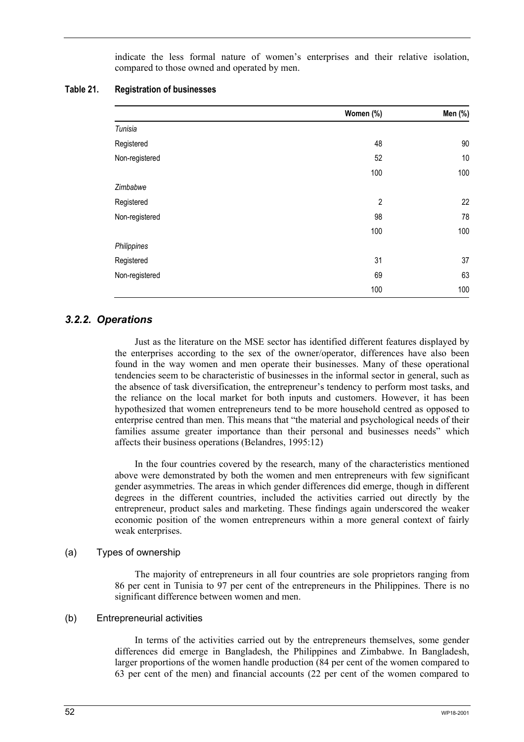indicate the less formal nature of women's enterprises and their relative isolation, compared to those owned and operated by men.

**Table 21. Registration of businesses**

| | Women (%) | Men (%) |
|---|---|---|
| *Tunisia* | | |
| Registered | 48 | 90 |
| Non-registered | 52 | 10 |
| | 100 | 100 |
| *Zimbabwe* | | |
| Registered | 2 | 22 |
| Non-registered | 98 | 78 |
| | 100 | 100 |
| *Philippines* | | |
| Registered | 31 | 37 |
| Non-registered | 69 | 63 |
| | 100 | 100 |

### *3.2.2. Operations*

Just as the literature on the MSE sector has identified different features displayed by the enterprises according to the sex of the owner/operator, differences have also been found in the way women and men operate their businesses. Many of these operational tendencies seem to be characteristic of businesses in the informal sector in general, such as the absence of task diversification, the entrepreneur's tendency to perform most tasks, and the reliance on the local market for both inputs and customers. However, it has been hypothesized that women entrepreneurs tend to be more household centred as opposed to enterprise centred than men. This means that "the material and psychological needs of their families assume greater importance than their personal and businesses needs" which affects their business operations (Belandres, 1995:12)

In the four countries covered by the research, many of the characteristics mentioned above were demonstrated by both the women and men entrepreneurs with few significant gender asymmetries. The areas in which gender differences did emerge, though in different degrees in the different countries, included the activities carried out directly by the entrepreneur, product sales and marketing. These findings again underscored the weaker economic position of the women entrepreneurs within a more general context of fairly weak enterprises.

(a) Types of ownership

The majority of entrepreneurs in all four countries are sole proprietors ranging from 86 per cent in Tunisia to 97 per cent of the entrepreneurs in the Philippines. There is no significant difference between women and men.

(b) Entrepreneurial activities

In terms of the activities carried out by the entrepreneurs themselves, some gender differences did emerge in Bangladesh, the Philippines and Zimbabwe. In Bangladesh, larger proportions of the women handle production (84 per cent of the women compared to 63 per cent of the men) and financial accounts (22 per cent of the women compared to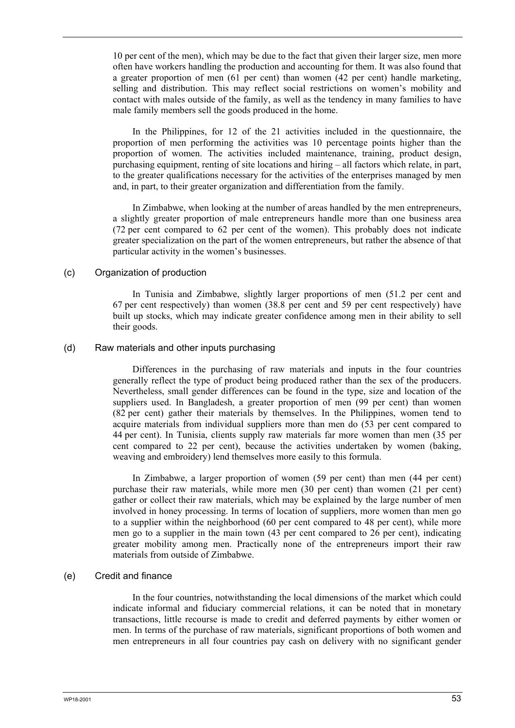10 per cent of the men), which may be due to the fact that given their larger size, men more often have workers handling the production and accounting for them. It was also found that a greater proportion of men (61 per cent) than women (42 per cent) handle marketing, selling and distribution. This may reflect social restrictions on women's mobility and contact with males outside of the family, as well as the tendency in many families to have male family members sell the goods produced in the home.

In the Philippines, for 12 of the 21 activities included in the questionnaire, the proportion of men performing the activities was 10 percentage points higher than the proportion of women. The activities included maintenance, training, product design, purchasing equipment, renting of site locations and hiring – all factors which relate, in part, to the greater qualifications necessary for the activities of the enterprises managed by men and, in part, to their greater organization and differentiation from the family.

In Zimbabwe, when looking at the number of areas handled by the men entrepreneurs, a slightly greater proportion of male entrepreneurs handle more than one business area (72 per cent compared to 62 per cent of the women). This probably does not indicate greater specialization on the part of the women entrepreneurs, but rather the absence of that particular activity in the women's businesses.

### (c) Organization of production

In Tunisia and Zimbabwe, slightly larger proportions of men (51.2 per cent and 67 per cent respectively) than women (38.8 per cent and 59 per cent respectively) have built up stocks, which may indicate greater confidence among men in their ability to sell their goods.

### (d) Raw materials and other inputs purchasing

Differences in the purchasing of raw materials and inputs in the four countries generally reflect the type of product being produced rather than the sex of the producers. Nevertheless, small gender differences can be found in the type, size and location of the suppliers used. In Bangladesh, a greater proportion of men (99 per cent) than women (82 per cent) gather their materials by themselves. In the Philippines, women tend to acquire materials from individual suppliers more than men do (53 per cent compared to 44 per cent). In Tunisia, clients supply raw materials far more women than men (35 per cent compared to 22 per cent), because the activities undertaken by women (baking, weaving and embroidery) lend themselves more easily to this formula.

In Zimbabwe, a larger proportion of women (59 per cent) than men (44 per cent) purchase their raw materials, while more men (30 per cent) than women (21 per cent) gather or collect their raw materials, which may be explained by the large number of men involved in honey processing. In terms of location of suppliers, more women than men go to a supplier within the neighborhood (60 per cent compared to 48 per cent), while more men go to a supplier in the main town (43 per cent compared to 26 per cent), indicating greater mobility among men. Practically none of the entrepreneurs import their raw materials from outside of Zimbabwe.

### (e) Credit and finance

In the four countries, notwithstanding the local dimensions of the market which could indicate informal and fiduciary commercial relations, it can be noted that in monetary transactions, little recourse is made to credit and deferred payments by either women or men. In terms of the purchase of raw materials, significant proportions of both women and men entrepreneurs in all four countries pay cash on delivery with no significant gender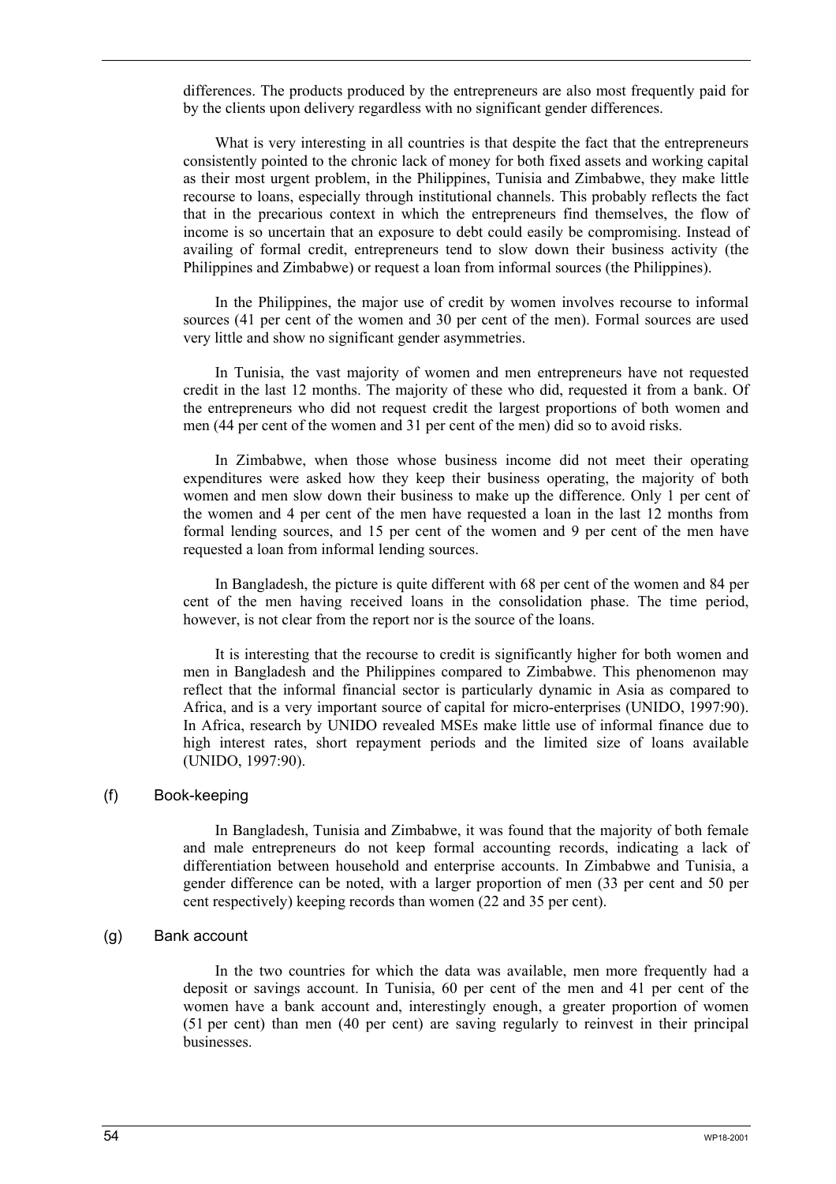differences. The products produced by the entrepreneurs are also most frequently paid for by the clients upon delivery regardless with no significant gender differences.

What is very interesting in all countries is that despite the fact that the entrepreneurs consistently pointed to the chronic lack of money for both fixed assets and working capital as their most urgent problem, in the Philippines, Tunisia and Zimbabwe, they make little recourse to loans, especially through institutional channels. This probably reflects the fact that in the precarious context in which the entrepreneurs find themselves, the flow of income is so uncertain that an exposure to debt could easily be compromising. Instead of availing of formal credit, entrepreneurs tend to slow down their business activity (the Philippines and Zimbabwe) or request a loan from informal sources (the Philippines).

In the Philippines, the major use of credit by women involves recourse to informal sources (41 per cent of the women and 30 per cent of the men). Formal sources are used very little and show no significant gender asymmetries.

In Tunisia, the vast majority of women and men entrepreneurs have not requested credit in the last 12 months. The majority of these who did, requested it from a bank. Of the entrepreneurs who did not request credit the largest proportions of both women and men (44 per cent of the women and 31 per cent of the men) did so to avoid risks.

In Zimbabwe, when those whose business income did not meet their operating expenditures were asked how they keep their business operating, the majority of both women and men slow down their business to make up the difference. Only 1 per cent of the women and 4 per cent of the men have requested a loan in the last 12 months from formal lending sources, and 15 per cent of the women and 9 per cent of the men have requested a loan from informal lending sources.

In Bangladesh, the picture is quite different with 68 per cent of the women and 84 per cent of the men having received loans in the consolidation phase. The time period, however, is not clear from the report nor is the source of the loans.

It is interesting that the recourse to credit is significantly higher for both women and men in Bangladesh and the Philippines compared to Zimbabwe. This phenomenon may reflect that the informal financial sector is particularly dynamic in Asia as compared to Africa, and is a very important source of capital for micro-enterprises (UNIDO, 1997:90). In Africa, research by UNIDO revealed MSEs make little use of informal finance due to high interest rates, short repayment periods and the limited size of loans available (UNIDO, 1997:90).

### (f) Book-keeping

In Bangladesh, Tunisia and Zimbabwe, it was found that the majority of both female and male entrepreneurs do not keep formal accounting records, indicating a lack of differentiation between household and enterprise accounts. In Zimbabwe and Tunisia, a gender difference can be noted, with a larger proportion of men (33 per cent and 50 per cent respectively) keeping records than women (22 and 35 per cent).

### (g) Bank account

In the two countries for which the data was available, men more frequently had a deposit or savings account. In Tunisia, 60 per cent of the men and 41 per cent of the women have a bank account and, interestingly enough, a greater proportion of women (51 per cent) than men (40 per cent) are saving regularly to reinvest in their principal businesses.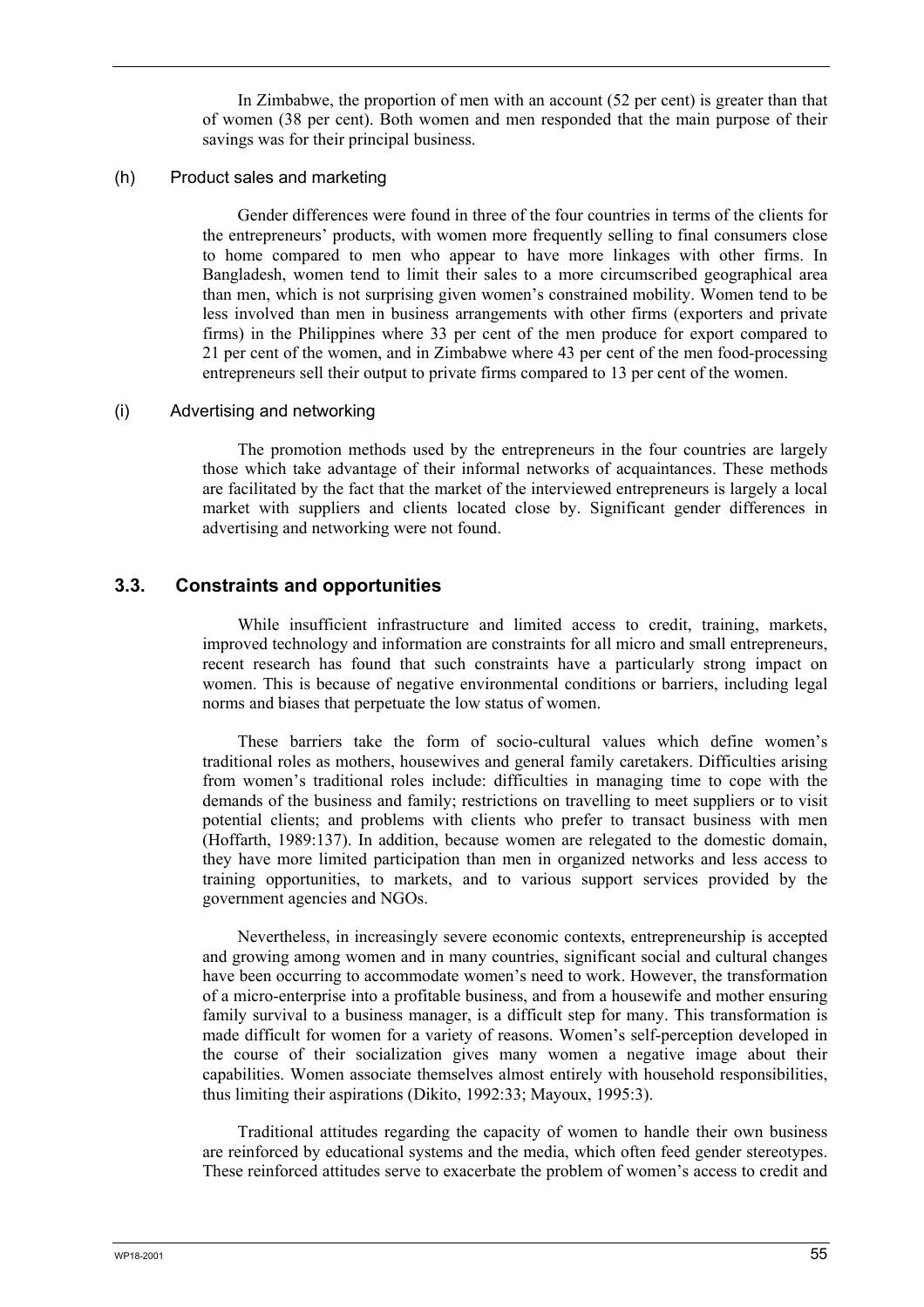In Zimbabwe, the proportion of men with an account (52 per cent) is greater than that of women (38 per cent). Both women and men responded that the main purpose of their savings was for their principal business.

#### (h) Product sales and marketing

Gender differences were found in three of the four countries in terms of the clients for the entrepreneurs' products, with women more frequently selling to final consumers close to home compared to men who appear to have more linkages with other firms. In Bangladesh, women tend to limit their sales to a more circumscribed geographical area than men, which is not surprising given women's constrained mobility. Women tend to be less involved than men in business arrangements with other firms (exporters and private firms) in the Philippines where 33 per cent of the men produce for export compared to 21 per cent of the women, and in Zimbabwe where 43 per cent of the men food-processing entrepreneurs sell their output to private firms compared to 13 per cent of the women.

#### (i) Advertising and networking

The promotion methods used by the entrepreneurs in the four countries are largely those which take advantage of their informal networks of acquaintances. These methods are facilitated by the fact that the market of the interviewed entrepreneurs is largely a local market with suppliers and clients located close by. Significant gender differences in advertising and networking were not found.

### 3.3. Constraints and opportunities

While insufficient infrastructure and limited access to credit, training, markets, improved technology and information are constraints for all micro and small entrepreneurs, recent research has found that such constraints have a particularly strong impact on women. This is because of negative environmental conditions or barriers, including legal norms and biases that perpetuate the low status of women.

These barriers take the form of socio-cultural values which define women's traditional roles as mothers, housewives and general family caretakers. Difficulties arising from women's traditional roles include: difficulties in managing time to cope with the demands of the business and family; restrictions on travelling to meet suppliers or to visit potential clients; and problems with clients who prefer to transact business with men (Hoffarth, 1989:137). In addition, because women are relegated to the domestic domain, they have more limited participation than men in organized networks and less access to training opportunities, to markets, and to various support services provided by the government agencies and NGOs.

Nevertheless, in increasingly severe economic contexts, entrepreneurship is accepted and growing among women and in many countries, significant social and cultural changes have been occurring to accommodate women's need to work. However, the transformation of a micro-enterprise into a profitable business, and from a housewife and mother ensuring family survival to a business manager, is a difficult step for many. This transformation is made difficult for women for a variety of reasons. Women's self-perception developed in the course of their socialization gives many women a negative image about their capabilities. Women associate themselves almost entirely with household responsibilities, thus limiting their aspirations (Dikito, 1992:33; Mayoux, 1995:3).

Traditional attitudes regarding the capacity of women to handle their own business are reinforced by educational systems and the media, which often feed gender stereotypes. These reinforced attitudes serve to exacerbate the problem of women's access to credit and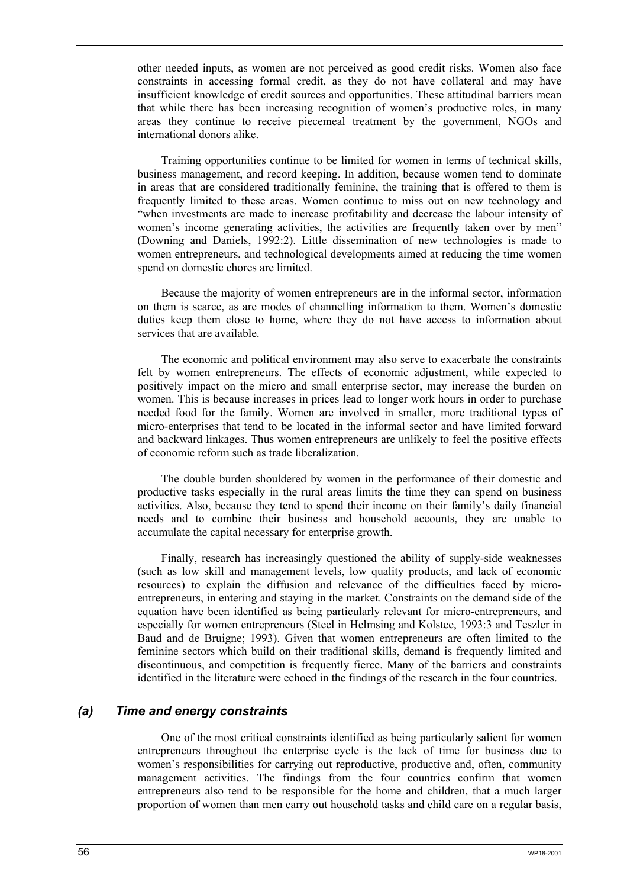other needed inputs, as women are not perceived as good credit risks. Women also face constraints in accessing formal credit, as they do not have collateral and may have insufficient knowledge of credit sources and opportunities. These attitudinal barriers mean that while there has been increasing recognition of women's productive roles, in many areas they continue to receive piecemeal treatment by the government, NGOs and international donors alike.

Training opportunities continue to be limited for women in terms of technical skills, business management, and record keeping. In addition, because women tend to dominate in areas that are considered traditionally feminine, the training that is offered to them is frequently limited to these areas. Women continue to miss out on new technology and "when investments are made to increase profitability and decrease the labour intensity of women's income generating activities, the activities are frequently taken over by men" (Downing and Daniels, 1992:2). Little dissemination of new technologies is made to women entrepreneurs, and technological developments aimed at reducing the time women spend on domestic chores are limited.

Because the majority of women entrepreneurs are in the informal sector, information on them is scarce, as are modes of channelling information to them. Women's domestic duties keep them close to home, where they do not have access to information about services that are available.

The economic and political environment may also serve to exacerbate the constraints felt by women entrepreneurs. The effects of economic adjustment, while expected to positively impact on the micro and small enterprise sector, may increase the burden on women. This is because increases in prices lead to longer work hours in order to purchase needed food for the family. Women are involved in smaller, more traditional types of micro-enterprises that tend to be located in the informal sector and have limited forward and backward linkages. Thus women entrepreneurs are unlikely to feel the positive effects of economic reform such as trade liberalization.

The double burden shouldered by women in the performance of their domestic and productive tasks especially in the rural areas limits the time they can spend on business activities. Also, because they tend to spend their income on their family's daily financial needs and to combine their business and household accounts, they are unable to accumulate the capital necessary for enterprise growth.

Finally, research has increasingly questioned the ability of supply-side weaknesses (such as low skill and management levels, low quality products, and lack of economic resources) to explain the diffusion and relevance of the difficulties faced by micro-entrepreneurs, in entering and staying in the market. Constraints on the demand side of the equation have been identified as being particularly relevant for micro-entrepreneurs, and especially for women entrepreneurs (Steel in Helmsing and Kolstee, 1993:3 and Teszler in Baud and de Bruigne; 1993). Given that women entrepreneurs are often limited to the feminine sectors which build on their traditional skills, demand is frequently limited and discontinuous, and competition is frequently fierce. Many of the barriers and constraints identified in the literature were echoed in the findings of the research in the four countries.

### *(a) Time and energy constraints*

One of the most critical constraints identified as being particularly salient for women entrepreneurs throughout the enterprise cycle is the lack of time for business due to women's responsibilities for carrying out reproductive, productive and, often, community management activities. The findings from the four countries confirm that women entrepreneurs also tend to be responsible for the home and children, that a much larger proportion of women than men carry out household tasks and child care on a regular basis,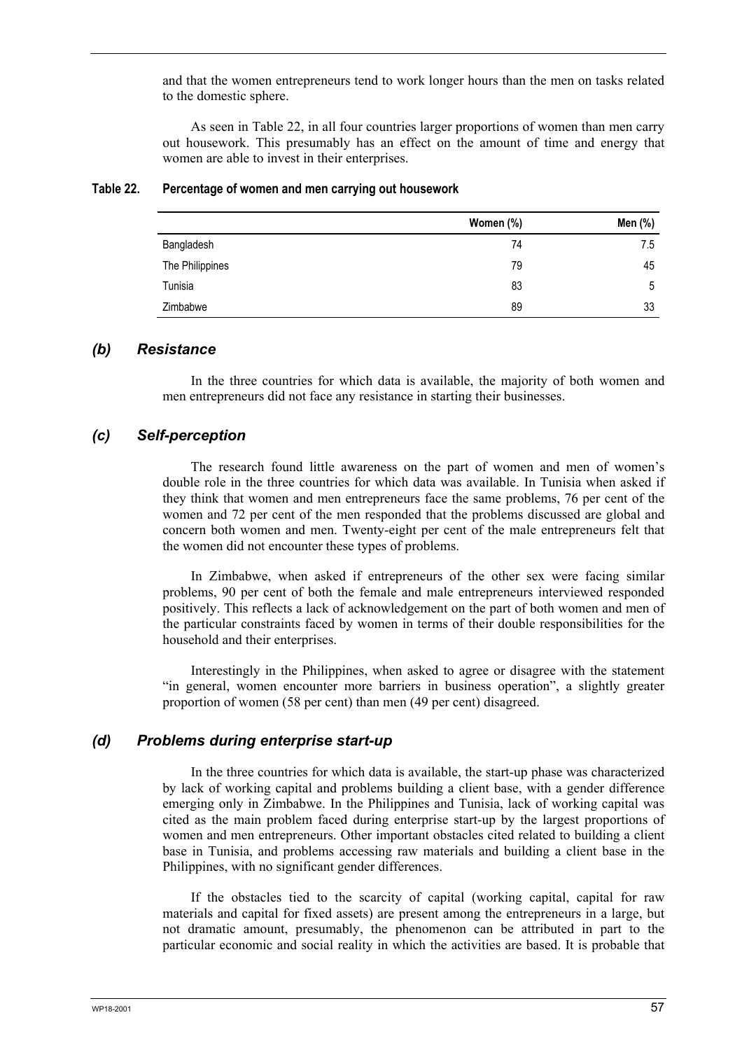and that the women entrepreneurs tend to work longer hours than the men on tasks related to the domestic sphere.

As seen in Table 22, in all four countries larger proportions of women than men carry out housework. This presumably has an effect on the amount of time and energy that women are able to invest in their enterprises.

**Table 22. Percentage of women and men carrying out housework**

| | Women (%) | Men (%) |
|---|---|---|
| Bangladesh | 74 | 7.5 |
| The Philippines | 79 | 45 |
| Tunisia | 83 | 5 |
| Zimbabwe | 89 | 33 |

### *(b) Resistance*

In the three countries for which data is available, the majority of both women and men entrepreneurs did not face any resistance in starting their businesses.

### *(c) Self-perception*

The research found little awareness on the part of women and men of women's double role in the three countries for which data was available. In Tunisia when asked if they think that women and men entrepreneurs face the same problems, 76 per cent of the women and 72 per cent of the men responded that the problems discussed are global and concern both women and men. Twenty-eight per cent of the male entrepreneurs felt that the women did not encounter these types of problems.

In Zimbabwe, when asked if entrepreneurs of the other sex were facing similar problems, 90 per cent of both the female and male entrepreneurs interviewed responded positively. This reflects a lack of acknowledgement on the part of both women and men of the particular constraints faced by women in terms of their double responsibilities for the household and their enterprises.

Interestingly in the Philippines, when asked to agree or disagree with the statement "in general, women encounter more barriers in business operation", a slightly greater proportion of women (58 per cent) than men (49 per cent) disagreed.

### *(d) Problems during enterprise start-up*

In the three countries for which data is available, the start-up phase was characterized by lack of working capital and problems building a client base, with a gender difference emerging only in Zimbabwe. In the Philippines and Tunisia, lack of working capital was cited as the main problem faced during enterprise start-up by the largest proportions of women and men entrepreneurs. Other important obstacles cited related to building a client base in Tunisia, and problems accessing raw materials and building a client base in the Philippines, with no significant gender differences.

If the obstacles tied to the scarcity of capital (working capital, capital for raw materials and capital for fixed assets) are present among the entrepreneurs in a large, but not dramatic amount, presumably, the phenomenon can be attributed in part to the particular economic and social reality in which the activities are based. It is probable that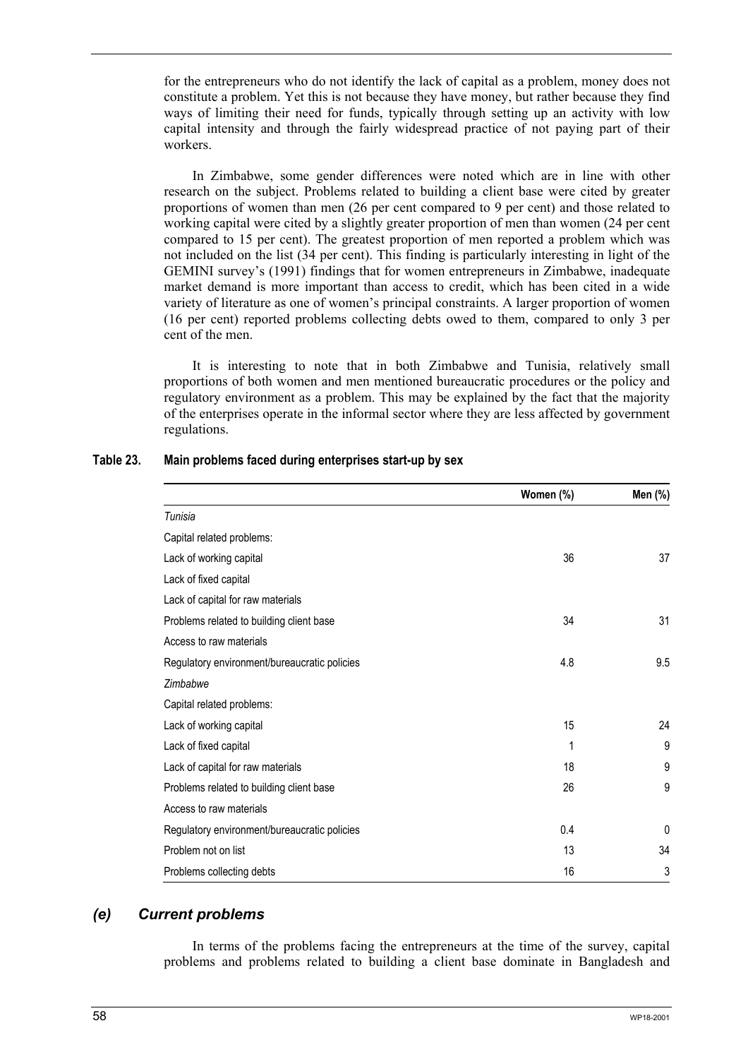for the entrepreneurs who do not identify the lack of capital as a problem, money does not constitute a problem. Yet this is not because they have money, but rather because they find ways of limiting their need for funds, typically through setting up an activity with low capital intensity and through the fairly widespread practice of not paying part of their workers.

In Zimbabwe, some gender differences were noted which are in line with other research on the subject. Problems related to building a client base were cited by greater proportions of women than men (26 per cent compared to 9 per cent) and those related to working capital were cited by a slightly greater proportion of men than women (24 per cent compared to 15 per cent). The greatest proportion of men reported a problem which was not included on the list (34 per cent). This finding is particularly interesting in light of the GEMINI survey's (1991) findings that for women entrepreneurs in Zimbabwe, inadequate market demand is more important than access to credit, which has been cited in a wide variety of literature as one of women's principal constraints. A larger proportion of women (16 per cent) reported problems collecting debts owed to them, compared to only 3 per cent of the men.

It is interesting to note that in both Zimbabwe and Tunisia, relatively small proportions of both women and men mentioned bureaucratic procedures or the policy and regulatory environment as a problem. This may be explained by the fact that the majority of the enterprises operate in the informal sector where they are less affected by government regulations.

**Table 23. Main problems faced during enterprises start-up by sex**

| | Women (%) | Men (%) |
|---|---|---|
| *Tunisia* | | |
| Capital related problems: | | |
| Lack of working capital | 36 | 37 |
| Lack of fixed capital | | |
| Lack of capital for raw materials | | |
| Problems related to building client base | 34 | 31 |
| Access to raw materials | | |
| Regulatory environment/bureaucratic policies | 4.8 | 9.5 |
| *Zimbabwe* | | |
| Capital related problems: | | |
| Lack of working capital | 15 | 24 |
| Lack of fixed capital | 1 | 9 |
| Lack of capital for raw materials | 18 | 9 |
| Problems related to building client base | 26 | 9 |
| Access to raw materials | | |
| Regulatory environment/bureaucratic policies | 0.4 | 0 |
| Problem not on list | 13 | 34 |
| Problems collecting debts | 16 | 3 |

## *(e) Current problems*

In terms of the problems facing the entrepreneurs at the time of the survey, capital problems and problems related to building a client base dominate in Bangladesh and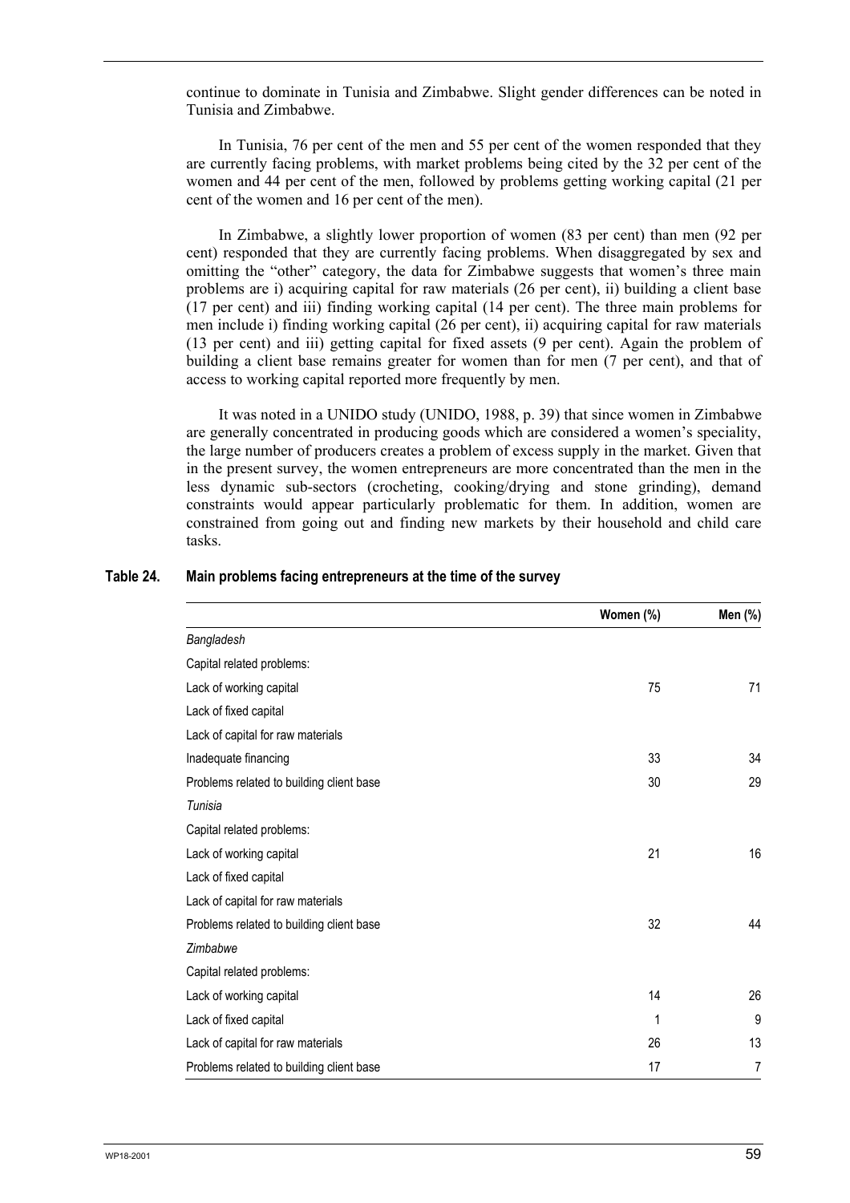continue to dominate in Tunisia and Zimbabwe. Slight gender differences can be noted in Tunisia and Zimbabwe.

In Tunisia, 76 per cent of the men and 55 per cent of the women responded that they are currently facing problems, with market problems being cited by the 32 per cent of the women and 44 per cent of the men, followed by problems getting working capital (21 per cent of the women and 16 per cent of the men).

In Zimbabwe, a slightly lower proportion of women (83 per cent) than men (92 per cent) responded that they are currently facing problems. When disaggregated by sex and omitting the "other" category, the data for Zimbabwe suggests that women's three main problems are i) acquiring capital for raw materials (26 per cent), ii) building a client base (17 per cent) and iii) finding working capital (14 per cent). The three main problems for men include i) finding working capital (26 per cent), ii) acquiring capital for raw materials (13 per cent) and iii) getting capital for fixed assets (9 per cent). Again the problem of building a client base remains greater for women than for men (7 per cent), and that of access to working capital reported more frequently by men.

It was noted in a UNIDO study (UNIDO, 1988, p. 39) that since women in Zimbabwe are generally concentrated in producing goods which are considered a women's speciality, the large number of producers creates a problem of excess supply in the market. Given that in the present survey, the women entrepreneurs are more concentrated than the men in the less dynamic sub-sectors (crocheting, cooking/drying and stone grinding), demand constraints would appear particularly problematic for them. In addition, women are constrained from going out and finding new markets by their household and child care tasks.

**Table 24. Main problems facing entrepreneurs at the time of the survey**

| | Women (%) | Men (%) |
|---|---|---|
| *Bangladesh* | | |
| Capital related problems: | | |
| Lack of working capital | 75 | 71 |
| Lack of fixed capital | | |
| Lack of capital for raw materials | | |
| Inadequate financing | 33 | 34 |
| Problems related to building client base | 30 | 29 |
| *Tunisia* | | |
| Capital related problems: | | |
| Lack of working capital | 21 | 16 |
| Lack of fixed capital | | |
| Lack of capital for raw materials | | |
| Problems related to building client base | 32 | 44 |
| *Zimbabwe* | | |
| Capital related problems: | | |
| Lack of working capital | 14 | 26 |
| Lack of fixed capital | 1 | 9 |
| Lack of capital for raw materials | 26 | 13 |
| Problems related to building client base | 17 | 7 |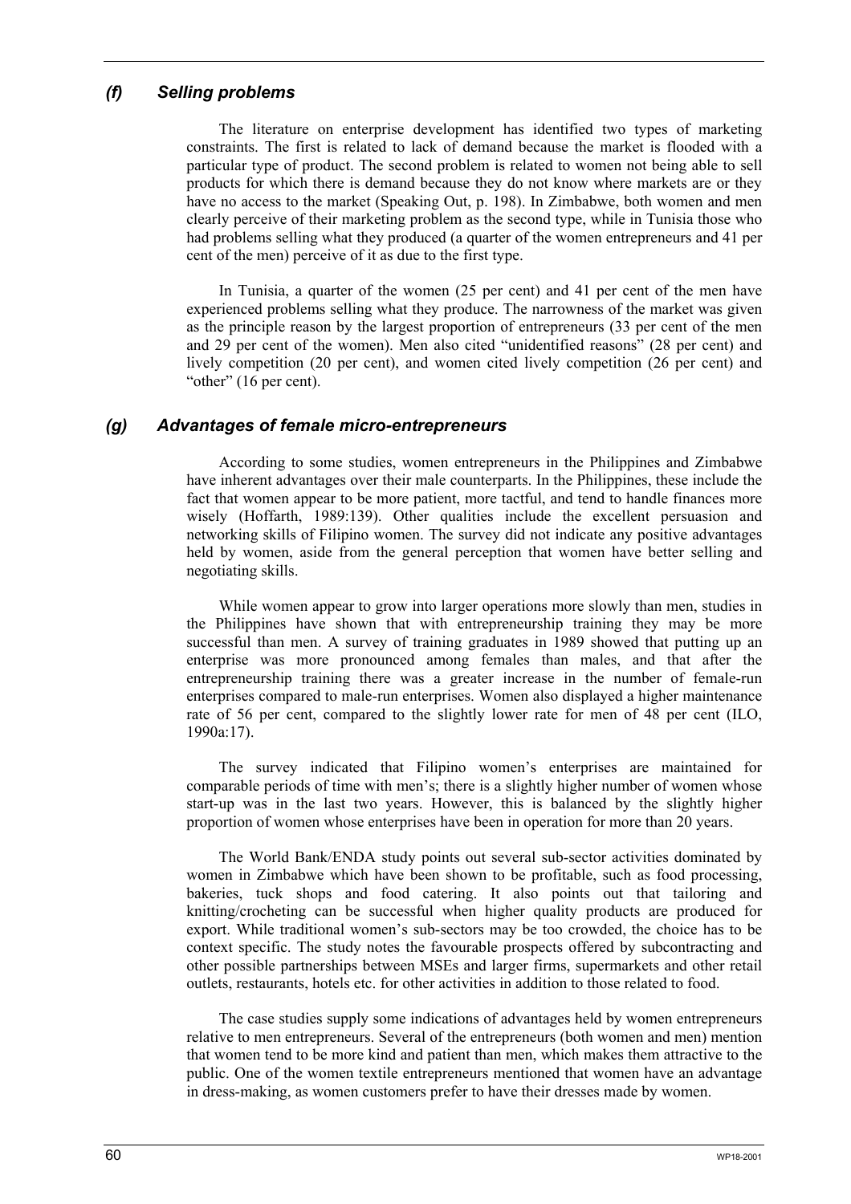### *(f) Selling problems*

The literature on enterprise development has identified two types of marketing constraints. The first is related to lack of demand because the market is flooded with a particular type of product. The second problem is related to women not being able to sell products for which there is demand because they do not know where markets are or they have no access to the market (Speaking Out, p. 198). In Zimbabwe, both women and men clearly perceive of their marketing problem as the second type, while in Tunisia those who had problems selling what they produced (a quarter of the women entrepreneurs and 41 per cent of the men) perceive of it as due to the first type.

In Tunisia, a quarter of the women (25 per cent) and 41 per cent of the men have experienced problems selling what they produce. The narrowness of the market was given as the principle reason by the largest proportion of entrepreneurs (33 per cent of the men and 29 per cent of the women). Men also cited "unidentified reasons" (28 per cent) and lively competition (20 per cent), and women cited lively competition (26 per cent) and "other" (16 per cent).

### *(g) Advantages of female micro-entrepreneurs*

According to some studies, women entrepreneurs in the Philippines and Zimbabwe have inherent advantages over their male counterparts. In the Philippines, these include the fact that women appear to be more patient, more tactful, and tend to handle finances more wisely (Hoffarth, 1989:139). Other qualities include the excellent persuasion and networking skills of Filipino women. The survey did not indicate any positive advantages held by women, aside from the general perception that women have better selling and negotiating skills.

While women appear to grow into larger operations more slowly than men, studies in the Philippines have shown that with entrepreneurship training they may be more successful than men. A survey of training graduates in 1989 showed that putting up an enterprise was more pronounced among females than males, and that after the entrepreneurship training there was a greater increase in the number of female-run enterprises compared to male-run enterprises. Women also displayed a higher maintenance rate of 56 per cent, compared to the slightly lower rate for men of 48 per cent (ILO, 1990a:17).

The survey indicated that Filipino women's enterprises are maintained for comparable periods of time with men's; there is a slightly higher number of women whose start-up was in the last two years. However, this is balanced by the slightly higher proportion of women whose enterprises have been in operation for more than 20 years.

The World Bank/ENDA study points out several sub-sector activities dominated by women in Zimbabwe which have been shown to be profitable, such as food processing, bakeries, tuck shops and food catering. It also points out that tailoring and knitting/crocheting can be successful when higher quality products are produced for export. While traditional women's sub-sectors may be too crowded, the choice has to be context specific. The study notes the favourable prospects offered by subcontracting and other possible partnerships between MSEs and larger firms, supermarkets and other retail outlets, restaurants, hotels etc. for other activities in addition to those related to food.

The case studies supply some indications of advantages held by women entrepreneurs relative to men entrepreneurs. Several of the entrepreneurs (both women and men) mention that women tend to be more kind and patient than men, which makes them attractive to the public. One of the women textile entrepreneurs mentioned that women have an advantage in dress-making, as women customers prefer to have their dresses made by women.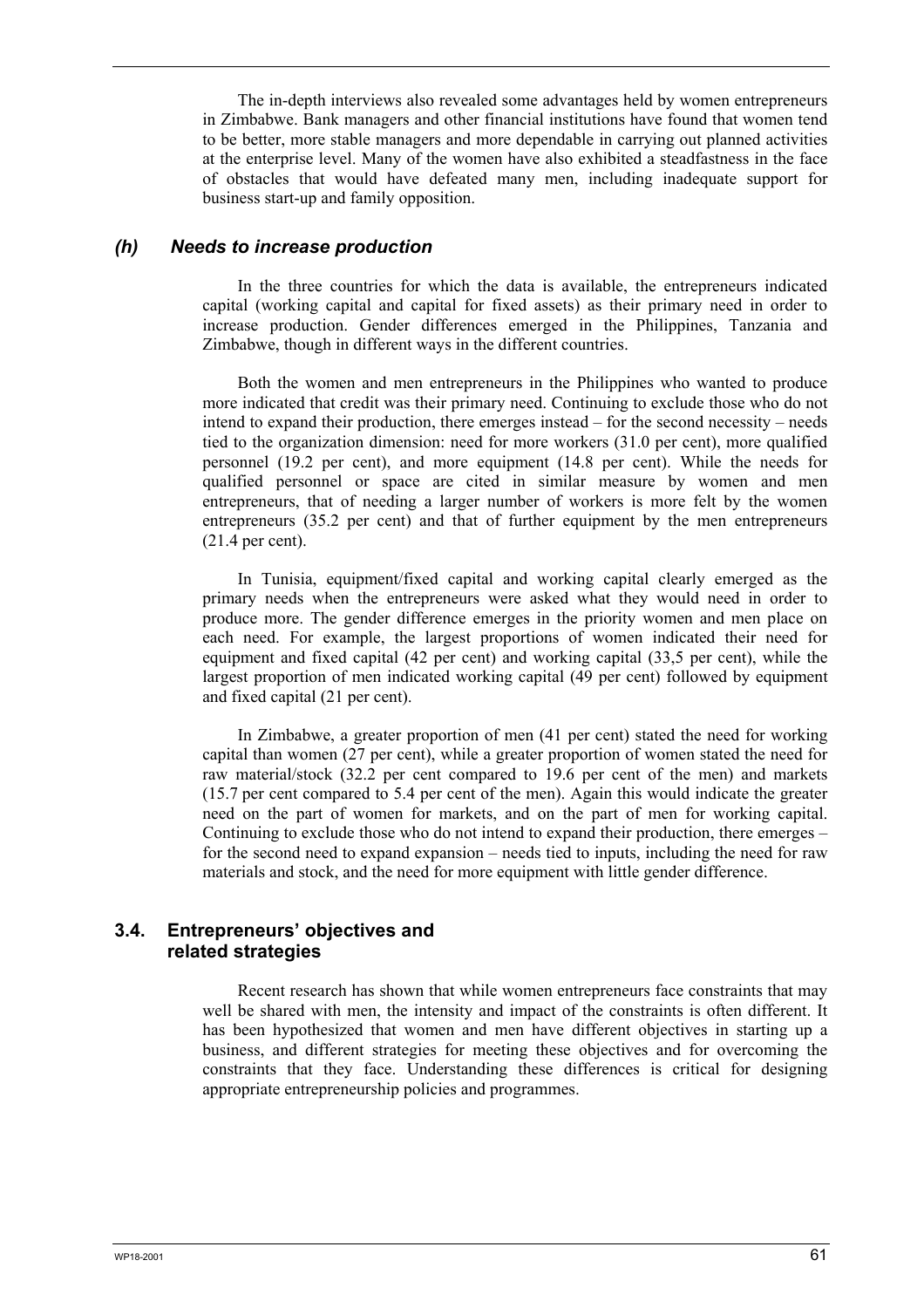The in-depth interviews also revealed some advantages held by women entrepreneurs in Zimbabwe. Bank managers and other financial institutions have found that women tend to be better, more stable managers and more dependable in carrying out planned activities at the enterprise level. Many of the women have also exhibited a steadfastness in the face of obstacles that would have defeated many men, including inadequate support for business start-up and family opposition.

### *(h) Needs to increase production*

In the three countries for which the data is available, the entrepreneurs indicated capital (working capital and capital for fixed assets) as their primary need in order to increase production. Gender differences emerged in the Philippines, Tanzania and Zimbabwe, though in different ways in the different countries.

Both the women and men entrepreneurs in the Philippines who wanted to produce more indicated that credit was their primary need. Continuing to exclude those who do not intend to expand their production, there emerges instead – for the second necessity – needs tied to the organization dimension: need for more workers (31.0 per cent), more qualified personnel (19.2 per cent), and more equipment (14.8 per cent). While the needs for qualified personnel or space are cited in similar measure by women and men entrepreneurs, that of needing a larger number of workers is more felt by the women entrepreneurs (35.2 per cent) and that of further equipment by the men entrepreneurs (21.4 per cent).

In Tunisia, equipment/fixed capital and working capital clearly emerged as the primary needs when the entrepreneurs were asked what they would need in order to produce more. The gender difference emerges in the priority women and men place on each need. For example, the largest proportions of women indicated their need for equipment and fixed capital (42 per cent) and working capital (33,5 per cent), while the largest proportion of men indicated working capital (49 per cent) followed by equipment and fixed capital (21 per cent).

In Zimbabwe, a greater proportion of men (41 per cent) stated the need for working capital than women (27 per cent), while a greater proportion of women stated the need for raw material/stock (32.2 per cent compared to 19.6 per cent of the men) and markets (15.7 per cent compared to 5.4 per cent of the men). Again this would indicate the greater need on the part of women for markets, and on the part of men for working capital. Continuing to exclude those who do not intend to expand their production, there emerges – for the second need to expand expansion – needs tied to inputs, including the need for raw materials and stock, and the need for more equipment with little gender difference.

## 3.4. Entrepreneurs' objectives and related strategies

Recent research has shown that while women entrepreneurs face constraints that may well be shared with men, the intensity and impact of the constraints is often different. It has been hypothesized that women and men have different objectives in starting up a business, and different strategies for meeting these objectives and for overcoming the constraints that they face. Understanding these differences is critical for designing appropriate entrepreneurship policies and programmes.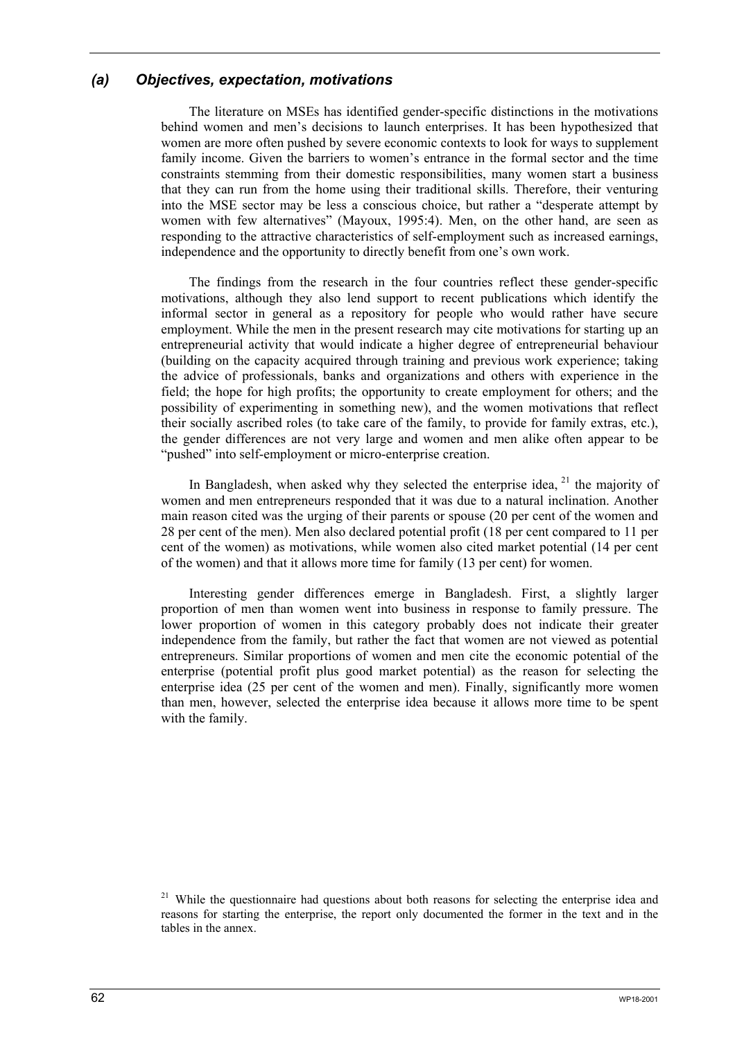### *(a) Objectives, expectation, motivations*

The literature on MSEs has identified gender-specific distinctions in the motivations behind women and men's decisions to launch enterprises. It has been hypothesized that women are more often pushed by severe economic contexts to look for ways to supplement family income. Given the barriers to women's entrance in the formal sector and the time constraints stemming from their domestic responsibilities, many women start a business that they can run from the home using their traditional skills. Therefore, their venturing into the MSE sector may be less a conscious choice, but rather a "desperate attempt by women with few alternatives" (Mayoux, 1995:4). Men, on the other hand, are seen as responding to the attractive characteristics of self-employment such as increased earnings, independence and the opportunity to directly benefit from one's own work.

The findings from the research in the four countries reflect these gender-specific motivations, although they also lend support to recent publications which identify the informal sector in general as a repository for people who would rather have secure employment. While the men in the present research may cite motivations for starting up an entrepreneurial activity that would indicate a higher degree of entrepreneurial behaviour (building on the capacity acquired through training and previous work experience; taking the advice of professionals, banks and organizations and others with experience in the field; the hope for high profits; the opportunity to create employment for others; and the possibility of experimenting in something new), and the women motivations that reflect their socially ascribed roles (to take care of the family, to provide for family extras, etc.), the gender differences are not very large and women and men alike often appear to be "pushed" into self-employment or micro-enterprise creation.

In Bangladesh, when asked why they selected the enterprise idea, [21] the majority of women and men entrepreneurs responded that it was due to a natural inclination. Another main reason cited was the urging of their parents or spouse (20 per cent of the women and 28 per cent of the men). Men also declared potential profit (18 per cent compared to 11 per cent of the women) as motivations, while women also cited market potential (14 per cent of the women) and that it allows more time for family (13 per cent) for women.

Interesting gender differences emerge in Bangladesh. First, a slightly larger proportion of men than women went into business in response to family pressure. The lower proportion of women in this category probably does not indicate their greater independence from the family, but rather the fact that women are not viewed as potential entrepreneurs. Similar proportions of women and men cite the economic potential of the enterprise (potential profit plus good market potential) as the reason for selecting the enterprise idea (25 per cent of the women and men). Finally, significantly more women than men, however, selected the enterprise idea because it allows more time to be spent with the family.

[21] While the questionnaire had questions about both reasons for selecting the enterprise idea and reasons for starting the enterprise, the report only documented the former in the text and in the tables in the annex.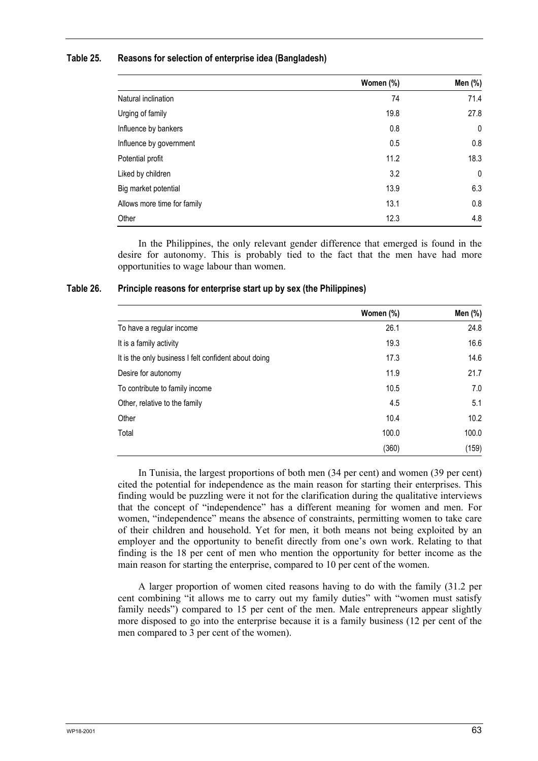**Table 25. Reasons for selection of enterprise idea (Bangladesh)**

| | Women (%) | Men (%) |
|---|---|---|
| Natural inclination | 74 | 71.4 |
| Urging of family | 19.8 | 27.8 |
| Influence by bankers | 0.8 | 0 |
| Influence by government | 0.5 | 0.8 |
| Potential profit | 11.2 | 18.3 |
| Liked by children | 3.2 | 0 |
| Big market potential | 13.9 | 6.3 |
| Allows more time for family | 13.1 | 0.8 |
| Other | 12.3 | 4.8 |

In the Philippines, the only relevant gender difference that emerged is found in the desire for autonomy. This is probably tied to the fact that the men have had more opportunities to wage labour than women.

**Table 26. Principle reasons for enterprise start up by sex (the Philippines)**

| | Women (%) | Men (%) |
|---|---|---|
| To have a regular income | 26.1 | 24.8 |
| It is a family activity | 19.3 | 16.6 |
| It is the only business I felt confident about doing | 17.3 | 14.6 |
| Desire for autonomy | 11.9 | 21.7 |
| To contribute to family income | 10.5 | 7.0 |
| Other, relative to the family | 4.5 | 5.1 |
| Other | 10.4 | 10.2 |
| Total | 100.0 | 100.0 |
| | (360) | (159) |

In Tunisia, the largest proportions of both men (34 per cent) and women (39 per cent) cited the potential for independence as the main reason for starting their enterprises. This finding would be puzzling were it not for the clarification during the qualitative interviews that the concept of "independence" has a different meaning for women and men. For women, "independence" means the absence of constraints, permitting women to take care of their children and household. Yet for men, it both means not being exploited by an employer and the opportunity to benefit directly from one's own work. Relating to that finding is the 18 per cent of men who mention the opportunity for better income as the main reason for starting the enterprise, compared to 10 per cent of the women.

A larger proportion of women cited reasons having to do with the family (31.2 per cent combining "it allows me to carry out my family duties" with "women must satisfy family needs") compared to 15 per cent of the men. Male entrepreneurs appear slightly more disposed to go into the enterprise because it is a family business (12 per cent of the men compared to 3 per cent of the women).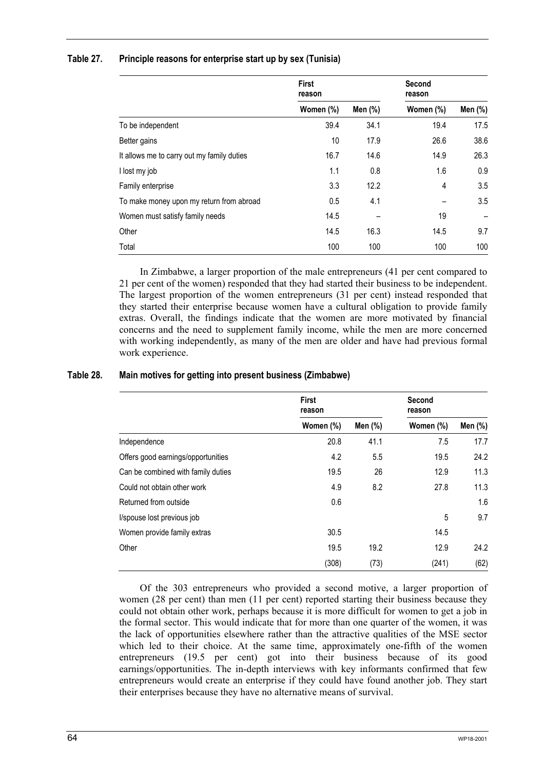**Table 27. Principle reasons for enterprise start up by sex (Tunisia)**

| | First reason | | Second reason | |
|---|---|---|---|---|
| | Women (%) | Men (%) | Women (%) | Men (%) |
| To be independent | 39.4 | 34.1 | 19.4 | 17.5 |
| Better gains | 10 | 17.9 | 26.6 | 38.6 |
| It allows me to carry out my family duties | 16.7 | 14.6 | 14.9 | 26.3 |
| I lost my job | 1.1 | 0.8 | 1.6 | 0.9 |
| Family enterprise | 3.3 | 12.2 | 4 | 3.5 |
| To make money upon my return from abroad | 0.5 | 4.1 | – | 3.5 |
| Women must satisfy family needs | 14.5 | – | 19 | – |
| Other | 14.5 | 16.3 | 14.5 | 9.7 |
| Total | 100 | 100 | 100 | 100 |

In Zimbabwe, a larger proportion of the male entrepreneurs (41 per cent compared to 21 per cent of the women) responded that they had started their business to be independent. The largest proportion of the women entrepreneurs (31 per cent) instead responded that they started their enterprise because women have a cultural obligation to provide family extras. Overall, the findings indicate that the women are more motivated by financial concerns and the need to supplement family income, while the men are more concerned with working independently, as many of the men are older and have had previous formal work experience.

**Table 28. Main motives for getting into present business (Zimbabwe)**

| | First reason | | Second reason | |
|---|---|---|---|---|
| | Women (%) | Men (%) | Women (%) | Men (%) |
| Independence | 20.8 | 41.1 | 7.5 | 17.7 |
| Offers good earnings/opportunities | 4.2 | 5.5 | 19.5 | 24.2 |
| Can be combined with family duties | 19.5 | 26 | 12.9 | 11.3 |
| Could not obtain other work | 4.9 | 8.2 | 27.8 | 11.3 |
| Returned from outside | 0.6 | | | 1.6 |
| I/spouse lost previous job | | | 5 | 9.7 |
| Women provide family extras | 30.5 | | 14.5 | |
| Other | 19.5 | 19.2 | 12.9 | 24.2 |
| | (308) | (73) | (241) | (62) |

Of the 303 entrepreneurs who provided a second motive, a larger proportion of women (28 per cent) than men (11 per cent) reported starting their business because they could not obtain other work, perhaps because it is more difficult for women to get a job in the formal sector. This would indicate that for more than one quarter of the women, it was the lack of opportunities elsewhere rather than the attractive qualities of the MSE sector which led to their choice. At the same time, approximately one-fifth of the women entrepreneurs (19.5 per cent) got into their business because of its good earnings/opportunities. The in-depth interviews with key informants confirmed that few entrepreneurs would create an enterprise if they could have found another job. They start their enterprises because they have no alternative means of survival.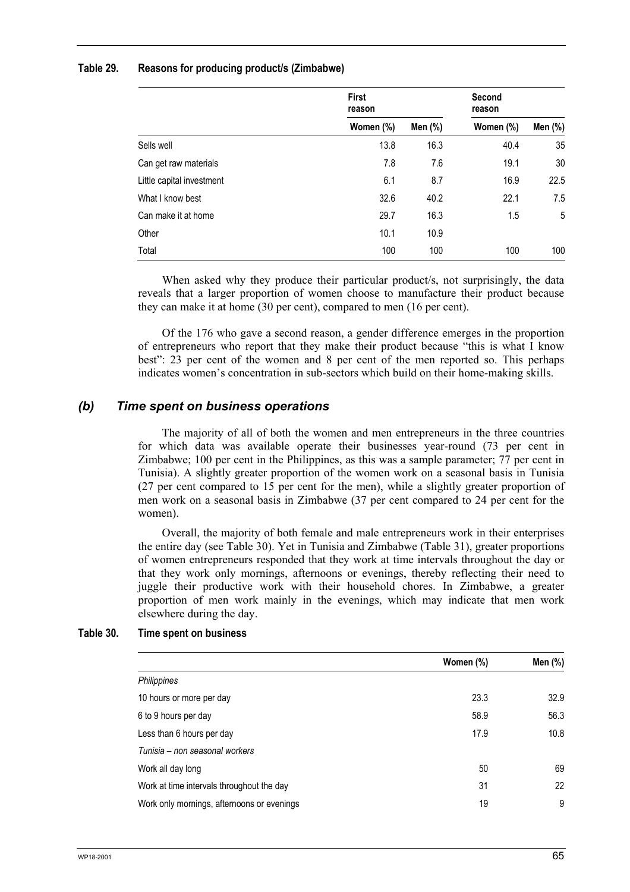**Table 29. Reasons for producing product/s (Zimbabwe)**

| | First reason | | Second reason | |
|---|---|---|---|---|
| | Women (%) | Men (%) | Women (%) | Men (%) |
| Sells well | 13.8 | 16.3 | 40.4 | 35 |
| Can get raw materials | 7.8 | 7.6 | 19.1 | 30 |
| Little capital investment | 6.1 | 8.7 | 16.9 | 22.5 |
| What I know best | 32.6 | 40.2 | 22.1 | 7.5 |
| Can make it at home | 29.7 | 16.3 | 1.5 | 5 |
| Other | 10.1 | 10.9 | | |
| Total | 100 | 100 | 100 | 100 |

When asked why they produce their particular product/s, not surprisingly, the data reveals that a larger proportion of women choose to manufacture their product because they can make it at home (30 per cent), compared to men (16 per cent).

Of the 176 who gave a second reason, a gender difference emerges in the proportion of entrepreneurs who report that they make their product because "this is what I know best": 23 per cent of the women and 8 per cent of the men reported so. This perhaps indicates women's concentration in sub-sectors which build on their home-making skills.

### *(b) Time spent on business operations*

The majority of all of both the women and men entrepreneurs in the three countries for which data was available operate their businesses year-round (73 per cent in Zimbabwe; 100 per cent in the Philippines, as this was a sample parameter; 77 per cent in Tunisia). A slightly greater proportion of the women work on a seasonal basis in Tunisia (27 per cent compared to 15 per cent for the men), while a slightly greater proportion of men work on a seasonal basis in Zimbabwe (37 per cent compared to 24 per cent for the women).

Overall, the majority of both female and male entrepreneurs work in their enterprises the entire day (see Table 30). Yet in Tunisia and Zimbabwe (Table 31), greater proportions of women entrepreneurs responded that they work at time intervals throughout the day or that they work only mornings, afternoons or evenings, thereby reflecting their need to juggle their productive work with their household chores. In Zimbabwe, a greater proportion of men work mainly in the evenings, which may indicate that men work elsewhere during the day.

**Table 30. Time spent on business**

| | Women (%) | Men (%) |
|---|---|---|
| *Philippines* | | |
| 10 hours or more per day | 23.3 | 32.9 |
| 6 to 9 hours per day | 58.9 | 56.3 |
| Less than 6 hours per day | 17.9 | 10.8 |
| *Tunisia – non seasonal workers* | | |
| Work all day long | 50 | 69 |
| Work at time intervals throughout the day | 31 | 22 |
| Work only mornings, afternoons or evenings | 19 | 9 |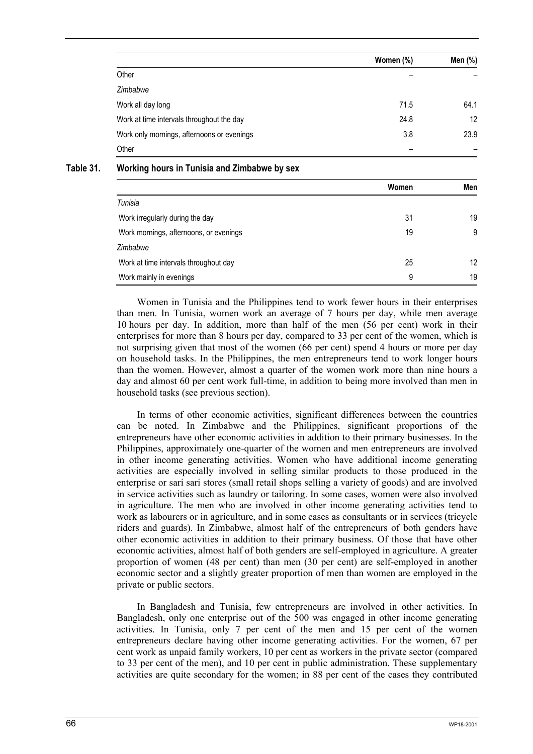| | Women (%) | Men (%) |
|---|---|---|
| Other | – | – |
| *Zimbabwe* | | |
| Work all day long | 71.5 | 64.1 |
| Work at time intervals throughout the day | 24.8 | 12 |
| Work only mornings, afternoons or evenings | 3.8 | 23.9 |
| Other | – | – |

**Table 31. Working hours in Tunisia and Zimbabwe by sex**

| | Women | Men |
|---|---|---|
| *Tunisia* | | |
| Work irregularly during the day | 31 | 19 |
| Work mornings, afternoons, or evenings | 19 | 9 |
| *Zimbabwe* | | |
| Work at time intervals throughout day | 25 | 12 |
| Work mainly in evenings | 9 | 19 |

Women in Tunisia and the Philippines tend to work fewer hours in their enterprises than men. In Tunisia, women work an average of 7 hours per day, while men average 10 hours per day. In addition, more than half of the men (56 per cent) work in their enterprises for more than 8 hours per day, compared to 33 per cent of the women, which is not surprising given that most of the women (66 per cent) spend 4 hours or more per day on household tasks. In the Philippines, the men entrepreneurs tend to work longer hours than the women. However, almost a quarter of the women work more than nine hours a day and almost 60 per cent work full-time, in addition to being more involved than men in household tasks (see previous section).

In terms of other economic activities, significant differences between the countries can be noted. In Zimbabwe and the Philippines, significant proportions of the entrepreneurs have other economic activities in addition to their primary businesses. In the Philippines, approximately one-quarter of the women and men entrepreneurs are involved in other income generating activities. Women who have additional income generating activities are especially involved in selling similar products to those produced in the enterprise or sari sari stores (small retail shops selling a variety of goods) and are involved in service activities such as laundry or tailoring. In some cases, women were also involved in agriculture. The men who are involved in other income generating activities tend to work as labourers or in agriculture, and in some cases as consultants or in services (tricycle riders and guards). In Zimbabwe, almost half of the entrepreneurs of both genders have other economic activities in addition to their primary business. Of those that have other economic activities, almost half of both genders are self-employed in agriculture. A greater proportion of women (48 per cent) than men (30 per cent) are self-employed in another economic sector and a slightly greater proportion of men than women are employed in the private or public sectors.

In Bangladesh and Tunisia, few entrepreneurs are involved in other activities. In Bangladesh, only one enterprise out of the 500 was engaged in other income generating activities. In Tunisia, only 7 per cent of the men and 15 per cent of the women entrepreneurs declare having other income generating activities. For the women, 67 per cent work as unpaid family workers, 10 per cent as workers in the private sector (compared to 33 per cent of the men), and 10 per cent in public administration. These supplementary activities are quite secondary for the women; in 88 per cent of the cases they contributed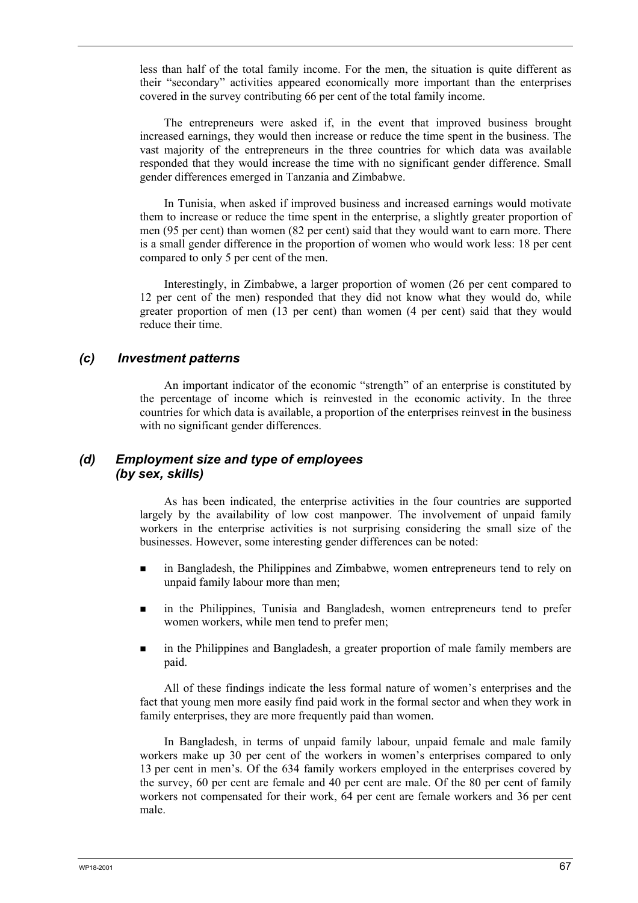less than half of the total family income. For the men, the situation is quite different as their "secondary" activities appeared economically more important than the enterprises covered in the survey contributing 66 per cent of the total family income.

The entrepreneurs were asked if, in the event that improved business brought increased earnings, they would then increase or reduce the time spent in the business. The vast majority of the entrepreneurs in the three countries for which data was available responded that they would increase the time with no significant gender difference. Small gender differences emerged in Tanzania and Zimbabwe.

In Tunisia, when asked if improved business and increased earnings would motivate them to increase or reduce the time spent in the enterprise, a slightly greater proportion of men (95 per cent) than women (82 per cent) said that they would want to earn more. There is a small gender difference in the proportion of women who would work less: 18 per cent compared to only 5 per cent of the men.

Interestingly, in Zimbabwe, a larger proportion of women (26 per cent compared to 12 per cent of the men) responded that they did not know what they would do, while greater proportion of men (13 per cent) than women (4 per cent) said that they would reduce their time.

### *(c) Investment patterns*

An important indicator of the economic "strength" of an enterprise is constituted by the percentage of income which is reinvested in the economic activity. In the three countries for which data is available, a proportion of the enterprises reinvest in the business with no significant gender differences.

### *(d) Employment size and type of employees (by sex, skills)*

As has been indicated, the enterprise activities in the four countries are supported largely by the availability of low cost manpower. The involvement of unpaid family workers in the enterprise activities is not surprising considering the small size of the businesses. However, some interesting gender differences can be noted:

- in Bangladesh, the Philippines and Zimbabwe, women entrepreneurs tend to rely on unpaid family labour more than men;
- in the Philippines, Tunisia and Bangladesh, women entrepreneurs tend to prefer women workers, while men tend to prefer men;
- in the Philippines and Bangladesh, a greater proportion of male family members are paid.

All of these findings indicate the less formal nature of women's enterprises and the fact that young men more easily find paid work in the formal sector and when they work in family enterprises, they are more frequently paid than women.

In Bangladesh, in terms of unpaid family labour, unpaid female and male family workers make up 30 per cent of the workers in women's enterprises compared to only 13 per cent in men's. Of the 634 family workers employed in the enterprises covered by the survey, 60 per cent are female and 40 per cent are male. Of the 80 per cent of family workers not compensated for their work, 64 per cent are female workers and 36 per cent male.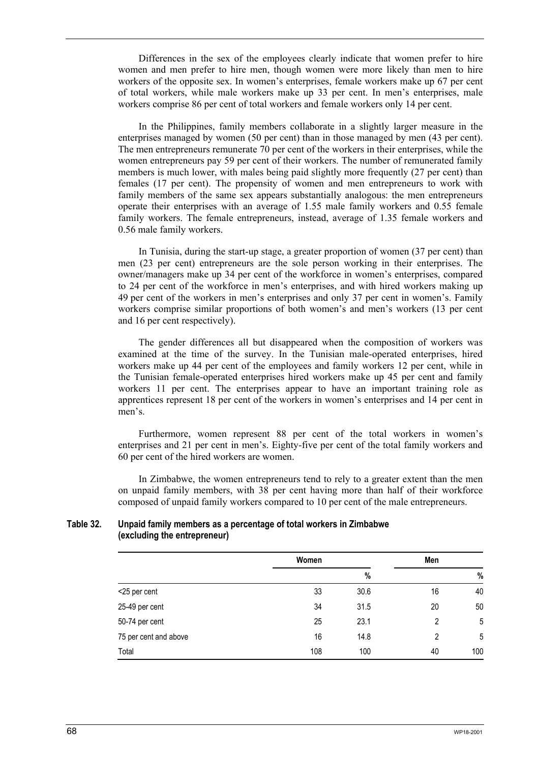Differences in the sex of the employees clearly indicate that women prefer to hire women and men prefer to hire men, though women were more likely than men to hire workers of the opposite sex. In women's enterprises, female workers make up 67 per cent of total workers, while male workers make up 33 per cent. In men's enterprises, male workers comprise 86 per cent of total workers and female workers only 14 per cent.

In the Philippines, family members collaborate in a slightly larger measure in the enterprises managed by women (50 per cent) than in those managed by men (43 per cent). The men entrepreneurs remunerate 70 per cent of the workers in their enterprises, while the women entrepreneurs pay 59 per cent of their workers. The number of remunerated family members is much lower, with males being paid slightly more frequently (27 per cent) than females (17 per cent). The propensity of women and men entrepreneurs to work with family members of the same sex appears substantially analogous: the men entrepreneurs operate their enterprises with an average of 1.55 male family workers and 0.55 female family workers. The female entrepreneurs, instead, average of 1.35 female workers and 0.56 male family workers.

In Tunisia, during the start-up stage, a greater proportion of women (37 per cent) than men (23 per cent) entrepreneurs are the sole person working in their enterprises. The owner/managers make up 34 per cent of the workforce in women's enterprises, compared to 24 per cent of the workforce in men's enterprises, and with hired workers making up 49 per cent of the workers in men's enterprises and only 37 per cent in women's. Family workers comprise similar proportions of both women's and men's workers (13 per cent and 16 per cent respectively).

The gender differences all but disappeared when the composition of workers was examined at the time of the survey. In the Tunisian male-operated enterprises, hired workers make up 44 per cent of the employees and family workers 12 per cent, while in the Tunisian female-operated enterprises hired workers make up 45 per cent and family workers 11 per cent. The enterprises appear to have an important training role as apprentices represent 18 per cent of the workers in women's enterprises and 14 per cent in men's.

Furthermore, women represent 88 per cent of the total workers in women's enterprises and 21 per cent in men's. Eighty-five per cent of the total family workers and 60 per cent of the hired workers are women.

In Zimbabwe, the women entrepreneurs tend to rely to a greater extent than the men on unpaid family members, with 38 per cent having more than half of their workforce composed of unpaid family workers compared to 10 per cent of the male entrepreneurs.

**Table 32. Unpaid family members as a percentage of total workers in Zimbabwe (excluding the entrepreneur)**

| | Women | | Men | |
|---|---|---|---|---|
| | | % | | % |
| <25 per cent | 33 | 30.6 | 16 | 40 |
| 25-49 per cent | 34 | 31.5 | 20 | 50 |
| 50-74 per cent | 25 | 23.1 | 2 | 5 |
| 75 per cent and above | 16 | 14.8 | 2 | 5 |
| Total | 108 | 100 | 40 | 100 |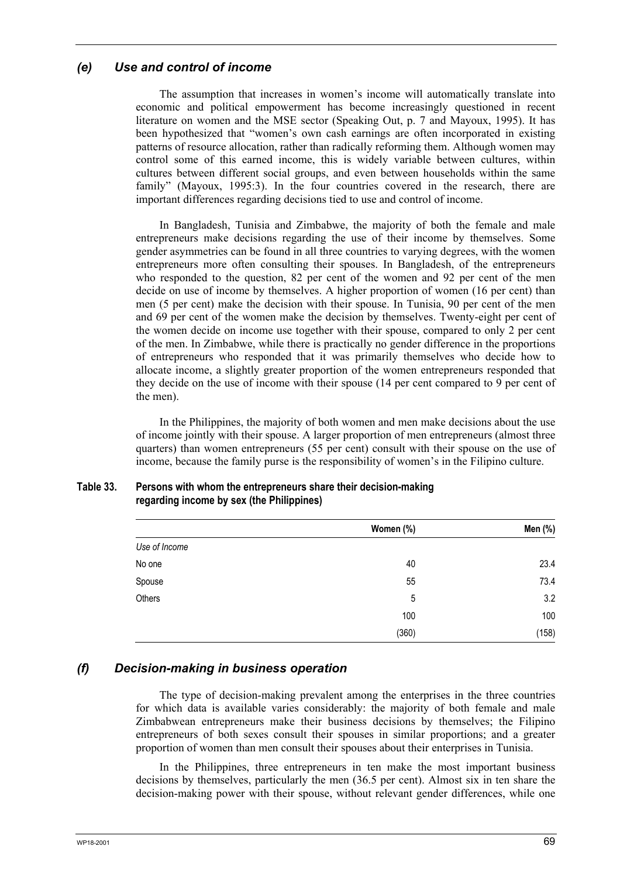### *(e) Use and control of income*

The assumption that increases in women's income will automatically translate into economic and political empowerment has become increasingly questioned in recent literature on women and the MSE sector (Speaking Out, p. 7 and Mayoux, 1995). It has been hypothesized that "women's own cash earnings are often incorporated in existing patterns of resource allocation, rather than radically reforming them. Although women may control some of this earned income, this is widely variable between cultures, within cultures between different social groups, and even between households within the same family" (Mayoux, 1995:3). In the four countries covered in the research, there are important differences regarding decisions tied to use and control of income.

In Bangladesh, Tunisia and Zimbabwe, the majority of both the female and male entrepreneurs make decisions regarding the use of their income by themselves. Some gender asymmetries can be found in all three countries to varying degrees, with the women entrepreneurs more often consulting their spouses. In Bangladesh, of the entrepreneurs who responded to the question, 82 per cent of the women and 92 per cent of the men decide on use of income by themselves. A higher proportion of women (16 per cent) than men (5 per cent) make the decision with their spouse. In Tunisia, 90 per cent of the men and 69 per cent of the women make the decision by themselves. Twenty-eight per cent of the women decide on income use together with their spouse, compared to only 2 per cent of the men. In Zimbabwe, while there is practically no gender difference in the proportions of entrepreneurs who responded that it was primarily themselves who decide how to allocate income, a slightly greater proportion of the women entrepreneurs responded that they decide on the use of income with their spouse (14 per cent compared to 9 per cent of the men).

In the Philippines, the majority of both women and men make decisions about the use of income jointly with their spouse. A larger proportion of men entrepreneurs (almost three quarters) than women entrepreneurs (55 per cent) consult with their spouse on the use of income, because the family purse is the responsibility of women's in the Filipino culture.

**Table 33. Persons with whom the entrepreneurs share their decision-making regarding income by sex (the Philippines)**

| | Women (%) | Men (%) |
|---|---|---|
| *Use of Income* | | |
| No one | 40 | 23.4 |
| Spouse | 55 | 73.4 |
| Others | 5 | 3.2 |
| | 100 | 100 |
| | (360) | (158) |

### *(f) Decision-making in business operation*

The type of decision-making prevalent among the enterprises in the three countries for which data is available varies considerably: the majority of both female and male Zimbabwean entrepreneurs make their business decisions by themselves; the Filipino entrepreneurs of both sexes consult their spouses in similar proportions; and a greater proportion of women than men consult their spouses about their enterprises in Tunisia.

In the Philippines, three entrepreneurs in ten make the most important business decisions by themselves, particularly the men (36.5 per cent). Almost six in ten share the decision-making power with their spouse, without relevant gender differences, while one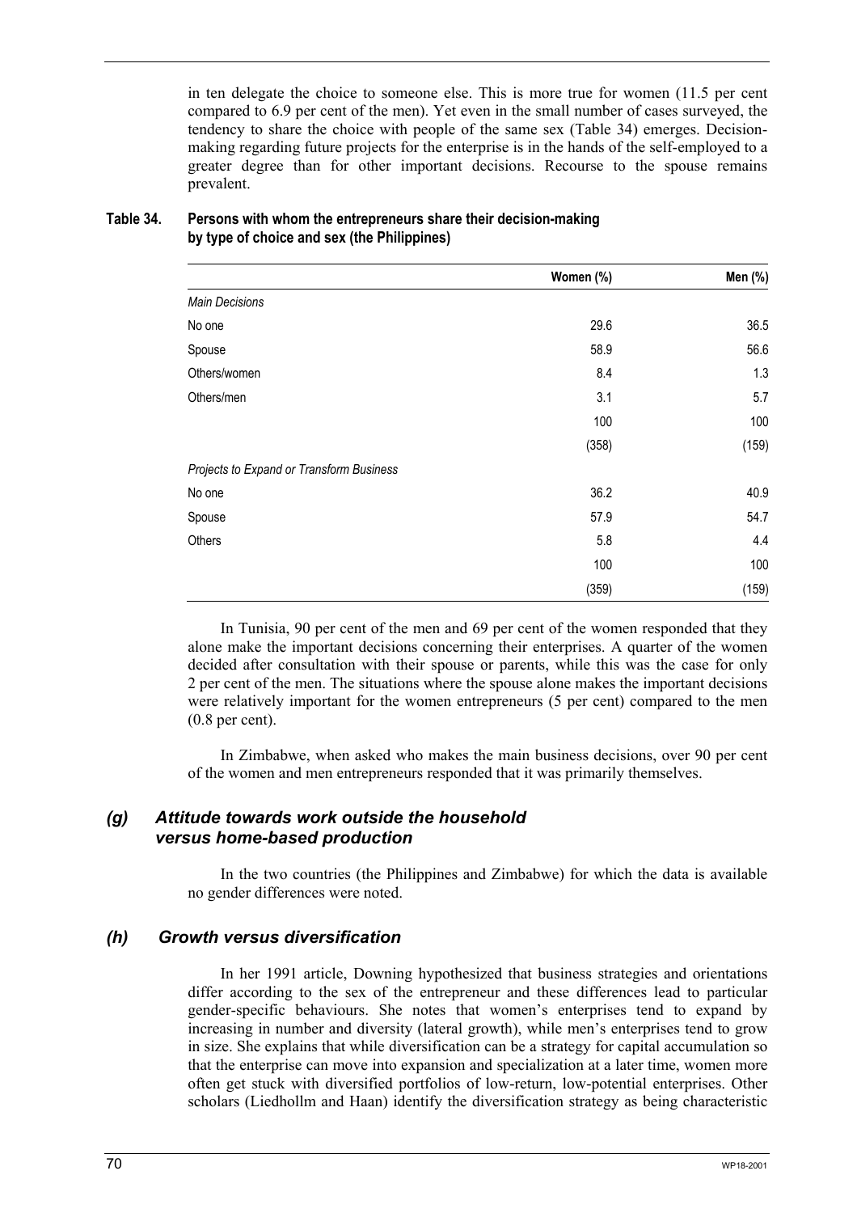in ten delegate the choice to someone else. This is more true for women (11.5 per cent compared to 6.9 per cent of the men). Yet even in the small number of cases surveyed, the tendency to share the choice with people of the same sex (Table 34) emerges. Decision-making regarding future projects for the enterprise is in the hands of the self-employed to a greater degree than for other important decisions. Recourse to the spouse remains prevalent.

**Table 34. Persons with whom the entrepreneurs share their decision-making by type of choice and sex (the Philippines)**

| | Women (%) | Men (%) |
|---|---|---|
| *Main Decisions* | | |
| No one | 29.6 | 36.5 |
| Spouse | 58.9 | 56.6 |
| Others/women | 8.4 | 1.3 |
| Others/men | 3.1 | 5.7 |
| | 100 | 100 |
| | (358) | (159) |
| *Projects to Expand or Transform Business* | | |
| No one | 36.2 | 40.9 |
| Spouse | 57.9 | 54.7 |
| Others | 5.8 | 4.4 |
| | 100 | 100 |
| | (359) | (159) |

In Tunisia, 90 per cent of the men and 69 per cent of the women responded that they alone make the important decisions concerning their enterprises. A quarter of the women decided after consultation with their spouse or parents, while this was the case for only 2 per cent of the men. The situations where the spouse alone makes the important decisions were relatively important for the women entrepreneurs (5 per cent) compared to the men (0.8 per cent).

In Zimbabwe, when asked who makes the main business decisions, over 90 per cent of the women and men entrepreneurs responded that it was primarily themselves.

### *(g) Attitude towards work outside the household versus home-based production*

In the two countries (the Philippines and Zimbabwe) for which the data is available no gender differences were noted.

### *(h) Growth versus diversification*

In her 1991 article, Downing hypothesized that business strategies and orientations differ according to the sex of the entrepreneur and these differences lead to particular gender-specific behaviours. She notes that women's enterprises tend to expand by increasing in number and diversity (lateral growth), while men's enterprises tend to grow in size. She explains that while diversification can be a strategy for capital accumulation so that the enterprise can move into expansion and specialization at a later time, women more often get stuck with diversified portfolios of low-return, low-potential enterprises. Other scholars (Liedhollm and Haan) identify the diversification strategy as being characteristic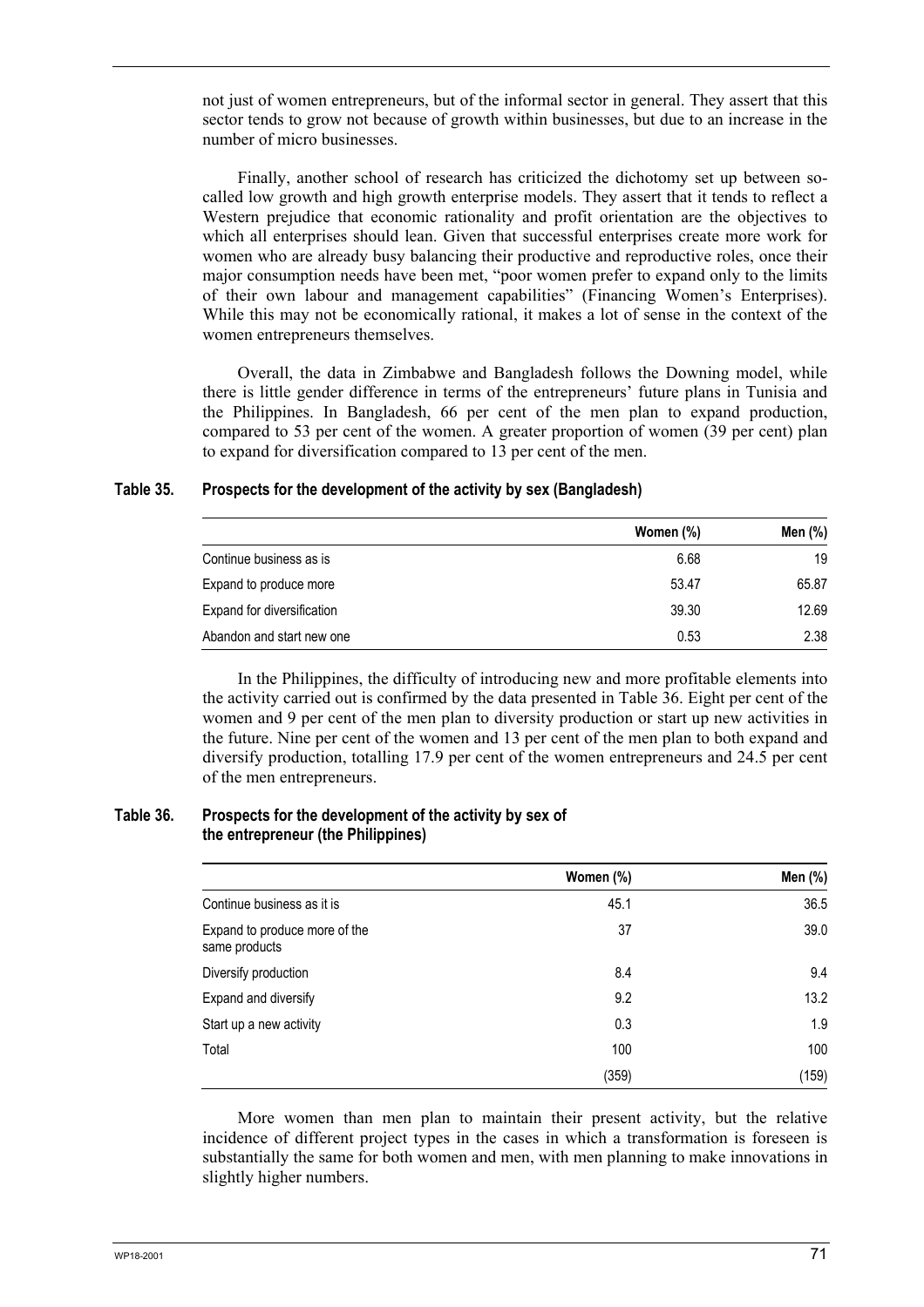not just of women entrepreneurs, but of the informal sector in general. They assert that this sector tends to grow not because of growth within businesses, but due to an increase in the number of micro businesses.

Finally, another school of research has criticized the dichotomy set up between so-called low growth and high growth enterprise models. They assert that it tends to reflect a Western prejudice that economic rationality and profit orientation are the objectives to which all enterprises should lean. Given that successful enterprises create more work for women who are already busy balancing their productive and reproductive roles, once their major consumption needs have been met, "poor women prefer to expand only to the limits of their own labour and management capabilities" (Financing Women's Enterprises). While this may not be economically rational, it makes a lot of sense in the context of the women entrepreneurs themselves.

Overall, the data in Zimbabwe and Bangladesh follows the Downing model, while there is little gender difference in terms of the entrepreneurs' future plans in Tunisia and the Philippines. In Bangladesh, 66 per cent of the men plan to expand production, compared to 53 per cent of the women. A greater proportion of women (39 per cent) plan to expand for diversification compared to 13 per cent of the men.

**Table 35. Prospects for the development of the activity by sex (Bangladesh)**

| | Women (%) | Men (%) |
|---|---|---|
| Continue business as is | 6.68 | 19 |
| Expand to produce more | 53.47 | 65.87 |
| Expand for diversification | 39.30 | 12.69 |
| Abandon and start new one | 0.53 | 2.38 |

In the Philippines, the difficulty of introducing new and more profitable elements into the activity carried out is confirmed by the data presented in Table 36. Eight per cent of the women and 9 per cent of the men plan to diversity production or start up new activities in the future. Nine per cent of the women and 13 per cent of the men plan to both expand and diversify production, totalling 17.9 per cent of the women entrepreneurs and 24.5 per cent of the men entrepreneurs.

**Table 36. Prospects for the development of the activity by sex of the entrepreneur (the Philippines)**

| | Women (%) | Men (%) |
|---|---|---|
| Continue business as it is | 45.1 | 36.5 |
| Expand to produce more of the same products | 37 | 39.0 |
| Diversify production | 8.4 | 9.4 |
| Expand and diversify | 9.2 | 13.2 |
| Start up a new activity | 0.3 | 1.9 |
| Total | 100 | 100 |
| | (359) | (159) |

More women than men plan to maintain their present activity, but the relative incidence of different project types in the cases in which a transformation is foreseen is substantially the same for both women and men, with men planning to make innovations in slightly higher numbers.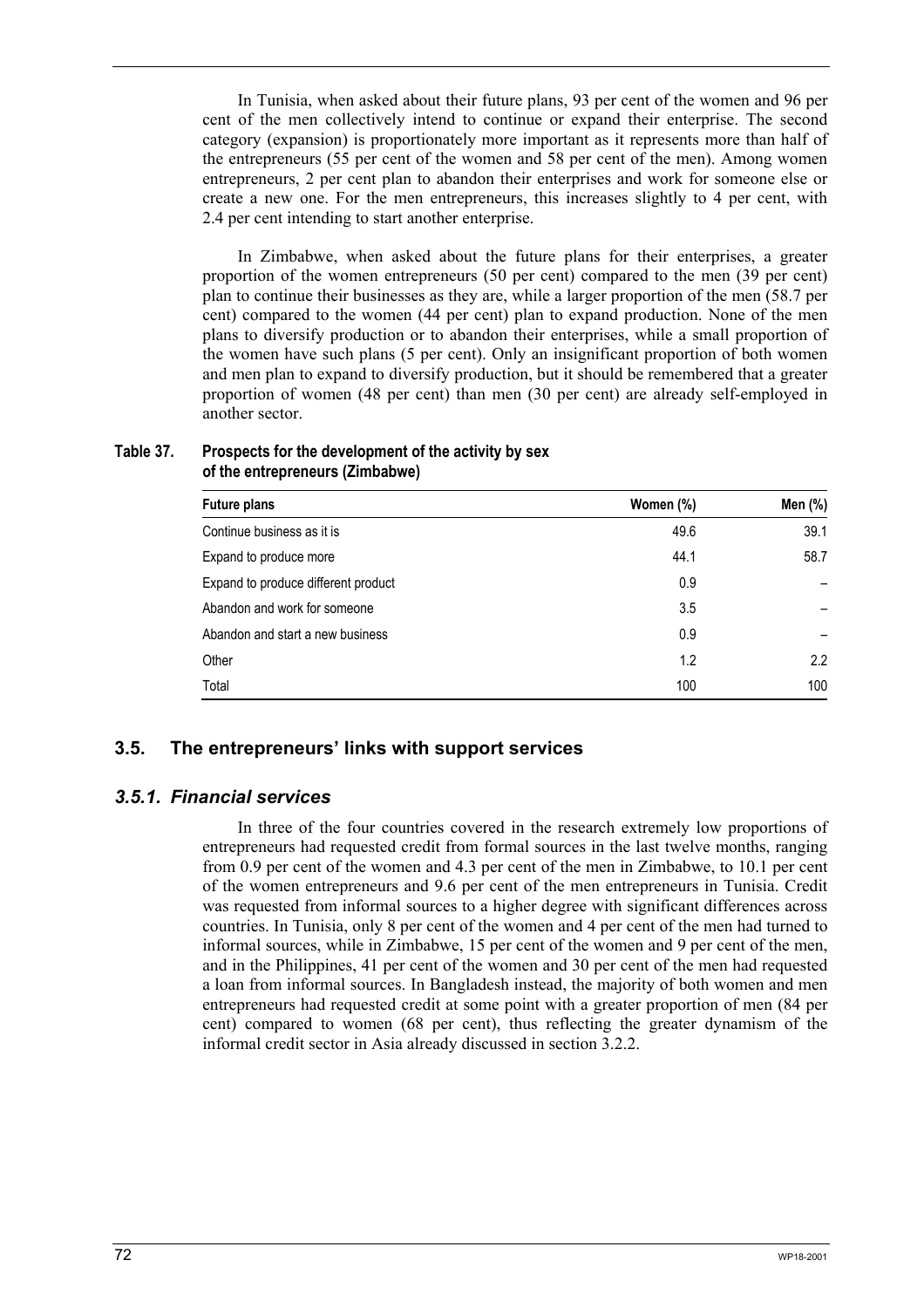In Tunisia, when asked about their future plans, 93 per cent of the women and 96 per cent of the men collectively intend to continue or expand their enterprise. The second category (expansion) is proportionately more important as it represents more than half of the entrepreneurs (55 per cent of the women and 58 per cent of the men). Among women entrepreneurs, 2 per cent plan to abandon their enterprises and work for someone else or create a new one. For the men entrepreneurs, this increases slightly to 4 per cent, with 2.4 per cent intending to start another enterprise.

In Zimbabwe, when asked about the future plans for their enterprises, a greater proportion of the women entrepreneurs (50 per cent) compared to the men (39 per cent) plan to continue their businesses as they are, while a larger proportion of the men (58.7 per cent) compared to the women (44 per cent) plan to expand production. None of the men plans to diversify production or to abandon their enterprises, while a small proportion of the women have such plans (5 per cent). Only an insignificant proportion of both women and men plan to expand to diversify production, but it should be remembered that a greater proportion of women (48 per cent) than men (30 per cent) are already self-employed in another sector.

**Table 37. Prospects for the development of the activity by sex of the entrepreneurs (Zimbabwe)**

| Future plans | Women (%) | Men (%) |
|---|---|---|
| Continue business as it is | 49.6 | 39.1 |
| Expand to produce more | 44.1 | 58.7 |
| Expand to produce different product | 0.9 | – |
| Abandon and work for someone | 3.5 | – |
| Abandon and start a new business | 0.9 | – |
| Other | 1.2 | 2.2 |
| Total | 100 | 100 |

## 3.5. The entrepreneurs' links with support services

### *3.5.1. Financial services*

In three of the four countries covered in the research extremely low proportions of entrepreneurs had requested credit from formal sources in the last twelve months, ranging from 0.9 per cent of the women and 4.3 per cent of the men in Zimbabwe, to 10.1 per cent of the women entrepreneurs and 9.6 per cent of the men entrepreneurs in Tunisia. Credit was requested from informal sources to a higher degree with significant differences across countries. In Tunisia, only 8 per cent of the women and 4 per cent of the men had turned to informal sources, while in Zimbabwe, 15 per cent of the women and 9 per cent of the men, and in the Philippines, 41 per cent of the women and 30 per cent of the men had requested a loan from informal sources. In Bangladesh instead, the majority of both women and men entrepreneurs had requested credit at some point with a greater proportion of men (84 per cent) compared to women (68 per cent), thus reflecting the greater dynamism of the informal credit sector in Asia already discussed in section 3.2.2.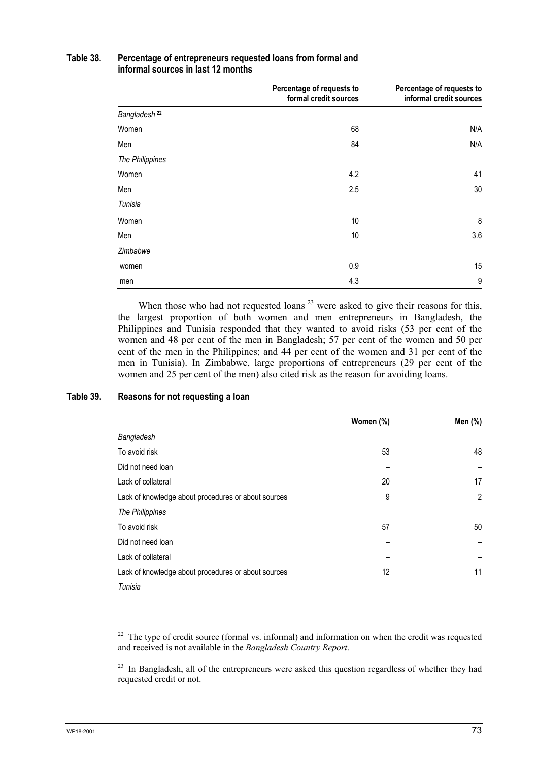**Table 38. Percentage of entrepreneurs requested loans from formal and informal sources in last 12 months**

| | Percentage of requests to formal credit sources | Percentage of requests to informal credit sources |
|---|---|---|
| *Bangladesh* [22] | | |
| Women | 68 | N/A |
| Men | 84 | N/A |
| *The Philippines* | | |
| Women | 4.2 | 41 |
| Men | 2.5 | 30 |
| *Tunisia* | | |
| Women | 10 | 8 |
| Men | 10 | 3.6 |
| *Zimbabwe* | | |
| women | 0.9 | 15 |
| men | 4.3 | 9 |

When those who had not requested loans [23] were asked to give their reasons for this, the largest proportion of both women and men entrepreneurs in Bangladesh, the Philippines and Tunisia responded that they wanted to avoid risks (53 per cent of the women and 48 per cent of the men in Bangladesh; 57 per cent of the women and 50 per cent of the men in the Philippines; and 44 per cent of the women and 31 per cent of the men in Tunisia). In Zimbabwe, large proportions of entrepreneurs (29 per cent of the women and 25 per cent of the men) also cited risk as the reason for avoiding loans.

**Table 39. Reasons for not requesting a loan**

| | Women (%) | Men (%) |
|---|---|---|
| *Bangladesh* | | |
| To avoid risk | 53 | 48 |
| Did not need loan | – | – |
| Lack of collateral | 20 | 17 |
| Lack of knowledge about procedures or about sources | 9 | 2 |
| *The Philippines* | | |
| To avoid risk | 57 | 50 |
| Did not need loan | – | – |
| Lack of collateral | – | – |
| Lack of knowledge about procedures or about sources | 12 | 11 |
| *Tunisia* | | |

[22] The type of credit source (formal vs. informal) and information on when the credit was requested and received is not available in the *Bangladesh Country Report*.

[23] In Bangladesh, all of the entrepreneurs were asked this question regardless of whether they had requested credit or not.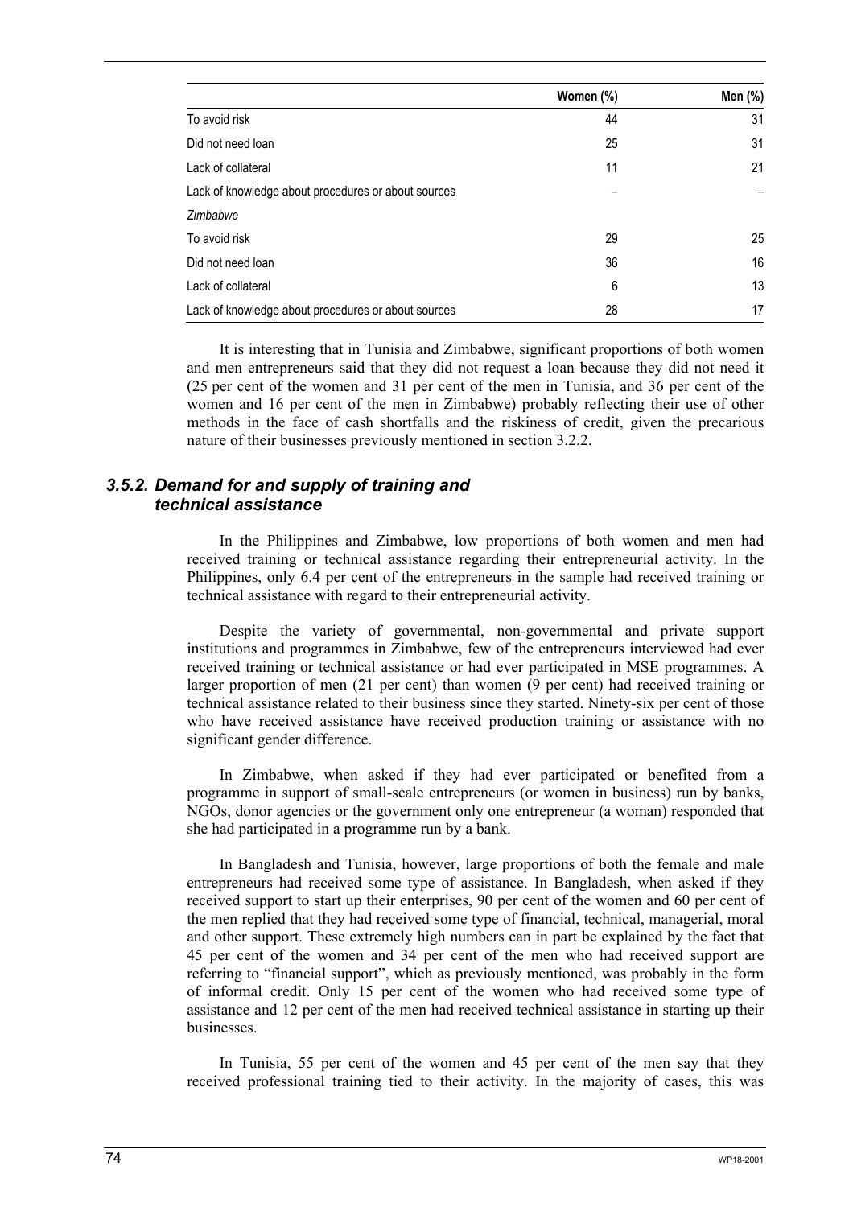| | Women (%) | Men (%) |
|---|---|---|
| To avoid risk | 44 | 31 |
| Did not need loan | 25 | 31 |
| Lack of collateral | 11 | 21 |
| Lack of knowledge about procedures or about sources | – | – |
| *Zimbabwe* | | |
| To avoid risk | 29 | 25 |
| Did not need loan | 36 | 16 |
| Lack of collateral | 6 | 13 |
| Lack of knowledge about procedures or about sources | 28 | 17 |

It is interesting that in Tunisia and Zimbabwe, significant proportions of both women and men entrepreneurs said that they did not request a loan because they did not need it (25 per cent of the women and 31 per cent of the men in Tunisia, and 36 per cent of the women and 16 per cent of the men in Zimbabwe) probably reflecting their use of other methods in the face of cash shortfalls and the riskiness of credit, given the precarious nature of their businesses previously mentioned in section 3.2.2.

### 3.5.2. Demand for and supply of training and technical assistance

In the Philippines and Zimbabwe, low proportions of both women and men had received training or technical assistance regarding their entrepreneurial activity. In the Philippines, only 6.4 per cent of the entrepreneurs in the sample had received training or technical assistance with regard to their entrepreneurial activity.

Despite the variety of governmental, non-governmental and private support institutions and programmes in Zimbabwe, few of the entrepreneurs interviewed had ever received training or technical assistance or had ever participated in MSE programmes. A larger proportion of men (21 per cent) than women (9 per cent) had received training or technical assistance related to their business since they started. Ninety-six per cent of those who have received assistance have received production training or assistance with no significant gender difference.

In Zimbabwe, when asked if they had ever participated or benefited from a programme in support of small-scale entrepreneurs (or women in business) run by banks, NGOs, donor agencies or the government only one entrepreneur (a woman) responded that she had participated in a programme run by a bank.

In Bangladesh and Tunisia, however, large proportions of both the female and male entrepreneurs had received some type of assistance. In Bangladesh, when asked if they received support to start up their enterprises, 90 per cent of the women and 60 per cent of the men replied that they had received some type of financial, technical, managerial, moral and other support. These extremely high numbers can in part be explained by the fact that 45 per cent of the women and 34 per cent of the men who had received support are referring to "financial support", which as previously mentioned, was probably in the form of informal credit. Only 15 per cent of the women who had received some type of assistance and 12 per cent of the men had received technical assistance in starting up their businesses.

In Tunisia, 55 per cent of the women and 45 per cent of the men say that they received professional training tied to their activity. In the majority of cases, this was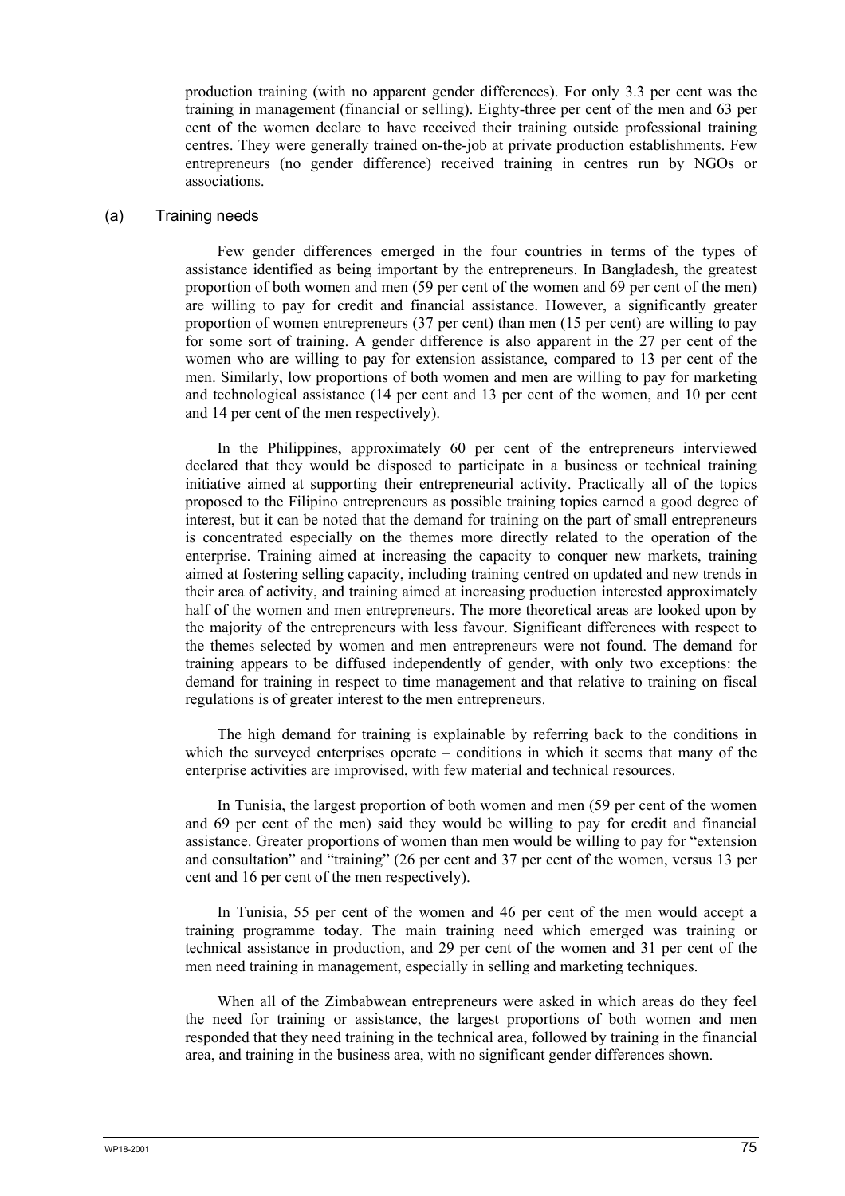production training (with no apparent gender differences). For only 3.3 per cent was the training in management (financial or selling). Eighty-three per cent of the men and 63 per cent of the women declare to have received their training outside professional training centres. They were generally trained on-the-job at private production establishments. Few entrepreneurs (no gender difference) received training in centres run by NGOs or associations.

### (a) Training needs

Few gender differences emerged in the four countries in terms of the types of assistance identified as being important by the entrepreneurs. In Bangladesh, the greatest proportion of both women and men (59 per cent of the women and 69 per cent of the men) are willing to pay for credit and financial assistance. However, a significantly greater proportion of women entrepreneurs (37 per cent) than men (15 per cent) are willing to pay for some sort of training. A gender difference is also apparent in the 27 per cent of the women who are willing to pay for extension assistance, compared to 13 per cent of the men. Similarly, low proportions of both women and men are willing to pay for marketing and technological assistance (14 per cent and 13 per cent of the women, and 10 per cent and 14 per cent of the men respectively).

In the Philippines, approximately 60 per cent of the entrepreneurs interviewed declared that they would be disposed to participate in a business or technical training initiative aimed at supporting their entrepreneurial activity. Practically all of the topics proposed to the Filipino entrepreneurs as possible training topics earned a good degree of interest, but it can be noted that the demand for training on the part of small entrepreneurs is concentrated especially on the themes more directly related to the operation of the enterprise. Training aimed at increasing the capacity to conquer new markets, training aimed at fostering selling capacity, including training centred on updated and new trends in their area of activity, and training aimed at increasing production interested approximately half of the women and men entrepreneurs. The more theoretical areas are looked upon by the majority of the entrepreneurs with less favour. Significant differences with respect to the themes selected by women and men entrepreneurs were not found. The demand for training appears to be diffused independently of gender, with only two exceptions: the demand for training in respect to time management and that relative to training on fiscal regulations is of greater interest to the men entrepreneurs.

The high demand for training is explainable by referring back to the conditions in which the surveyed enterprises operate – conditions in which it seems that many of the enterprise activities are improvised, with few material and technical resources.

In Tunisia, the largest proportion of both women and men (59 per cent of the women and 69 per cent of the men) said they would be willing to pay for credit and financial assistance. Greater proportions of women than men would be willing to pay for "extension and consultation" and "training" (26 per cent and 37 per cent of the women, versus 13 per cent and 16 per cent of the men respectively).

In Tunisia, 55 per cent of the women and 46 per cent of the men would accept a training programme today. The main training need which emerged was training or technical assistance in production, and 29 per cent of the women and 31 per cent of the men need training in management, especially in selling and marketing techniques.

When all of the Zimbabwean entrepreneurs were asked in which areas do they feel the need for training or assistance, the largest proportions of both women and men responded that they need training in the technical area, followed by training in the financial area, and training in the business area, with no significant gender differences shown.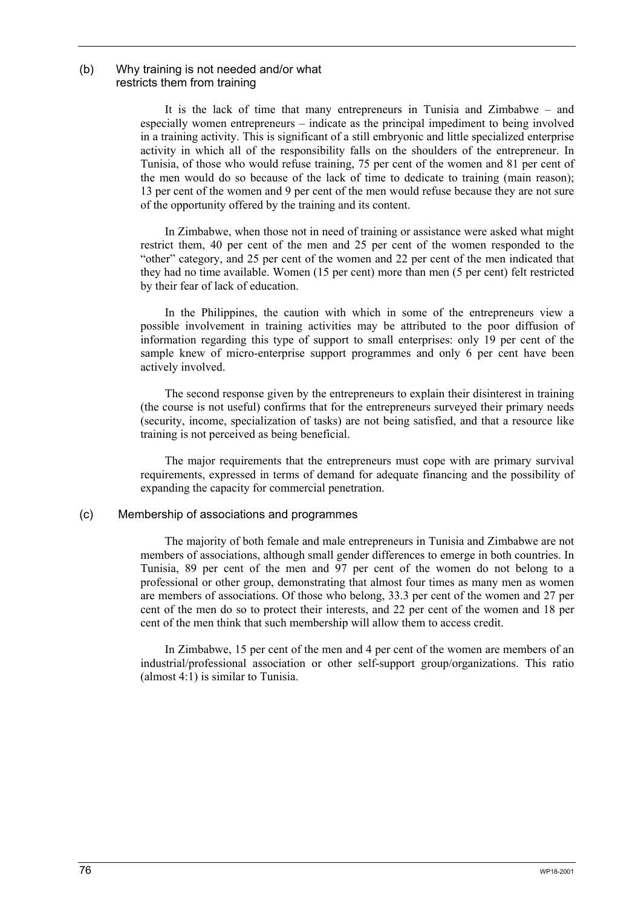### (b) Why training is not needed and/or what restricts them from training

It is the lack of time that many entrepreneurs in Tunisia and Zimbabwe – and especially women entrepreneurs – indicate as the principal impediment to being involved in a training activity. This is significant of a still embryonic and little specialized enterprise activity in which all of the responsibility falls on the shoulders of the entrepreneur. In Tunisia, of those who would refuse training, 75 per cent of the women and 81 per cent of the men would do so because of the lack of time to dedicate to training (main reason); 13 per cent of the women and 9 per cent of the men would refuse because they are not sure of the opportunity offered by the training and its content.

In Zimbabwe, when those not in need of training or assistance were asked what might restrict them, 40 per cent of the men and 25 per cent of the women responded to the "other" category, and 25 per cent of the women and 22 per cent of the men indicated that they had no time available. Women (15 per cent) more than men (5 per cent) felt restricted by their fear of lack of education.

In the Philippines, the caution with which in some of the entrepreneurs view a possible involvement in training activities may be attributed to the poor diffusion of information regarding this type of support to small enterprises: only 19 per cent of the sample knew of micro-enterprise support programmes and only 6 per cent have been actively involved.

The second response given by the entrepreneurs to explain their disinterest in training (the course is not useful) confirms that for the entrepreneurs surveyed their primary needs (security, income, specialization of tasks) are not being satisfied, and that a resource like training is not perceived as being beneficial.

The major requirements that the entrepreneurs must cope with are primary survival requirements, expressed in terms of demand for adequate financing and the possibility of expanding the capacity for commercial penetration.

### (c) Membership of associations and programmes

The majority of both female and male entrepreneurs in Tunisia and Zimbabwe are not members of associations, although small gender differences to emerge in both countries. In Tunisia, 89 per cent of the men and 97 per cent of the women do not belong to a professional or other group, demonstrating that almost four times as many men as women are members of associations. Of those who belong, 33.3 per cent of the women and 27 per cent of the men do so to protect their interests, and 22 per cent of the women and 18 per cent of the men think that such membership will allow them to access credit.

In Zimbabwe, 15 per cent of the men and 4 per cent of the women are members of an industrial/professional association or other self-support group/organizations. This ratio (almost 4:1) is similar to Tunisia.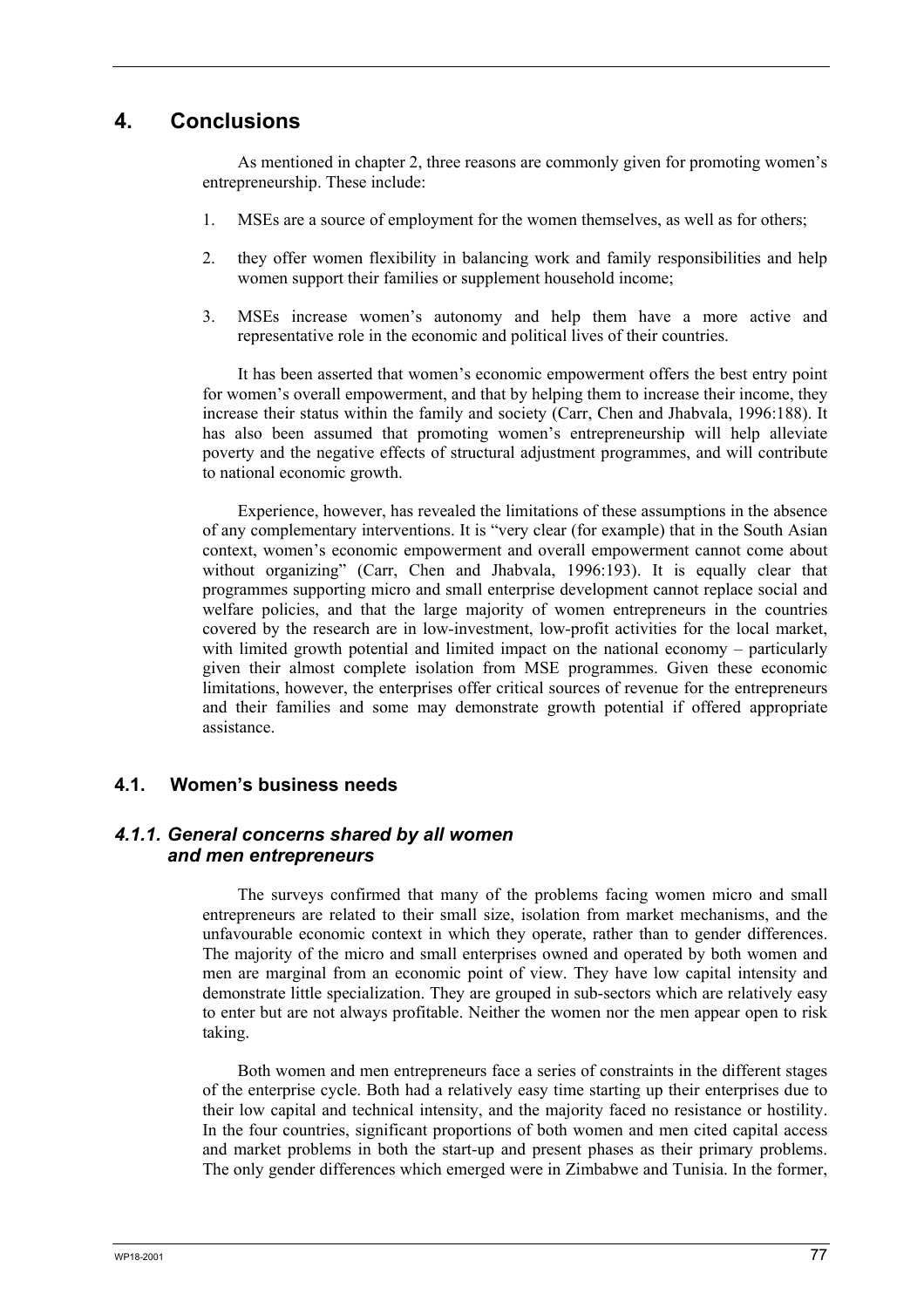# 4. Conclusions

As mentioned in chapter 2, three reasons are commonly given for promoting women's entrepreneurship. These include:

1. MSEs are a source of employment for the women themselves, as well as for others;
2. they offer women flexibility in balancing work and family responsibilities and help women support their families or supplement household income;
3. MSEs increase women's autonomy and help them have a more active and representative role in the economic and political lives of their countries.

It has been asserted that women's economic empowerment offers the best entry point for women's overall empowerment, and that by helping them to increase their income, they increase their status within the family and society (Carr, Chen and Jhabvala, 1996:188). It has also been assumed that promoting women's entrepreneurship will help alleviate poverty and the negative effects of structural adjustment programmes, and will contribute to national economic growth.

Experience, however, has revealed the limitations of these assumptions in the absence of any complementary interventions. It is "very clear (for example) that in the South Asian context, women's economic empowerment and overall empowerment cannot come about without organizing" (Carr, Chen and Jhabvala, 1996:193). It is equally clear that programmes supporting micro and small enterprise development cannot replace social and welfare policies, and that the large majority of women entrepreneurs in the countries covered by the research are in low-investment, low-profit activities for the local market, with limited growth potential and limited impact on the national economy – particularly given their almost complete isolation from MSE programmes. Given these economic limitations, however, the enterprises offer critical sources of revenue for the entrepreneurs and their families and some may demonstrate growth potential if offered appropriate assistance.

## 4.1. Women's business needs

### *4.1.1. General concerns shared by all women and men entrepreneurs*

The surveys confirmed that many of the problems facing women micro and small entrepreneurs are related to their small size, isolation from market mechanisms, and the unfavourable economic context in which they operate, rather than to gender differences. The majority of the micro and small enterprises owned and operated by both women and men are marginal from an economic point of view. They have low capital intensity and demonstrate little specialization. They are grouped in sub-sectors which are relatively easy to enter but are not always profitable. Neither the women nor the men appear open to risk taking.

Both women and men entrepreneurs face a series of constraints in the different stages of the enterprise cycle. Both had a relatively easy time starting up their enterprises due to their low capital and technical intensity, and the majority faced no resistance or hostility. In the four countries, significant proportions of both women and men cited capital access and market problems in both the start-up and present phases as their primary problems. The only gender differences which emerged were in Zimbabwe and Tunisia. In the former,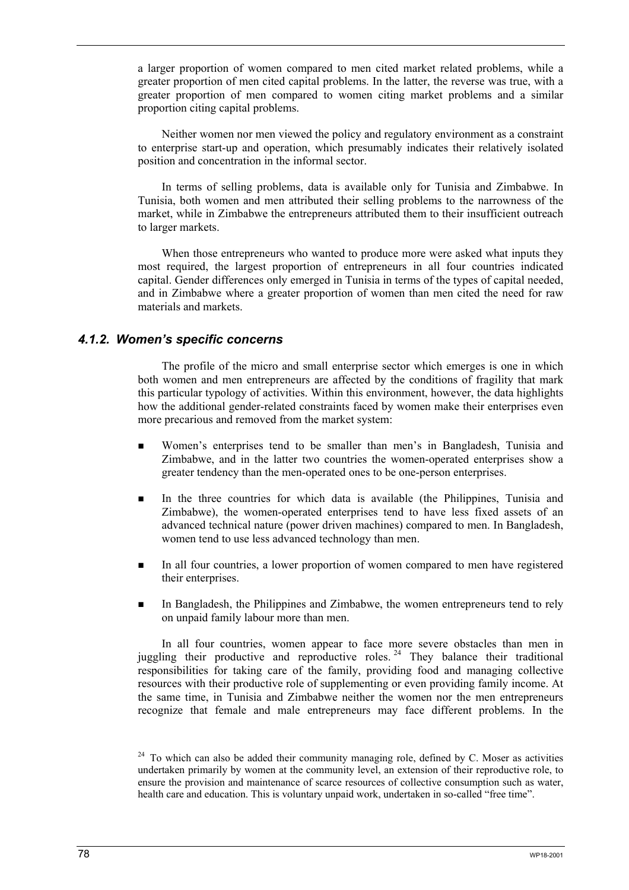a larger proportion of women compared to men cited market related problems, while a greater proportion of men cited capital problems. In the latter, the reverse was true, with a greater proportion of men compared to women citing market problems and a similar proportion citing capital problems.

Neither women nor men viewed the policy and regulatory environment as a constraint to enterprise start-up and operation, which presumably indicates their relatively isolated position and concentration in the informal sector.

In terms of selling problems, data is available only for Tunisia and Zimbabwe. In Tunisia, both women and men attributed their selling problems to the narrowness of the market, while in Zimbabwe the entrepreneurs attributed them to their insufficient outreach to larger markets.

When those entrepreneurs who wanted to produce more were asked what inputs they most required, the largest proportion of entrepreneurs in all four countries indicated capital. Gender differences only emerged in Tunisia in terms of the types of capital needed, and in Zimbabwe where a greater proportion of women than men cited the need for raw materials and markets.

### *4.1.2. Women's specific concerns*

The profile of the micro and small enterprise sector which emerges is one in which both women and men entrepreneurs are affected by the conditions of fragility that mark this particular typology of activities. Within this environment, however, the data highlights how the additional gender-related constraints faced by women make their enterprises even more precarious and removed from the market system:

- Women's enterprises tend to be smaller than men's in Bangladesh, Tunisia and Zimbabwe, and in the latter two countries the women-operated enterprises show a greater tendency than the men-operated ones to be one-person enterprises.
- In the three countries for which data is available (the Philippines, Tunisia and Zimbabwe), the women-operated enterprises tend to have less fixed assets of an advanced technical nature (power driven machines) compared to men. In Bangladesh, women tend to use less advanced technology than men.
- In all four countries, a lower proportion of women compared to men have registered their enterprises.
- In Bangladesh, the Philippines and Zimbabwe, the women entrepreneurs tend to rely on unpaid family labour more than men.

In all four countries, women appear to face more severe obstacles than men in juggling their productive and reproductive roles.[24] They balance their traditional responsibilities for taking care of the family, providing food and managing collective resources with their productive role of supplementing or even providing family income. At the same time, in Tunisia and Zimbabwe neither the women nor the men entrepreneurs recognize that female and male entrepreneurs may face different problems. In the

[24] To which can also be added their community managing role, defined by C. Moser as activities undertaken primarily by women at the community level, an extension of their reproductive role, to ensure the provision and maintenance of scarce resources of collective consumption such as water, health care and education. This is voluntary unpaid work, undertaken in so-called "free time".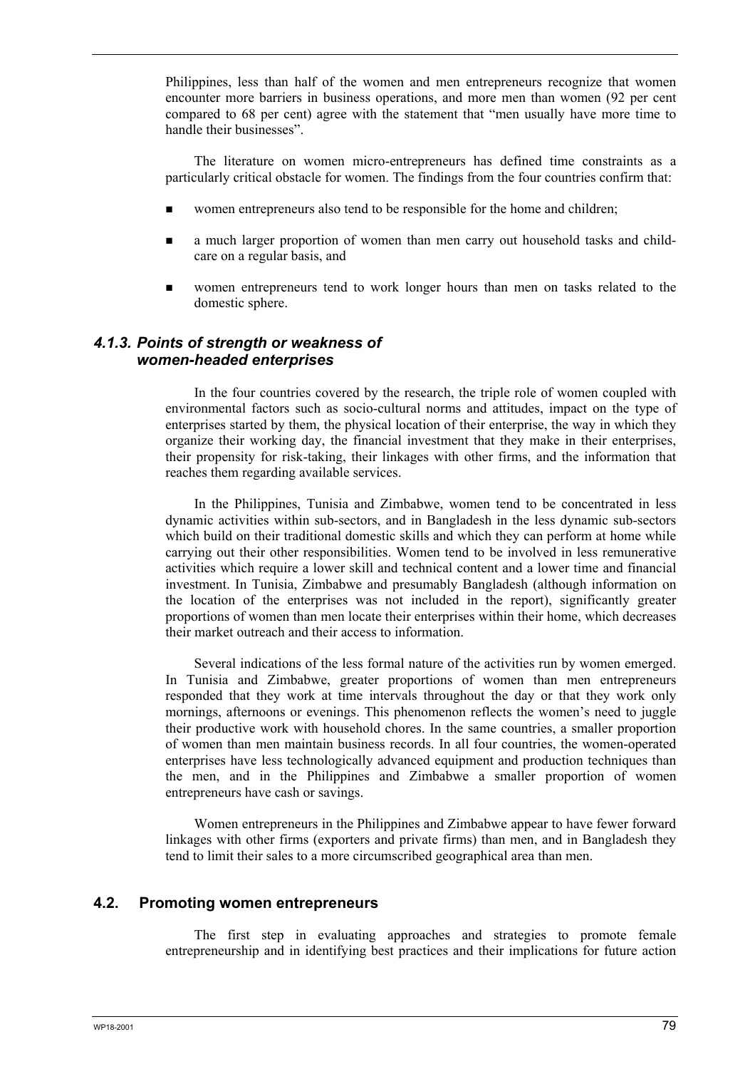Philippines, less than half of the women and men entrepreneurs recognize that women encounter more barriers in business operations, and more men than women (92 per cent compared to 68 per cent) agree with the statement that "men usually have more time to handle their businesses".

The literature on women micro-entrepreneurs has defined time constraints as a particularly critical obstacle for women. The findings from the four countries confirm that:

- women entrepreneurs also tend to be responsible for the home and children;
- a much larger proportion of women than men carry out household tasks and child-care on a regular basis, and
- women entrepreneurs tend to work longer hours than men on tasks related to the domestic sphere.

### *4.1.3. Points of strength or weakness of women-headed enterprises*

In the four countries covered by the research, the triple role of women coupled with environmental factors such as socio-cultural norms and attitudes, impact on the type of enterprises started by them, the physical location of their enterprise, the way in which they organize their working day, the financial investment that they make in their enterprises, their propensity for risk-taking, their linkages with other firms, and the information that reaches them regarding available services.

In the Philippines, Tunisia and Zimbabwe, women tend to be concentrated in less dynamic activities within sub-sectors, and in Bangladesh in the less dynamic sub-sectors which build on their traditional domestic skills and which they can perform at home while carrying out their other responsibilities. Women tend to be involved in less remunerative activities which require a lower skill and technical content and a lower time and financial investment. In Tunisia, Zimbabwe and presumably Bangladesh (although information on the location of the enterprises was not included in the report), significantly greater proportions of women than men locate their enterprises within their home, which decreases their market outreach and their access to information.

Several indications of the less formal nature of the activities run by women emerged. In Tunisia and Zimbabwe, greater proportions of women than men entrepreneurs responded that they work at time intervals throughout the day or that they work only mornings, afternoons or evenings. This phenomenon reflects the women's need to juggle their productive work with household chores. In the same countries, a smaller proportion of women than men maintain business records. In all four countries, the women-operated enterprises have less technologically advanced equipment and production techniques than the men, and in the Philippines and Zimbabwe a smaller proportion of women entrepreneurs have cash or savings.

Women entrepreneurs in the Philippines and Zimbabwe appear to have fewer forward linkages with other firms (exporters and private firms) than men, and in Bangladesh they tend to limit their sales to a more circumscribed geographical area than men.

## 4.2. Promoting women entrepreneurs

The first step in evaluating approaches and strategies to promote female entrepreneurship and in identifying best practices and their implications for future action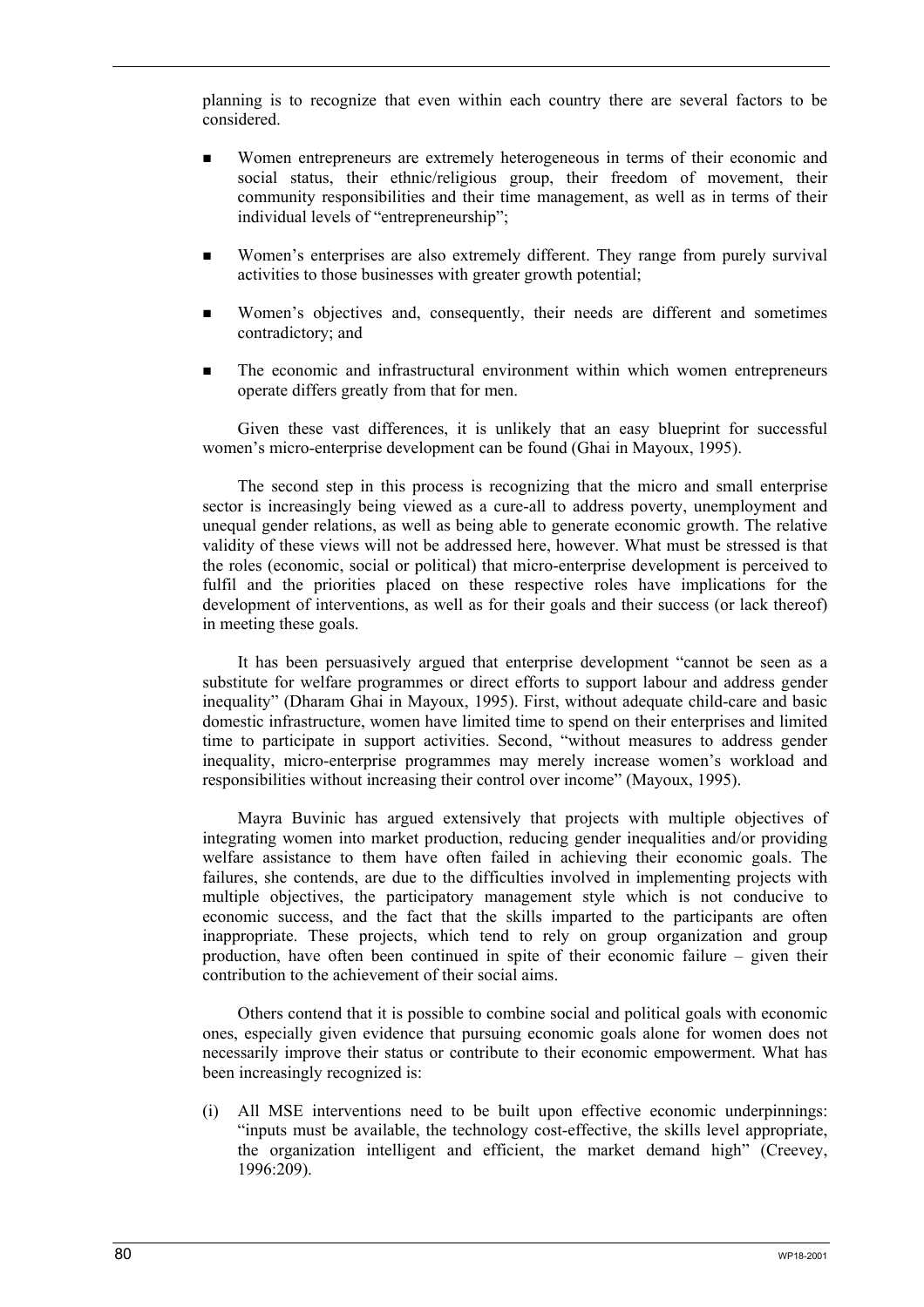planning is to recognize that even within each country there are several factors to be considered.

- Women entrepreneurs are extremely heterogeneous in terms of their economic and social status, their ethnic/religious group, their freedom of movement, their community responsibilities and their time management, as well as in terms of their individual levels of "entrepreneurship";
- Women's enterprises are also extremely different. They range from purely survival activities to those businesses with greater growth potential;
- Women's objectives and, consequently, their needs are different and sometimes contradictory; and
- The economic and infrastructural environment within which women entrepreneurs operate differs greatly from that for men.

Given these vast differences, it is unlikely that an easy blueprint for successful women's micro-enterprise development can be found (Ghai in Mayoux, 1995).

The second step in this process is recognizing that the micro and small enterprise sector is increasingly being viewed as a cure-all to address poverty, unemployment and unequal gender relations, as well as being able to generate economic growth. The relative validity of these views will not be addressed here, however. What must be stressed is that the roles (economic, social or political) that micro-enterprise development is perceived to fulfil and the priorities placed on these respective roles have implications for the development of interventions, as well as for their goals and their success (or lack thereof) in meeting these goals.

It has been persuasively argued that enterprise development "cannot be seen as a substitute for welfare programmes or direct efforts to support labour and address gender inequality" (Dharam Ghai in Mayoux, 1995). First, without adequate child-care and basic domestic infrastructure, women have limited time to spend on their enterprises and limited time to participate in support activities. Second, "without measures to address gender inequality, micro-enterprise programmes may merely increase women's workload and responsibilities without increasing their control over income" (Mayoux, 1995).

Mayra Buvinic has argued extensively that projects with multiple objectives of integrating women into market production, reducing gender inequalities and/or providing welfare assistance to them have often failed in achieving their economic goals. The failures, she contends, are due to the difficulties involved in implementing projects with multiple objectives, the participatory management style which is not conducive to economic success, and the fact that the skills imparted to the participants are often inappropriate. These projects, which tend to rely on group organization and group production, have often been continued in spite of their economic failure – given their contribution to the achievement of their social aims.

Others contend that it is possible to combine social and political goals with economic ones, especially given evidence that pursuing economic goals alone for women does not necessarily improve their status or contribute to their economic empowerment. What has been increasingly recognized is:

(i) All MSE interventions need to be built upon effective economic underpinnings: "inputs must be available, the technology cost-effective, the skills level appropriate, the organization intelligent and efficient, the market demand high" (Creevey, 1996:209).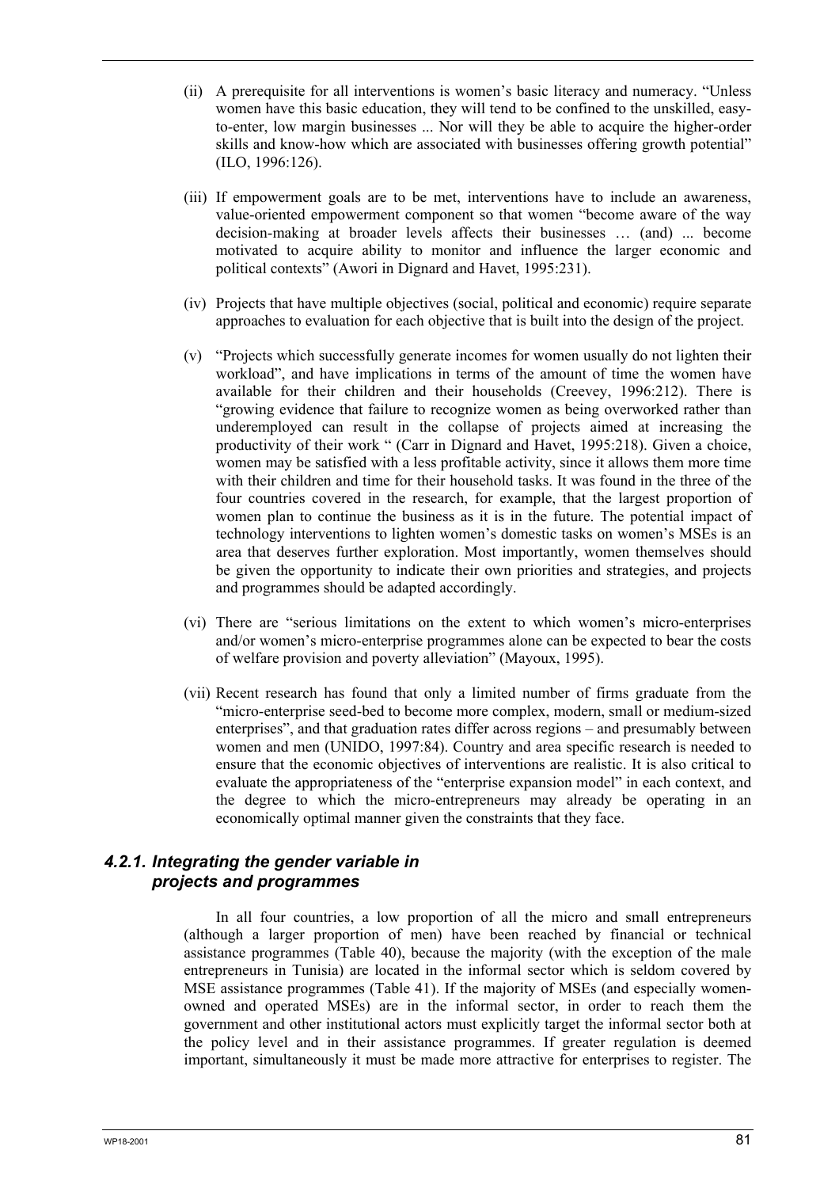(ii) A prerequisite for all interventions is women's basic literacy and numeracy. "Unless women have this basic education, they will tend to be confined to the unskilled, easy-to-enter, low margin businesses ... Nor will they be able to acquire the higher-order skills and know-how which are associated with businesses offering growth potential" (ILO, 1996:126).

(iii) If empowerment goals are to be met, interventions have to include an awareness, value-oriented empowerment component so that women "become aware of the way decision-making at broader levels affects their businesses … (and) ... become motivated to acquire ability to monitor and influence the larger economic and political contexts" (Awori in Dignard and Havet, 1995:231).

(iv) Projects that have multiple objectives (social, political and economic) require separate approaches to evaluation for each objective that is built into the design of the project.

(v) "Projects which successfully generate incomes for women usually do not lighten their workload", and have implications in terms of the amount of time the women have available for their children and their households (Creevey, 1996:212). There is "growing evidence that failure to recognize women as being overworked rather than underemployed can result in the collapse of projects aimed at increasing the productivity of their work " (Carr in Dignard and Havet, 1995:218). Given a choice, women may be satisfied with a less profitable activity, since it allows them more time with their children and time for their household tasks. It was found in the three of the four countries covered in the research, for example, that the largest proportion of women plan to continue the business as it is in the future. The potential impact of technology interventions to lighten women's domestic tasks on women's MSEs is an area that deserves further exploration. Most importantly, women themselves should be given the opportunity to indicate their own priorities and strategies, and projects and programmes should be adapted accordingly.

(vi) There are "serious limitations on the extent to which women's micro-enterprises and/or women's micro-enterprise programmes alone can be expected to bear the costs of welfare provision and poverty alleviation" (Mayoux, 1995).

(vii) Recent research has found that only a limited number of firms graduate from the "micro-enterprise seed-bed to become more complex, modern, small or medium-sized enterprises", and that graduation rates differ across regions – and presumably between women and men (UNIDO, 1997:84). Country and area specific research is needed to ensure that the economic objectives of interventions are realistic. It is also critical to evaluate the appropriateness of the "enterprise expansion model" in each context, and the degree to which the micro-entrepreneurs may already be operating in an economically optimal manner given the constraints that they face.

### *4.2.1. Integrating the gender variable in projects and programmes*

In all four countries, a low proportion of all the micro and small entrepreneurs (although a larger proportion of men) have been reached by financial or technical assistance programmes (Table 40), because the majority (with the exception of the male entrepreneurs in Tunisia) are located in the informal sector which is seldom covered by MSE assistance programmes (Table 41). If the majority of MSEs (and especially women-owned and operated MSEs) are in the informal sector, in order to reach them the government and other institutional actors must explicitly target the informal sector both at the policy level and in their assistance programmes. If greater regulation is deemed important, simultaneously it must be made more attractive for enterprises to register. The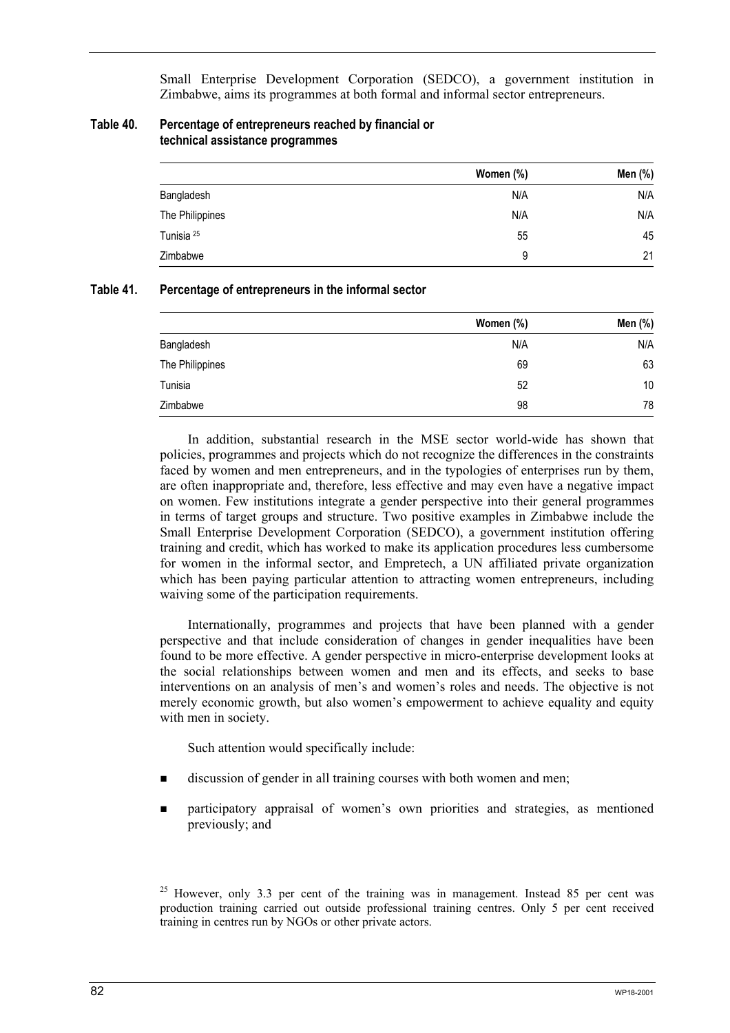Small Enterprise Development Corporation (SEDCO), a government institution in Zimbabwe, aims its programmes at both formal and informal sector entrepreneurs.

**Table 40. Percentage of entrepreneurs reached by financial or technical assistance programmes**

| | Women (%) | Men (%) |
|---|---|---|
| Bangladesh | N/A | N/A |
| The Philippines | N/A | N/A |
| Tunisia [25] | 55 | 45 |
| Zimbabwe | 9 | 21 |

**Table 41. Percentage of entrepreneurs in the informal sector**

| | Women (%) | Men (%) |
|---|---|---|
| Bangladesh | N/A | N/A |
| The Philippines | 69 | 63 |
| Tunisia | 52 | 10 |
| Zimbabwe | 98 | 78 |

In addition, substantial research in the MSE sector world-wide has shown that policies, programmes and projects which do not recognize the differences in the constraints faced by women and men entrepreneurs, and in the typologies of enterprises run by them, are often inappropriate and, therefore, less effective and may even have a negative impact on women. Few institutions integrate a gender perspective into their general programmes in terms of target groups and structure. Two positive examples in Zimbabwe include the Small Enterprise Development Corporation (SEDCO), a government institution offering training and credit, which has worked to make its application procedures less cumbersome for women in the informal sector, and Empretech, a UN affiliated private organization which has been paying particular attention to attracting women entrepreneurs, including waiving some of the participation requirements.

Internationally, programmes and projects that have been planned with a gender perspective and that include consideration of changes in gender inequalities have been found to be more effective. A gender perspective in micro-enterprise development looks at the social relationships between women and men and its effects, and seeks to base interventions on an analysis of men's and women's roles and needs. The objective is not merely economic growth, but also women's empowerment to achieve equality and equity with men in society.

Such attention would specifically include:

- discussion of gender in all training courses with both women and men;
- participatory appraisal of women's own priorities and strategies, as mentioned previously; and

[25] However, only 3.3 per cent of the training was in management. Instead 85 per cent was production training carried out outside professional training centres. Only 5 per cent received training in centres run by NGOs or other private actors.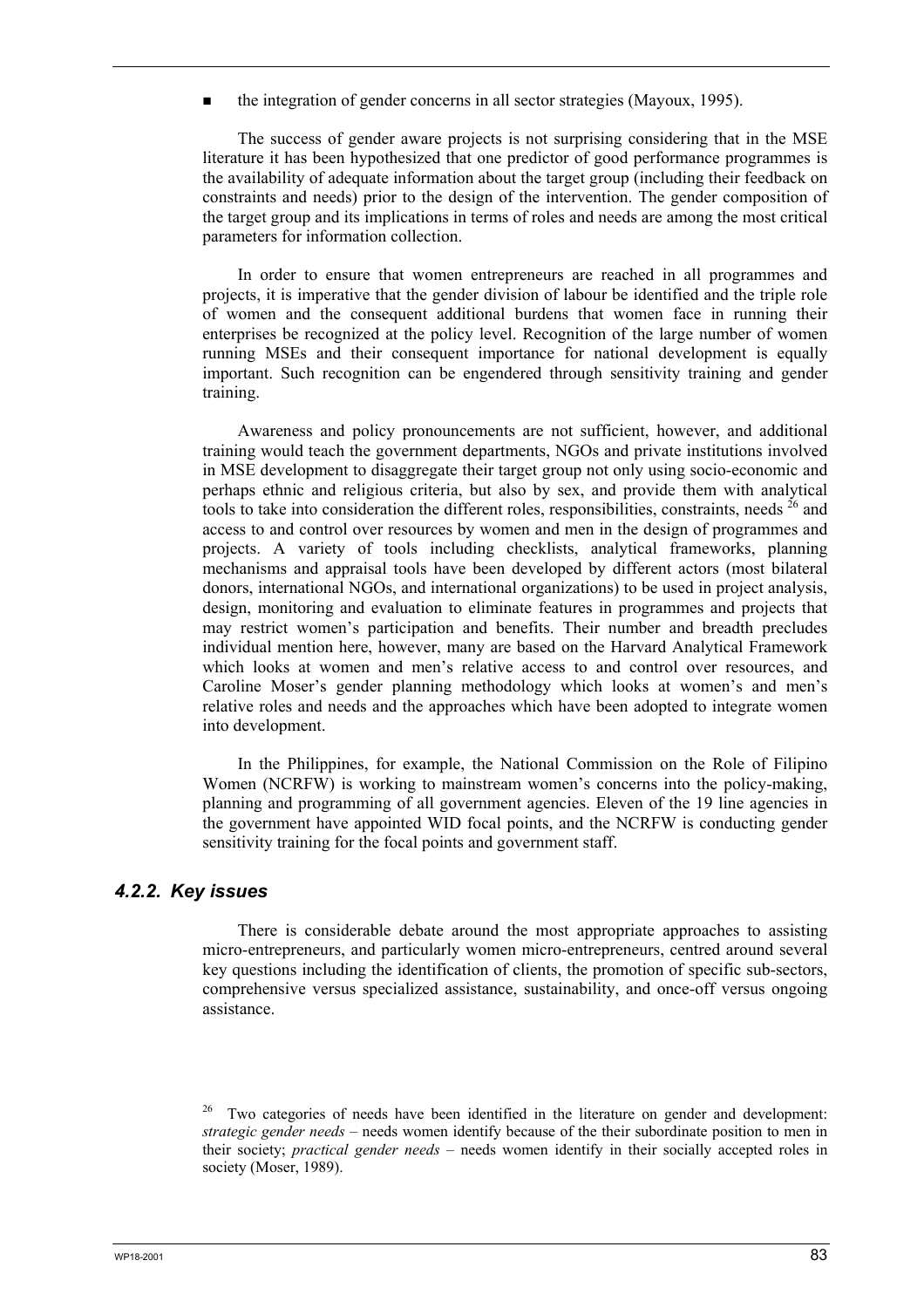- the integration of gender concerns in all sector strategies (Mayoux, 1995).

The success of gender aware projects is not surprising considering that in the MSE literature it has been hypothesized that one predictor of good performance programmes is the availability of adequate information about the target group (including their feedback on constraints and needs) prior to the design of the intervention. The gender composition of the target group and its implications in terms of roles and needs are among the most critical parameters for information collection.

In order to ensure that women entrepreneurs are reached in all programmes and projects, it is imperative that the gender division of labour be identified and the triple role of women and the consequent additional burdens that women face in running their enterprises be recognized at the policy level. Recognition of the large number of women running MSEs and their consequent importance for national development is equally important. Such recognition can be engendered through sensitivity training and gender training.

Awareness and policy pronouncements are not sufficient, however, and additional training would teach the government departments, NGOs and private institutions involved in MSE development to disaggregate their target group not only using socio-economic and perhaps ethnic and religious criteria, but also by sex, and provide them with analytical tools to take into consideration the different roles, responsibilities, constraints, needs [26] and access to and control over resources by women and men in the design of programmes and projects. A variety of tools including checklists, analytical frameworks, planning mechanisms and appraisal tools have been developed by different actors (most bilateral donors, international NGOs, and international organizations) to be used in project analysis, design, monitoring and evaluation to eliminate features in programmes and projects that may restrict women's participation and benefits. Their number and breadth precludes individual mention here, however, many are based on the Harvard Analytical Framework which looks at women and men's relative access to and control over resources, and Caroline Moser's gender planning methodology which looks at women's and men's relative roles and needs and the approaches which have been adopted to integrate women into development.

In the Philippines, for example, the National Commission on the Role of Filipino Women (NCRFW) is working to mainstream women's concerns into the policy-making, planning and programming of all government agencies. Eleven of the 19 line agencies in the government have appointed WID focal points, and the NCRFW is conducting gender sensitivity training for the focal points and government staff.

### *4.2.2. Key issues*

There is considerable debate around the most appropriate approaches to assisting micro-entrepreneurs, and particularly women micro-entrepreneurs, centred around several key questions including the identification of clients, the promotion of specific sub-sectors, comprehensive versus specialized assistance, sustainability, and once-off versus ongoing assistance.

---

[26] Two categories of needs have been identified in the literature on gender and development: *strategic gender needs* – needs women identify because of the their subordinate position to men in their society; *practical gender needs* – needs women identify in their socially accepted roles in society (Moser, 1989).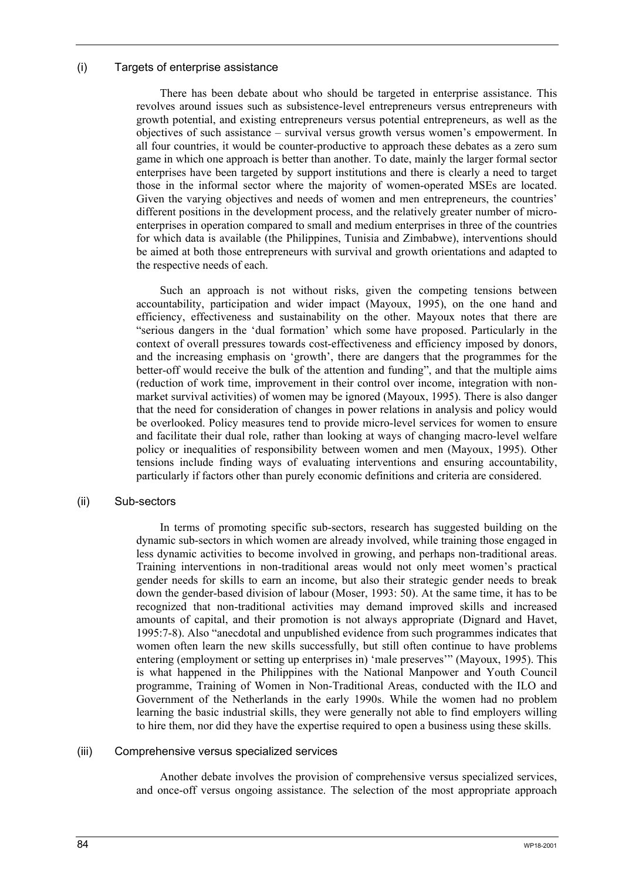### (i) Targets of enterprise assistance

There has been debate about who should be targeted in enterprise assistance. This revolves around issues such as subsistence-level entrepreneurs versus entrepreneurs with growth potential, and existing entrepreneurs versus potential entrepreneurs, as well as the objectives of such assistance – survival versus growth versus women's empowerment. In all four countries, it would be counter-productive to approach these debates as a zero sum game in which one approach is better than another. To date, mainly the larger formal sector enterprises have been targeted by support institutions and there is clearly a need to target those in the informal sector where the majority of women-operated MSEs are located. Given the varying objectives and needs of women and men entrepreneurs, the countries' different positions in the development process, and the relatively greater number of micro-enterprises in operation compared to small and medium enterprises in three of the countries for which data is available (the Philippines, Tunisia and Zimbabwe), interventions should be aimed at both those entrepreneurs with survival and growth orientations and adapted to the respective needs of each.

Such an approach is not without risks, given the competing tensions between accountability, participation and wider impact (Mayoux, 1995), on the one hand and efficiency, effectiveness and sustainability on the other. Mayoux notes that there are "serious dangers in the 'dual formation' which some have proposed. Particularly in the context of overall pressures towards cost-effectiveness and efficiency imposed by donors, and the increasing emphasis on 'growth', there are dangers that the programmes for the better-off would receive the bulk of the attention and funding", and that the multiple aims (reduction of work time, improvement in their control over income, integration with non-market survival activities) of women may be ignored (Mayoux, 1995). There is also danger that the need for consideration of changes in power relations in analysis and policy would be overlooked. Policy measures tend to provide micro-level services for women to ensure and facilitate their dual role, rather than looking at ways of changing macro-level welfare policy or inequalities of responsibility between women and men (Mayoux, 1995). Other tensions include finding ways of evaluating interventions and ensuring accountability, particularly if factors other than purely economic definitions and criteria are considered.

### (ii) Sub-sectors

In terms of promoting specific sub-sectors, research has suggested building on the dynamic sub-sectors in which women are already involved, while training those engaged in less dynamic activities to become involved in growing, and perhaps non-traditional areas. Training interventions in non-traditional areas would not only meet women's practical gender needs for skills to earn an income, but also their strategic gender needs to break down the gender-based division of labour (Moser, 1993: 50). At the same time, it has to be recognized that non-traditional activities may demand improved skills and increased amounts of capital, and their promotion is not always appropriate (Dignard and Havet, 1995:7-8). Also "anecdotal and unpublished evidence from such programmes indicates that women often learn the new skills successfully, but still often continue to have problems entering (employment or setting up enterprises in) 'male preserves'" (Mayoux, 1995). This is what happened in the Philippines with the National Manpower and Youth Council programme, Training of Women in Non-Traditional Areas, conducted with the ILO and Government of the Netherlands in the early 1990s. While the women had no problem learning the basic industrial skills, they were generally not able to find employers willing to hire them, nor did they have the expertise required to open a business using these skills.

### (iii) Comprehensive versus specialized services

Another debate involves the provision of comprehensive versus specialized services, and once-off versus ongoing assistance. The selection of the most appropriate approach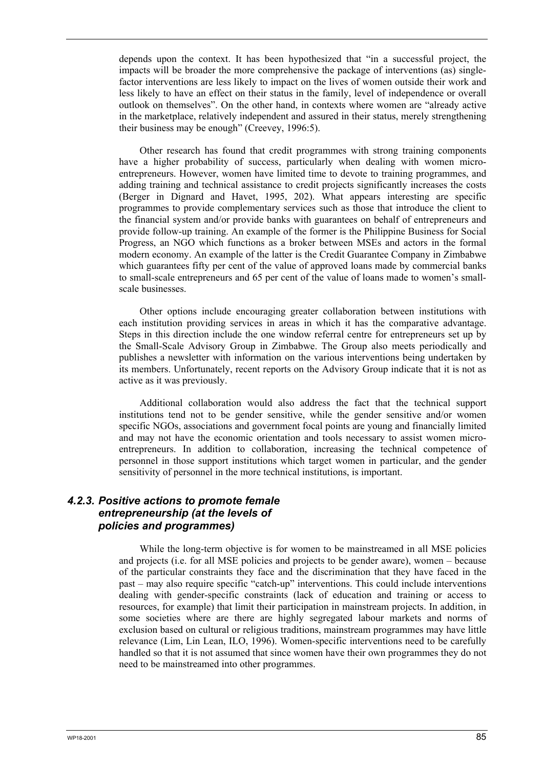depends upon the context. It has been hypothesized that "in a successful project, the impacts will be broader the more comprehensive the package of interventions (as) single-factor interventions are less likely to impact on the lives of women outside their work and less likely to have an effect on their status in the family, level of independence or overall outlook on themselves". On the other hand, in contexts where women are "already active in the marketplace, relatively independent and assured in their status, merely strengthening their business may be enough" (Creevey, 1996:5).

Other research has found that credit programmes with strong training components have a higher probability of success, particularly when dealing with women micro-entrepreneurs. However, women have limited time to devote to training programmes, and adding training and technical assistance to credit projects significantly increases the costs (Berger in Dignard and Havet, 1995, 202). What appears interesting are specific programmes to provide complementary services such as those that introduce the client to the financial system and/or provide banks with guarantees on behalf of entrepreneurs and provide follow-up training. An example of the former is the Philippine Business for Social Progress, an NGO which functions as a broker between MSEs and actors in the formal modern economy. An example of the latter is the Credit Guarantee Company in Zimbabwe which guarantees fifty per cent of the value of approved loans made by commercial banks to small-scale entrepreneurs and 65 per cent of the value of loans made to women's small-scale businesses.

Other options include encouraging greater collaboration between institutions with each institution providing services in areas in which it has the comparative advantage. Steps in this direction include the one window referral centre for entrepreneurs set up by the Small-Scale Advisory Group in Zimbabwe. The Group also meets periodically and publishes a newsletter with information on the various interventions being undertaken by its members. Unfortunately, recent reports on the Advisory Group indicate that it is not as active as it was previously.

Additional collaboration would also address the fact that the technical support institutions tend not to be gender sensitive, while the gender sensitive and/or women specific NGOs, associations and government focal points are young and financially limited and may not have the economic orientation and tools necessary to assist women micro-entrepreneurs. In addition to collaboration, increasing the technical competence of personnel in those support institutions which target women in particular, and the gender sensitivity of personnel in the more technical institutions, is important.

### *4.2.3. Positive actions to promote female entrepreneurship (at the levels of policies and programmes)*

While the long-term objective is for women to be mainstreamed in all MSE policies and projects (i.e. for all MSE policies and projects to be gender aware), women – because of the particular constraints they face and the discrimination that they have faced in the past – may also require specific "catch-up" interventions. This could include interventions dealing with gender-specific constraints (lack of education and training or access to resources, for example) that limit their participation in mainstream projects. In addition, in some societies where are there are highly segregated labour markets and norms of exclusion based on cultural or religious traditions, mainstream programmes may have little relevance (Lim, Lin Lean, ILO, 1996). Women-specific interventions need to be carefully handled so that it is not assumed that since women have their own programmes they do not need to be mainstreamed into other programmes.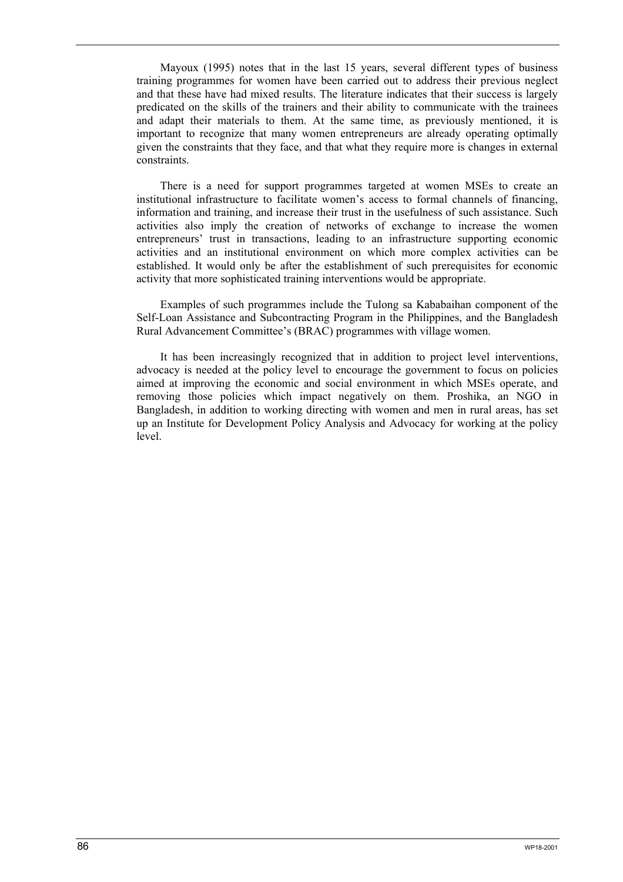Mayoux (1995) notes that in the last 15 years, several different types of business training programmes for women have been carried out to address their previous neglect and that these have had mixed results. The literature indicates that their success is largely predicated on the skills of the trainers and their ability to communicate with the trainees and adapt their materials to them. At the same time, as previously mentioned, it is important to recognize that many women entrepreneurs are already operating optimally given the constraints that they face, and that what they require more is changes in external constraints.

There is a need for support programmes targeted at women MSEs to create an institutional infrastructure to facilitate women's access to formal channels of financing, information and training, and increase their trust in the usefulness of such assistance. Such activities also imply the creation of networks of exchange to increase the women entrepreneurs' trust in transactions, leading to an infrastructure supporting economic activities and an institutional environment on which more complex activities can be established. It would only be after the establishment of such prerequisites for economic activity that more sophisticated training interventions would be appropriate.

Examples of such programmes include the Tulong sa Kababaihan component of the Self-Loan Assistance and Subcontracting Program in the Philippines, and the Bangladesh Rural Advancement Committee's (BRAC) programmes with village women.

It has been increasingly recognized that in addition to project level interventions, advocacy is needed at the policy level to encourage the government to focus on policies aimed at improving the economic and social environment in which MSEs operate, and removing those policies which impact negatively on them. Proshika, an NGO in Bangladesh, in addition to working directing with women and men in rural areas, has set up an Institute for Development Policy Analysis and Advocacy for working at the policy level.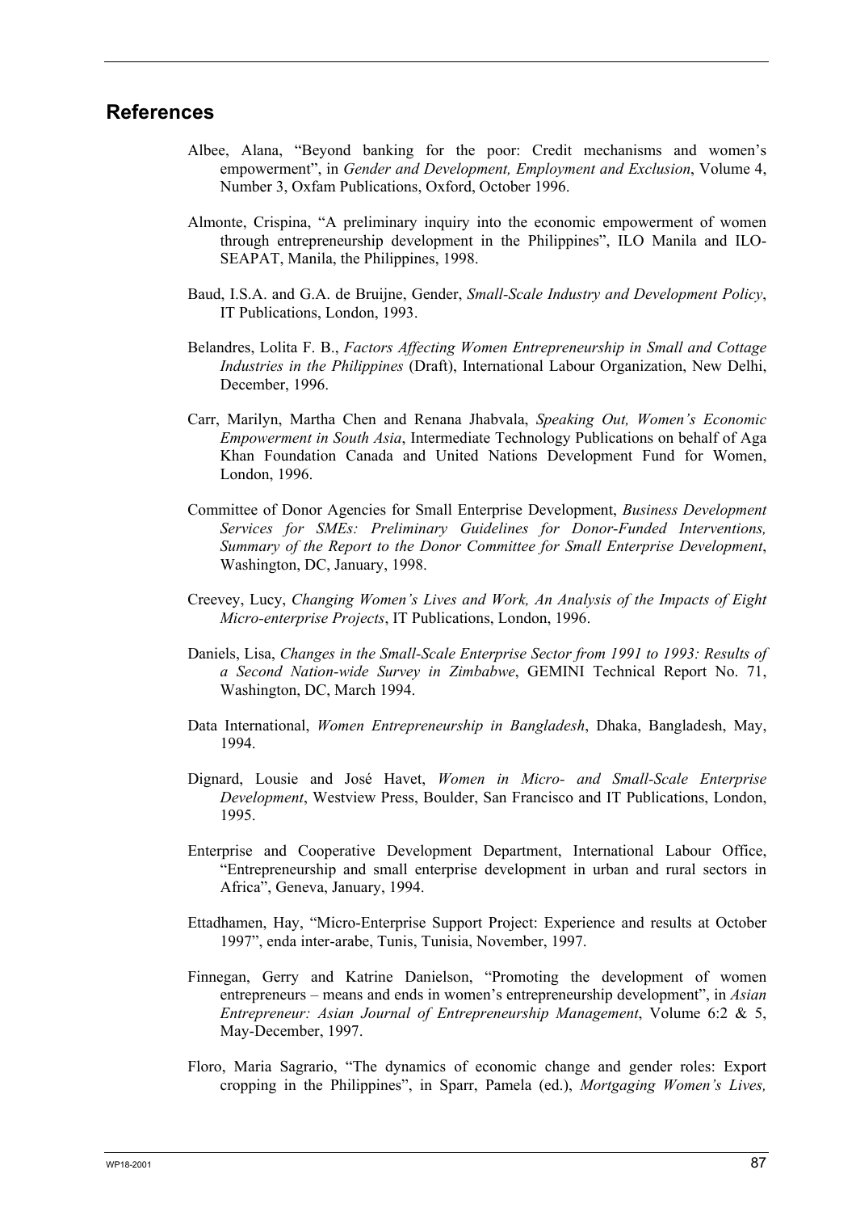## References

Albee, Alana, "Beyond banking for the poor: Credit mechanisms and women's empowerment", in *Gender and Development, Employment and Exclusion*, Volume 4, Number 3, Oxfam Publications, Oxford, October 1996.

Almonte, Crispina, "A preliminary inquiry into the economic empowerment of women through entrepreneurship development in the Philippines", ILO Manila and ILO-SEAPAT, Manila, the Philippines, 1998.

Baud, I.S.A. and G.A. de Bruijne, Gender, *Small-Scale Industry and Development Policy*, IT Publications, London, 1993.

Belandres, Lolita F. B., *Factors Affecting Women Entrepreneurship in Small and Cottage Industries in the Philippines* (Draft), International Labour Organization, New Delhi, December, 1996.

Carr, Marilyn, Martha Chen and Renana Jhabvala, *Speaking Out, Women's Economic Empowerment in South Asia*, Intermediate Technology Publications on behalf of Aga Khan Foundation Canada and United Nations Development Fund for Women, London, 1996.

Committee of Donor Agencies for Small Enterprise Development, *Business Development Services for SMEs: Preliminary Guidelines for Donor-Funded Interventions, Summary of the Report to the Donor Committee for Small Enterprise Development*, Washington, DC, January, 1998.

Creevey, Lucy, *Changing Women's Lives and Work, An Analysis of the Impacts of Eight Micro-enterprise Projects*, IT Publications, London, 1996.

Daniels, Lisa, *Changes in the Small-Scale Enterprise Sector from 1991 to 1993: Results of a Second Nation-wide Survey in Zimbabwe*, GEMINI Technical Report No. 71, Washington, DC, March 1994.

Data International, *Women Entrepreneurship in Bangladesh*, Dhaka, Bangladesh, May, 1994.

Dignard, Lousie and José Havet, *Women in Micro- and Small-Scale Enterprise Development*, Westview Press, Boulder, San Francisco and IT Publications, London, 1995.

Enterprise and Cooperative Development Department, International Labour Office, "Entrepreneurship and small enterprise development in urban and rural sectors in Africa", Geneva, January, 1994.

Ettadhamen, Hay, "Micro-Enterprise Support Project: Experience and results at October 1997", enda inter-arabe, Tunis, Tunisia, November, 1997.

Finnegan, Gerry and Katrine Danielson, "Promoting the development of women entrepreneurs – means and ends in women's entrepreneurship development", in *Asian Entrepreneur: Asian Journal of Entrepreneurship Management*, Volume 6:2 & 5, May-December, 1997.

Floro, Maria Sagrario, "The dynamics of economic change and gender roles: Export cropping in the Philippines", in Sparr, Pamela (ed.), *Mortgaging Women's Lives,*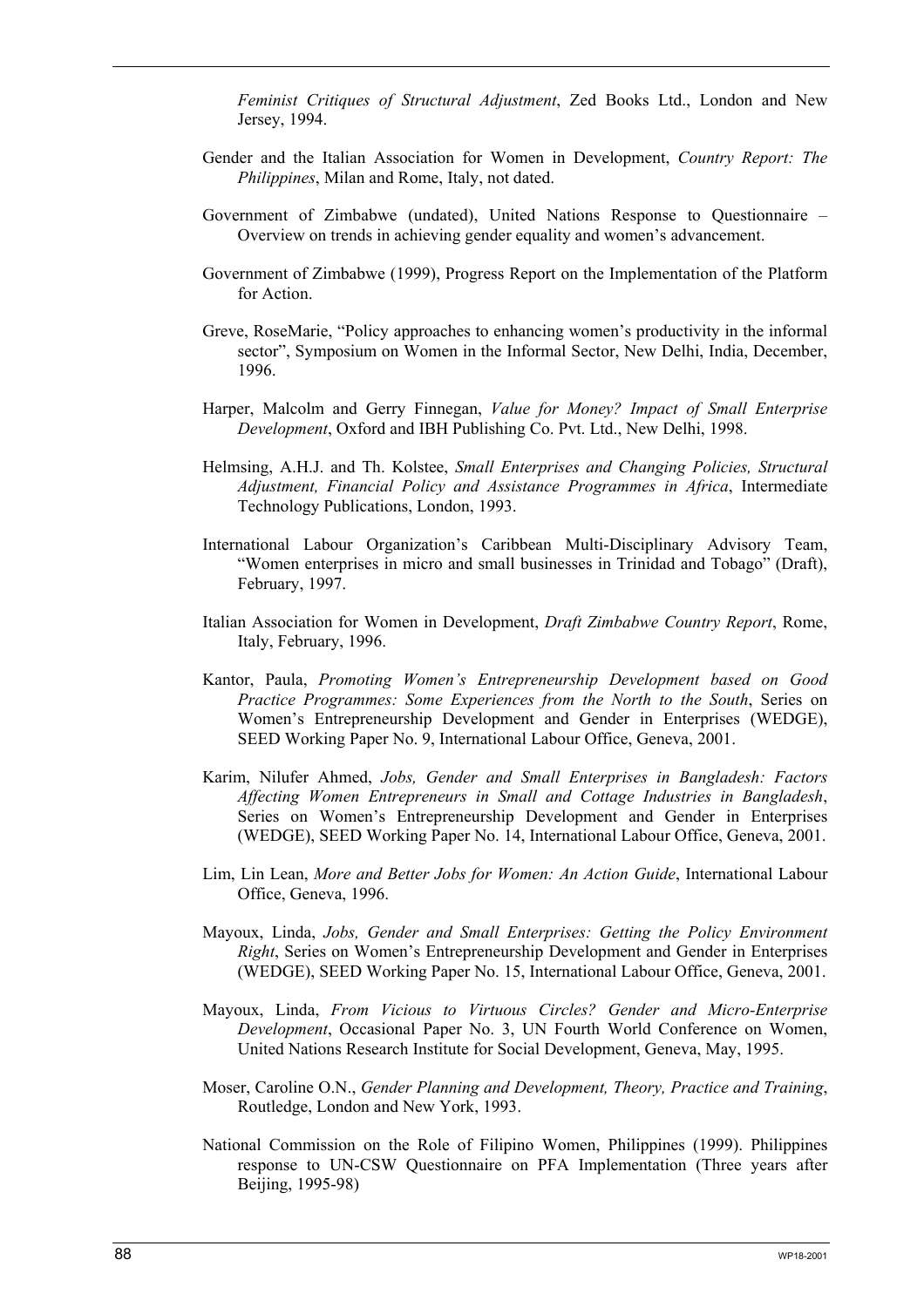*Feminist Critiques of Structural Adjustment*, Zed Books Ltd., London and New Jersey, 1994.

Gender and the Italian Association for Women in Development, *Country Report: The Philippines*, Milan and Rome, Italy, not dated.

Government of Zimbabwe (undated), United Nations Response to Questionnaire – Overview on trends in achieving gender equality and women's advancement.

Government of Zimbabwe (1999), Progress Report on the Implementation of the Platform for Action.

Greve, RoseMarie, "Policy approaches to enhancing women's productivity in the informal sector", Symposium on Women in the Informal Sector, New Delhi, India, December, 1996.

Harper, Malcolm and Gerry Finnegan, *Value for Money? Impact of Small Enterprise Development*, Oxford and IBH Publishing Co. Pvt. Ltd., New Delhi, 1998.

Helmsing, A.H.J. and Th. Kolstee, *Small Enterprises and Changing Policies, Structural Adjustment, Financial Policy and Assistance Programmes in Africa*, Intermediate Technology Publications, London, 1993.

International Labour Organization's Caribbean Multi-Disciplinary Advisory Team, "Women enterprises in micro and small businesses in Trinidad and Tobago" (Draft), February, 1997.

Italian Association for Women in Development, *Draft Zimbabwe Country Report*, Rome, Italy, February, 1996.

Kantor, Paula, *Promoting Women's Entrepreneurship Development based on Good Practice Programmes: Some Experiences from the North to the South*, Series on Women's Entrepreneurship Development and Gender in Enterprises (WEDGE), SEED Working Paper No. 9, International Labour Office, Geneva, 2001.

Karim, Nilufer Ahmed, *Jobs, Gender and Small Enterprises in Bangladesh: Factors Affecting Women Entrepreneurs in Small and Cottage Industries in Bangladesh*, Series on Women's Entrepreneurship Development and Gender in Enterprises (WEDGE), SEED Working Paper No. 14, International Labour Office, Geneva, 2001.

Lim, Lin Lean, *More and Better Jobs for Women: An Action Guide*, International Labour Office, Geneva, 1996.

Mayoux, Linda, *Jobs, Gender and Small Enterprises: Getting the Policy Environment Right*, Series on Women's Entrepreneurship Development and Gender in Enterprises (WEDGE), SEED Working Paper No. 15, International Labour Office, Geneva, 2001.

Mayoux, Linda, *From Vicious to Virtuous Circles? Gender and Micro-Enterprise Development*, Occasional Paper No. 3, UN Fourth World Conference on Women, United Nations Research Institute for Social Development, Geneva, May, 1995.

Moser, Caroline O.N., *Gender Planning and Development, Theory, Practice and Training*, Routledge, London and New York, 1993.

National Commission on the Role of Filipino Women, Philippines (1999). Philippines response to UN-CSW Questionnaire on PFA Implementation (Three years after Beijing, 1995-98)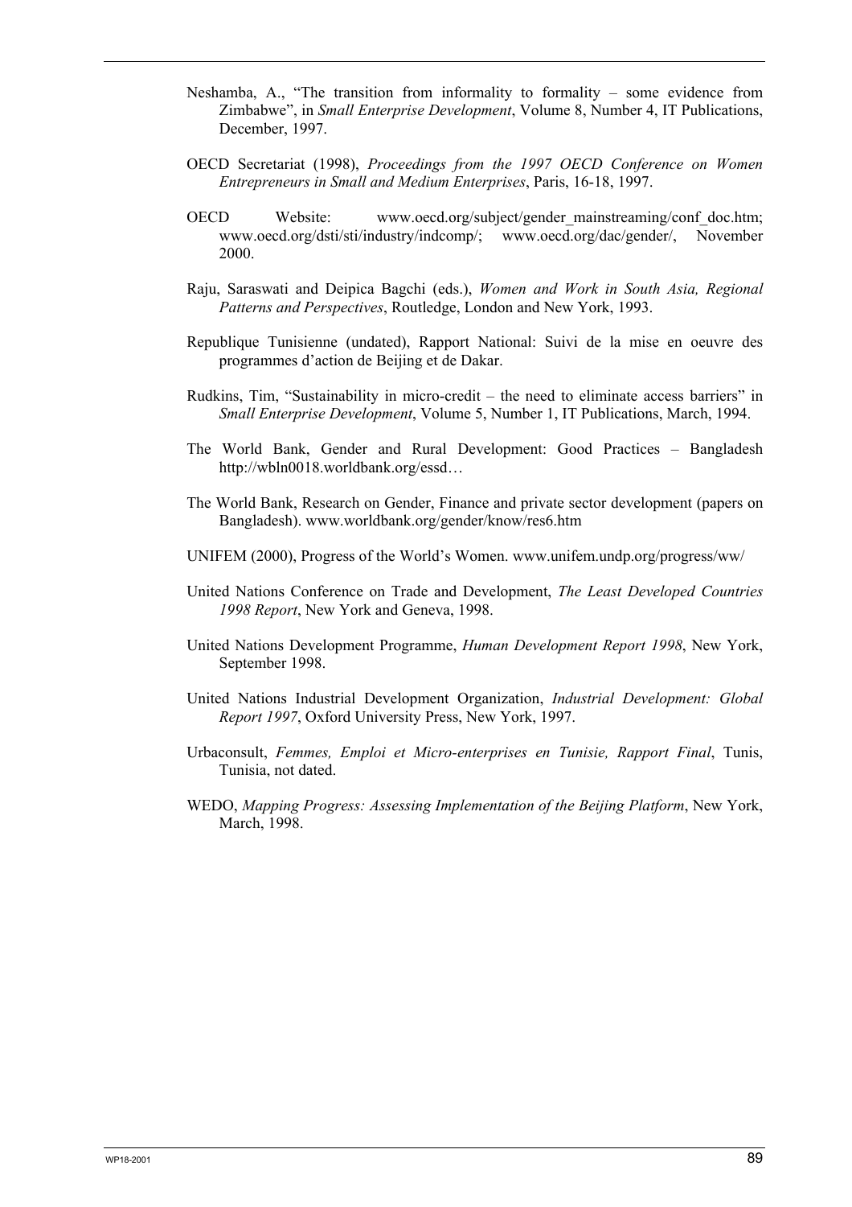Neshamba, A., "The transition from informality to formality – some evidence from Zimbabwe", in *Small Enterprise Development*, Volume 8, Number 4, IT Publications, December, 1997.

OECD Secretariat (1998), *Proceedings from the 1997 OECD Conference on Women Entrepreneurs in Small and Medium Enterprises*, Paris, 16-18, 1997.

OECD Website: www.oecd.org/subject/gender_mainstreaming/conf_doc.htm; www.oecd.org/dsti/sti/industry/indcomp/; www.oecd.org/dac/gender/, November 2000.

Raju, Saraswati and Deipica Bagchi (eds.), *Women and Work in South Asia, Regional Patterns and Perspectives*, Routledge, London and New York, 1993.

Republique Tunisienne (undated), Rapport National: Suivi de la mise en oeuvre des programmes d'action de Beijing et de Dakar.

Rudkins, Tim, "Sustainability in micro-credit – the need to eliminate access barriers" in *Small Enterprise Development*, Volume 5, Number 1, IT Publications, March, 1994.

The World Bank, Gender and Rural Development: Good Practices – Bangladesh http://wbln0018.worldbank.org/essd…

The World Bank, Research on Gender, Finance and private sector development (papers on Bangladesh). www.worldbank.org/gender/know/res6.htm

UNIFEM (2000), Progress of the World's Women. www.unifem.undp.org/progress/ww/

United Nations Conference on Trade and Development, *The Least Developed Countries 1998 Report*, New York and Geneva, 1998.

United Nations Development Programme, *Human Development Report 1998*, New York, September 1998.

United Nations Industrial Development Organization, *Industrial Development: Global Report 1997*, Oxford University Press, New York, 1997.

Urbaconsult, *Femmes, Emploi et Micro-enterprises en Tunisie, Rapport Final*, Tunis, Tunisia, not dated.

WEDO, *Mapping Progress: Assessing Implementation of the Beijing Platform*, New York, March, 1998.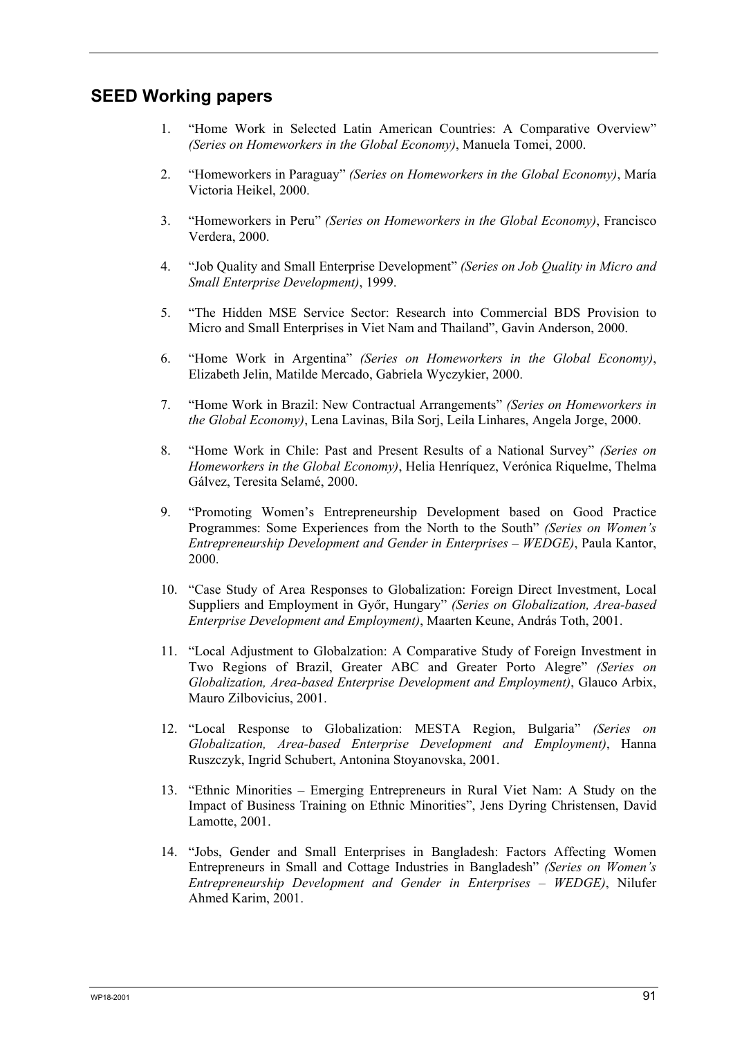## SEED Working papers

1. "Home Work in Selected Latin American Countries: A Comparative Overview" *(Series on Homeworkers in the Global Economy)*, Manuela Tomei, 2000.

2. "Homeworkers in Paraguay" *(Series on Homeworkers in the Global Economy)*, María Victoria Heikel, 2000.

3. "Homeworkers in Peru" *(Series on Homeworkers in the Global Economy)*, Francisco Verdera, 2000.

4. "Job Quality and Small Enterprise Development" *(Series on Job Quality in Micro and Small Enterprise Development)*, 1999.

5. "The Hidden MSE Service Sector: Research into Commercial BDS Provision to Micro and Small Enterprises in Viet Nam and Thailand", Gavin Anderson, 2000.

6. "Home Work in Argentina" *(Series on Homeworkers in the Global Economy)*, Elizabeth Jelin, Matilde Mercado, Gabriela Wyczykier, 2000.

7. "Home Work in Brazil: New Contractual Arrangements" *(Series on Homeworkers in the Global Economy)*, Lena Lavinas, Bila Sorj, Leila Linhares, Angela Jorge, 2000.

8. "Home Work in Chile: Past and Present Results of a National Survey" *(Series on Homeworkers in the Global Economy)*, Helia Henríquez, Verónica Riquelme, Thelma Gálvez, Teresita Selamé, 2000.

9. "Promoting Women's Entrepreneurship Development based on Good Practice Programmes: Some Experiences from the North to the South" *(Series on Women's Entrepreneurship Development and Gender in Enterprises – WEDGE)*, Paula Kantor, 2000.

10. "Case Study of Area Responses to Globalization: Foreign Direct Investment, Local Suppliers and Employment in Győr, Hungary" *(Series on Globalization, Area-based Enterprise Development and Employment)*, Maarten Keune, András Toth, 2001.

11. "Local Adjustment to Globalzation: A Comparative Study of Foreign Investment in Two Regions of Brazil, Greater ABC and Greater Porto Alegre" *(Series on Globalization, Area-based Enterprise Development and Employment)*, Glauco Arbix, Mauro Zilbovicius, 2001.

12. "Local Response to Globalization: MESTA Region, Bulgaria" *(Series on Globalization, Area-based Enterprise Development and Employment)*, Hanna Ruszczyk, Ingrid Schubert, Antonina Stoyanovska, 2001.

13. "Ethnic Minorities – Emerging Entrepreneurs in Rural Viet Nam: A Study on the Impact of Business Training on Ethnic Minorities", Jens Dyring Christensen, David Lamotte, 2001.

14. "Jobs, Gender and Small Enterprises in Bangladesh: Factors Affecting Women Entrepreneurs in Small and Cottage Industries in Bangladesh" *(Series on Women's Entrepreneurship Development and Gender in Enterprises – WEDGE)*, Nilufer Ahmed Karim, 2001.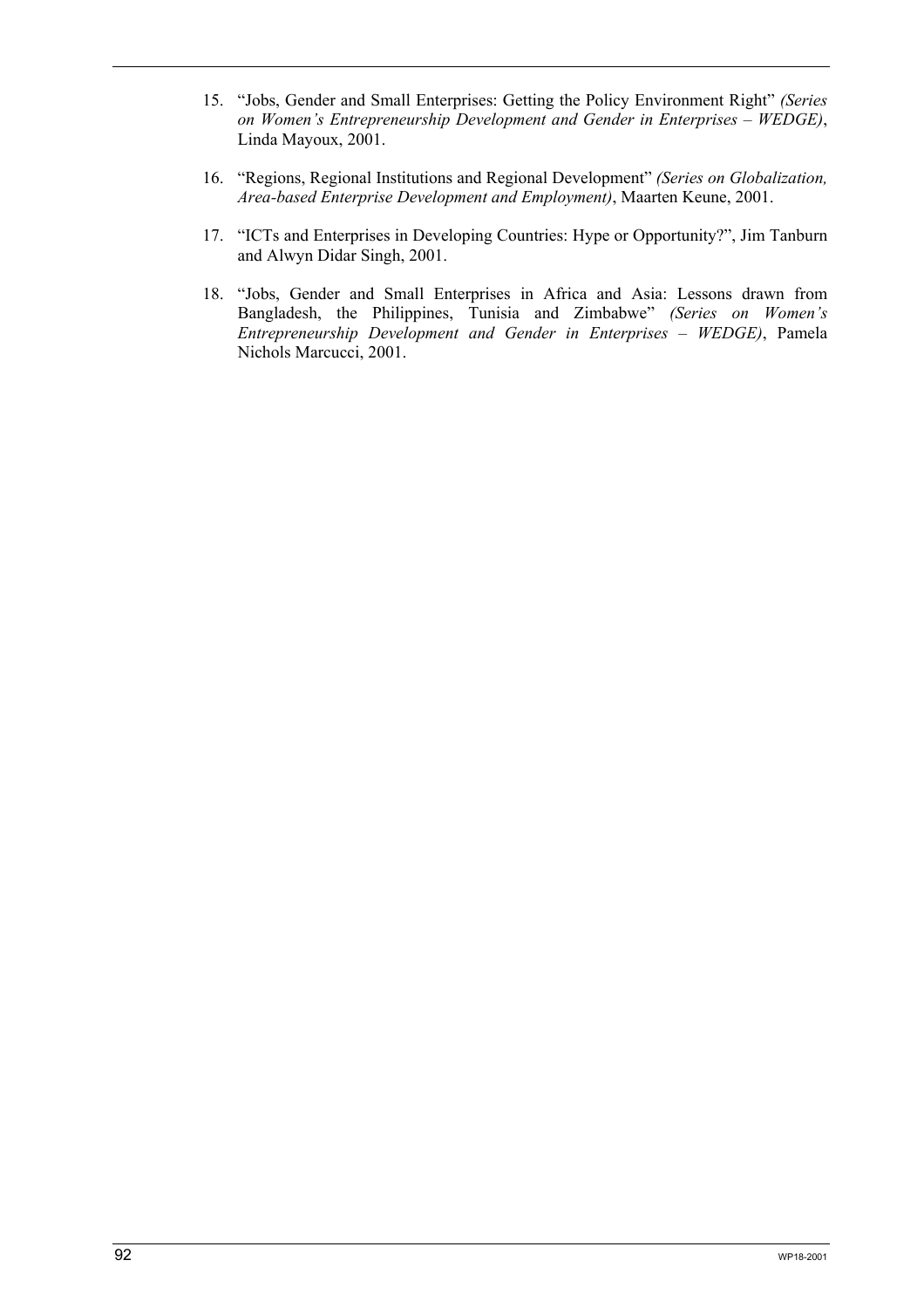15. "Jobs, Gender and Small Enterprises: Getting the Policy Environment Right" *(Series on Women's Entrepreneurship Development and Gender in Enterprises – WEDGE)*, Linda Mayoux, 2001.

16. "Regions, Regional Institutions and Regional Development" *(Series on Globalization, Area-based Enterprise Development and Employment)*, Maarten Keune, 2001.

17. "ICTs and Enterprises in Developing Countries: Hype or Opportunity?", Jim Tanburn and Alwyn Didar Singh, 2001.

18. "Jobs, Gender and Small Enterprises in Africa and Asia: Lessons drawn from Bangladesh, the Philippines, Tunisia and Zimbabwe" *(Series on Women's Entrepreneurship Development and Gender in Enterprises – WEDGE)*, Pamela Nichols Marcucci, 2001.